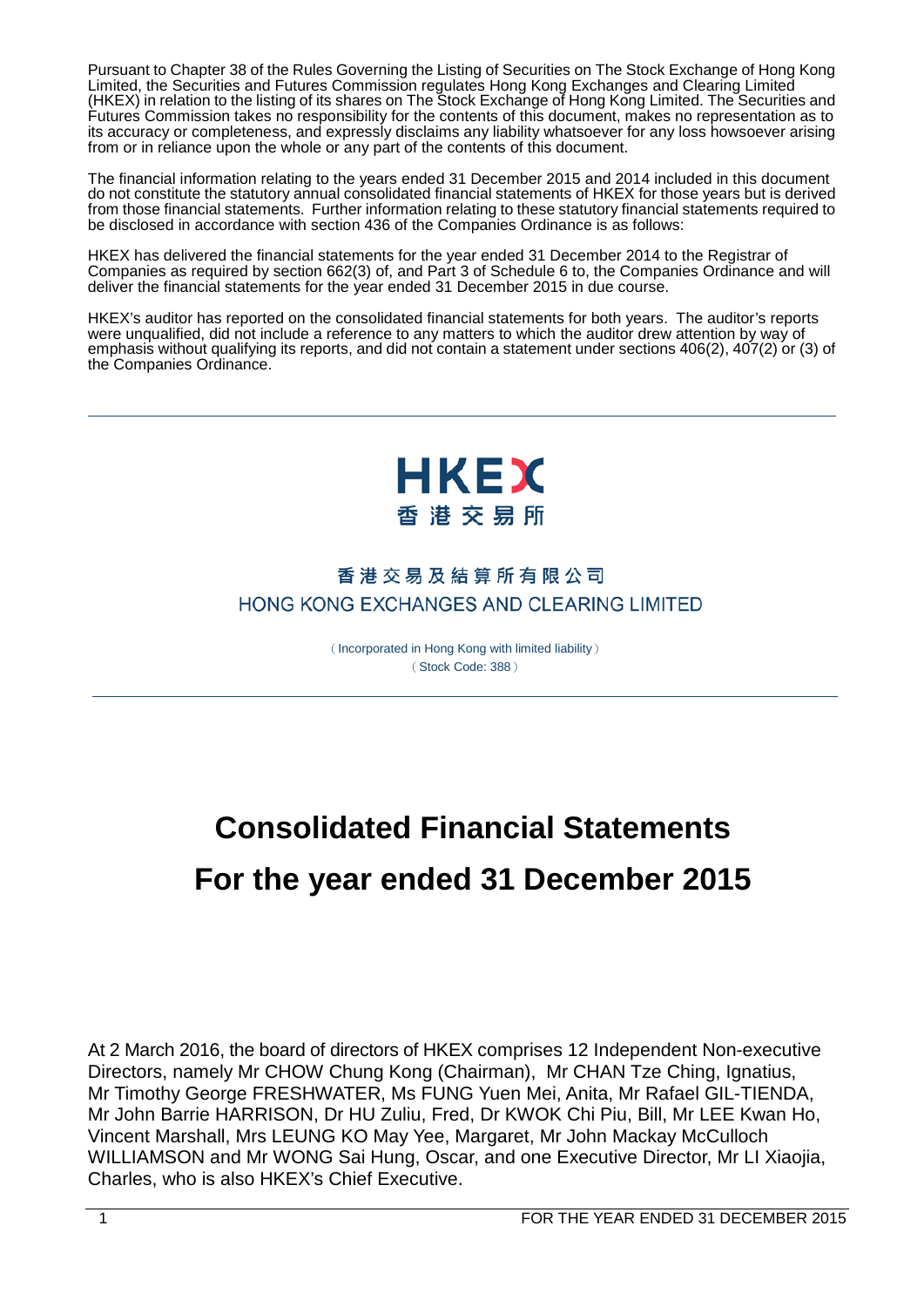Pursuant to Chapter 38 of the Rules Governing the Listing of Securities on The Stock Exchange of Hong Kong Limited, the Securities and Futures Commission regulates Hong Kong Exchanges and Clearing Limited (HKEX) in relation to the listing of its shares on The Stock Exchange of Hong Kong Limited. The Securities and Futures Commission takes no responsibility for the contents of this document, makes no representation as to its accuracy or completeness, and expressly disclaims any liability whatsoever for any loss howsoever arising from or in reliance upon the whole or any part of the contents of this document.

The financial information relating to the years ended 31 December 2015 and 2014 included in this document do not constitute the statutory annual consolidated financial statements of HKEX for those years but is derived from those financial statements. Further information relating to these statutory financial statements required to be disclosed in accordance with section 436 of the Companies Ordinance is as follows:

HKEX has delivered the financial statements for the year ended 31 December 2014 to the Registrar of Companies as required by section 662(3) of, and Part 3 of Schedule 6 to, the Companies Ordinance and will deliver the financial statements for the year ended 31 December 2015 in due course.

HKEX's auditor has reported on the consolidated financial statements for both years. The auditor's reports were unqualified, did not include a reference to any matters to which the auditor drew attention by way of emphasis without qualifying its reports, and did not contain a statement under sections 406(2), 407(2) or (3) of the Companies Ordinance.

---

HKEX
香港交易所

香港交易及結算所有限公司
HONG KONG EXCHANGES AND CLEARING LIMITED

(Incorporated in Hong Kong with limited liability)
(Stock Code: 388)

---

# Consolidated Financial Statements
# For the year ended 31 December 2015

At 2 March 2016, the board of directors of HKEX comprises 12 Independent Non-executive Directors, namely Mr CHOW Chung Kong (Chairman), Mr CHAN Tze Ching, Ignatius, Mr Timothy George FRESHWATER, Ms FUNG Yuen Mei, Anita, Mr Rafael GIL-TIENDA, Mr John Barrie HARRISON, Dr HU Zuliu, Fred, Dr KWOK Chi Piu, Bill, Mr LEE Kwan Ho, Vincent Marshall, Mrs LEUNG KO May Yee, Margaret, Mr John Mackay McCulloch WILLIAMSON and Mr WONG Sai Hung, Oscar, and one Executive Director, Mr LI Xiaojia, Charles, who is also HKEX's Chief Executive.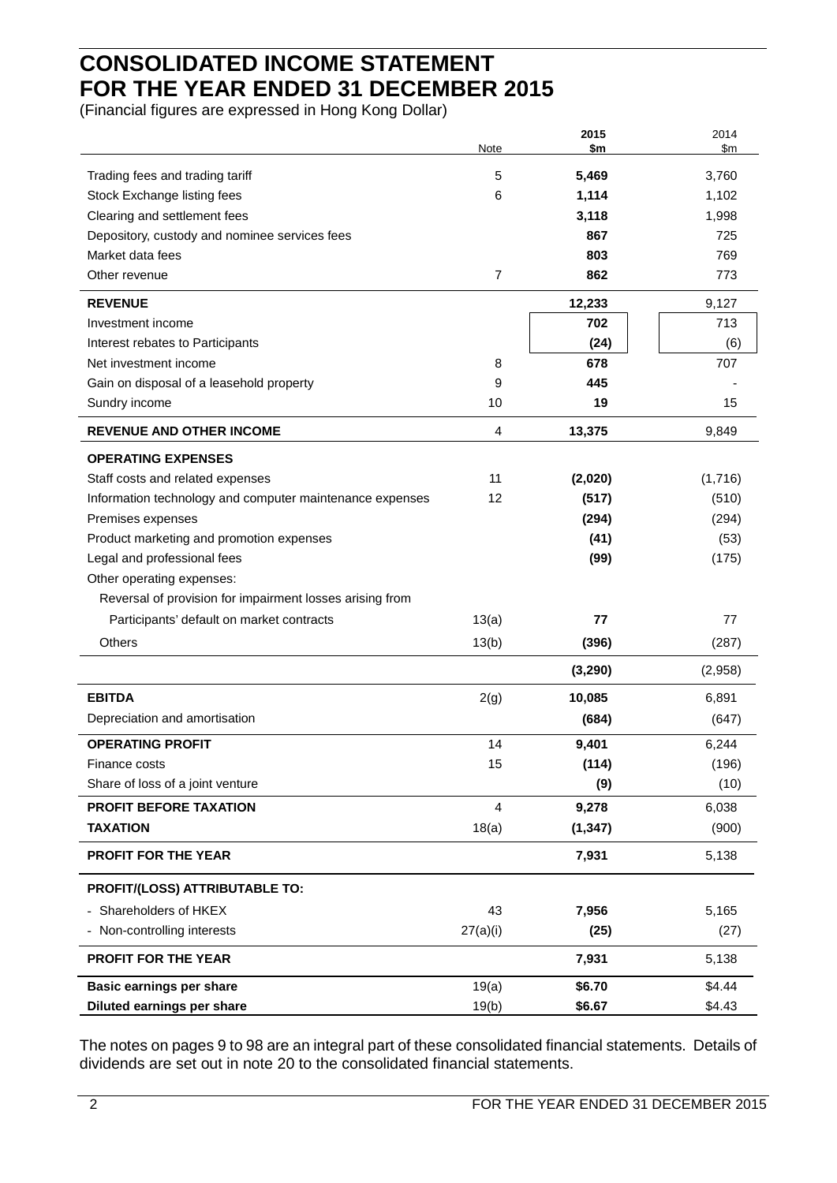# CONSOLIDATED INCOME STATEMENT
# FOR THE YEAR ENDED 31 DECEMBER 2015

(Financial figures are expressed in Hong Kong Dollar)

| | Note | 2015 $m | 2014 $m |
|---|---|---|---|
| Trading fees and trading tariff | 5 | **5,469** | 3,760 |
| Stock Exchange listing fees | 6 | **1,114** | 1,102 |
| Clearing and settlement fees | | **3,118** | 1,998 |
| Depository, custody and nominee services fees | | **867** | 725 |
| Market data fees | | **803** | 769 |
| Other revenue | 7 | **862** | 773 |
| **REVENUE** | | **12,233** | 9,127 |
| Investment income | | **702** | 713 |
| Interest rebates to Participants | | **(24)** | (6) |
| Net investment income | 8 | **678** | 707 |
| Gain on disposal of a leasehold property | 9 | **445** | - |
| Sundry income | 10 | **19** | 15 |
| **REVENUE AND OTHER INCOME** | 4 | **13,375** | 9,849 |
| **OPERATING EXPENSES** | | | |
| Staff costs and related expenses | 11 | **(2,020)** | (1,716) |
| Information technology and computer maintenance expenses | 12 | **(517)** | (510) |
| Premises expenses | | **(294)** | (294) |
| Product marketing and promotion expenses | | **(41)** | (53) |
| Legal and professional fees | | **(99)** | (175) |
| Other operating expenses: | | | |
| Reversal of provision for impairment losses arising from Participants' default on market contracts | 13(a) | **77** | 77 |
| Others | 13(b) | **(396)** | (287) |
| | | **(3,290)** | (2,958) |
| **EBITDA** | 2(g) | **10,085** | 6,891 |
| Depreciation and amortisation | | **(684)** | (647) |
| **OPERATING PROFIT** | 14 | **9,401** | 6,244 |
| Finance costs | 15 | **(114)** | (196) |
| Share of loss of a joint venture | | **(9)** | (10) |
| **PROFIT BEFORE TAXATION** | 4 | **9,278** | 6,038 |
| **TAXATION** | 18(a) | **(1,347)** | (900) |
| **PROFIT FOR THE YEAR** | | **7,931** | 5,138 |
| **PROFIT/(LOSS) ATTRIBUTABLE TO:** | | | |
| - Shareholders of HKEX | 43 | **7,956** | 5,165 |
| - Non-controlling interests | 27(a)(i) | **(25)** | (27) |
| **PROFIT FOR THE YEAR** | | **7,931** | 5,138 |
| **Basic earnings per share** | 19(a) | **$6.70** | $4.44 |
| **Diluted earnings per share** | 19(b) | **$6.67** | $4.43 |

The notes on pages 9 to 98 are an integral part of these consolidated financial statements. Details of dividends are set out in note 20 to the consolidated financial statements.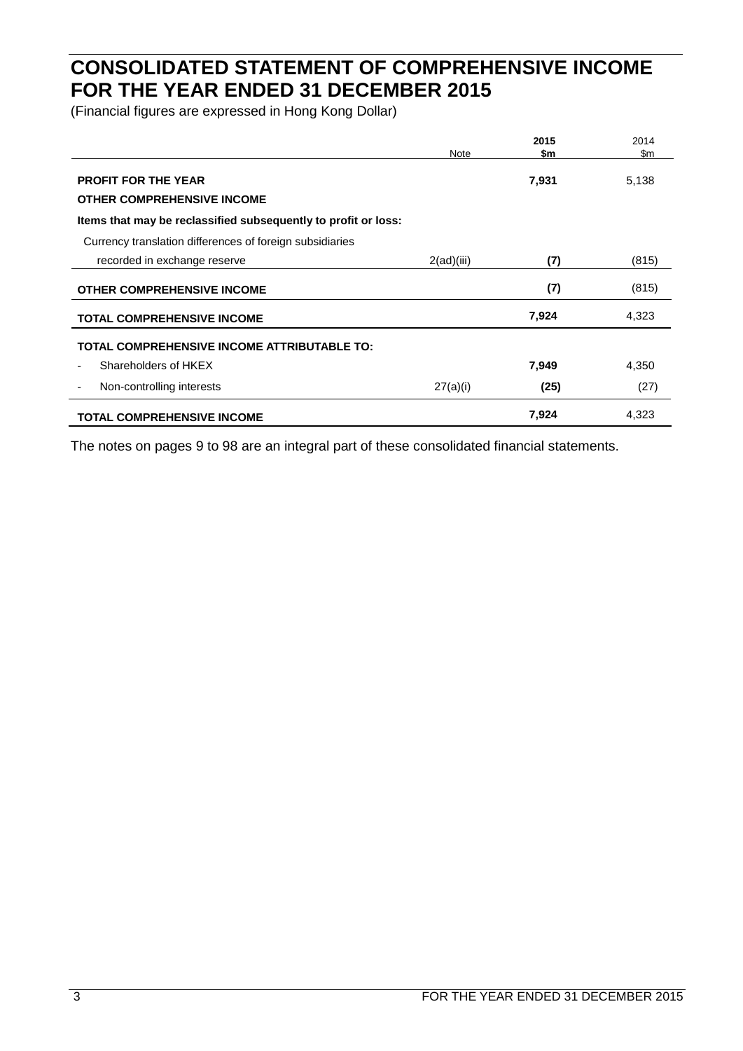# CONSOLIDATED STATEMENT OF COMPREHENSIVE INCOME FOR THE YEAR ENDED 31 DECEMBER 2015

(Financial figures are expressed in Hong Kong Dollar)

| | Note | 2015 $m | 2014 $m |
|---|---|---|---|
| **PROFIT FOR THE YEAR** | | **7,931** | 5,138 |
| **OTHER COMPREHENSIVE INCOME** | | | |
| **Items that may be reclassified subsequently to profit or loss:** | | | |
| Currency translation differences of foreign subsidiaries recorded in exchange reserve | 2(ad)(iii) | **(7)** | (815) |
| **OTHER COMPREHENSIVE INCOME** | | **(7)** | (815) |
| **TOTAL COMPREHENSIVE INCOME** | | **7,924** | 4,323 |
| **TOTAL COMPREHENSIVE INCOME ATTRIBUTABLE TO:** | | | |
| - Shareholders of HKEX | | **7,949** | 4,350 |
| - Non-controlling interests | 27(a)(i) | **(25)** | (27) |
| **TOTAL COMPREHENSIVE INCOME** | | **7,924** | 4,323 |

The notes on pages 9 to 98 are an integral part of these consolidated financial statements.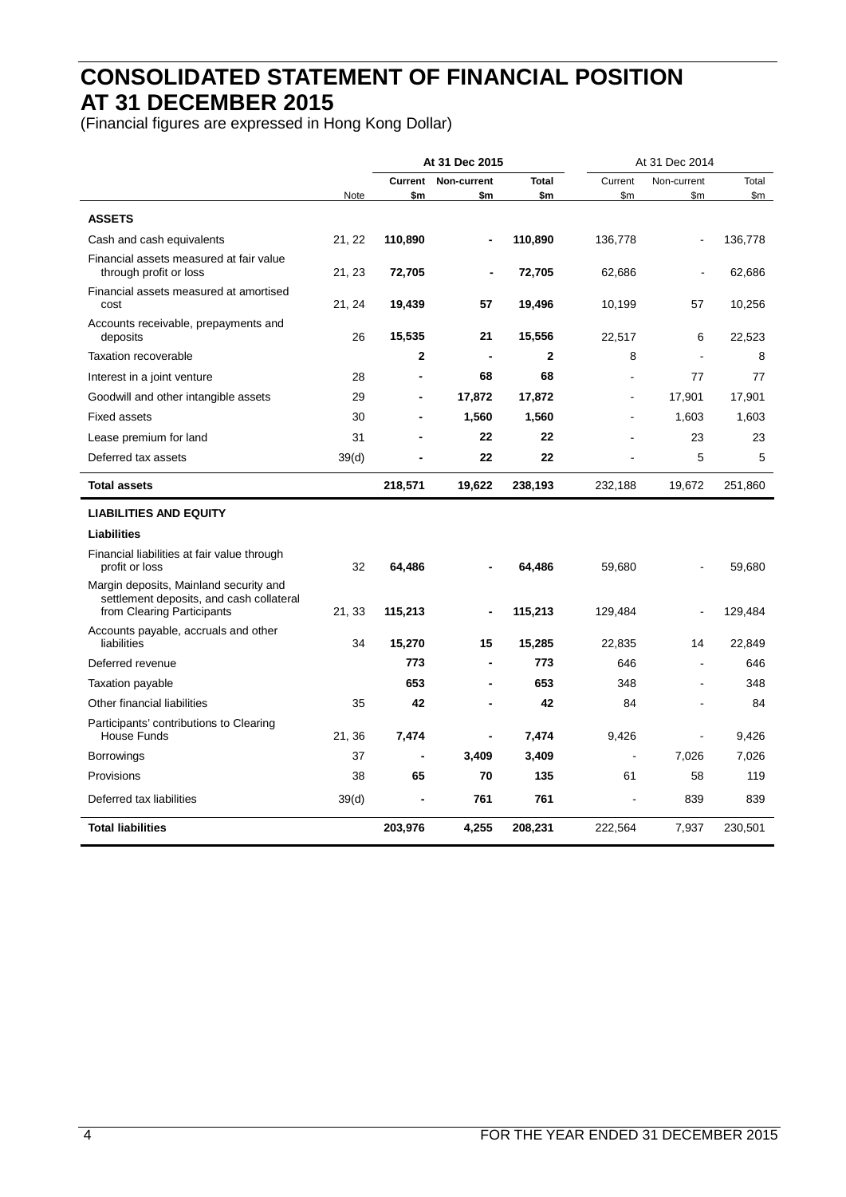# CONSOLIDATED STATEMENT OF FINANCIAL POSITION AT 31 DECEMBER 2015

(Financial figures are expressed in Hong Kong Dollar)

| | | At 31 Dec 2015 | | | At 31 Dec 2014 | | |
|---|---|---|---|---|---|---|---|
| | Note | Current $m | Non-current $m | Total $m | Current $m | Non-current $m | Total $m |
| **ASSETS** | | | | | | | |
| Cash and cash equivalents | 21, 22 | **110,890** | **-** | **110,890** | 136,778 | - | 136,778 |
| Financial assets measured at fair value through profit or loss | 21, 23 | **72,705** | **-** | **72,705** | 62,686 | - | 62,686 |
| Financial assets measured at amortised cost | 21, 24 | **19,439** | **57** | **19,496** | 10,199 | 57 | 10,256 |
| Accounts receivable, prepayments and deposits | 26 | **15,535** | **21** | **15,556** | 22,517 | 6 | 22,523 |
| Taxation recoverable | | **2** | **-** | **2** | 8 | - | 8 |
| Interest in a joint venture | 28 | **-** | **68** | **68** | - | 77 | 77 |
| Goodwill and other intangible assets | 29 | **-** | **17,872** | **17,872** | - | 17,901 | 17,901 |
| Fixed assets | 30 | **-** | **1,560** | **1,560** | - | 1,603 | 1,603 |
| Lease premium for land | 31 | **-** | **22** | **22** | - | 23 | 23 |
| Deferred tax assets | 39(d) | **-** | **22** | **22** | - | 5 | 5 |
| **Total assets** | | **218,571** | **19,622** | **238,193** | 232,188 | 19,672 | 251,860 |
| **LIABILITIES AND EQUITY** | | | | | | | |
| **Liabilities** | | | | | | | |
| Financial liabilities at fair value through profit or loss | 32 | **64,486** | **-** | **64,486** | 59,680 | - | 59,680 |
| Margin deposits, Mainland security and settlement deposits, and cash collateral from Clearing Participants | 21, 33 | **115,213** | **-** | **115,213** | 129,484 | - | 129,484 |
| Accounts payable, accruals and other liabilities | 34 | **15,270** | **15** | **15,285** | 22,835 | 14 | 22,849 |
| Deferred revenue | | **773** | **-** | **773** | 646 | - | 646 |
| Taxation payable | | **653** | **-** | **653** | 348 | - | 348 |
| Other financial liabilities | 35 | **42** | **-** | **42** | 84 | - | 84 |
| Participants' contributions to Clearing House Funds | 21, 36 | **7,474** | **-** | **7,474** | 9,426 | - | 9,426 |
| Borrowings | 37 | **-** | **3,409** | **3,409** | - | 7,026 | 7,026 |
| Provisions | 38 | **65** | **70** | **135** | 61 | 58 | 119 |
| Deferred tax liabilities | 39(d) | **-** | **761** | **761** | - | 839 | 839 |
| **Total liabilities** | | **203,976** | **4,255** | **208,231** | 222,564 | 7,937 | 230,501 |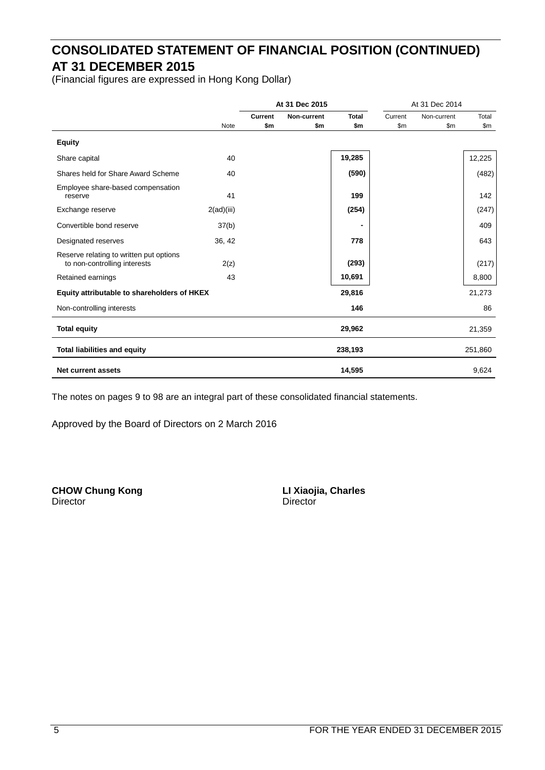# CONSOLIDATED STATEMENT OF FINANCIAL POSITION (CONTINUED) AT 31 DECEMBER 2015

(Financial figures are expressed in Hong Kong Dollar)

| | | At 31 Dec 2015 | | | At 31 Dec 2014 | | |
|---|---|---|---|---|---|---|---|
| | | **Current** | **Non-current** | **Total** | Current | Non-current | Total |
| | Note | **$m** | **$m** | **$m** | $m | $m | $m |
| **Equity** | | | | | | | |
| Share capital | 40 | | | **19,285** | | | 12,225 |
| Shares held for Share Award Scheme | 40 | | | **(590)** | | | (482) |
| Employee share-based compensation reserve | 41 | | | **199** | | | 142 |
| Exchange reserve | 2(ad)(iii) | | | **(254)** | | | (247) |
| Convertible bond reserve | 37(b) | | | **-** | | | 409 |
| Designated reserves | 36, 42 | | | **778** | | | 643 |
| Reserve relating to written put options to non-controlling interests | 2(z) | | | **(293)** | | | (217) |
| Retained earnings | 43 | | | **10,691** | | | 8,800 |
| **Equity attributable to shareholders of HKEX** | | | | **29,816** | | | 21,273 |
| Non-controlling interests | | | | **146** | | | 86 |
| **Total equity** | | | | **29,962** | | | 21,359 |
| **Total liabilities and equity** | | | | **238,193** | | | 251,860 |
| **Net current assets** | | | | **14,595** | | | 9,624 |

The notes on pages 9 to 98 are an integral part of these consolidated financial statements.

Approved by the Board of Directors on 2 March 2016

**CHOW Chung Kong**
Director

**LI Xiaojia, Charles**
Director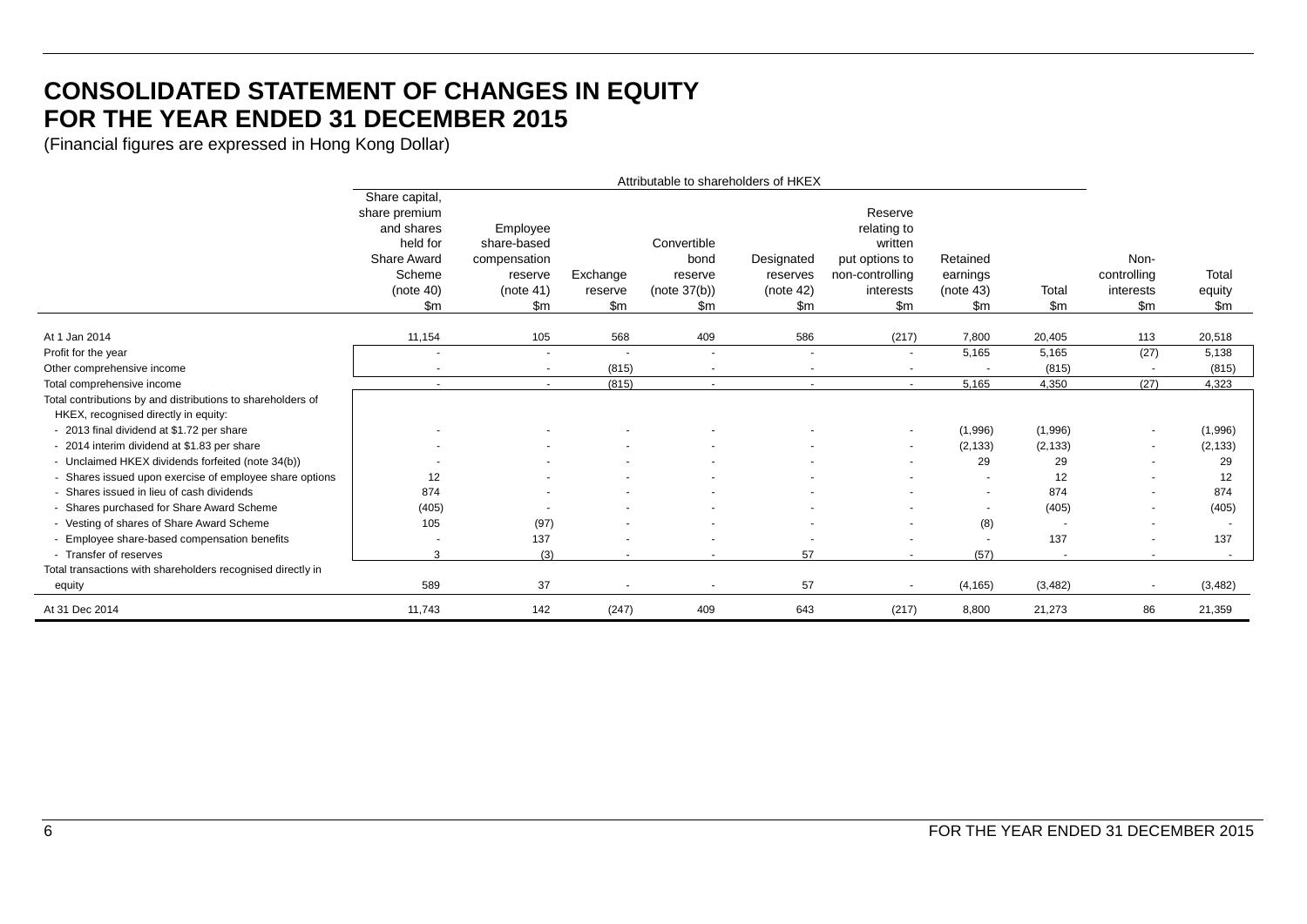# CONSOLIDATED STATEMENT OF CHANGES IN EQUITY FOR THE YEAR ENDED 31 DECEMBER 2015

(Financial figures are expressed in Hong Kong Dollar)

| | Attributable to shareholders of HKEX | | | | | | | | | |
|---|---|---|---|---|---|---|---|---|---|---|
| | Share capital, share premium and shares held for Share Award Scheme (note 40) $m | Employee share-based compensation reserve (note 41) $m | Exchange reserve $m | Convertible bond reserve (note 37(b)) $m | Designated reserves (note 42) $m | Reserve relating to written put options to non-controlling interests $m | Retained earnings (note 43) $m | Total $m | Non-controlling interests $m | Total equity $m |
| At 1 Jan 2014 | 11,154 | 105 | 568 | 409 | 586 | (217) | 7,800 | 20,405 | 113 | 20,518 |
| Profit for the year | - | - | - | - | - | - | 5,165 | 5,165 | (27) | 5,138 |
| Other comprehensive income | - | - | (815) | - | - | - | - | (815) | - | (815) |
| Total comprehensive income | - | - | (815) | - | - | - | 5,165 | 4,350 | (27) | 4,323 |
| Total contributions by and distributions to shareholders of HKEX, recognised directly in equity: | | | | | | | | | | |
| - 2013 final dividend at $1.72 per share | - | - | - | - | - | - | (1,996) | (1,996) | - | (1,996) |
| - 2014 interim dividend at $1.83 per share | - | - | - | - | - | - | (2,133) | (2,133) | - | (2,133) |
| - Unclaimed HKEX dividends forfeited (note 34(b)) | - | - | - | - | - | - | 29 | 29 | - | 29 |
| - Shares issued upon exercise of employee share options | 12 | - | - | - | - | - | - | 12 | - | 12 |
| - Shares issued in lieu of cash dividends | 874 | - | - | - | - | - | - | 874 | - | 874 |
| - Shares purchased for Share Award Scheme | (405) | - | - | - | - | - | - | (405) | - | (405) |
| - Vesting of shares of Share Award Scheme | 105 | (97) | - | - | - | - | (8) | - | - | - |
| - Employee share-based compensation benefits | - | 137 | - | - | - | - | - | 137 | - | 137 |
| - Transfer of reserves | 3 | (3) | - | - | 57 | - | (57) | - | - | - |
| Total transactions with shareholders recognised directly in equity | 589 | 37 | - | - | 57 | - | (4,165) | (3,482) | - | (3,482) |
| At 31 Dec 2014 | 11,743 | 142 | (247) | 409 | 643 | (217) | 8,800 | 21,273 | 86 | 21,359 |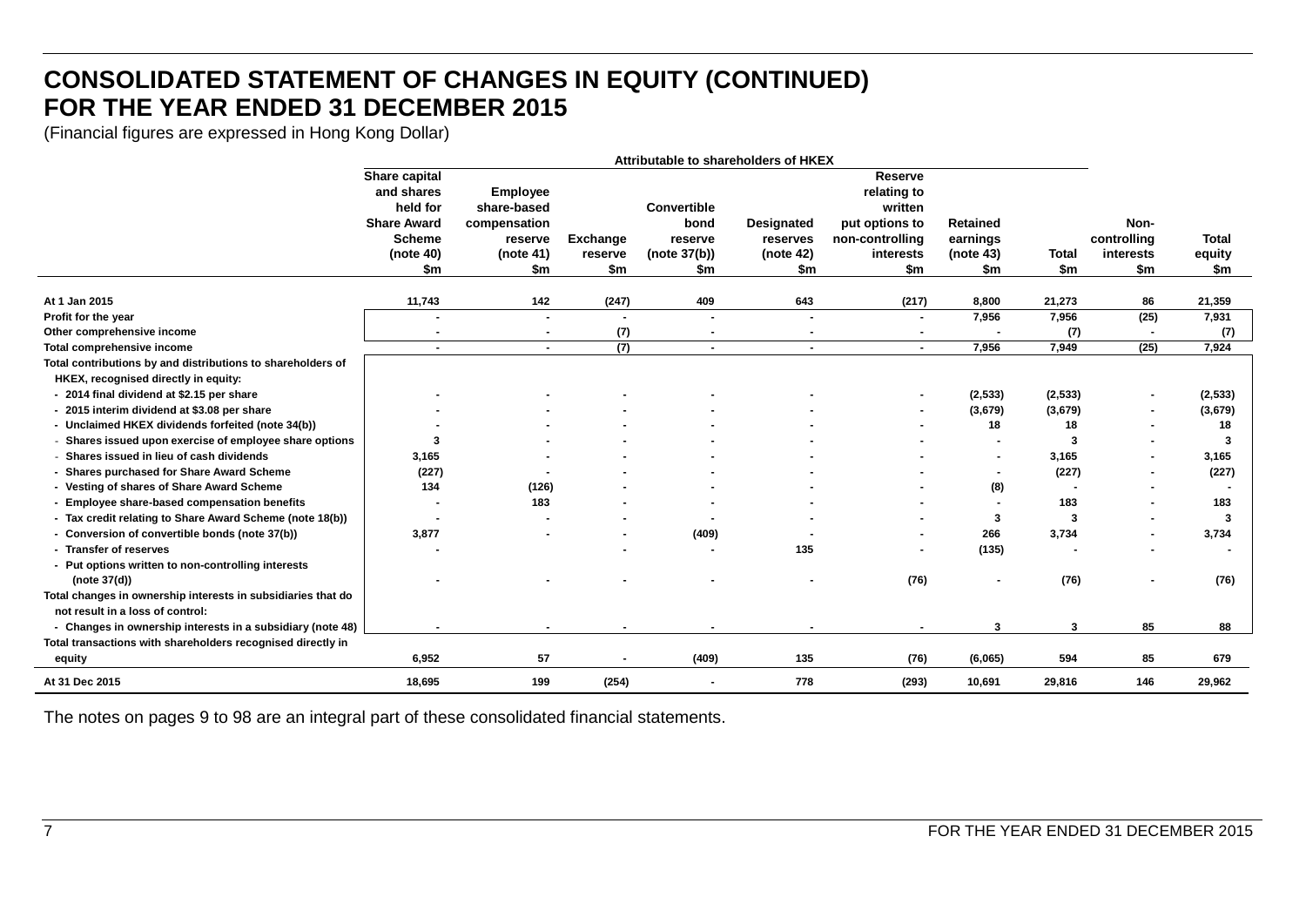# CONSOLIDATED STATEMENT OF CHANGES IN EQUITY (CONTINUED)
# FOR THE YEAR ENDED 31 DECEMBER 2015

(Financial figures are expressed in Hong Kong Dollar)

| | Attributable to shareholders of HKEX | | | | | | | | | |
|---|---|---|---|---|---|---|---|---|---|---|
| | Share capital and shares held for Share Award Scheme (note 40) $m | Employee share-based compensation reserve (note 41) $m | Exchange reserve $m | Convertible bond reserve (note 37(b)) $m | Designated reserves (note 42) $m | Reserve relating to written put options to non-controlling interests $m | Retained earnings (note 43) $m | Total $m | Non-controlling interests $m | Total equity $m |
| **At 1 Jan 2015** | 11,743 | 142 | (247) | 409 | 643 | (217) | 8,800 | 21,273 | 86 | 21,359 |
| **Profit for the year** | - | - | - | - | - | - | 7,956 | 7,956 | (25) | 7,931 |
| **Other comprehensive income** | - | - | (7) | - | - | - | - | (7) | - | (7) |
| **Total comprehensive income** | - | - | (7) | - | - | - | 7,956 | 7,949 | (25) | 7,924 |
| **Total contributions by and distributions to shareholders of HKEX, recognised directly in equity:** | | | | | | | | | | |
| - 2014 final dividend at $2.15 per share | - | - | - | - | - | - | (2,533) | (2,533) | - | (2,533) |
| - 2015 interim dividend at $3.08 per share | - | - | - | - | - | - | (3,679) | (3,679) | - | (3,679) |
| - Unclaimed HKEX dividends forfeited (note 34(b)) | - | - | - | - | - | - | 18 | 18 | - | 18 |
| - Shares issued upon exercise of employee share options | 3 | - | - | - | - | - | - | 3 | - | 3 |
| - Shares issued in lieu of cash dividends | 3,165 | - | - | - | - | - | - | 3,165 | - | 3,165 |
| - Shares purchased for Share Award Scheme | (227) | - | - | - | - | - | - | (227) | - | (227) |
| - Vesting of shares of Share Award Scheme | 134 | (126) | - | - | - | - | (8) | - | - | - |
| - Employee share-based compensation benefits | - | 183 | - | - | - | - | - | 183 | - | 183 |
| - Tax credit relating to Share Award Scheme (note 18(b)) | - | - | - | - | - | - | 3 | 3 | - | 3 |
| - Conversion of convertible bonds (note 37(b)) | 3,877 | - | - | (409) | - | - | 266 | 3,734 | - | 3,734 |
| - Transfer of reserves | - | | - | - | 135 | - | (135) | - | - | - |
| - Put options written to non-controlling interests (note 37(d)) | - | - | - | - | - | (76) | - | (76) | - | (76) |
| **Total changes in ownership interests in subsidiaries that do not result in a loss of control:** | | | | | | | | | | |
| - Changes in ownership interests in a subsidiary (note 48) | - | - | - | - | - | - | 3 | 3 | 85 | 88 |
| **Total transactions with shareholders recognised directly in equity** | 6,952 | 57 | - | (409) | 135 | (76) | (6,065) | 594 | 85 | 679 |
| **At 31 Dec 2015** | 18,695 | 199 | (254) | - | 778 | (293) | 10,691 | 29,816 | 146 | 29,962 |

The notes on pages 9 to 98 are an integral part of these consolidated financial statements.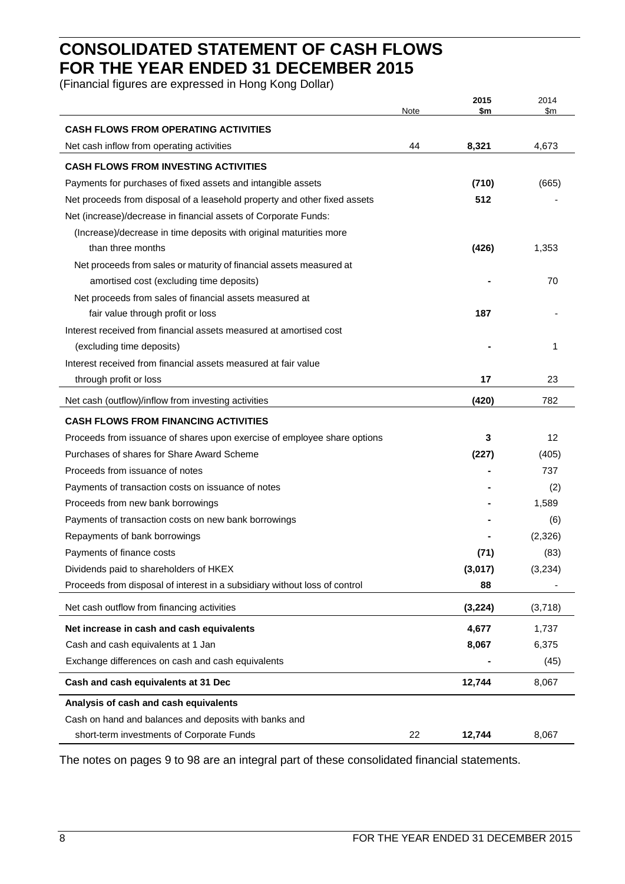# CONSOLIDATED STATEMENT OF CASH FLOWS FOR THE YEAR ENDED 31 DECEMBER 2015

(Financial figures are expressed in Hong Kong Dollar)

| | Note | 2015 $m | 2014 $m |
|---|---|---|---|
| **CASH FLOWS FROM OPERATING ACTIVITIES** | | | |
| Net cash inflow from operating activities | 44 | **8,321** | 4,673 |
| **CASH FLOWS FROM INVESTING ACTIVITIES** | | | |
| Payments for purchases of fixed assets and intangible assets | | **(710)** | (665) |
| Net proceeds from disposal of a leasehold property and other fixed assets | | **512** | - |
| Net (increase)/decrease in financial assets of Corporate Funds: | | | |
| (Increase)/decrease in time deposits with original maturities more than three months | | **(426)** | 1,353 |
| Net proceeds from sales or maturity of financial assets measured at amortised cost (excluding time deposits) | | **-** | 70 |
| Net proceeds from sales of financial assets measured at fair value through profit or loss | | **187** | - |
| Interest received from financial assets measured at amortised cost (excluding time deposits) | | **-** | 1 |
| Interest received from financial assets measured at fair value through profit or loss | | **17** | 23 |
| Net cash (outflow)/inflow from investing activities | | **(420)** | 782 |
| **CASH FLOWS FROM FINANCING ACTIVITIES** | | | |
| Proceeds from issuance of shares upon exercise of employee share options | | **3** | 12 |
| Purchases of shares for Share Award Scheme | | **(227)** | (405) |
| Proceeds from issuance of notes | | **-** | 737 |
| Payments of transaction costs on issuance of notes | | **-** | (2) |
| Proceeds from new bank borrowings | | **-** | 1,589 |
| Payments of transaction costs on new bank borrowings | | **-** | (6) |
| Repayments of bank borrowings | | **-** | (2,326) |
| Payments of finance costs | | **(71)** | (83) |
| Dividends paid to shareholders of HKEX | | **(3,017)** | (3,234) |
| Proceeds from disposal of interest in a subsidiary without loss of control | | **88** | - |
| Net cash outflow from financing activities | | **(3,224)** | (3,718) |
| **Net increase in cash and cash equivalents** | | **4,677** | 1,737 |
| Cash and cash equivalents at 1 Jan | | **8,067** | 6,375 |
| Exchange differences on cash and cash equivalents | | **-** | (45) |
| **Cash and cash equivalents at 31 Dec** | | **12,744** | 8,067 |
| **Analysis of cash and cash equivalents** | | | |
| Cash on hand and balances and deposits with banks and short-term investments of Corporate Funds | 22 | **12,744** | 8,067 |

The notes on pages 9 to 98 are an integral part of these consolidated financial statements.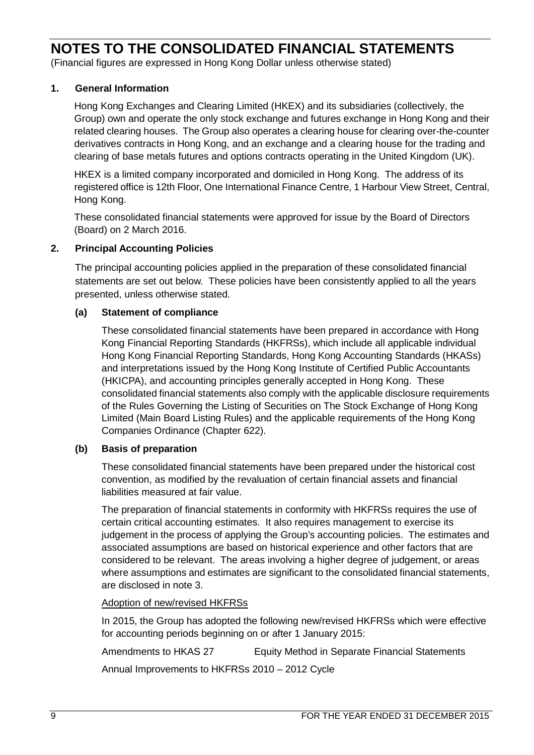# NOTES TO THE CONSOLIDATED FINANCIAL STATEMENTS

(Financial figures are expressed in Hong Kong Dollar unless otherwise stated)

## 1. General Information

Hong Kong Exchanges and Clearing Limited (HKEX) and its subsidiaries (collectively, the Group) own and operate the only stock exchange and futures exchange in Hong Kong and their related clearing houses. The Group also operates a clearing house for clearing over-the-counter derivatives contracts in Hong Kong, and an exchange and a clearing house for the trading and clearing of base metals futures and options contracts operating in the United Kingdom (UK).

HKEX is a limited company incorporated and domiciled in Hong Kong. The address of its registered office is 12th Floor, One International Finance Centre, 1 Harbour View Street, Central, Hong Kong.

These consolidated financial statements were approved for issue by the Board of Directors (Board) on 2 March 2016.

## 2. Principal Accounting Policies

The principal accounting policies applied in the preparation of these consolidated financial statements are set out below. These policies have been consistently applied to all the years presented, unless otherwise stated.

### (a) Statement of compliance

These consolidated financial statements have been prepared in accordance with Hong Kong Financial Reporting Standards (HKFRSs), which include all applicable individual Hong Kong Financial Reporting Standards, Hong Kong Accounting Standards (HKASs) and interpretations issued by the Hong Kong Institute of Certified Public Accountants (HKICPA), and accounting principles generally accepted in Hong Kong. These consolidated financial statements also comply with the applicable disclosure requirements of the Rules Governing the Listing of Securities on The Stock Exchange of Hong Kong Limited (Main Board Listing Rules) and the applicable requirements of the Hong Kong Companies Ordinance (Chapter 622).

### (b) Basis of preparation

These consolidated financial statements have been prepared under the historical cost convention, as modified by the revaluation of certain financial assets and financial liabilities measured at fair value.

The preparation of financial statements in conformity with HKFRSs requires the use of certain critical accounting estimates. It also requires management to exercise its judgement in the process of applying the Group's accounting policies. The estimates and associated assumptions are based on historical experience and other factors that are considered to be relevant. The areas involving a higher degree of judgement, or areas where assumptions and estimates are significant to the consolidated financial statements, are disclosed in note 3.

Adoption of new/revised HKFRSs

In 2015, the Group has adopted the following new/revised HKFRSs which were effective for accounting periods beginning on or after 1 January 2015:

| | |
|---|---|
| Amendments to HKAS 27 | Equity Method in Separate Financial Statements |
| Annual Improvements to HKFRSs 2010 – 2012 Cycle | |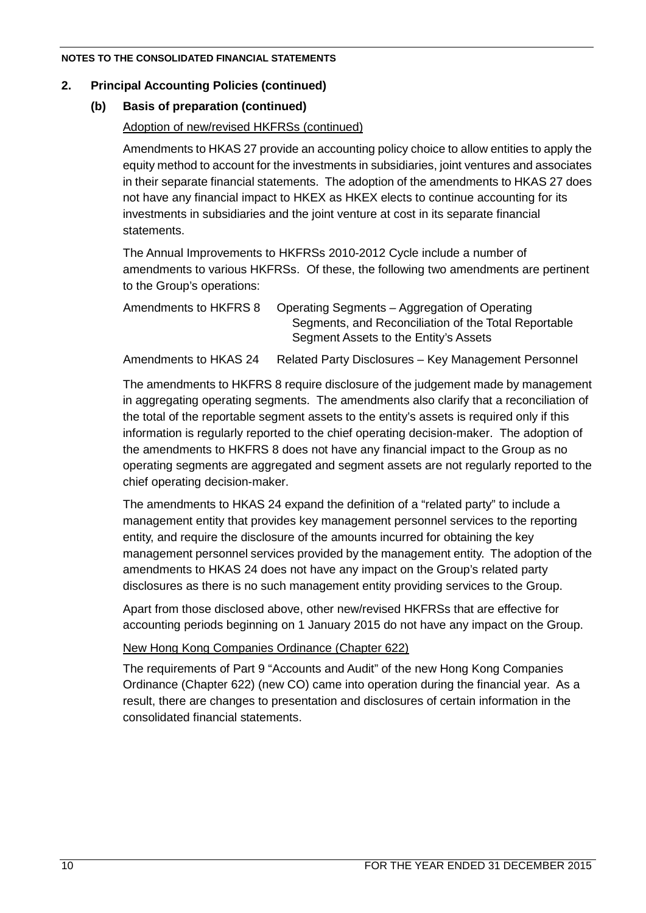## 2. Principal Accounting Policies (continued)

### (b) Basis of preparation (continued)

Adoption of new/revised HKFRSs (continued)

Amendments to HKAS 27 provide an accounting policy choice to allow entities to apply the equity method to account for the investments in subsidiaries, joint ventures and associates in their separate financial statements. The adoption of the amendments to HKAS 27 does not have any financial impact to HKEX as HKEX elects to continue accounting for its investments in subsidiaries and the joint venture at cost in its separate financial statements.

The Annual Improvements to HKFRSs 2010-2012 Cycle include a number of amendments to various HKFRSs. Of these, the following two amendments are pertinent to the Group's operations:

| | |
|---|---|
| Amendments to HKFRS 8 | Operating Segments – Aggregation of Operating Segments, and Reconciliation of the Total Reportable Segment Assets to the Entity's Assets |
| Amendments to HKAS 24 | Related Party Disclosures – Key Management Personnel |

The amendments to HKFRS 8 require disclosure of the judgement made by management in aggregating operating segments. The amendments also clarify that a reconciliation of the total of the reportable segment assets to the entity's assets is required only if this information is regularly reported to the chief operating decision-maker. The adoption of the amendments to HKFRS 8 does not have any financial impact to the Group as no operating segments are aggregated and segment assets are not regularly reported to the chief operating decision-maker.

The amendments to HKAS 24 expand the definition of a "related party" to include a management entity that provides key management personnel services to the reporting entity, and require the disclosure of the amounts incurred for obtaining the key management personnel services provided by the management entity. The adoption of the amendments to HKAS 24 does not have any impact on the Group's related party disclosures as there is no such management entity providing services to the Group.

Apart from those disclosed above, other new/revised HKFRSs that are effective for accounting periods beginning on 1 January 2015 do not have any impact on the Group.

New Hong Kong Companies Ordinance (Chapter 622)

The requirements of Part 9 "Accounts and Audit" of the new Hong Kong Companies Ordinance (Chapter 622) (new CO) came into operation during the financial year. As a result, there are changes to presentation and disclosures of certain information in the consolidated financial statements.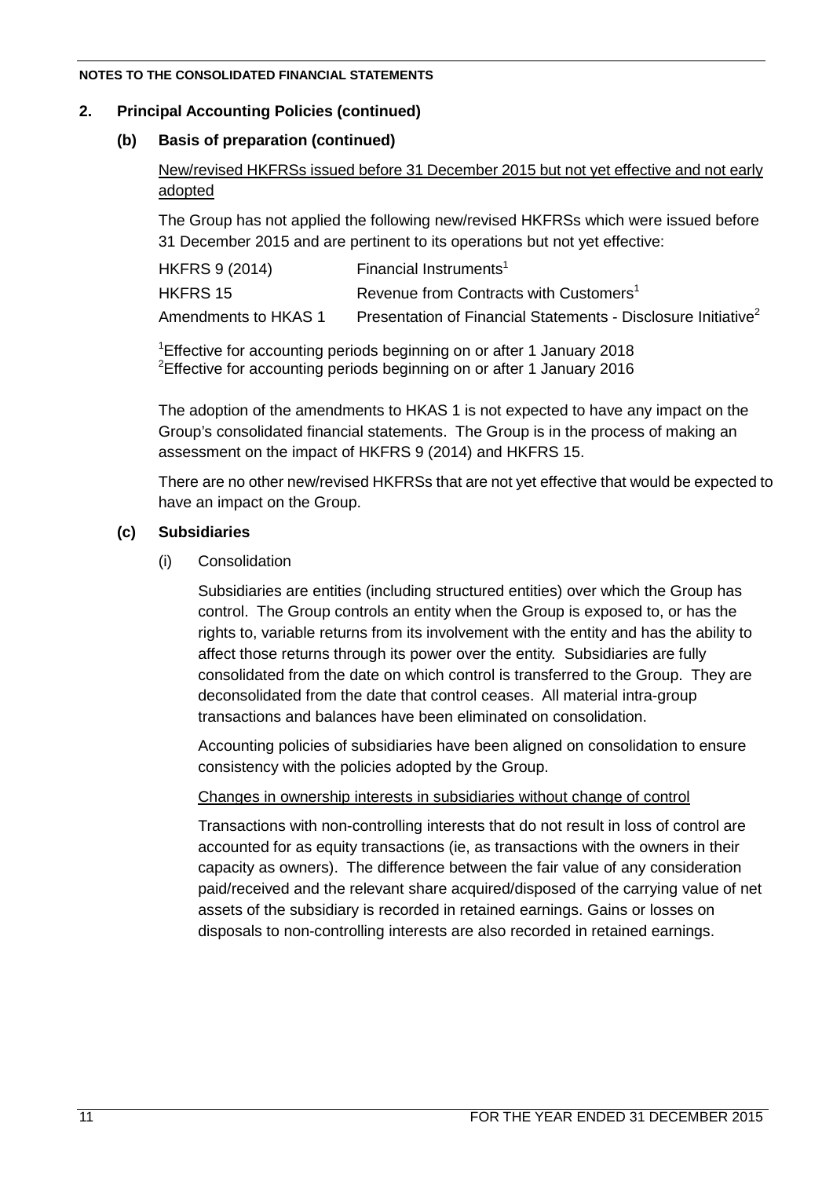## 2. Principal Accounting Policies (continued)

### (b) Basis of preparation (continued)

New/revised HKFRSs issued before 31 December 2015 but not yet effective and not early adopted

The Group has not applied the following new/revised HKFRSs which were issued before 31 December 2015 and are pertinent to its operations but not yet effective:

| | |
|---|---|
| HKFRS 9 (2014) | Financial Instruments[1] |
| HKFRS 15 | Revenue from Contracts with Customers[1] |
| Amendments to HKAS 1 | Presentation of Financial Statements - Disclosure Initiative[2] |

[1]Effective for accounting periods beginning on or after 1 January 2018
[2]Effective for accounting periods beginning on or after 1 January 2016

The adoption of the amendments to HKAS 1 is not expected to have any impact on the Group's consolidated financial statements. The Group is in the process of making an assessment on the impact of HKFRS 9 (2014) and HKFRS 15.

There are no other new/revised HKFRSs that are not yet effective that would be expected to have an impact on the Group.

### (c) Subsidiaries

(i) Consolidation

Subsidiaries are entities (including structured entities) over which the Group has control. The Group controls an entity when the Group is exposed to, or has the rights to, variable returns from its involvement with the entity and has the ability to affect those returns through its power over the entity. Subsidiaries are fully consolidated from the date on which control is transferred to the Group. They are deconsolidated from the date that control ceases. All material intra-group transactions and balances have been eliminated on consolidation.

Accounting policies of subsidiaries have been aligned on consolidation to ensure consistency with the policies adopted by the Group.

Changes in ownership interests in subsidiaries without change of control

Transactions with non-controlling interests that do not result in loss of control are accounted for as equity transactions (ie, as transactions with the owners in their capacity as owners). The difference between the fair value of any consideration paid/received and the relevant share acquired/disposed of the carrying value of net assets of the subsidiary is recorded in retained earnings. Gains or losses on disposals to non-controlling interests are also recorded in retained earnings.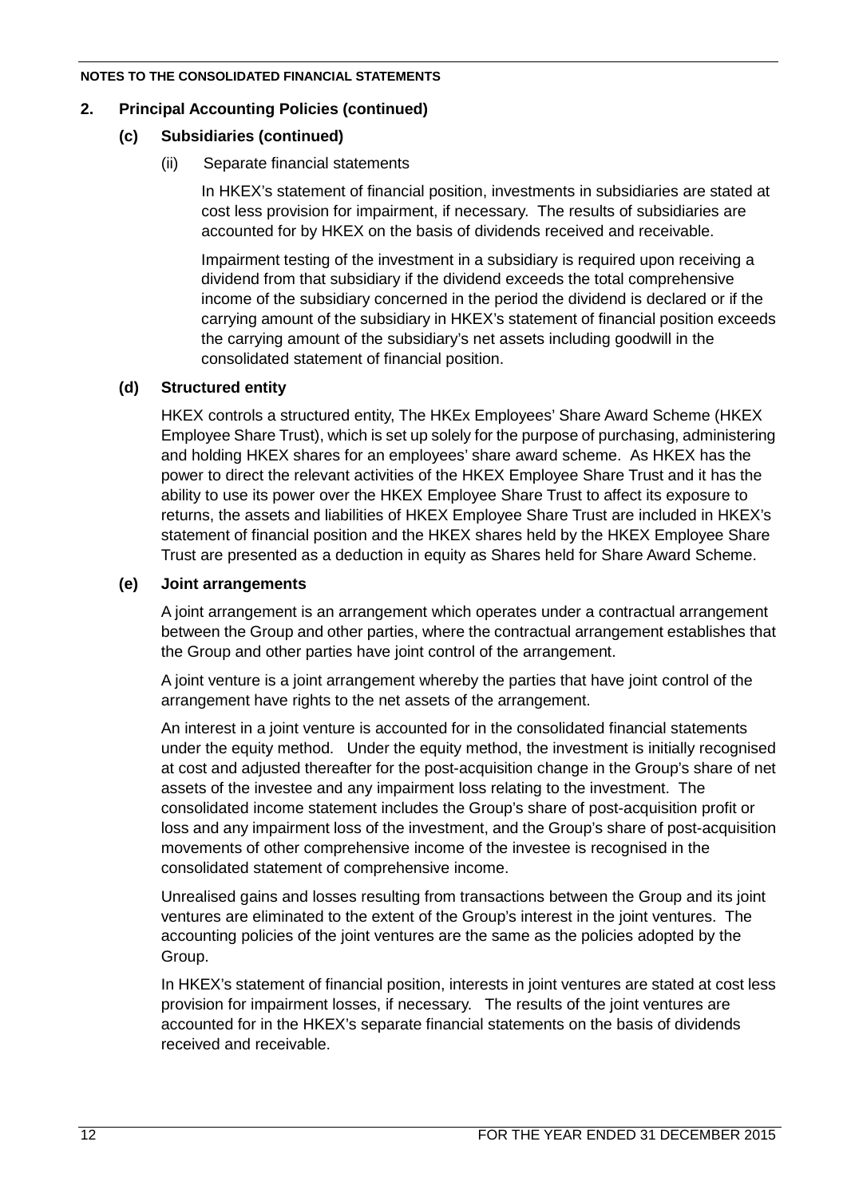## 2. Principal Accounting Policies (continued)

### (c) Subsidiaries (continued)

(ii) Separate financial statements

In HKEX's statement of financial position, investments in subsidiaries are stated at cost less provision for impairment, if necessary. The results of subsidiaries are accounted for by HKEX on the basis of dividends received and receivable.

Impairment testing of the investment in a subsidiary is required upon receiving a dividend from that subsidiary if the dividend exceeds the total comprehensive income of the subsidiary concerned in the period the dividend is declared or if the carrying amount of the subsidiary in HKEX's statement of financial position exceeds the carrying amount of the subsidiary's net assets including goodwill in the consolidated statement of financial position.

### (d) Structured entity

HKEX controls a structured entity, The HKEx Employees' Share Award Scheme (HKEX Employee Share Trust), which is set up solely for the purpose of purchasing, administering and holding HKEX shares for an employees' share award scheme. As HKEX has the power to direct the relevant activities of the HKEX Employee Share Trust and it has the ability to use its power over the HKEX Employee Share Trust to affect its exposure to returns, the assets and liabilities of HKEX Employee Share Trust are included in HKEX's statement of financial position and the HKEX shares held by the HKEX Employee Share Trust are presented as a deduction in equity as Shares held for Share Award Scheme.

### (e) Joint arrangements

A joint arrangement is an arrangement which operates under a contractual arrangement between the Group and other parties, where the contractual arrangement establishes that the Group and other parties have joint control of the arrangement.

A joint venture is a joint arrangement whereby the parties that have joint control of the arrangement have rights to the net assets of the arrangement.

An interest in a joint venture is accounted for in the consolidated financial statements under the equity method. Under the equity method, the investment is initially recognised at cost and adjusted thereafter for the post-acquisition change in the Group's share of net assets of the investee and any impairment loss relating to the investment. The consolidated income statement includes the Group's share of post-acquisition profit or loss and any impairment loss of the investment, and the Group's share of post-acquisition movements of other comprehensive income of the investee is recognised in the consolidated statement of comprehensive income.

Unrealised gains and losses resulting from transactions between the Group and its joint ventures are eliminated to the extent of the Group's interest in the joint ventures. The accounting policies of the joint ventures are the same as the policies adopted by the Group.

In HKEX's statement of financial position, interests in joint ventures are stated at cost less provision for impairment losses, if necessary. The results of the joint ventures are accounted for in the HKEX's separate financial statements on the basis of dividends received and receivable.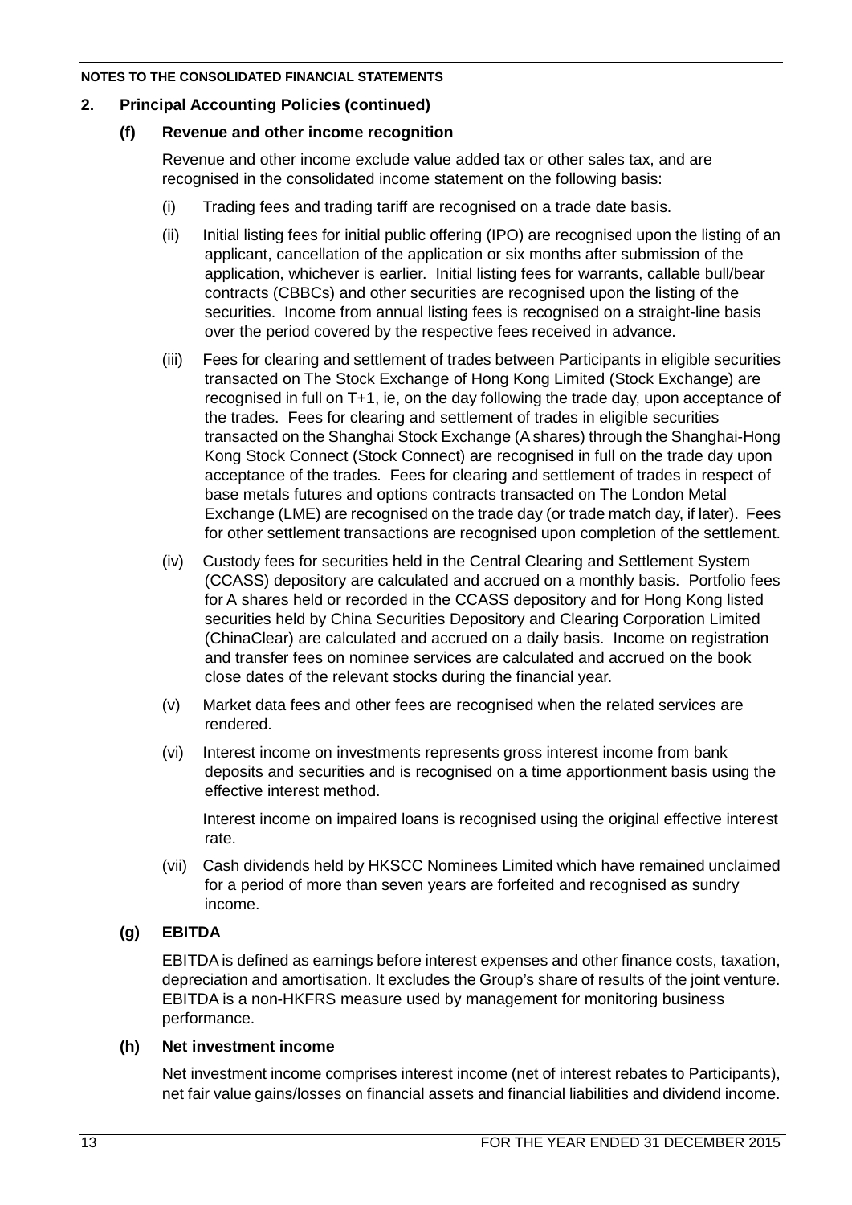NOTES TO THE CONSOLIDATED FINANCIAL STATEMENTS

## 2. Principal Accounting Policies (continued)

### (f) Revenue and other income recognition

Revenue and other income exclude value added tax or other sales tax, and are recognised in the consolidated income statement on the following basis:

(i) Trading fees and trading tariff are recognised on a trade date basis.

(ii) Initial listing fees for initial public offering (IPO) are recognised upon the listing of an applicant, cancellation of the application or six months after submission of the application, whichever is earlier. Initial listing fees for warrants, callable bull/bear contracts (CBBCs) and other securities are recognised upon the listing of the securities. Income from annual listing fees is recognised on a straight-line basis over the period covered by the respective fees received in advance.

(iii) Fees for clearing and settlement of trades between Participants in eligible securities transacted on The Stock Exchange of Hong Kong Limited (Stock Exchange) are recognised in full on T+1, ie, on the day following the trade day, upon acceptance of the trades. Fees for clearing and settlement of trades in eligible securities transacted on the Shanghai Stock Exchange (A shares) through the Shanghai-Hong Kong Stock Connect (Stock Connect) are recognised in full on the trade day upon acceptance of the trades. Fees for clearing and settlement of trades in respect of base metals futures and options contracts transacted on The London Metal Exchange (LME) are recognised on the trade day (or trade match day, if later). Fees for other settlement transactions are recognised upon completion of the settlement.

(iv) Custody fees for securities held in the Central Clearing and Settlement System (CCASS) depository are calculated and accrued on a monthly basis. Portfolio fees for A shares held or recorded in the CCASS depository and for Hong Kong listed securities held by China Securities Depository and Clearing Corporation Limited (ChinaClear) are calculated and accrued on a daily basis. Income on registration and transfer fees on nominee services are calculated and accrued on the book close dates of the relevant stocks during the financial year.

(v) Market data fees and other fees are recognised when the related services are rendered.

(vi) Interest income on investments represents gross interest income from bank deposits and securities and is recognised on a time apportionment basis using the effective interest method.

Interest income on impaired loans is recognised using the original effective interest rate.

(vii) Cash dividends held by HKSCC Nominees Limited which have remained unclaimed for a period of more than seven years are forfeited and recognised as sundry income.

### (g) EBITDA

EBITDA is defined as earnings before interest expenses and other finance costs, taxation, depreciation and amortisation. It excludes the Group's share of results of the joint venture. EBITDA is a non-HKFRS measure used by management for monitoring business performance.

### (h) Net investment income

Net investment income comprises interest income (net of interest rebates to Participants), net fair value gains/losses on financial assets and financial liabilities and dividend income.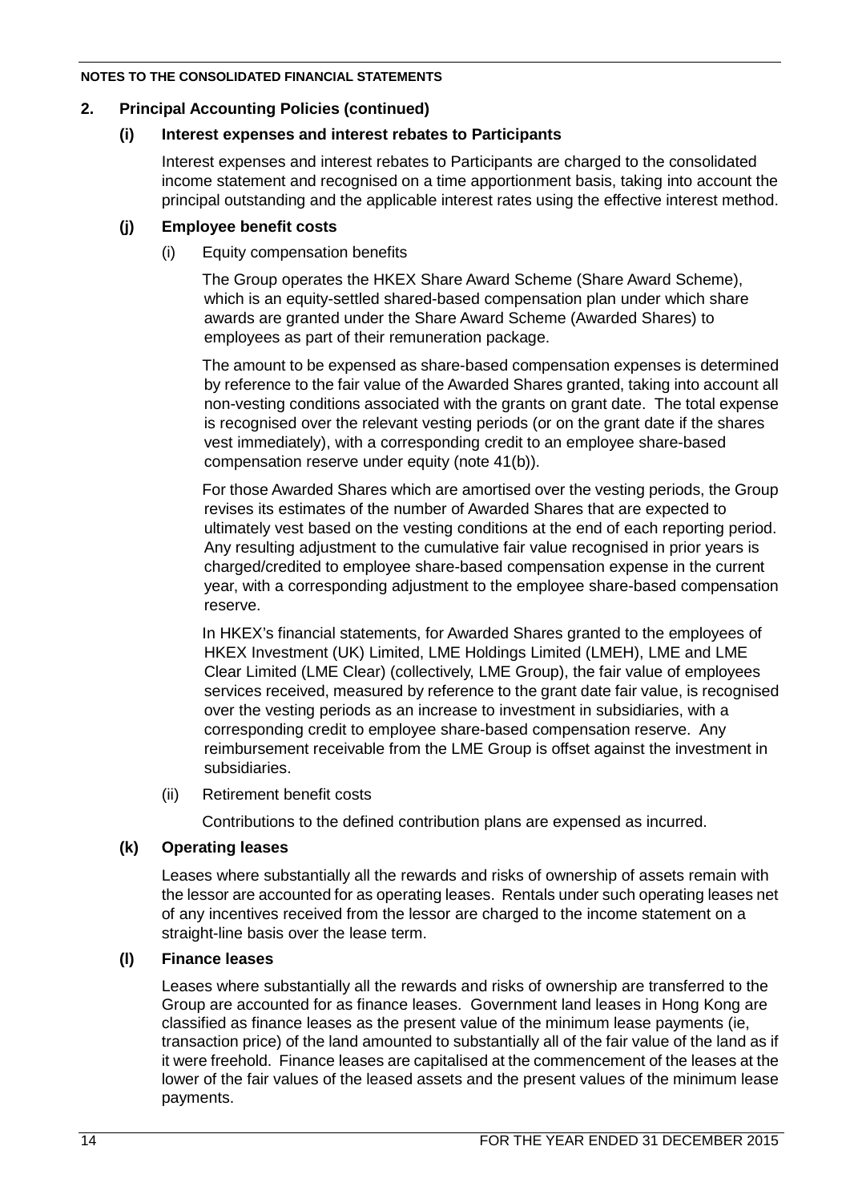## 2. Principal Accounting Policies (continued)

### (i) Interest expenses and interest rebates to Participants

Interest expenses and interest rebates to Participants are charged to the consolidated income statement and recognised on a time apportionment basis, taking into account the principal outstanding and the applicable interest rates using the effective interest method.

### (j) Employee benefit costs

(i) Equity compensation benefits

The Group operates the HKEX Share Award Scheme (Share Award Scheme), which is an equity-settled shared-based compensation plan under which share awards are granted under the Share Award Scheme (Awarded Shares) to employees as part of their remuneration package.

The amount to be expensed as share-based compensation expenses is determined by reference to the fair value of the Awarded Shares granted, taking into account all non-vesting conditions associated with the grants on grant date. The total expense is recognised over the relevant vesting periods (or on the grant date if the shares vest immediately), with a corresponding credit to an employee share-based compensation reserve under equity (note 41(b)).

For those Awarded Shares which are amortised over the vesting periods, the Group revises its estimates of the number of Awarded Shares that are expected to ultimately vest based on the vesting conditions at the end of each reporting period. Any resulting adjustment to the cumulative fair value recognised in prior years is charged/credited to employee share-based compensation expense in the current year, with a corresponding adjustment to the employee share-based compensation reserve.

In HKEX's financial statements, for Awarded Shares granted to the employees of HKEX Investment (UK) Limited, LME Holdings Limited (LMEH), LME and LME Clear Limited (LME Clear) (collectively, LME Group), the fair value of employees services received, measured by reference to the grant date fair value, is recognised over the vesting periods as an increase to investment in subsidiaries, with a corresponding credit to employee share-based compensation reserve. Any reimbursement receivable from the LME Group is offset against the investment in subsidiaries.

(ii) Retirement benefit costs

Contributions to the defined contribution plans are expensed as incurred.

### (k) Operating leases

Leases where substantially all the rewards and risks of ownership of assets remain with the lessor are accounted for as operating leases. Rentals under such operating leases net of any incentives received from the lessor are charged to the income statement on a straight-line basis over the lease term.

### (l) Finance leases

Leases where substantially all the rewards and risks of ownership are transferred to the Group are accounted for as finance leases. Government land leases in Hong Kong are classified as finance leases as the present value of the minimum lease payments (ie, transaction price) of the land amounted to substantially all of the fair value of the land as if it were freehold. Finance leases are capitalised at the commencement of the leases at the lower of the fair values of the leased assets and the present values of the minimum lease payments.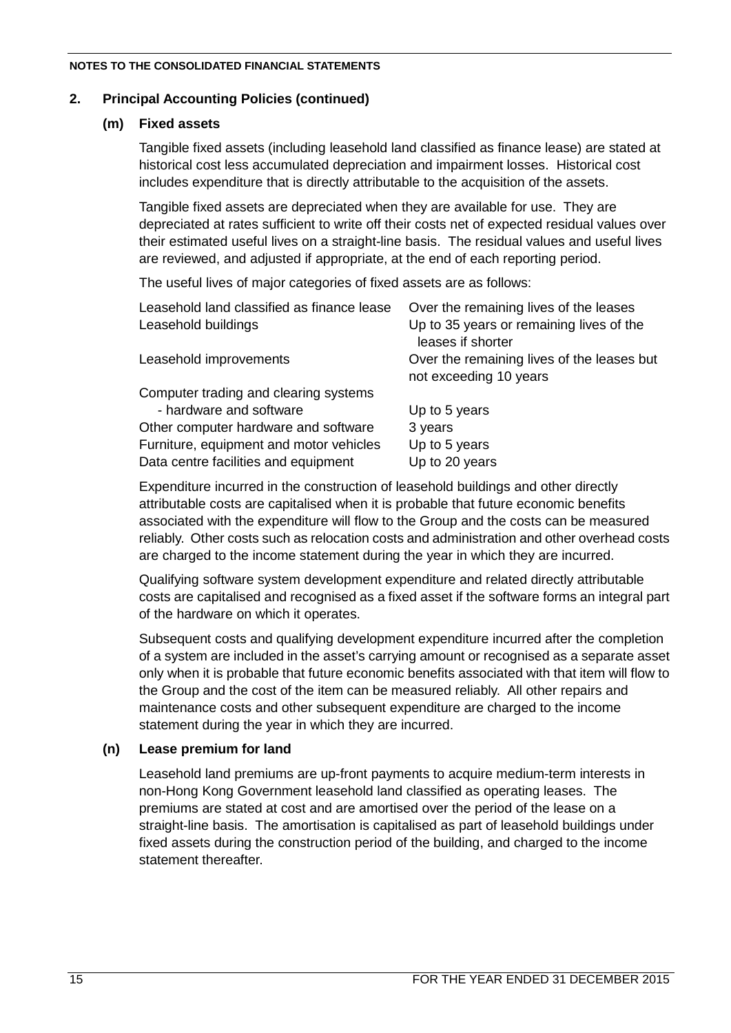NOTES TO THE CONSOLIDATED FINANCIAL STATEMENTS

## 2. Principal Accounting Policies (continued)

### (m) Fixed assets

Tangible fixed assets (including leasehold land classified as finance lease) are stated at historical cost less accumulated depreciation and impairment losses. Historical cost includes expenditure that is directly attributable to the acquisition of the assets.

Tangible fixed assets are depreciated when they are available for use. They are depreciated at rates sufficient to write off their costs net of expected residual values over their estimated useful lives on a straight-line basis. The residual values and useful lives are reviewed, and adjusted if appropriate, at the end of each reporting period.

The useful lives of major categories of fixed assets are as follows:

| | |
|---|---|
| Leasehold land classified as finance lease | Over the remaining lives of the leases |
| Leasehold buildings | Up to 35 years or remaining lives of the leases if shorter |
| Leasehold improvements | Over the remaining lives of the leases but not exceeding 10 years |
| Computer trading and clearing systems - hardware and software | Up to 5 years |
| Other computer hardware and software | 3 years |
| Furniture, equipment and motor vehicles | Up to 5 years |
| Data centre facilities and equipment | Up to 20 years |

Expenditure incurred in the construction of leasehold buildings and other directly attributable costs are capitalised when it is probable that future economic benefits associated with the expenditure will flow to the Group and the costs can be measured reliably. Other costs such as relocation costs and administration and other overhead costs are charged to the income statement during the year in which they are incurred.

Qualifying software system development expenditure and related directly attributable costs are capitalised and recognised as a fixed asset if the software forms an integral part of the hardware on which it operates.

Subsequent costs and qualifying development expenditure incurred after the completion of a system are included in the asset's carrying amount or recognised as a separate asset only when it is probable that future economic benefits associated with that item will flow to the Group and the cost of the item can be measured reliably. All other repairs and maintenance costs and other subsequent expenditure are charged to the income statement during the year in which they are incurred.

### (n) Lease premium for land

Leasehold land premiums are up-front payments to acquire medium-term interests in non-Hong Kong Government leasehold land classified as operating leases. The premiums are stated at cost and are amortised over the period of the lease on a straight-line basis. The amortisation is capitalised as part of leasehold buildings under fixed assets during the construction period of the building, and charged to the income statement thereafter.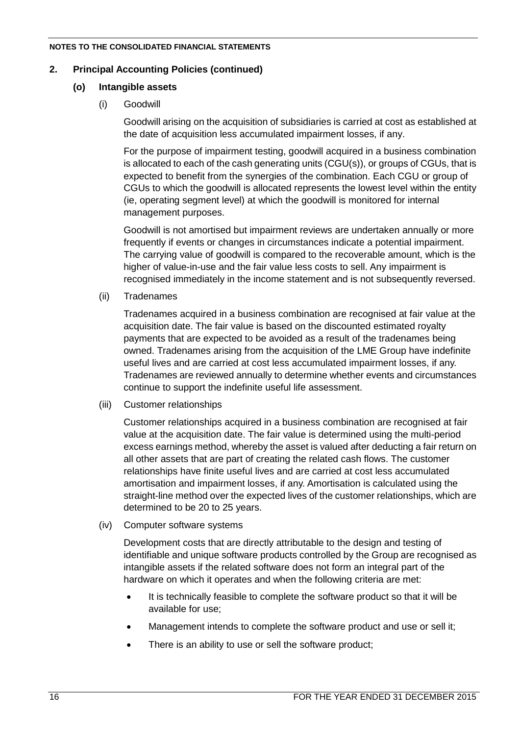## 2. Principal Accounting Policies (continued)

### (o) Intangible assets

(i) Goodwill

Goodwill arising on the acquisition of subsidiaries is carried at cost as established at the date of acquisition less accumulated impairment losses, if any.

For the purpose of impairment testing, goodwill acquired in a business combination is allocated to each of the cash generating units (CGU(s)), or groups of CGUs, that is expected to benefit from the synergies of the combination. Each CGU or group of CGUs to which the goodwill is allocated represents the lowest level within the entity (ie, operating segment level) at which the goodwill is monitored for internal management purposes.

Goodwill is not amortised but impairment reviews are undertaken annually or more frequently if events or changes in circumstances indicate a potential impairment. The carrying value of goodwill is compared to the recoverable amount, which is the higher of value-in-use and the fair value less costs to sell. Any impairment is recognised immediately in the income statement and is not subsequently reversed.

(ii) Tradenames

Tradenames acquired in a business combination are recognised at fair value at the acquisition date. The fair value is based on the discounted estimated royalty payments that are expected to be avoided as a result of the tradenames being owned. Tradenames arising from the acquisition of the LME Group have indefinite useful lives and are carried at cost less accumulated impairment losses, if any. Tradenames are reviewed annually to determine whether events and circumstances continue to support the indefinite useful life assessment.

(iii) Customer relationships

Customer relationships acquired in a business combination are recognised at fair value at the acquisition date. The fair value is determined using the multi-period excess earnings method, whereby the asset is valued after deducting a fair return on all other assets that are part of creating the related cash flows. The customer relationships have finite useful lives and are carried at cost less accumulated amortisation and impairment losses, if any. Amortisation is calculated using the straight-line method over the expected lives of the customer relationships, which are determined to be 20 to 25 years.

(iv) Computer software systems

Development costs that are directly attributable to the design and testing of identifiable and unique software products controlled by the Group are recognised as intangible assets if the related software does not form an integral part of the hardware on which it operates and when the following criteria are met:

- It is technically feasible to complete the software product so that it will be available for use;
- Management intends to complete the software product and use or sell it;
- There is an ability to use or sell the software product;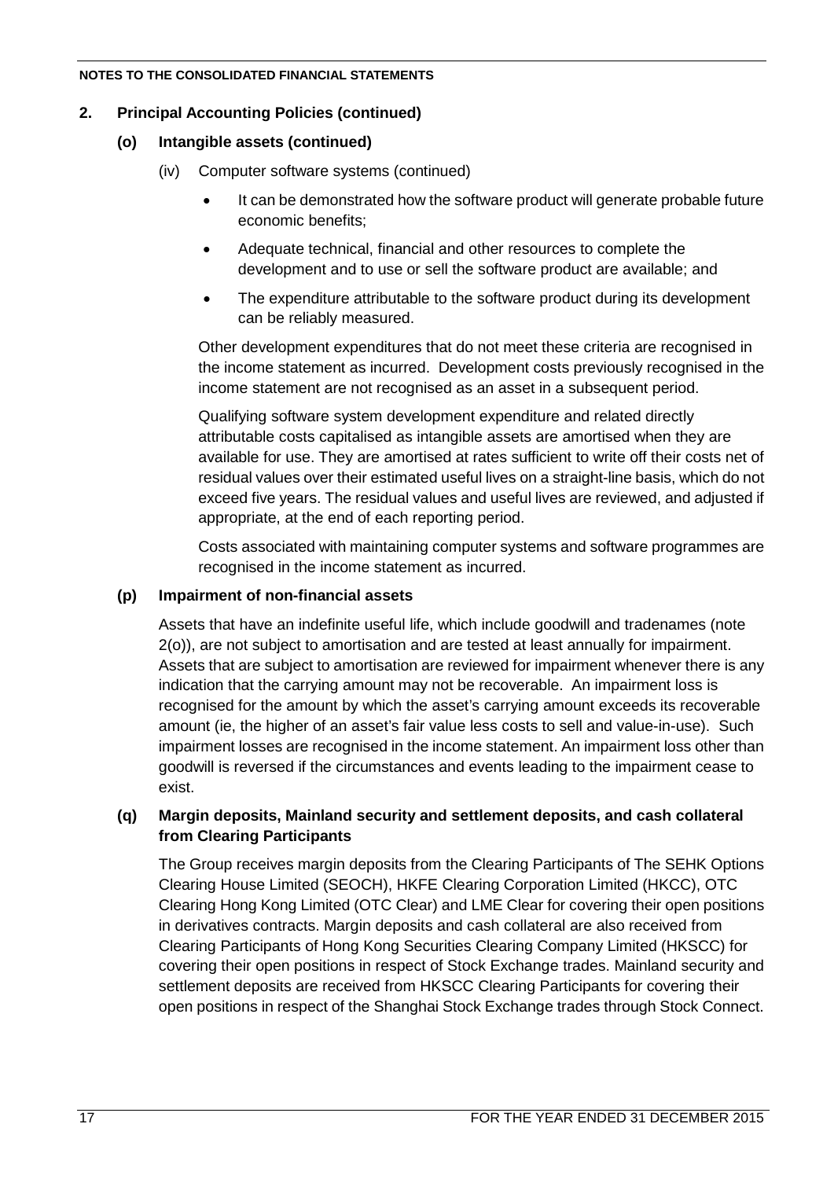## 2. Principal Accounting Policies (continued)

### (o) Intangible assets (continued)

(iv) Computer software systems (continued)

- It can be demonstrated how the software product will generate probable future economic benefits;
- Adequate technical, financial and other resources to complete the development and to use or sell the software product are available; and
- The expenditure attributable to the software product during its development can be reliably measured.

Other development expenditures that do not meet these criteria are recognised in the income statement as incurred. Development costs previously recognised in the income statement are not recognised as an asset in a subsequent period.

Qualifying software system development expenditure and related directly attributable costs capitalised as intangible assets are amortised when they are available for use. They are amortised at rates sufficient to write off their costs net of residual values over their estimated useful lives on a straight-line basis, which do not exceed five years. The residual values and useful lives are reviewed, and adjusted if appropriate, at the end of each reporting period.

Costs associated with maintaining computer systems and software programmes are recognised in the income statement as incurred.

### (p) Impairment of non-financial assets

Assets that have an indefinite useful life, which include goodwill and tradenames (note 2(o)), are not subject to amortisation and are tested at least annually for impairment. Assets that are subject to amortisation are reviewed for impairment whenever there is any indication that the carrying amount may not be recoverable. An impairment loss is recognised for the amount by which the asset's carrying amount exceeds its recoverable amount (ie, the higher of an asset's fair value less costs to sell and value-in-use). Such impairment losses are recognised in the income statement. An impairment loss other than goodwill is reversed if the circumstances and events leading to the impairment cease to exist.

### (q) Margin deposits, Mainland security and settlement deposits, and cash collateral from Clearing Participants

The Group receives margin deposits from the Clearing Participants of The SEHK Options Clearing House Limited (SEOCH), HKFE Clearing Corporation Limited (HKCC), OTC Clearing Hong Kong Limited (OTC Clear) and LME Clear for covering their open positions in derivatives contracts. Margin deposits and cash collateral are also received from Clearing Participants of Hong Kong Securities Clearing Company Limited (HKSCC) for covering their open positions in respect of Stock Exchange trades. Mainland security and settlement deposits are received from HKSCC Clearing Participants for covering their open positions in respect of the Shanghai Stock Exchange trades through Stock Connect.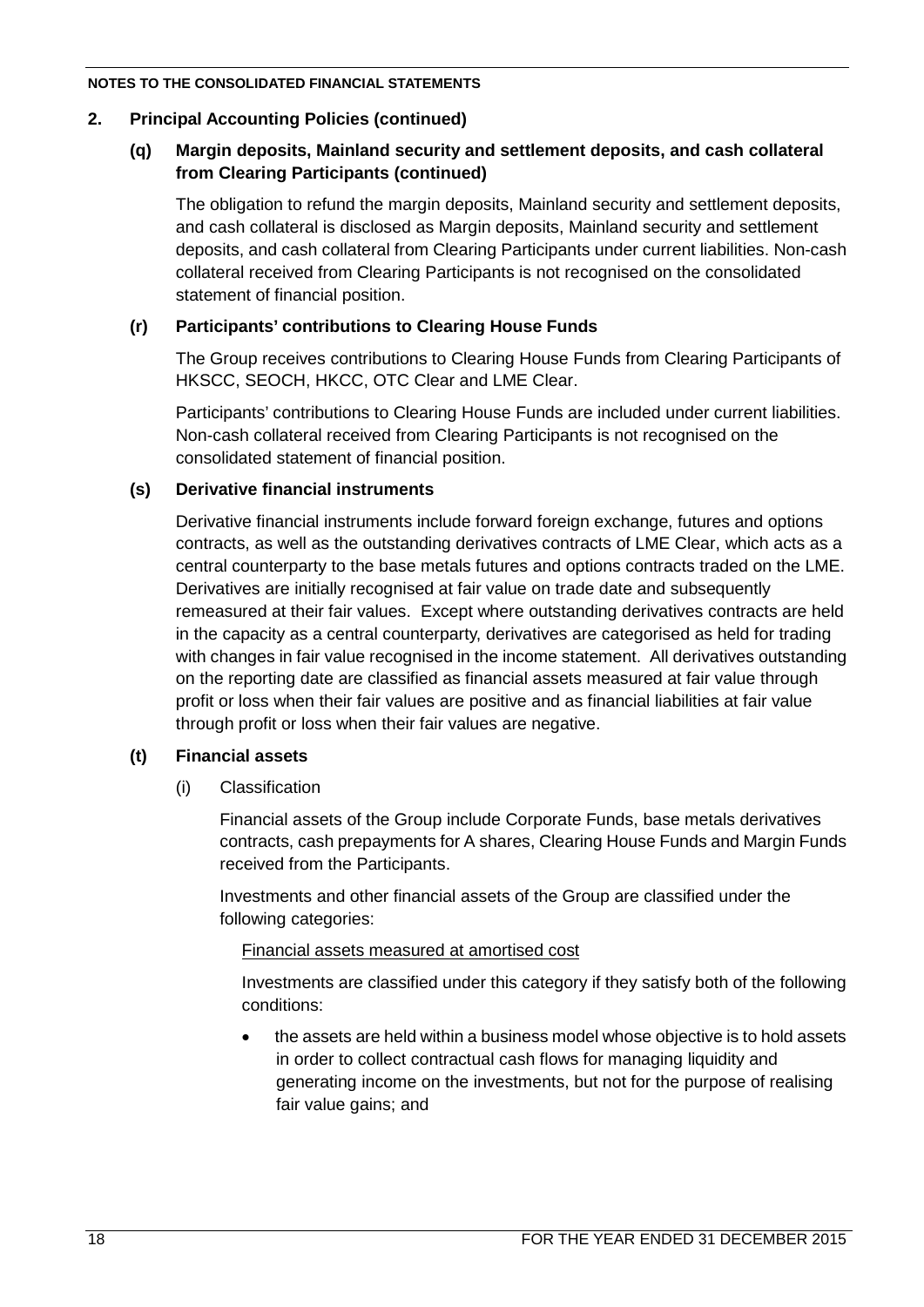## 2. Principal Accounting Policies (continued)

### (q) Margin deposits, Mainland security and settlement deposits, and cash collateral from Clearing Participants (continued)

The obligation to refund the margin deposits, Mainland security and settlement deposits, and cash collateral is disclosed as Margin deposits, Mainland security and settlement deposits, and cash collateral from Clearing Participants under current liabilities. Non-cash collateral received from Clearing Participants is not recognised on the consolidated statement of financial position.

### (r) Participants' contributions to Clearing House Funds

The Group receives contributions to Clearing House Funds from Clearing Participants of HKSCC, SEOCH, HKCC, OTC Clear and LME Clear.

Participants' contributions to Clearing House Funds are included under current liabilities. Non-cash collateral received from Clearing Participants is not recognised on the consolidated statement of financial position.

### (s) Derivative financial instruments

Derivative financial instruments include forward foreign exchange, futures and options contracts, as well as the outstanding derivatives contracts of LME Clear, which acts as a central counterparty to the base metals futures and options contracts traded on the LME. Derivatives are initially recognised at fair value on trade date and subsequently remeasured at their fair values. Except where outstanding derivatives contracts are held in the capacity as a central counterparty, derivatives are categorised as held for trading with changes in fair value recognised in the income statement. All derivatives outstanding on the reporting date are classified as financial assets measured at fair value through profit or loss when their fair values are positive and as financial liabilities at fair value through profit or loss when their fair values are negative.

### (t) Financial assets

(i) Classification

Financial assets of the Group include Corporate Funds, base metals derivatives contracts, cash prepayments for A shares, Clearing House Funds and Margin Funds received from the Participants.

Investments and other financial assets of the Group are classified under the following categories:

Financial assets measured at amortised cost

Investments are classified under this category if they satisfy both of the following conditions:

- the assets are held within a business model whose objective is to hold assets in order to collect contractual cash flows for managing liquidity and generating income on the investments, but not for the purpose of realising fair value gains; and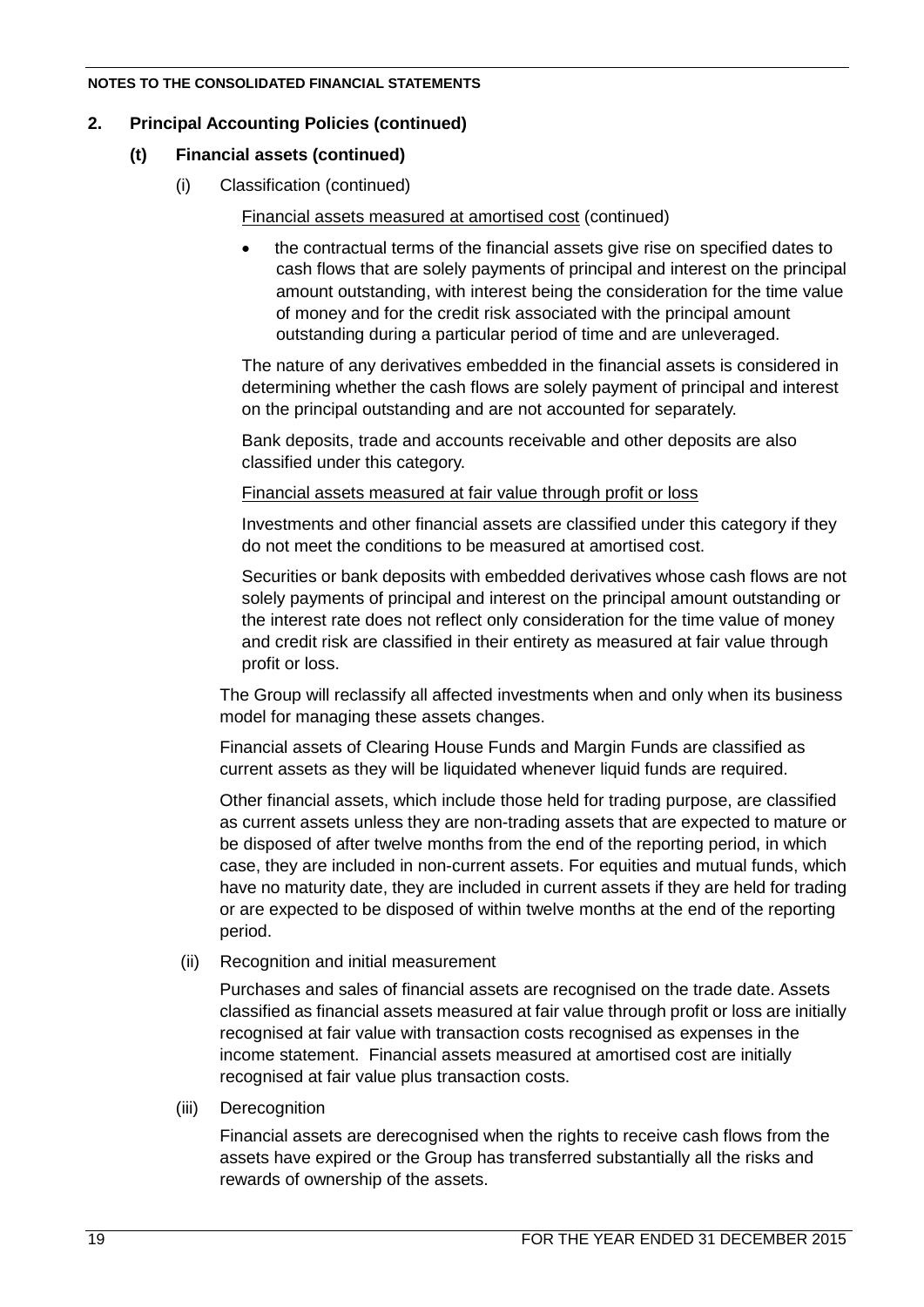## 2. Principal Accounting Policies (continued)

### (t) Financial assets (continued)

(i) Classification (continued)

Financial assets measured at amortised cost (continued)

- the contractual terms of the financial assets give rise on specified dates to cash flows that are solely payments of principal and interest on the principal amount outstanding, with interest being the consideration for the time value of money and for the credit risk associated with the principal amount outstanding during a particular period of time and are unleveraged.

The nature of any derivatives embedded in the financial assets is considered in determining whether the cash flows are solely payment of principal and interest on the principal outstanding and are not accounted for separately.

Bank deposits, trade and accounts receivable and other deposits are also classified under this category.

Financial assets measured at fair value through profit or loss

Investments and other financial assets are classified under this category if they do not meet the conditions to be measured at amortised cost.

Securities or bank deposits with embedded derivatives whose cash flows are not solely payments of principal and interest on the principal amount outstanding or the interest rate does not reflect only consideration for the time value of money and credit risk are classified in their entirety as measured at fair value through profit or loss.

The Group will reclassify all affected investments when and only when its business model for managing these assets changes.

Financial assets of Clearing House Funds and Margin Funds are classified as current assets as they will be liquidated whenever liquid funds are required.

Other financial assets, which include those held for trading purpose, are classified as current assets unless they are non-trading assets that are expected to mature or be disposed of after twelve months from the end of the reporting period, in which case, they are included in non-current assets. For equities and mutual funds, which have no maturity date, they are included in current assets if they are held for trading or are expected to be disposed of within twelve months at the end of the reporting period.

(ii) Recognition and initial measurement

Purchases and sales of financial assets are recognised on the trade date. Assets classified as financial assets measured at fair value through profit or loss are initially recognised at fair value with transaction costs recognised as expenses in the income statement. Financial assets measured at amortised cost are initially recognised at fair value plus transaction costs.

(iii) Derecognition

Financial assets are derecognised when the rights to receive cash flows from the assets have expired or the Group has transferred substantially all the risks and rewards of ownership of the assets.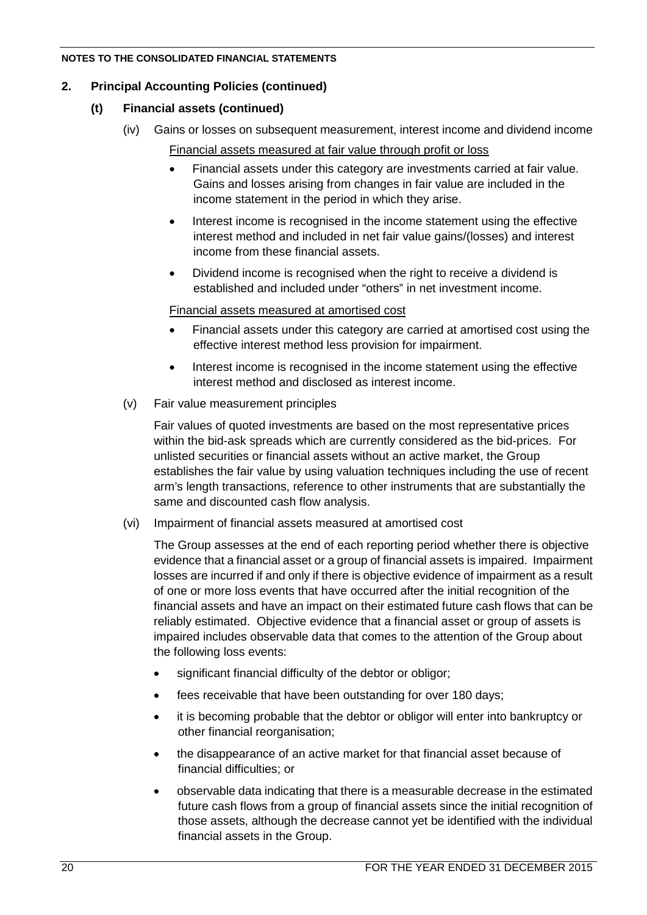## 2. Principal Accounting Policies (continued)

### (t) Financial assets (continued)

(iv) Gains or losses on subsequent measurement, interest income and dividend income

Financial assets measured at fair value through profit or loss

- Financial assets under this category are investments carried at fair value. Gains and losses arising from changes in fair value are included in the income statement in the period in which they arise.
- Interest income is recognised in the income statement using the effective interest method and included in net fair value gains/(losses) and interest income from these financial assets.
- Dividend income is recognised when the right to receive a dividend is established and included under "others" in net investment income.

Financial assets measured at amortised cost

- Financial assets under this category are carried at amortised cost using the effective interest method less provision for impairment.
- Interest income is recognised in the income statement using the effective interest method and disclosed as interest income.

(v) Fair value measurement principles

Fair values of quoted investments are based on the most representative prices within the bid-ask spreads which are currently considered as the bid-prices. For unlisted securities or financial assets without an active market, the Group establishes the fair value by using valuation techniques including the use of recent arm's length transactions, reference to other instruments that are substantially the same and discounted cash flow analysis.

(vi) Impairment of financial assets measured at amortised cost

The Group assesses at the end of each reporting period whether there is objective evidence that a financial asset or a group of financial assets is impaired. Impairment losses are incurred if and only if there is objective evidence of impairment as a result of one or more loss events that have occurred after the initial recognition of the financial assets and have an impact on their estimated future cash flows that can be reliably estimated. Objective evidence that a financial asset or group of assets is impaired includes observable data that comes to the attention of the Group about the following loss events:

- significant financial difficulty of the debtor or obligor;
- fees receivable that have been outstanding for over 180 days;
- it is becoming probable that the debtor or obligor will enter into bankruptcy or other financial reorganisation;
- the disappearance of an active market for that financial asset because of financial difficulties; or
- observable data indicating that there is a measurable decrease in the estimated future cash flows from a group of financial assets since the initial recognition of those assets, although the decrease cannot yet be identified with the individual financial assets in the Group.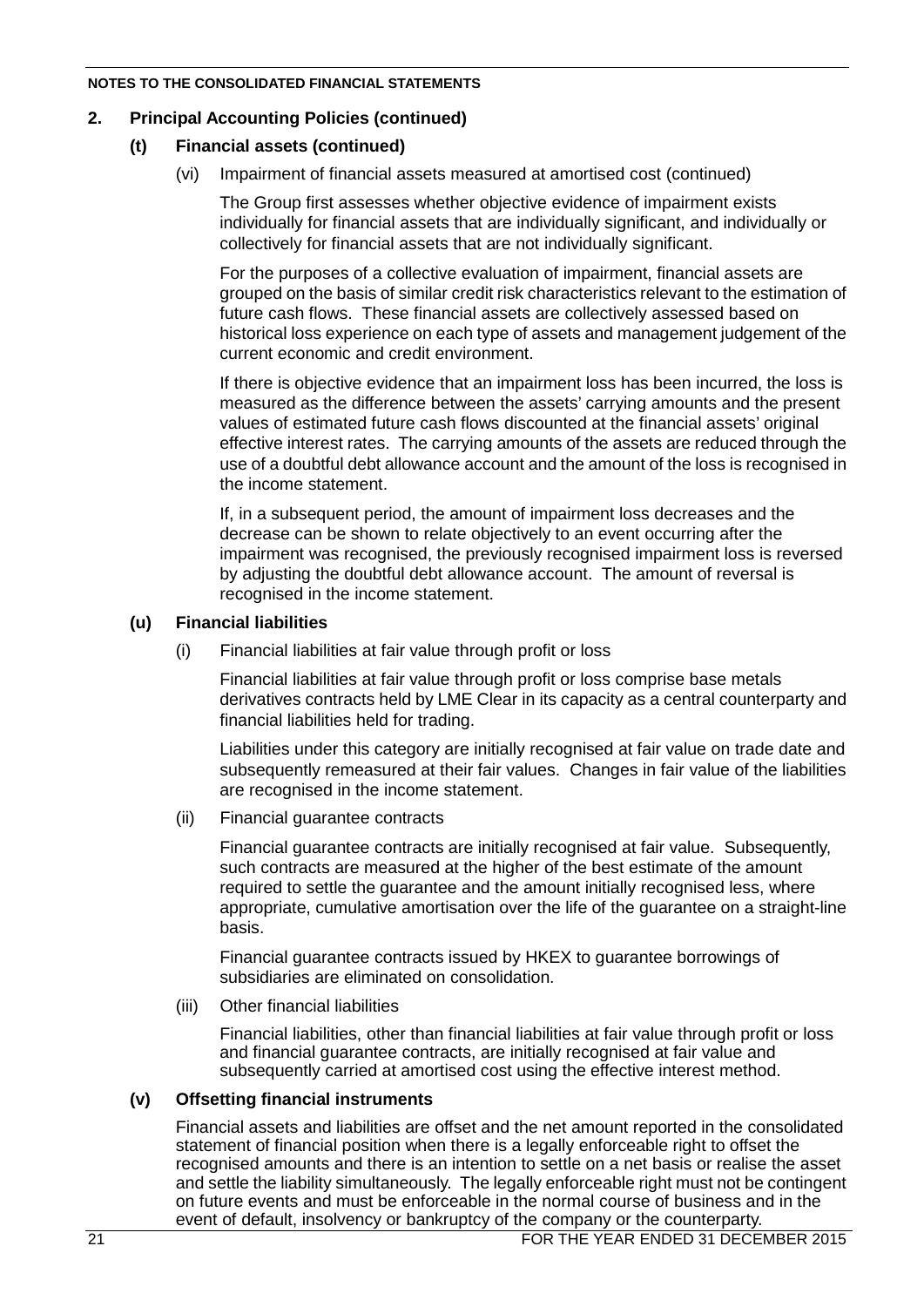## 2. Principal Accounting Policies (continued)

### (t) Financial assets (continued)

(vi) Impairment of financial assets measured at amortised cost (continued)

The Group first assesses whether objective evidence of impairment exists individually for financial assets that are individually significant, and individually or collectively for financial assets that are not individually significant.

For the purposes of a collective evaluation of impairment, financial assets are grouped on the basis of similar credit risk characteristics relevant to the estimation of future cash flows. These financial assets are collectively assessed based on historical loss experience on each type of assets and management judgement of the current economic and credit environment.

If there is objective evidence that an impairment loss has been incurred, the loss is measured as the difference between the assets' carrying amounts and the present values of estimated future cash flows discounted at the financial assets' original effective interest rates. The carrying amounts of the assets are reduced through the use of a doubtful debt allowance account and the amount of the loss is recognised in the income statement.

If, in a subsequent period, the amount of impairment loss decreases and the decrease can be shown to relate objectively to an event occurring after the impairment was recognised, the previously recognised impairment loss is reversed by adjusting the doubtful debt allowance account. The amount of reversal is recognised in the income statement.

### (u) Financial liabilities

(i) Financial liabilities at fair value through profit or loss

Financial liabilities at fair value through profit or loss comprise base metals derivatives contracts held by LME Clear in its capacity as a central counterparty and financial liabilities held for trading.

Liabilities under this category are initially recognised at fair value on trade date and subsequently remeasured at their fair values. Changes in fair value of the liabilities are recognised in the income statement.

(ii) Financial guarantee contracts

Financial guarantee contracts are initially recognised at fair value. Subsequently, such contracts are measured at the higher of the best estimate of the amount required to settle the guarantee and the amount initially recognised less, where appropriate, cumulative amortisation over the life of the guarantee on a straight-line basis.

Financial guarantee contracts issued by HKEX to guarantee borrowings of subsidiaries are eliminated on consolidation.

(iii) Other financial liabilities

Financial liabilities, other than financial liabilities at fair value through profit or loss and financial guarantee contracts, are initially recognised at fair value and subsequently carried at amortised cost using the effective interest method.

### (v) Offsetting financial instruments

Financial assets and liabilities are offset and the net amount reported in the consolidated statement of financial position when there is a legally enforceable right to offset the recognised amounts and there is an intention to settle on a net basis or realise the asset and settle the liability simultaneously. The legally enforceable right must not be contingent on future events and must be enforceable in the normal course of business and in the event of default, insolvency or bankruptcy of the company or the counterparty.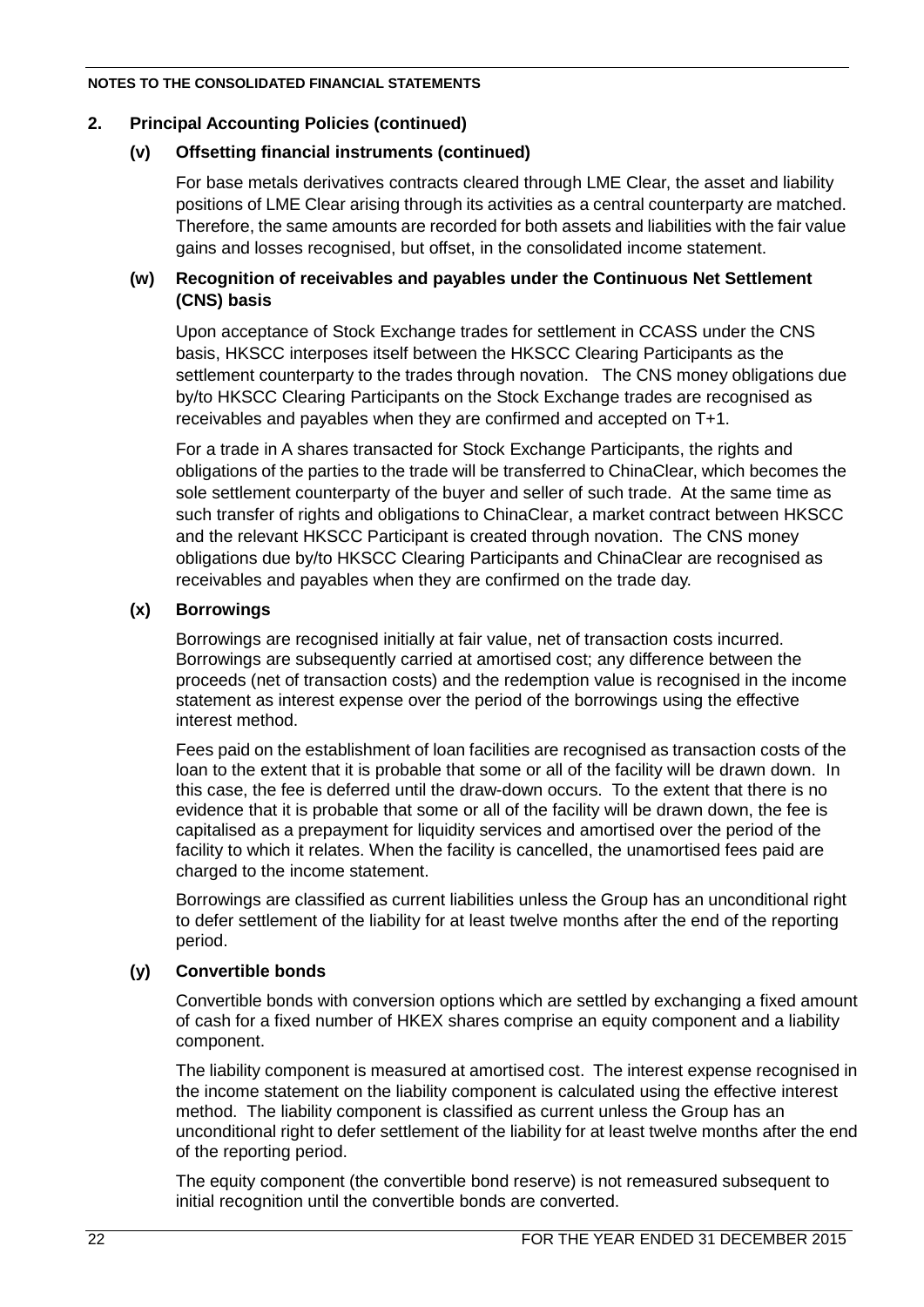## 2. Principal Accounting Policies (continued)

### (v) Offsetting financial instruments (continued)

For base metals derivatives contracts cleared through LME Clear, the asset and liability positions of LME Clear arising through its activities as a central counterparty are matched. Therefore, the same amounts are recorded for both assets and liabilities with the fair value gains and losses recognised, but offset, in the consolidated income statement.

### (w) Recognition of receivables and payables under the Continuous Net Settlement (CNS) basis

Upon acceptance of Stock Exchange trades for settlement in CCASS under the CNS basis, HKSCC interposes itself between the HKSCC Clearing Participants as the settlement counterparty to the trades through novation. The CNS money obligations due by/to HKSCC Clearing Participants on the Stock Exchange trades are recognised as receivables and payables when they are confirmed and accepted on T+1.

For a trade in A shares transacted for Stock Exchange Participants, the rights and obligations of the parties to the trade will be transferred to ChinaClear, which becomes the sole settlement counterparty of the buyer and seller of such trade. At the same time as such transfer of rights and obligations to ChinaClear, a market contract between HKSCC and the relevant HKSCC Participant is created through novation. The CNS money obligations due by/to HKSCC Clearing Participants and ChinaClear are recognised as receivables and payables when they are confirmed on the trade day.

### (x) Borrowings

Borrowings are recognised initially at fair value, net of transaction costs incurred. Borrowings are subsequently carried at amortised cost; any difference between the proceeds (net of transaction costs) and the redemption value is recognised in the income statement as interest expense over the period of the borrowings using the effective interest method.

Fees paid on the establishment of loan facilities are recognised as transaction costs of the loan to the extent that it is probable that some or all of the facility will be drawn down. In this case, the fee is deferred until the draw-down occurs. To the extent that there is no evidence that it is probable that some or all of the facility will be drawn down, the fee is capitalised as a prepayment for liquidity services and amortised over the period of the facility to which it relates. When the facility is cancelled, the unamortised fees paid are charged to the income statement.

Borrowings are classified as current liabilities unless the Group has an unconditional right to defer settlement of the liability for at least twelve months after the end of the reporting period.

### (y) Convertible bonds

Convertible bonds with conversion options which are settled by exchanging a fixed amount of cash for a fixed number of HKEX shares comprise an equity component and a liability component.

The liability component is measured at amortised cost. The interest expense recognised in the income statement on the liability component is calculated using the effective interest method. The liability component is classified as current unless the Group has an unconditional right to defer settlement of the liability for at least twelve months after the end of the reporting period.

The equity component (the convertible bond reserve) is not remeasured subsequent to initial recognition until the convertible bonds are converted.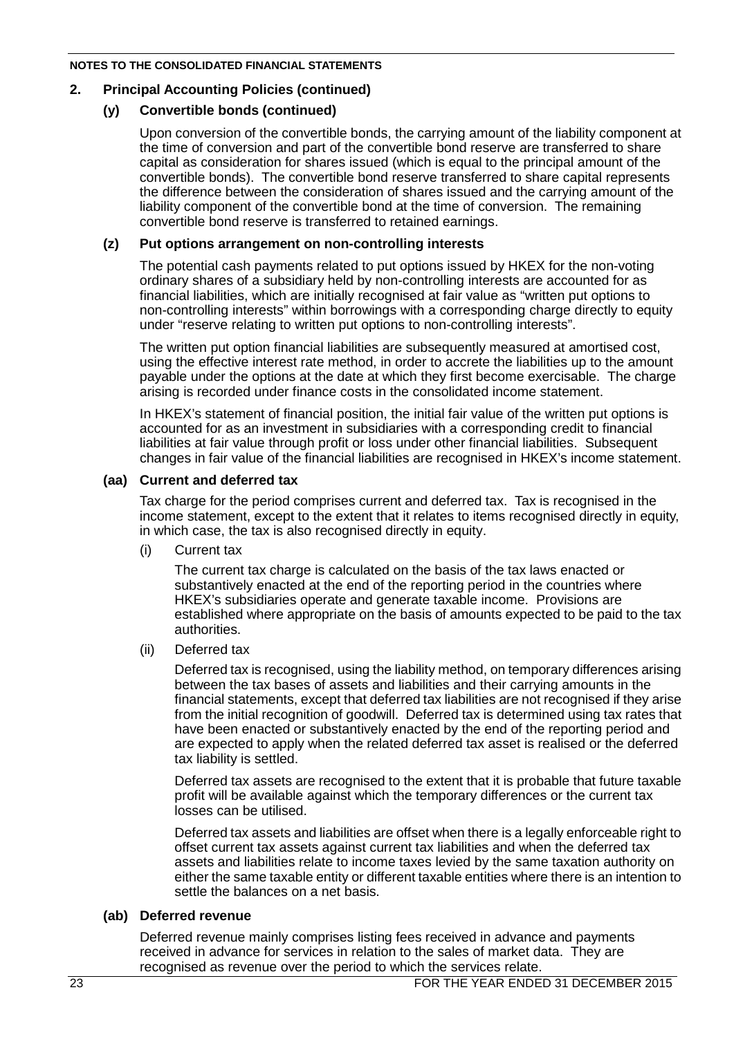## 2. Principal Accounting Policies (continued)

### (y) Convertible bonds (continued)

Upon conversion of the convertible bonds, the carrying amount of the liability component at the time of conversion and part of the convertible bond reserve are transferred to share capital as consideration for shares issued (which is equal to the principal amount of the convertible bonds). The convertible bond reserve transferred to share capital represents the difference between the consideration of shares issued and the carrying amount of the liability component of the convertible bond at the time of conversion. The remaining convertible bond reserve is transferred to retained earnings.

### (z) Put options arrangement on non-controlling interests

The potential cash payments related to put options issued by HKEX for the non-voting ordinary shares of a subsidiary held by non-controlling interests are accounted for as financial liabilities, which are initially recognised at fair value as "written put options to non-controlling interests" within borrowings with a corresponding charge directly to equity under "reserve relating to written put options to non-controlling interests".

The written put option financial liabilities are subsequently measured at amortised cost, using the effective interest rate method, in order to accrete the liabilities up to the amount payable under the options at the date at which they first become exercisable. The charge arising is recorded under finance costs in the consolidated income statement.

In HKEX's statement of financial position, the initial fair value of the written put options is accounted for as an investment in subsidiaries with a corresponding credit to financial liabilities at fair value through profit or loss under other financial liabilities. Subsequent changes in fair value of the financial liabilities are recognised in HKEX's income statement.

### (aa) Current and deferred tax

Tax charge for the period comprises current and deferred tax. Tax is recognised in the income statement, except to the extent that it relates to items recognised directly in equity, in which case, the tax is also recognised directly in equity.

(i) Current tax

The current tax charge is calculated on the basis of the tax laws enacted or substantively enacted at the end of the reporting period in the countries where HKEX's subsidiaries operate and generate taxable income. Provisions are established where appropriate on the basis of amounts expected to be paid to the tax authorities.

(ii) Deferred tax

Deferred tax is recognised, using the liability method, on temporary differences arising between the tax bases of assets and liabilities and their carrying amounts in the financial statements, except that deferred tax liabilities are not recognised if they arise from the initial recognition of goodwill. Deferred tax is determined using tax rates that have been enacted or substantively enacted by the end of the reporting period and are expected to apply when the related deferred tax asset is realised or the deferred tax liability is settled.

Deferred tax assets are recognised to the extent that it is probable that future taxable profit will be available against which the temporary differences or the current tax losses can be utilised.

Deferred tax assets and liabilities are offset when there is a legally enforceable right to offset current tax assets against current tax liabilities and when the deferred tax assets and liabilities relate to income taxes levied by the same taxation authority on either the same taxable entity or different taxable entities where there is an intention to settle the balances on a net basis.

### (ab) Deferred revenue

Deferred revenue mainly comprises listing fees received in advance and payments received in advance for services in relation to the sales of market data. They are recognised as revenue over the period to which the services relate.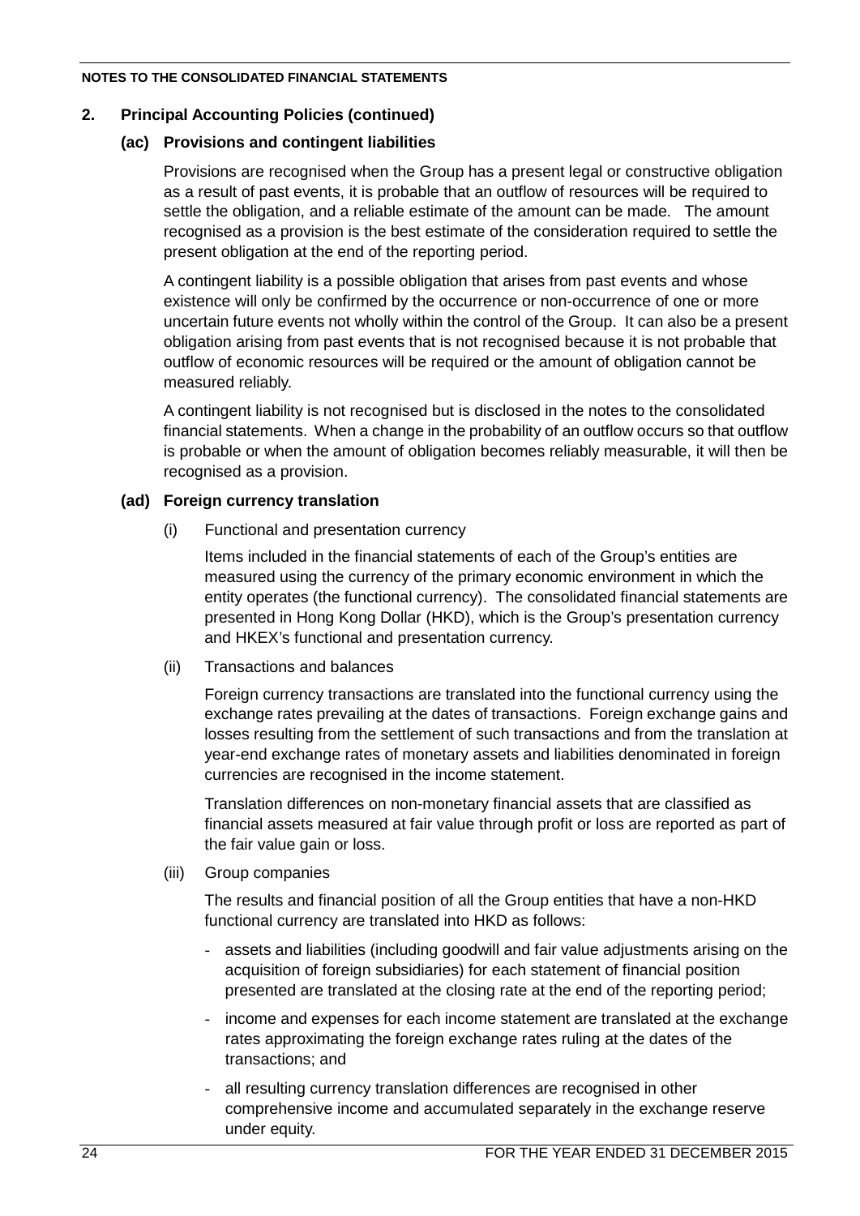## 2. Principal Accounting Policies (continued)

### (ac) Provisions and contingent liabilities

Provisions are recognised when the Group has a present legal or constructive obligation as a result of past events, it is probable that an outflow of resources will be required to settle the obligation, and a reliable estimate of the amount can be made. The amount recognised as a provision is the best estimate of the consideration required to settle the present obligation at the end of the reporting period.

A contingent liability is a possible obligation that arises from past events and whose existence will only be confirmed by the occurrence or non-occurrence of one or more uncertain future events not wholly within the control of the Group. It can also be a present obligation arising from past events that is not recognised because it is not probable that outflow of economic resources will be required or the amount of obligation cannot be measured reliably.

A contingent liability is not recognised but is disclosed in the notes to the consolidated financial statements. When a change in the probability of an outflow occurs so that outflow is probable or when the amount of obligation becomes reliably measurable, it will then be recognised as a provision.

### (ad) Foreign currency translation

(i) Functional and presentation currency

Items included in the financial statements of each of the Group's entities are measured using the currency of the primary economic environment in which the entity operates (the functional currency). The consolidated financial statements are presented in Hong Kong Dollar (HKD), which is the Group's presentation currency and HKEX's functional and presentation currency.

(ii) Transactions and balances

Foreign currency transactions are translated into the functional currency using the exchange rates prevailing at the dates of transactions. Foreign exchange gains and losses resulting from the settlement of such transactions and from the translation at year-end exchange rates of monetary assets and liabilities denominated in foreign currencies are recognised in the income statement.

Translation differences on non-monetary financial assets that are classified as financial assets measured at fair value through profit or loss are reported as part of the fair value gain or loss.

(iii) Group companies

The results and financial position of all the Group entities that have a non-HKD functional currency are translated into HKD as follows:

- assets and liabilities (including goodwill and fair value adjustments arising on the acquisition of foreign subsidiaries) for each statement of financial position presented are translated at the closing rate at the end of the reporting period;
- income and expenses for each income statement are translated at the exchange rates approximating the foreign exchange rates ruling at the dates of the transactions; and
- all resulting currency translation differences are recognised in other comprehensive income and accumulated separately in the exchange reserve under equity.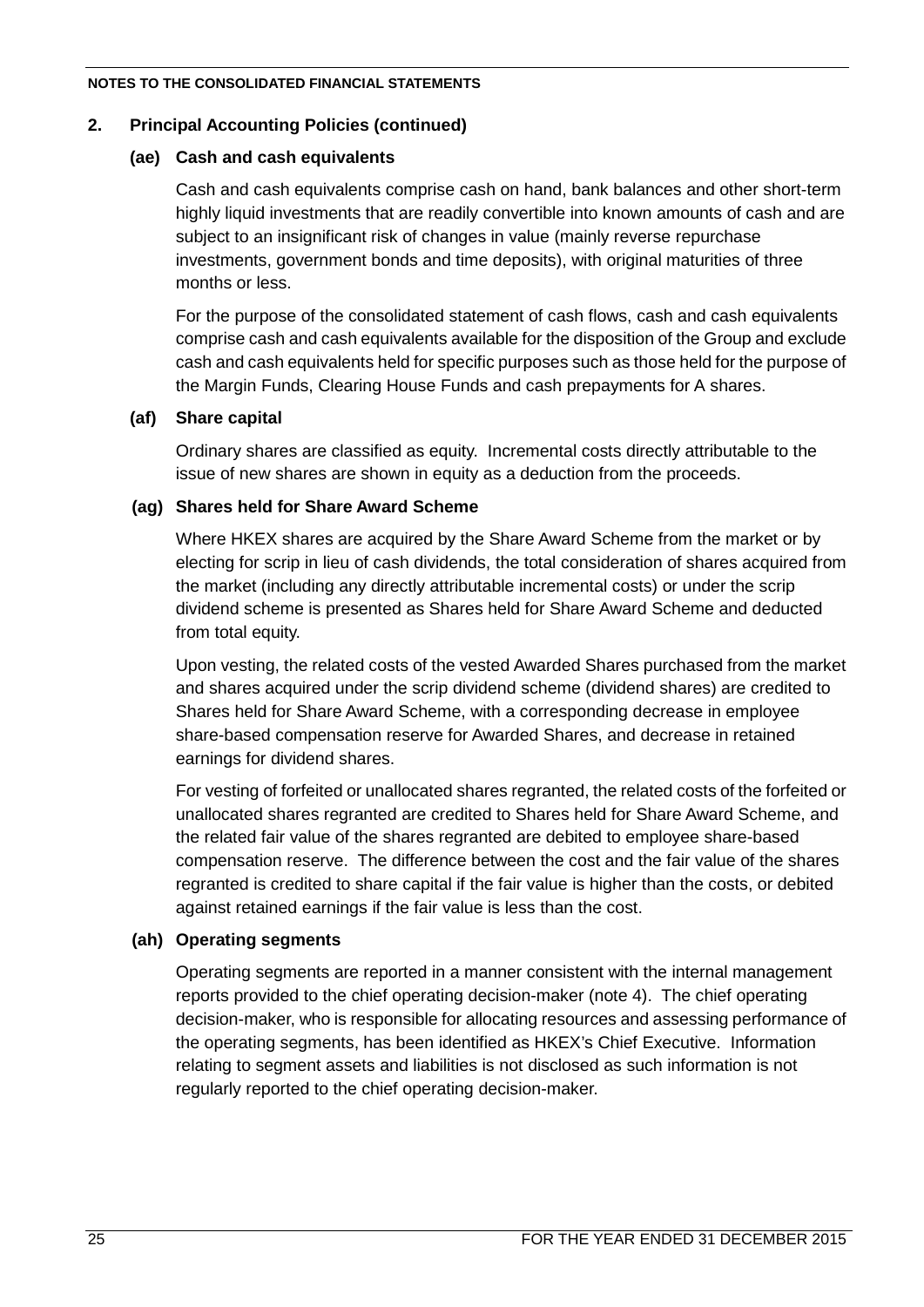## 2. Principal Accounting Policies (continued)

### (ae) Cash and cash equivalents

Cash and cash equivalents comprise cash on hand, bank balances and other short-term highly liquid investments that are readily convertible into known amounts of cash and are subject to an insignificant risk of changes in value (mainly reverse repurchase investments, government bonds and time deposits), with original maturities of three months or less.

For the purpose of the consolidated statement of cash flows, cash and cash equivalents comprise cash and cash equivalents available for the disposition of the Group and exclude cash and cash equivalents held for specific purposes such as those held for the purpose of the Margin Funds, Clearing House Funds and cash prepayments for A shares.

### (af) Share capital

Ordinary shares are classified as equity. Incremental costs directly attributable to the issue of new shares are shown in equity as a deduction from the proceeds.

### (ag) Shares held for Share Award Scheme

Where HKEX shares are acquired by the Share Award Scheme from the market or by electing for scrip in lieu of cash dividends, the total consideration of shares acquired from the market (including any directly attributable incremental costs) or under the scrip dividend scheme is presented as Shares held for Share Award Scheme and deducted from total equity.

Upon vesting, the related costs of the vested Awarded Shares purchased from the market and shares acquired under the scrip dividend scheme (dividend shares) are credited to Shares held for Share Award Scheme, with a corresponding decrease in employee share-based compensation reserve for Awarded Shares, and decrease in retained earnings for dividend shares.

For vesting of forfeited or unallocated shares regranted, the related costs of the forfeited or unallocated shares regranted are credited to Shares held for Share Award Scheme, and the related fair value of the shares regranted are debited to employee share-based compensation reserve. The difference between the cost and the fair value of the shares regranted is credited to share capital if the fair value is higher than the costs, or debited against retained earnings if the fair value is less than the cost.

### (ah) Operating segments

Operating segments are reported in a manner consistent with the internal management reports provided to the chief operating decision-maker (note 4). The chief operating decision-maker, who is responsible for allocating resources and assessing performance of the operating segments, has been identified as HKEX's Chief Executive. Information relating to segment assets and liabilities is not disclosed as such information is not regularly reported to the chief operating decision-maker.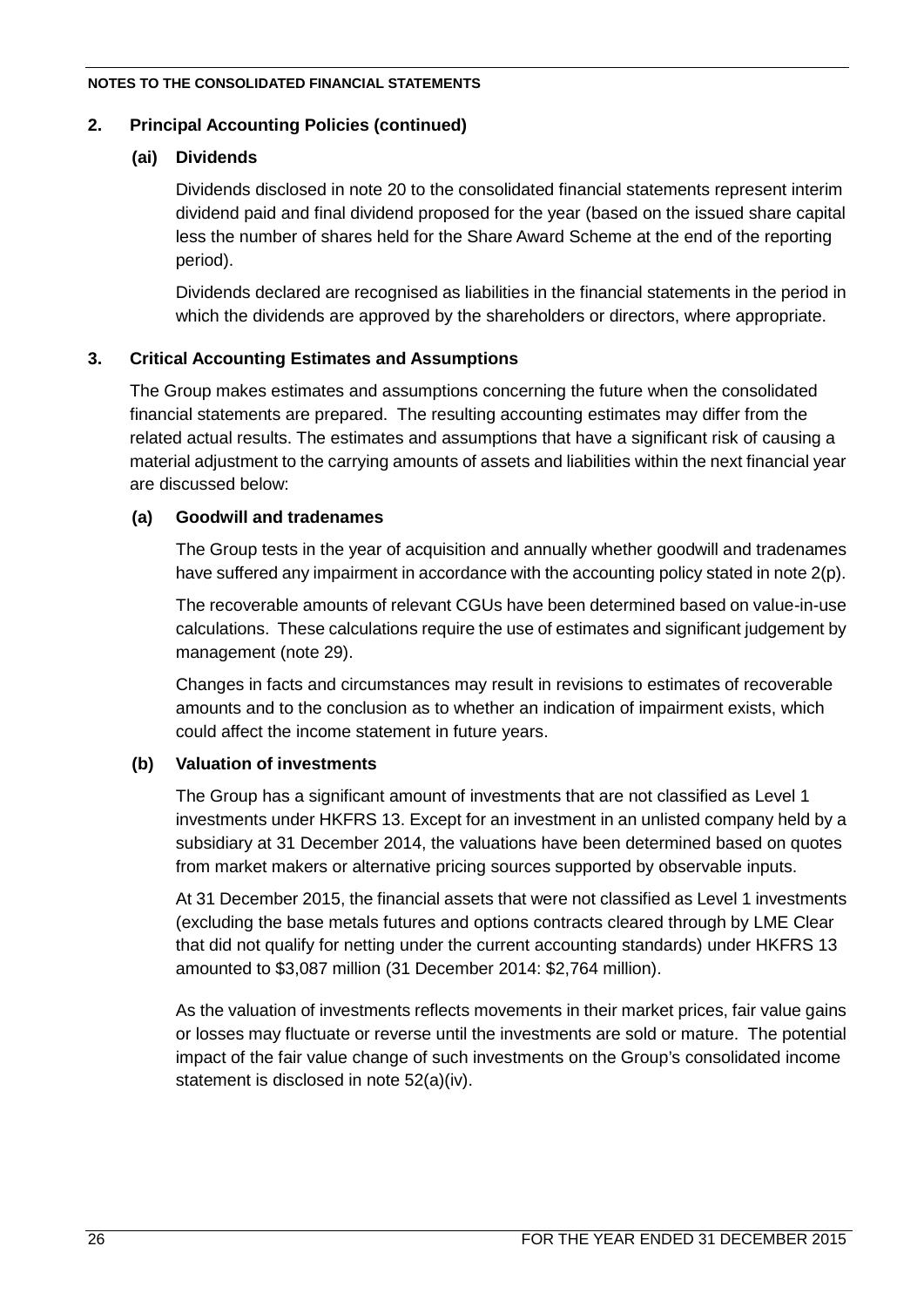## 2. Principal Accounting Policies (continued)

### (ai) Dividends

Dividends disclosed in note 20 to the consolidated financial statements represent interim dividend paid and final dividend proposed for the year (based on the issued share capital less the number of shares held for the Share Award Scheme at the end of the reporting period).

Dividends declared are recognised as liabilities in the financial statements in the period in which the dividends are approved by the shareholders or directors, where appropriate.

## 3. Critical Accounting Estimates and Assumptions

The Group makes estimates and assumptions concerning the future when the consolidated financial statements are prepared. The resulting accounting estimates may differ from the related actual results. The estimates and assumptions that have a significant risk of causing a material adjustment to the carrying amounts of assets and liabilities within the next financial year are discussed below:

### (a) Goodwill and tradenames

The Group tests in the year of acquisition and annually whether goodwill and tradenames have suffered any impairment in accordance with the accounting policy stated in note 2(p).

The recoverable amounts of relevant CGUs have been determined based on value-in-use calculations. These calculations require the use of estimates and significant judgement by management (note 29).

Changes in facts and circumstances may result in revisions to estimates of recoverable amounts and to the conclusion as to whether an indication of impairment exists, which could affect the income statement in future years.

### (b) Valuation of investments

The Group has a significant amount of investments that are not classified as Level 1 investments under HKFRS 13. Except for an investment in an unlisted company held by a subsidiary at 31 December 2014, the valuations have been determined based on quotes from market makers or alternative pricing sources supported by observable inputs.

At 31 December 2015, the financial assets that were not classified as Level 1 investments (excluding the base metals futures and options contracts cleared through by LME Clear that did not qualify for netting under the current accounting standards) under HKFRS 13 amounted to $3,087 million (31 December 2014: $2,764 million).

As the valuation of investments reflects movements in their market prices, fair value gains or losses may fluctuate or reverse until the investments are sold or mature. The potential impact of the fair value change of such investments on the Group's consolidated income statement is disclosed in note 52(a)(iv).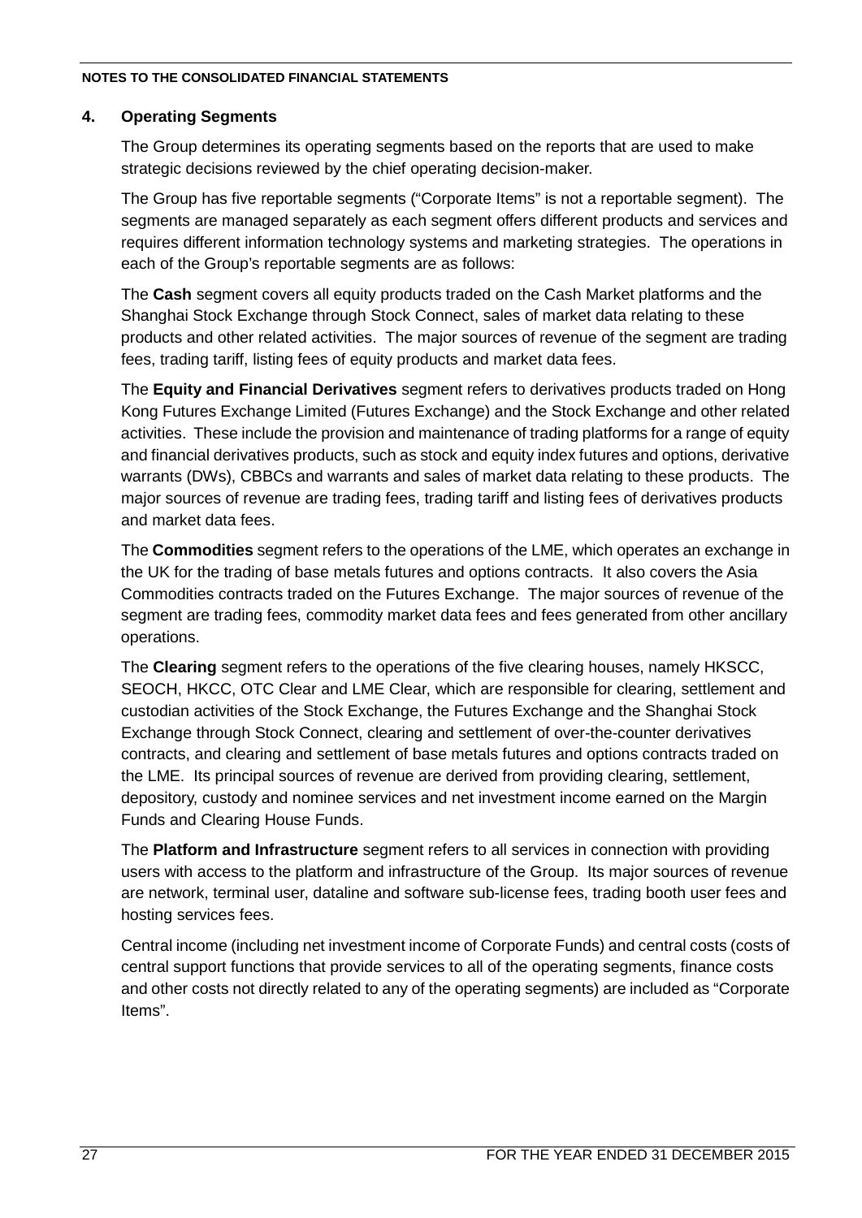## 4. Operating Segments

The Group determines its operating segments based on the reports that are used to make strategic decisions reviewed by the chief operating decision-maker.

The Group has five reportable segments ("Corporate Items" is not a reportable segment). The segments are managed separately as each segment offers different products and services and requires different information technology systems and marketing strategies. The operations in each of the Group's reportable segments are as follows:

The **Cash** segment covers all equity products traded on the Cash Market platforms and the Shanghai Stock Exchange through Stock Connect, sales of market data relating to these products and other related activities. The major sources of revenue of the segment are trading fees, trading tariff, listing fees of equity products and market data fees.

The **Equity and Financial Derivatives** segment refers to derivatives products traded on Hong Kong Futures Exchange Limited (Futures Exchange) and the Stock Exchange and other related activities. These include the provision and maintenance of trading platforms for a range of equity and financial derivatives products, such as stock and equity index futures and options, derivative warrants (DWs), CBBCs and warrants and sales of market data relating to these products. The major sources of revenue are trading fees, trading tariff and listing fees of derivatives products and market data fees.

The **Commodities** segment refers to the operations of the LME, which operates an exchange in the UK for the trading of base metals futures and options contracts. It also covers the Asia Commodities contracts traded on the Futures Exchange. The major sources of revenue of the segment are trading fees, commodity market data fees and fees generated from other ancillary operations.

The **Clearing** segment refers to the operations of the five clearing houses, namely HKSCC, SEOCH, HKCC, OTC Clear and LME Clear, which are responsible for clearing, settlement and custodian activities of the Stock Exchange, the Futures Exchange and the Shanghai Stock Exchange through Stock Connect, clearing and settlement of over-the-counter derivatives contracts, and clearing and settlement of base metals futures and options contracts traded on the LME. Its principal sources of revenue are derived from providing clearing, settlement, depository, custody and nominee services and net investment income earned on the Margin Funds and Clearing House Funds.

The **Platform and Infrastructure** segment refers to all services in connection with providing users with access to the platform and infrastructure of the Group. Its major sources of revenue are network, terminal user, dataline and software sub-license fees, trading booth user fees and hosting services fees.

Central income (including net investment income of Corporate Funds) and central costs (costs of central support functions that provide services to all of the operating segments, finance costs and other costs not directly related to any of the operating segments) are included as "Corporate Items".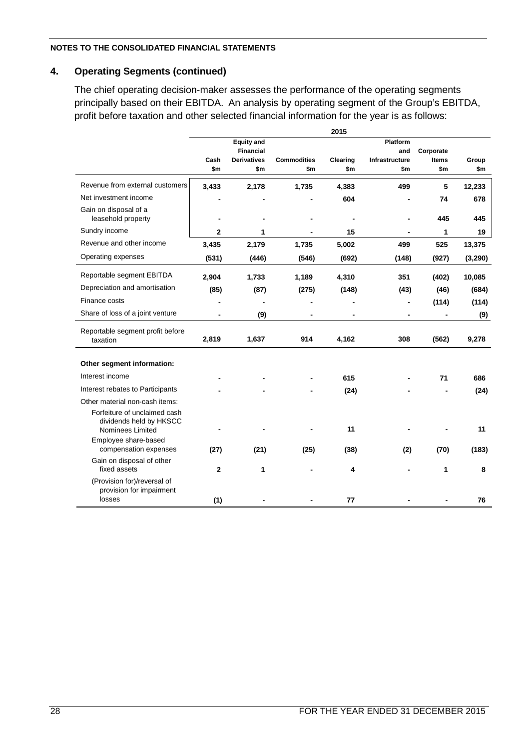NOTES TO THE CONSOLIDATED FINANCIAL STATEMENTS

## 4. Operating Segments (continued)

The chief operating decision-maker assesses the performance of the operating segments principally based on their EBITDA. An analysis by operating segment of the Group's EBITDA, profit before taxation and other selected financial information for the year is as follows:

| | 2015 | | | | | | |
|---|---|---|---|---|---|---|---|
| | Cash $m | Equity and Financial Derivatives $m | Commodities $m | Clearing $m | Platform and Infrastructure $m | Corporate Items $m | Group $m |
| Revenue from external customers | 3,433 | 2,178 | 1,735 | 4,383 | 499 | 5 | 12,233 |
| Net investment income | - | - | - | 604 | - | 74 | 678 |
| Gain on disposal of a leasehold property | - | - | - | - | - | 445 | 445 |
| Sundry income | 2 | 1 | - | 15 | - | 1 | 19 |
| Revenue and other income | 3,435 | 2,179 | 1,735 | 5,002 | 499 | 525 | 13,375 |
| Operating expenses | (531) | (446) | (546) | (692) | (148) | (927) | (3,290) |
| Reportable segment EBITDA | 2,904 | 1,733 | 1,189 | 4,310 | 351 | (402) | 10,085 |
| Depreciation and amortisation | (85) | (87) | (275) | (148) | (43) | (46) | (684) |
| Finance costs | - | - | - | - | - | (114) | (114) |
| Share of loss of a joint venture | - | (9) | - | - | - | - | (9) |
| Reportable segment profit before taxation | 2,819 | 1,637 | 914 | 4,162 | 308 | (562) | 9,278 |
| **Other segment information:** | | | | | | | |
| Interest income | - | - | - | 615 | - | 71 | 686 |
| Interest rebates to Participants | - | - | - | (24) | - | - | (24) |
| Other material non-cash items: | | | | | | | |
| Forfeiture of unclaimed cash dividends held by HKSCC Nominees Limited | - | - | - | 11 | - | - | 11 |
| Employee share-based compensation expenses | (27) | (21) | (25) | (38) | (2) | (70) | (183) |
| Gain on disposal of other fixed assets | 2 | 1 | - | 4 | - | 1 | 8 |
| (Provision for)/reversal of provision for impairment losses | (1) | - | - | 77 | - | - | 76 |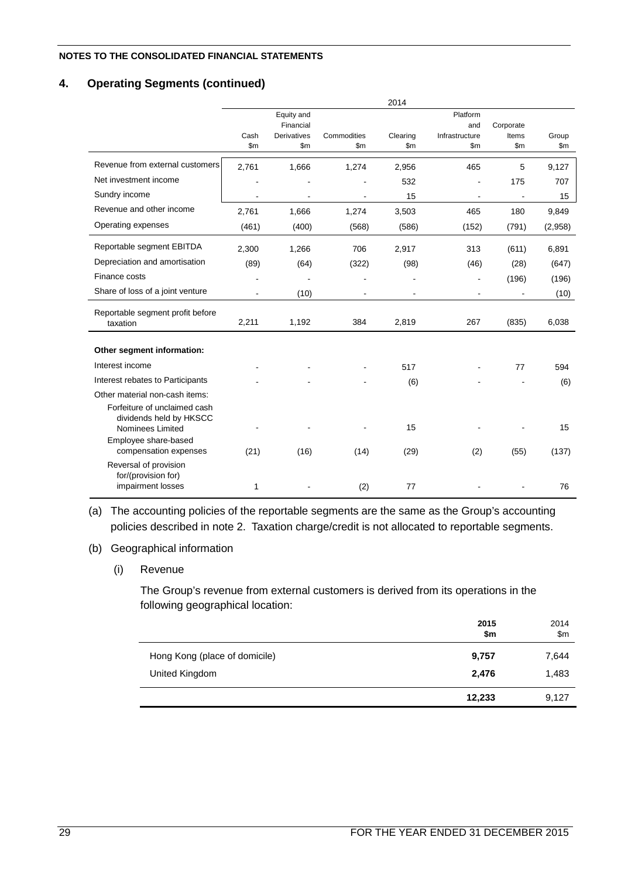**NOTES TO THE CONSOLIDATED FINANCIAL STATEMENTS**

## 4. Operating Segments (continued)

| | 2014 | | | | | | |
|---|---|---|---|---|---|---|---|
| | Cash<br>$m | Equity and Financial Derivatives<br>$m | Commodities<br>$m | Clearing<br>$m | Platform and Infrastructure<br>$m | Corporate Items<br>$m | Group<br>$m |
| Revenue from external customers | 2,761 | 1,666 | 1,274 | 2,956 | 465 | 5 | 9,127 |
| Net investment income | - | - | - | 532 | - | 175 | 707 |
| Sundry income | - | - | - | 15 | - | - | 15 |
| Revenue and other income | 2,761 | 1,666 | 1,274 | 3,503 | 465 | 180 | 9,849 |
| Operating expenses | (461) | (400) | (568) | (586) | (152) | (791) | (2,958) |
| Reportable segment EBITDA | 2,300 | 1,266 | 706 | 2,917 | 313 | (611) | 6,891 |
| Depreciation and amortisation | (89) | (64) | (322) | (98) | (46) | (28) | (647) |
| Finance costs | - | - | - | - | - | (196) | (196) |
| Share of loss of a joint venture | - | (10) | - | - | - | - | (10) |
| Reportable segment profit before taxation | 2,211 | 1,192 | 384 | 2,819 | 267 | (835) | 6,038 |
| **Other segment information:** | | | | | | | |
| Interest income | - | - | - | 517 | - | 77 | 594 |
| Interest rebates to Participants | - | - | - | (6) | - | - | (6) |
| Other material non-cash items: | | | | | | | |
| Forfeiture of unclaimed cash dividends held by HKSCC Nominees Limited | - | - | - | 15 | - | - | 15 |
| Employee share-based compensation expenses | (21) | (16) | (14) | (29) | (2) | (55) | (137) |
| Reversal of provision for/(provision for) impairment losses | 1 | - | (2) | 77 | - | - | 76 |

(a) The accounting policies of the reportable segments are the same as the Group's accounting policies described in note 2. Taxation charge/credit is not allocated to reportable segments.

(b) Geographical information

(i) Revenue

The Group's revenue from external customers is derived from its operations in the following geographical location:

| | **2015**<br>**$m** | 2014<br>$m |
|---|---|---|
| Hong Kong (place of domicile) | **9,757** | 7,644 |
| United Kingdom | **2,476** | 1,483 |
| | **12,233** | 9,127 |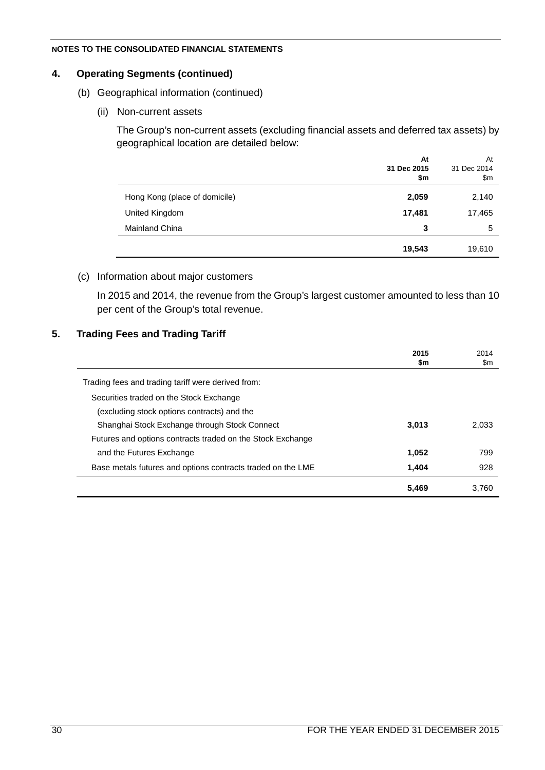NOTES TO THE CONSOLIDATED FINANCIAL STATEMENTS

## 4. Operating Segments (continued)

(b) Geographical information (continued)

(ii) Non-current assets

The Group's non-current assets (excluding financial assets and deferred tax assets) by geographical location are detailed below:

| | At 31 Dec 2015 $m | At 31 Dec 2014 $m |
|---|---|---|
| Hong Kong (place of domicile) | **2,059** | 2,140 |
| United Kingdom | **17,481** | 17,465 |
| Mainland China | **3** | 5 |
| | **19,543** | 19,610 |

(c) Information about major customers

In 2015 and 2014, the revenue from the Group's largest customer amounted to less than 10 per cent of the Group's total revenue.

## 5. Trading Fees and Trading Tariff

| | 2015 $m | 2014 $m |
|---|---|---|
| Trading fees and trading tariff were derived from: | | |
| Securities traded on the Stock Exchange (excluding stock options contracts) and the Shanghai Stock Exchange through Stock Connect | **3,013** | 2,033 |
| Futures and options contracts traded on the Stock Exchange and the Futures Exchange | **1,052** | 799 |
| Base metals futures and options contracts traded on the LME | **1,404** | 928 |
| | **5,469** | 3,760 |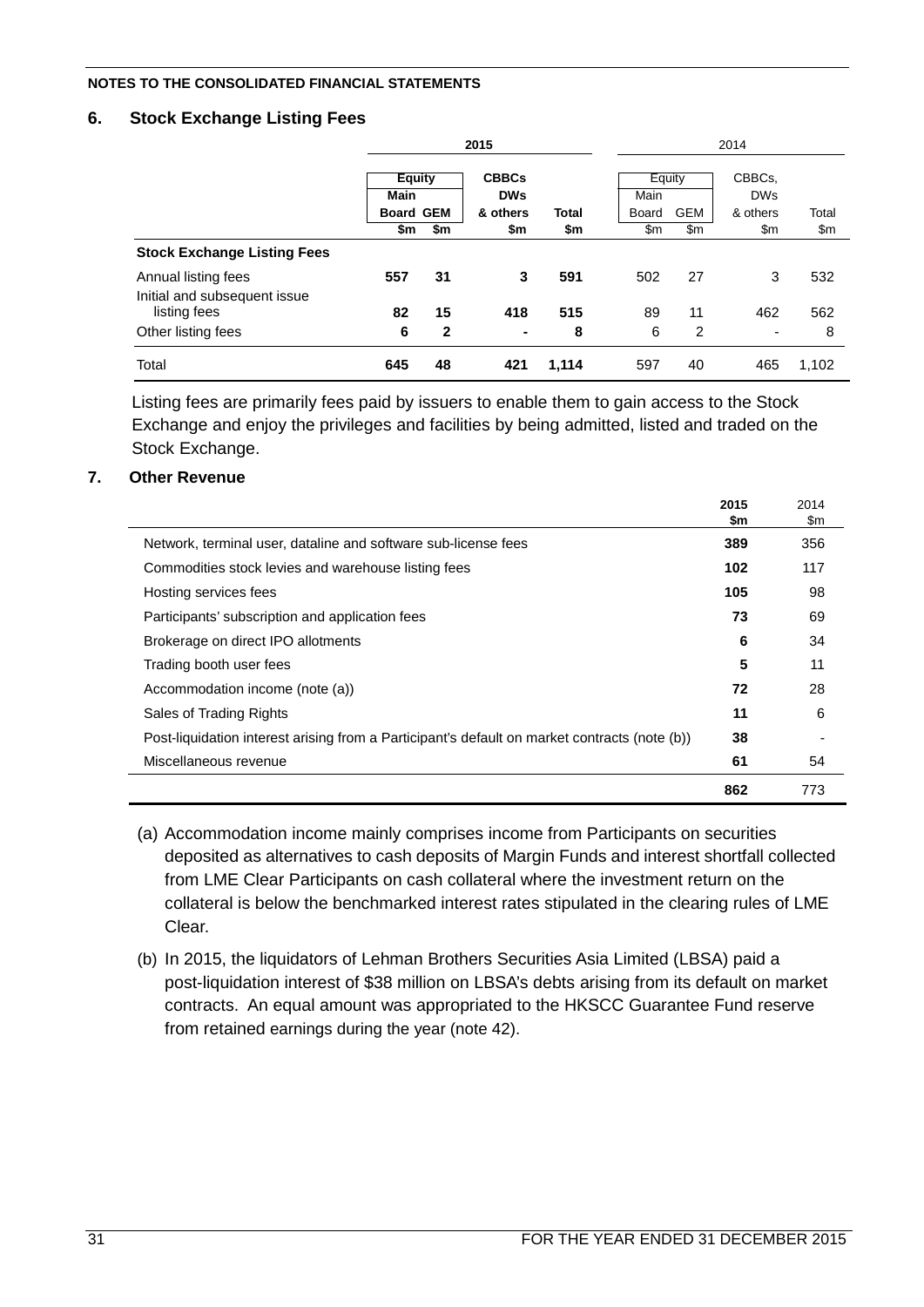NOTES TO THE CONSOLIDATED FINANCIAL STATEMENTS

## 6. Stock Exchange Listing Fees

| | 2015 | | | | 2014 | | | |
|---|---|---|---|---|---|---|---|---|
| | Equity | | CBBCs | | Equity | | CBBCs, | |
| | Main Board | GEM | DWs & others | Total | Main Board | GEM | DWs & others | Total |
| | $m | $m | $m | $m | $m | $m | $m | $m |
| **Stock Exchange Listing Fees** | | | | | | | | |
| Annual listing fees | **557** | **31** | **3** | **591** | 502 | 27 | 3 | 532 |
| Initial and subsequent issue listing fees | **82** | **15** | **418** | **515** | 89 | 11 | 462 | 562 |
| Other listing fees | **6** | **2** | **-** | **8** | 6 | 2 | - | 8 |
| Total | **645** | **48** | **421** | **1,114** | 597 | 40 | 465 | 1,102 |

Listing fees are primarily fees paid by issuers to enable them to gain access to the Stock Exchange and enjoy the privileges and facilities by being admitted, listed and traded on the Stock Exchange.

## 7. Other Revenue

| | 2015 $m | 2014 $m |
|---|---|---|
| Network, terminal user, dataline and software sub-license fees | **389** | 356 |
| Commodities stock levies and warehouse listing fees | **102** | 117 |
| Hosting services fees | **105** | 98 |
| Participants' subscription and application fees | **73** | 69 |
| Brokerage on direct IPO allotments | **6** | 34 |
| Trading booth user fees | **5** | 11 |
| Accommodation income (note (a)) | **72** | 28 |
| Sales of Trading Rights | **11** | 6 |
| Post-liquidation interest arising from a Participant's default on market contracts (note (b)) | **38** | - |
| Miscellaneous revenue | **61** | 54 |
| | **862** | 773 |

(a) Accommodation income mainly comprises income from Participants on securities deposited as alternatives to cash deposits of Margin Funds and interest shortfall collected from LME Clear Participants on cash collateral where the investment return on the collateral is below the benchmarked interest rates stipulated in the clearing rules of LME Clear.

(b) In 2015, the liquidators of Lehman Brothers Securities Asia Limited (LBSA) paid a post-liquidation interest of $38 million on LBSA's debts arising from its default on market contracts. An equal amount was appropriated to the HKSCC Guarantee Fund reserve from retained earnings during the year (note 42).

FOR THE YEAR ENDED 31 DECEMBER 2015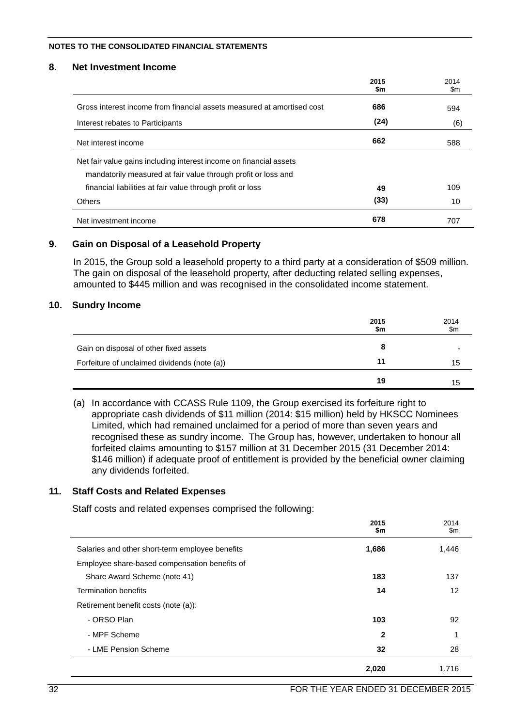NOTES TO THE CONSOLIDATED FINANCIAL STATEMENTS

## 8. Net Investment Income

| | 2015 $m | 2014 $m |
|---|---|---|
| Gross interest income from financial assets measured at amortised cost | **686** | 594 |
| Interest rebates to Participants | **(24)** | (6) |
| Net interest income | **662** | 588 |
| Net fair value gains including interest income on financial assets mandatorily measured at fair value through profit or loss and financial liabilities at fair value through profit or loss | **49** | 109 |
| Others | **(33)** | 10 |
| Net investment income | **678** | 707 |

## 9. Gain on Disposal of a Leasehold Property

In 2015, the Group sold a leasehold property to a third party at a consideration of $509 million. The gain on disposal of the leasehold property, after deducting related selling expenses, amounted to $445 million and was recognised in the consolidated income statement.

## 10. Sundry Income

| | 2015 $m | 2014 $m |
|---|---|---|
| Gain on disposal of other fixed assets | **8** | - |
| Forfeiture of unclaimed dividends (note (a)) | **11** | 15 |
| | **19** | 15 |

(a) In accordance with CCASS Rule 1109, the Group exercised its forfeiture right to appropriate cash dividends of $11 million (2014: $15 million) held by HKSCC Nominees Limited, which had remained unclaimed for a period of more than seven years and recognised these as sundry income. The Group has, however, undertaken to honour all forfeited claims amounting to $157 million at 31 December 2015 (31 December 2014: $146 million) if adequate proof of entitlement is provided by the beneficial owner claiming any dividends forfeited.

## 11. Staff Costs and Related Expenses

Staff costs and related expenses comprised the following:

| | 2015 $m | 2014 $m |
|---|---|---|
| Salaries and other short-term employee benefits | **1,686** | 1,446 |
| Employee share-based compensation benefits of Share Award Scheme (note 41) | **183** | 137 |
| Termination benefits | **14** | 12 |
| Retirement benefit costs (note (a)): | | |
| - ORSO Plan | **103** | 92 |
| - MPF Scheme | **2** | 1 |
| - LME Pension Scheme | **32** | 28 |
| | **2,020** | 1,716 |

FOR THE YEAR ENDED 31 DECEMBER 2015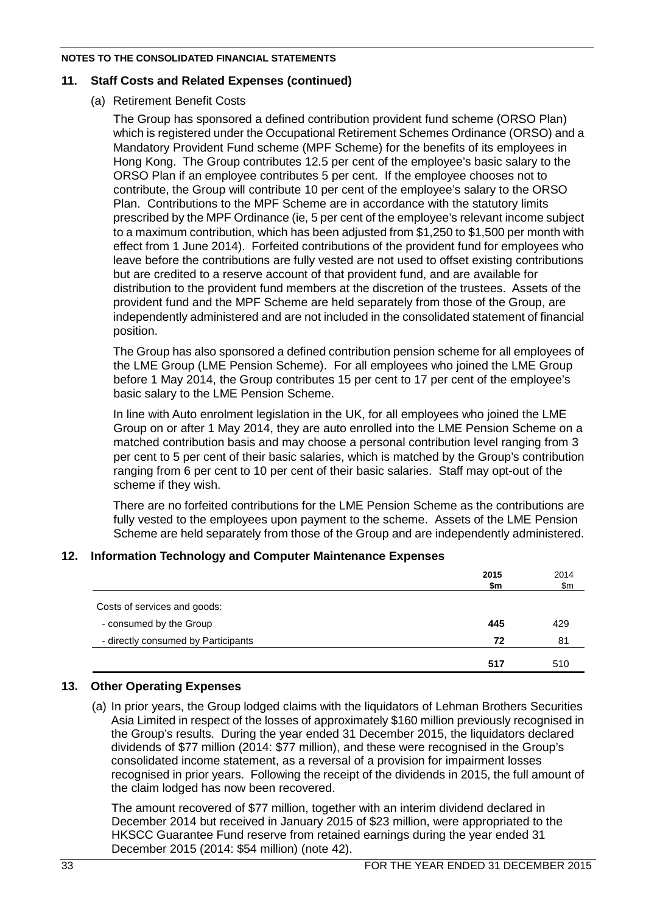## 11. Staff Costs and Related Expenses (continued)

(a) Retirement Benefit Costs

The Group has sponsored a defined contribution provident fund scheme (ORSO Plan) which is registered under the Occupational Retirement Schemes Ordinance (ORSO) and a Mandatory Provident Fund scheme (MPF Scheme) for the benefits of its employees in Hong Kong. The Group contributes 12.5 per cent of the employee's basic salary to the ORSO Plan if an employee contributes 5 per cent. If the employee chooses not to contribute, the Group will contribute 10 per cent of the employee's salary to the ORSO Plan. Contributions to the MPF Scheme are in accordance with the statutory limits prescribed by the MPF Ordinance (ie, 5 per cent of the employee's relevant income subject to a maximum contribution, which has been adjusted from $1,250 to $1,500 per month with effect from 1 June 2014). Forfeited contributions of the provident fund for employees who leave before the contributions are fully vested are not used to offset existing contributions but are credited to a reserve account of that provident fund, and are available for distribution to the provident fund members at the discretion of the trustees. Assets of the provident fund and the MPF Scheme are held separately from those of the Group, are independently administered and are not included in the consolidated statement of financial position.

The Group has also sponsored a defined contribution pension scheme for all employees of the LME Group (LME Pension Scheme). For all employees who joined the LME Group before 1 May 2014, the Group contributes 15 per cent to 17 per cent of the employee's basic salary to the LME Pension Scheme.

In line with Auto enrolment legislation in the UK, for all employees who joined the LME Group on or after 1 May 2014, they are auto enrolled into the LME Pension Scheme on a matched contribution basis and may choose a personal contribution level ranging from 3 per cent to 5 per cent of their basic salaries, which is matched by the Group's contribution ranging from 6 per cent to 10 per cent of their basic salaries. Staff may opt-out of the scheme if they wish.

There are no forfeited contributions for the LME Pension Scheme as the contributions are fully vested to the employees upon payment to the scheme. Assets of the LME Pension Scheme are held separately from those of the Group and are independently administered.

## 12. Information Technology and Computer Maintenance Expenses

| | **2015** **$m** | 2014 $m |
|---|---|---|
| Costs of services and goods: | | |
| - consumed by the Group | **445** | 429 |
| - directly consumed by Participants | **72** | 81 |
| | **517** | 510 |

## 13. Other Operating Expenses

(a) In prior years, the Group lodged claims with the liquidators of Lehman Brothers Securities Asia Limited in respect of the losses of approximately $160 million previously recognised in the Group's results. During the year ended 31 December 2015, the liquidators declared dividends of $77 million (2014: $77 million), and these were recognised in the Group's consolidated income statement, as a reversal of a provision for impairment losses recognised in prior years. Following the receipt of the dividends in 2015, the full amount of the claim lodged has now been recovered.

The amount recovered of $77 million, together with an interim dividend declared in December 2014 but received in January 2015 of $23 million, were appropriated to the HKSCC Guarantee Fund reserve from retained earnings during the year ended 31 December 2015 (2014: $54 million) (note 42).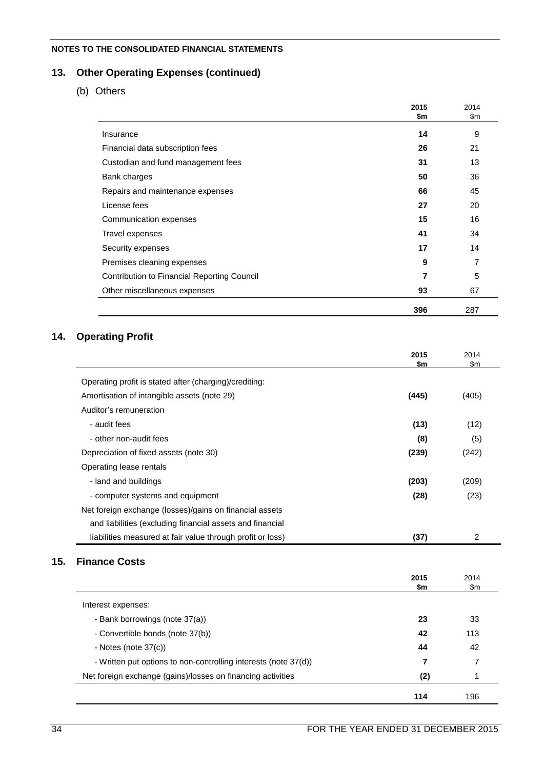NOTES TO THE CONSOLIDATED FINANCIAL STATEMENTS

## 13. Other Operating Expenses (continued)

### (b) Others

| | 2015 $m | 2014 $m |
|---|---|---|
| Insurance | **14** | 9 |
| Financial data subscription fees | **26** | 21 |
| Custodian and fund management fees | **31** | 13 |
| Bank charges | **50** | 36 |
| Repairs and maintenance expenses | **66** | 45 |
| License fees | **27** | 20 |
| Communication expenses | **15** | 16 |
| Travel expenses | **41** | 34 |
| Security expenses | **17** | 14 |
| Premises cleaning expenses | **9** | 7 |
| Contribution to Financial Reporting Council | **7** | 5 |
| Other miscellaneous expenses | **93** | 67 |
| | **396** | 287 |

## 14. Operating Profit

| | 2015 $m | 2014 $m |
|---|---|---|
| Operating profit is stated after (charging)/crediting: | | |
| Amortisation of intangible assets (note 29) | **(445)** | (405) |
| Auditor's remuneration | | |
| - audit fees | **(13)** | (12) |
| - other non-audit fees | **(8)** | (5) |
| Depreciation of fixed assets (note 30) | **(239)** | (242) |
| Operating lease rentals | | |
| - land and buildings | **(203)** | (209) |
| - computer systems and equipment | **(28)** | (23) |
| Net foreign exchange (losses)/gains on financial assets and liabilities (excluding financial assets and financial liabilities measured at fair value through profit or loss) | **(37)** | 2 |

## 15. Finance Costs

| | 2015 $m | 2014 $m |
|---|---|---|
| Interest expenses: | | |
| - Bank borrowings (note 37(a)) | **23** | 33 |
| - Convertible bonds (note 37(b)) | **42** | 113 |
| - Notes (note 37(c)) | **44** | 42 |
| - Written put options to non-controlling interests (note 37(d)) | **7** | 7 |
| Net foreign exchange (gains)/losses on financing activities | **(2)** | 1 |
| | **114** | 196 |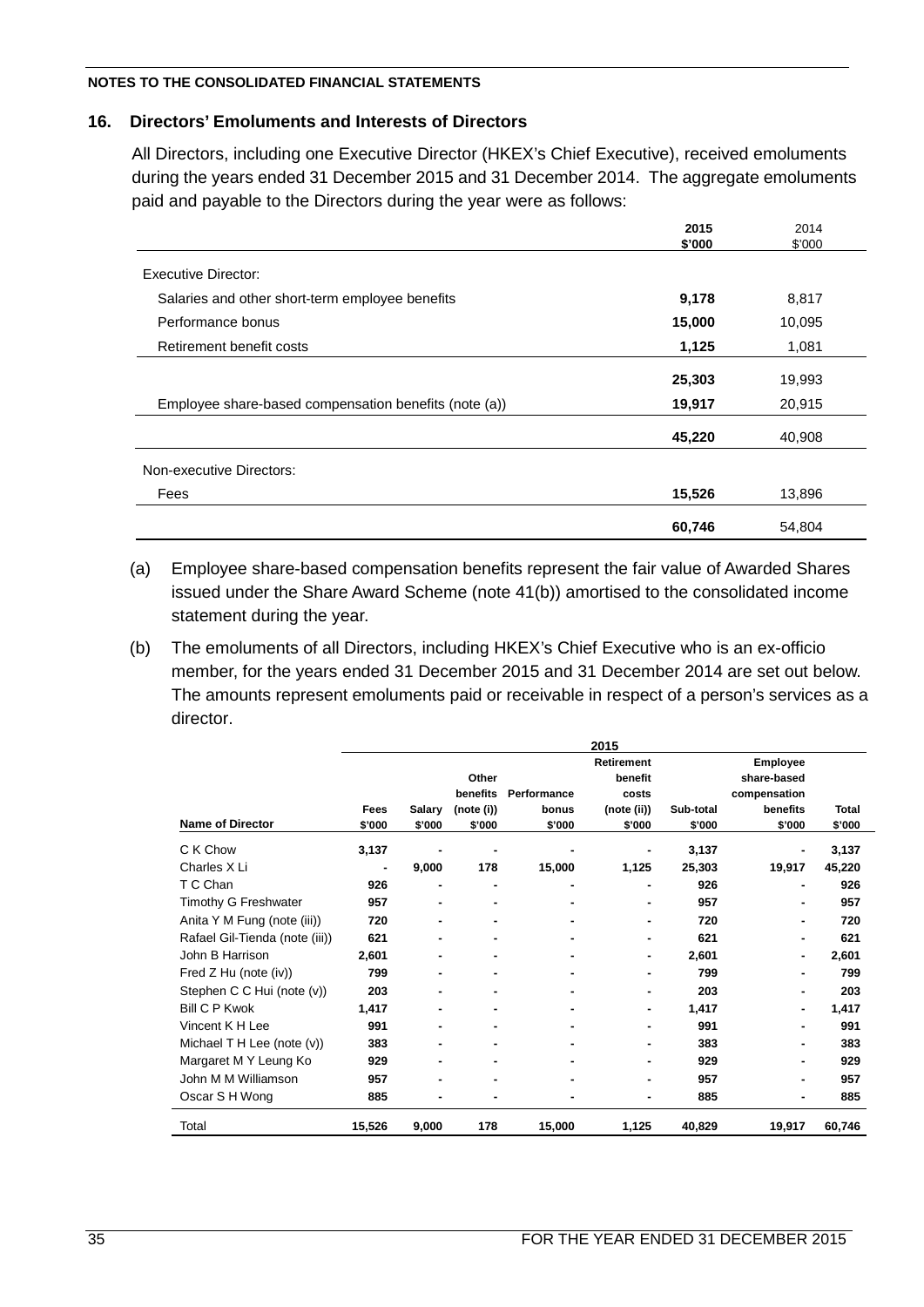NOTES TO THE CONSOLIDATED FINANCIAL STATEMENTS

## 16. Directors' Emoluments and Interests of Directors

All Directors, including one Executive Director (HKEX's Chief Executive), received emoluments during the years ended 31 December 2015 and 31 December 2014. The aggregate emoluments paid and payable to the Directors during the year were as follows:

| | 2015 $'000 | 2014 $'000 |
|---|---|---|
| Executive Director: | | |
| Salaries and other short-term employee benefits | 9,178 | 8,817 |
| Performance bonus | 15,000 | 10,095 |
| Retirement benefit costs | 1,125 | 1,081 |
| | 25,303 | 19,993 |
| Employee share-based compensation benefits (note (a)) | 19,917 | 20,915 |
| | 45,220 | 40,908 |
| Non-executive Directors: | | |
| Fees | 15,526 | 13,896 |
| | 60,746 | 54,804 |

(a) Employee share-based compensation benefits represent the fair value of Awarded Shares issued under the Share Award Scheme (note 41(b)) amortised to the consolidated income statement during the year.

(b) The emoluments of all Directors, including HKEX's Chief Executive who is an ex-officio member, for the years ended 31 December 2015 and 31 December 2014 are set out below. The amounts represent emoluments paid or receivable in respect of a person's services as a director.

| | 2015 | | | | | | | |
|---|---|---|---|---|---|---|---|---|
| Name of Director | Fees $'000 | Salary $'000 | Other benefits (note (i)) $'000 | Performance bonus $'000 | Retirement benefit costs (note (ii)) $'000 | Sub-total $'000 | Employee share-based compensation benefits $'000 | Total $'000 |
| C K Chow | 3,137 | - | - | - | - | 3,137 | - | 3,137 |
| Charles X Li | - | 9,000 | 178 | 15,000 | 1,125 | 25,303 | 19,917 | 45,220 |
| T C Chan | 926 | - | - | - | - | 926 | - | 926 |
| Timothy G Freshwater | 957 | - | - | - | - | 957 | - | 957 |
| Anita Y M Fung (note (iii)) | 720 | - | - | - | - | 720 | - | 720 |
| Rafael Gil-Tienda (note (iii)) | 621 | - | - | - | - | 621 | - | 621 |
| John B Harrison | 2,601 | - | - | - | - | 2,601 | - | 2,601 |
| Fred Z Hu (note (iv)) | 799 | - | - | - | - | 799 | - | 799 |
| Stephen C C Hui (note (v)) | 203 | - | - | - | - | 203 | - | 203 |
| Bill C P Kwok | 1,417 | - | - | - | - | 1,417 | - | 1,417 |
| Vincent K H Lee | 991 | - | - | - | - | 991 | - | 991 |
| Michael T H Lee (note (v)) | 383 | - | - | - | - | 383 | - | 383 |
| Margaret M Y Leung Ko | 929 | - | - | - | - | 929 | - | 929 |
| John M M Williamson | 957 | - | - | - | - | 957 | - | 957 |
| Oscar S H Wong | 885 | - | - | - | - | 885 | - | 885 |
| Total | 15,526 | 9,000 | 178 | 15,000 | 1,125 | 40,829 | 19,917 | 60,746 |

FOR THE YEAR ENDED 31 DECEMBER 2015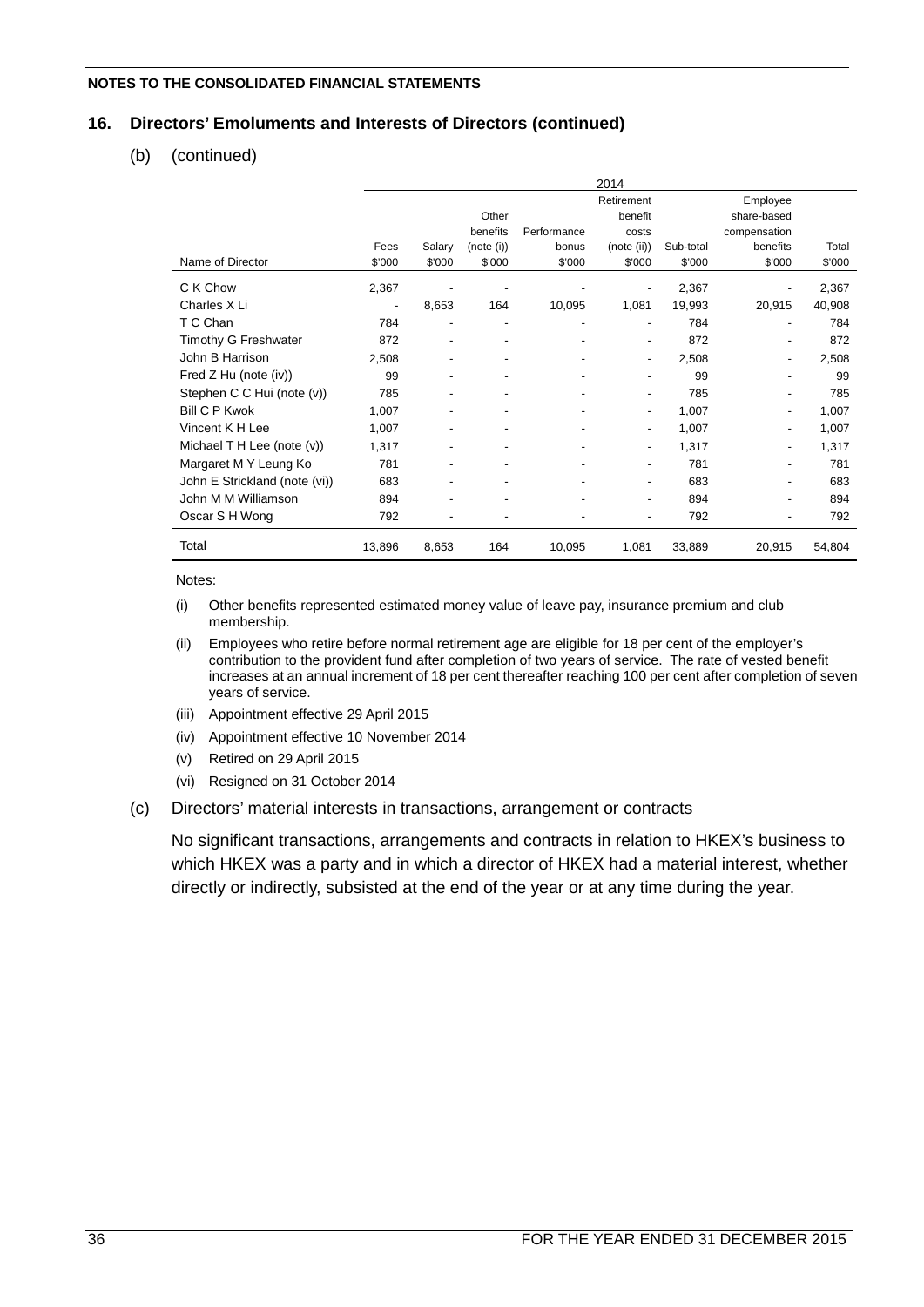NOTES TO THE CONSOLIDATED FINANCIAL STATEMENTS

## 16. Directors' Emoluments and Interests of Directors (continued)

(b) (continued)

| | 2014 | | | | | | | |
|---|---|---|---|---|---|---|---|---|
| Name of Director | Fees $'000 | Salary $'000 | Other benefits (note (i)) $'000 | Performance bonus $'000 | Retirement benefit costs (note (ii)) $'000 | Sub-total $'000 | Employee share-based compensation benefits $'000 | Total $'000 |
| C K Chow | 2,367 | - | - | - | - | 2,367 | - | 2,367 |
| Charles X Li | - | 8,653 | 164 | 10,095 | 1,081 | 19,993 | 20,915 | 40,908 |
| T C Chan | 784 | - | - | - | - | 784 | - | 784 |
| Timothy G Freshwater | 872 | - | - | - | - | 872 | - | 872 |
| John B Harrison | 2,508 | - | - | - | - | 2,508 | - | 2,508 |
| Fred Z Hu (note (iv)) | 99 | - | - | - | - | 99 | - | 99 |
| Stephen C C Hui (note (v)) | 785 | - | - | - | - | 785 | - | 785 |
| Bill C P Kwok | 1,007 | - | - | - | - | 1,007 | - | 1,007 |
| Vincent K H Lee | 1,007 | - | - | - | - | 1,007 | - | 1,007 |
| Michael T H Lee (note (v)) | 1,317 | - | - | - | - | 1,317 | - | 1,317 |
| Margaret M Y Leung Ko | 781 | - | - | - | - | 781 | - | 781 |
| John E Strickland (note (vi)) | 683 | - | - | - | - | 683 | - | 683 |
| John M M Williamson | 894 | - | - | - | - | 894 | - | 894 |
| Oscar S H Wong | 792 | - | - | - | - | 792 | - | 792 |
| Total | 13,896 | 8,653 | 164 | 10,095 | 1,081 | 33,889 | 20,915 | 54,804 |

Notes:

(i) Other benefits represented estimated money value of leave pay, insurance premium and club membership.

(ii) Employees who retire before normal retirement age are eligible for 18 per cent of the employer's contribution to the provident fund after completion of two years of service. The rate of vested benefit increases at an annual increment of 18 per cent thereafter reaching 100 per cent after completion of seven years of service.

(iii) Appointment effective 29 April 2015

(iv) Appointment effective 10 November 2014

(v) Retired on 29 April 2015

(vi) Resigned on 31 October 2014

(c) Directors' material interests in transactions, arrangement or contracts

No significant transactions, arrangements and contracts in relation to HKEX's business to which HKEX was a party and in which a director of HKEX had a material interest, whether directly or indirectly, subsisted at the end of the year or at any time during the year.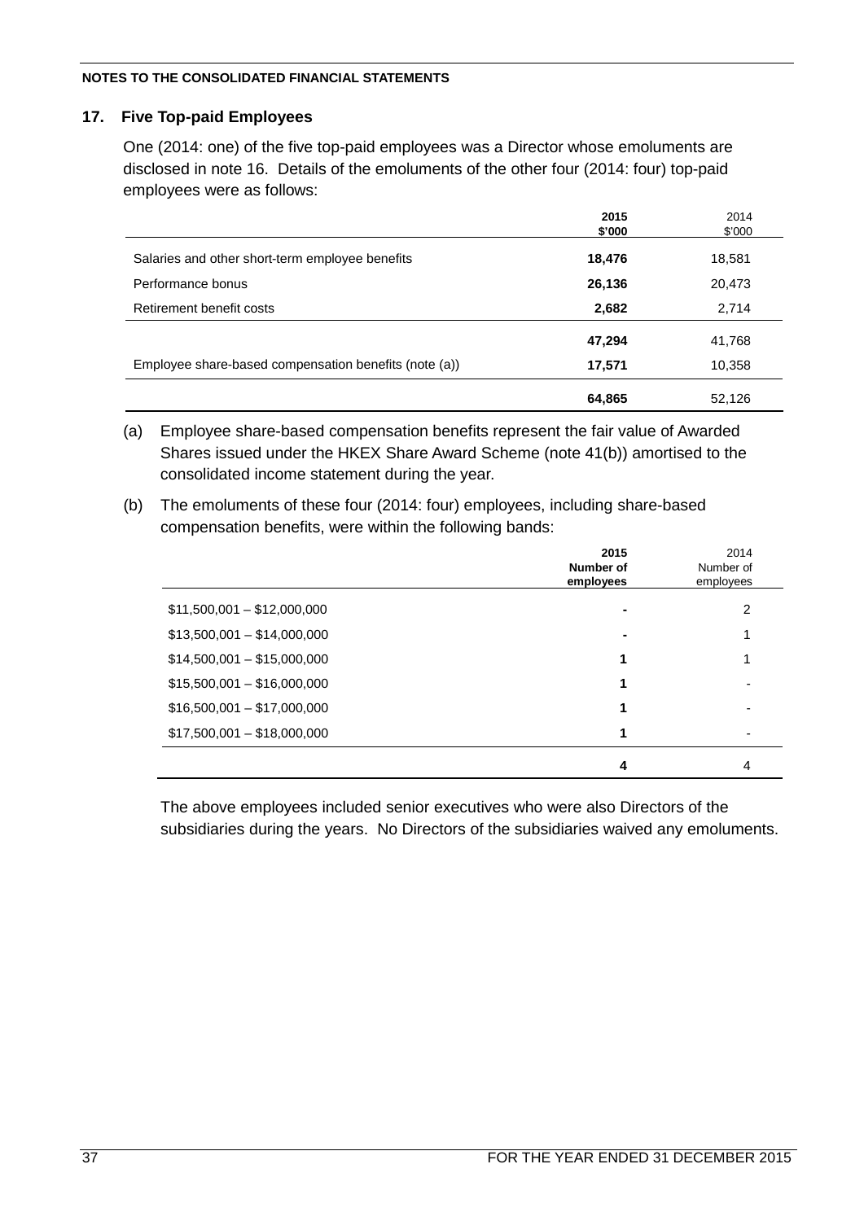NOTES TO THE CONSOLIDATED FINANCIAL STATEMENTS

## 17. Five Top-paid Employees

One (2014: one) of the five top-paid employees was a Director whose emoluments are disclosed in note 16. Details of the emoluments of the other four (2014: four) top-paid employees were as follows:

| | 2015 $'000 | 2014 $'000 |
|---|---|---|
| Salaries and other short-term employee benefits | **18,476** | 18,581 |
| Performance bonus | **26,136** | 20,473 |
| Retirement benefit costs | **2,682** | 2,714 |
| | **47,294** | 41,768 |
| Employee share-based compensation benefits (note (a)) | **17,571** | 10,358 |
| | **64,865** | 52,126 |

(a) Employee share-based compensation benefits represent the fair value of Awarded Shares issued under the HKEX Share Award Scheme (note 41(b)) amortised to the consolidated income statement during the year.

(b) The emoluments of these four (2014: four) employees, including share-based compensation benefits, were within the following bands:

| | 2015 Number of employees | 2014 Number of employees |
|---|---|---|
| $11,500,001 – $12,000,000 | **-** | 2 |
| $13,500,001 – $14,000,000 | **-** | 1 |
| $14,500,001 – $15,000,000 | **1** | 1 |
| $15,500,001 – $16,000,000 | **1** | - |
| $16,500,001 – $17,000,000 | **1** | - |
| $17,500,001 – $18,000,000 | **1** | - |
| | **4** | 4 |

The above employees included senior executives who were also Directors of the subsidiaries during the years. No Directors of the subsidiaries waived any emoluments.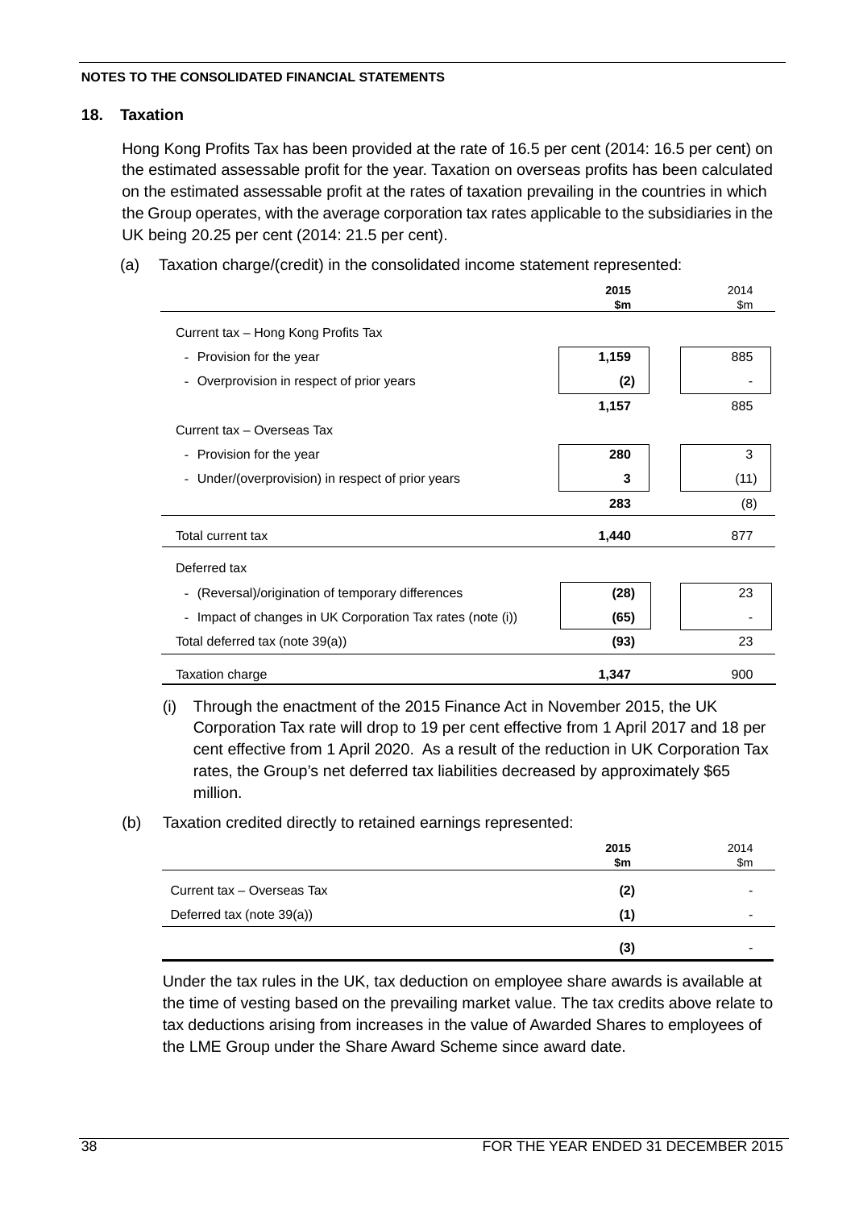NOTES TO THE CONSOLIDATED FINANCIAL STATEMENTS

## 18. Taxation

Hong Kong Profits Tax has been provided at the rate of 16.5 per cent (2014: 16.5 per cent) on the estimated assessable profit for the year. Taxation on overseas profits has been calculated on the estimated assessable profit at the rates of taxation prevailing in the countries in which the Group operates, with the average corporation tax rates applicable to the subsidiaries in the UK being 20.25 per cent (2014: 21.5 per cent).

(a) Taxation charge/(credit) in the consolidated income statement represented:

| | **2015 $m** | 2014 $m |
|---|---|---|
| Current tax – Hong Kong Profits Tax | | |
| - Provision for the year | **1,159** | 885 |
| - Overprovision in respect of prior years | **(2)** | - |
| | **1,157** | 885 |
| Current tax – Overseas Tax | | |
| - Provision for the year | **280** | 3 |
| - Under/(overprovision) in respect of prior years | **3** | (11) |
| | **283** | (8) |
| Total current tax | **1,440** | 877 |
| Deferred tax | | |
| - (Reversal)/origination of temporary differences | **(28)** | 23 |
| - Impact of changes in UK Corporation Tax rates (note (i)) | **(65)** | - |
| Total deferred tax (note 39(a)) | **(93)** | 23 |
| Taxation charge | **1,347** | 900 |

(i) Through the enactment of the 2015 Finance Act in November 2015, the UK Corporation Tax rate will drop to 19 per cent effective from 1 April 2017 and 18 per cent effective from 1 April 2020. As a result of the reduction in UK Corporation Tax rates, the Group's net deferred tax liabilities decreased by approximately $65 million.

(b) Taxation credited directly to retained earnings represented:

| | **2015 $m** | 2014 $m |
|---|---|---|
| Current tax – Overseas Tax | **(2)** | - |
| Deferred tax (note 39(a)) | **(1)** | - |
| | **(3)** | - |

Under the tax rules in the UK, tax deduction on employee share awards is available at the time of vesting based on the prevailing market value. The tax credits above relate to tax deductions arising from increases in the value of Awarded Shares to employees of the LME Group under the Share Award Scheme since award date.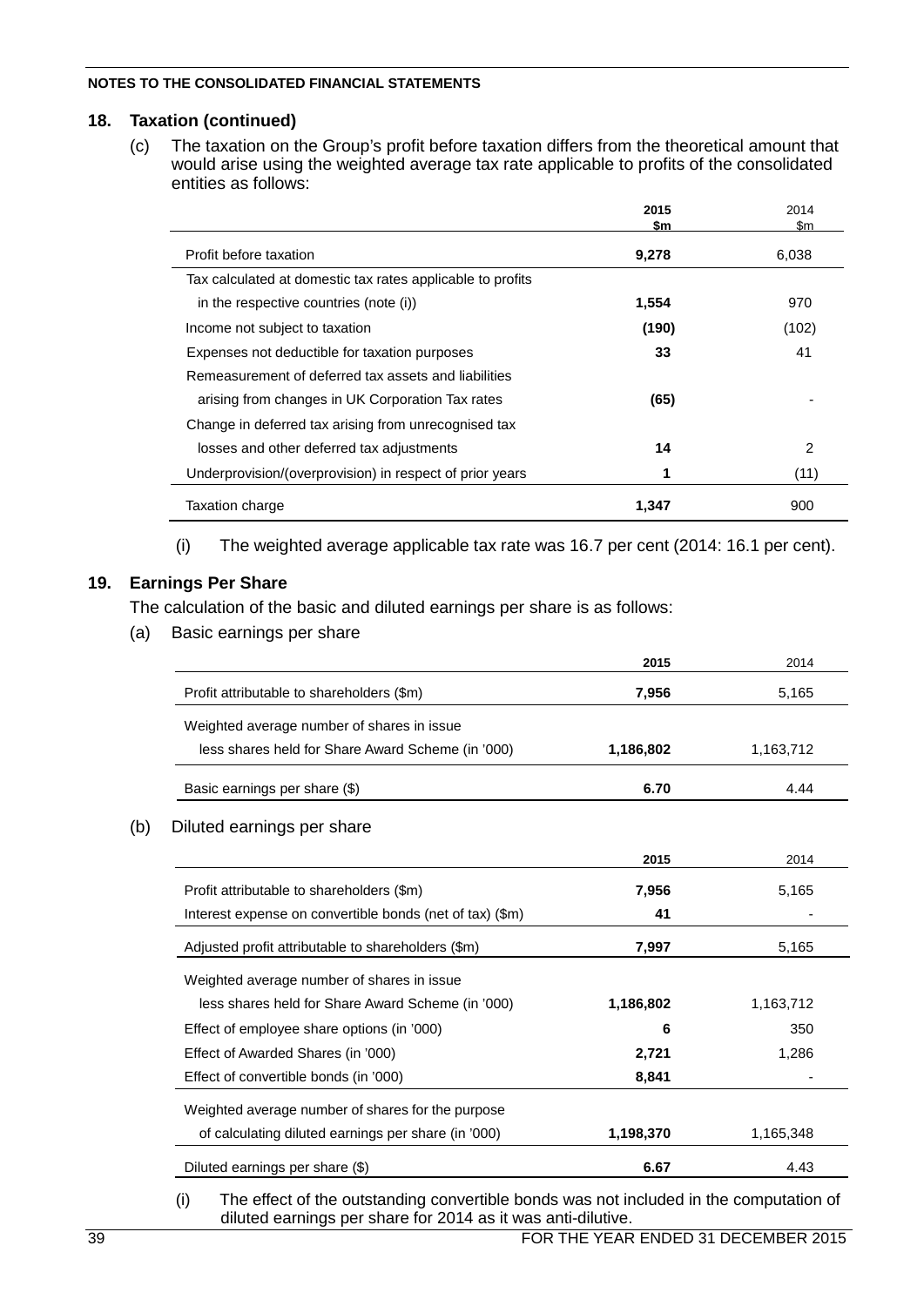**NOTES TO THE CONSOLIDATED FINANCIAL STATEMENTS**

## 18. Taxation (continued)

(c) The taxation on the Group's profit before taxation differs from the theoretical amount that would arise using the weighted average tax rate applicable to profits of the consolidated entities as follows:

| | **2015** **$m** | 2014 $m |
|---|---|---|
| Profit before taxation | **9,278** | 6,038 |
| Tax calculated at domestic tax rates applicable to profits in the respective countries (note (i)) | **1,554** | 970 |
| Income not subject to taxation | **(190)** | (102) |
| Expenses not deductible for taxation purposes | **33** | 41 |
| Remeasurement of deferred tax assets and liabilities arising from changes in UK Corporation Tax rates | **(65)** | - |
| Change in deferred tax arising from unrecognised tax losses and other deferred tax adjustments | **14** | 2 |
| Underprovision/(overprovision) in respect of prior years | **1** | (11) |
| Taxation charge | **1,347** | 900 |

(i) The weighted average applicable tax rate was 16.7 per cent (2014: 16.1 per cent).

## 19. Earnings Per Share

The calculation of the basic and diluted earnings per share is as follows:

(a) Basic earnings per share

| | **2015** | 2014 |
|---|---|---|
| Profit attributable to shareholders ($m) | **7,956** | 5,165 |
| Weighted average number of shares in issue less shares held for Share Award Scheme (in '000) | **1,186,802** | 1,163,712 |
| Basic earnings per share ($) | **6.70** | 4.44 |

(b) Diluted earnings per share

| | **2015** | 2014 |
|---|---|---|
| Profit attributable to shareholders ($m) | **7,956** | 5,165 |
| Interest expense on convertible bonds (net of tax) ($m) | **41** | - |
| Adjusted profit attributable to shareholders ($m) | **7,997** | 5,165 |
| Weighted average number of shares in issue less shares held for Share Award Scheme (in '000) | **1,186,802** | 1,163,712 |
| Effect of employee share options (in '000) | **6** | 350 |
| Effect of Awarded Shares (in '000) | **2,721** | 1,286 |
| Effect of convertible bonds (in '000) | **8,841** | - |
| Weighted average number of shares for the purpose of calculating diluted earnings per share (in '000) | **1,198,370** | 1,165,348 |
| Diluted earnings per share ($) | **6.67** | 4.43 |

(i) The effect of the outstanding convertible bonds was not included in the computation of diluted earnings per share for 2014 as it was anti-dilutive.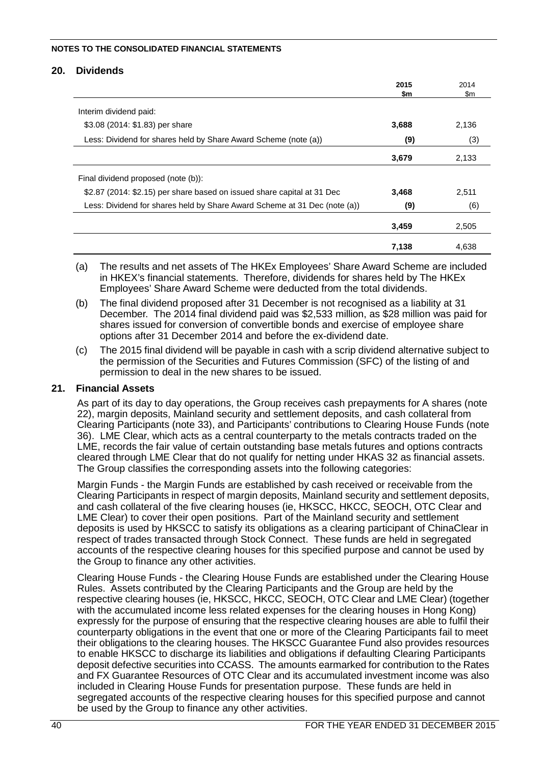## 20. Dividends

| | 2015 $m | 2014 $m |
|---|---|---|
| Interim dividend paid: | | |
| $3.08 (2014: $1.83) per share | **3,688** | 2,136 |
| Less: Dividend for shares held by Share Award Scheme (note (a)) | **(9)** | (3) |
| | **3,679** | 2,133 |
| Final dividend proposed (note (b)): | | |
| $2.87 (2014: $2.15) per share based on issued share capital at 31 Dec | **3,468** | 2,511 |
| Less: Dividend for shares held by Share Award Scheme at 31 Dec (note (a)) | **(9)** | (6) |
| | **3,459** | 2,505 |
| | **7,138** | 4,638 |

(a) The results and net assets of The HKEx Employees' Share Award Scheme are included in HKEX's financial statements. Therefore, dividends for shares held by The HKEx Employees' Share Award Scheme were deducted from the total dividends.

(b) The final dividend proposed after 31 December is not recognised as a liability at 31 December. The 2014 final dividend paid was $2,533 million, as $28 million was paid for shares issued for conversion of convertible bonds and exercise of employee share options after 31 December 2014 and before the ex-dividend date.

(c) The 2015 final dividend will be payable in cash with a scrip dividend alternative subject to the permission of the Securities and Futures Commission (SFC) of the listing of and permission to deal in the new shares to be issued.

## 21. Financial Assets

As part of its day to day operations, the Group receives cash prepayments for A shares (note 22), margin deposits, Mainland security and settlement deposits, and cash collateral from Clearing Participants (note 33), and Participants' contributions to Clearing House Funds (note 36). LME Clear, which acts as a central counterparty to the metals contracts traded on the LME, records the fair value of certain outstanding base metals futures and options contracts cleared through LME Clear that do not qualify for netting under HKAS 32 as financial assets. The Group classifies the corresponding assets into the following categories:

Margin Funds - the Margin Funds are established by cash received or receivable from the Clearing Participants in respect of margin deposits, Mainland security and settlement deposits, and cash collateral of the five clearing houses (ie, HKSCC, HKCC, SEOCH, OTC Clear and LME Clear) to cover their open positions. Part of the Mainland security and settlement deposits is used by HKSCC to satisfy its obligations as a clearing participant of ChinaClear in respect of trades transacted through Stock Connect. These funds are held in segregated accounts of the respective clearing houses for this specified purpose and cannot be used by the Group to finance any other activities.

Clearing House Funds - the Clearing House Funds are established under the Clearing House Rules. Assets contributed by the Clearing Participants and the Group are held by the respective clearing houses (ie, HKSCC, HKCC, SEOCH, OTC Clear and LME Clear) (together with the accumulated income less related expenses for the clearing houses in Hong Kong) expressly for the purpose of ensuring that the respective clearing houses are able to fulfil their counterparty obligations in the event that one or more of the Clearing Participants fail to meet their obligations to the clearing houses. The HKSCC Guarantee Fund also provides resources to enable HKSCC to discharge its liabilities and obligations if defaulting Clearing Participants deposit defective securities into CCASS. The amounts earmarked for contribution to the Rates and FX Guarantee Resources of OTC Clear and its accumulated investment income was also included in Clearing House Funds for presentation purpose. These funds are held in segregated accounts of the respective clearing houses for this specified purpose and cannot be used by the Group to finance any other activities.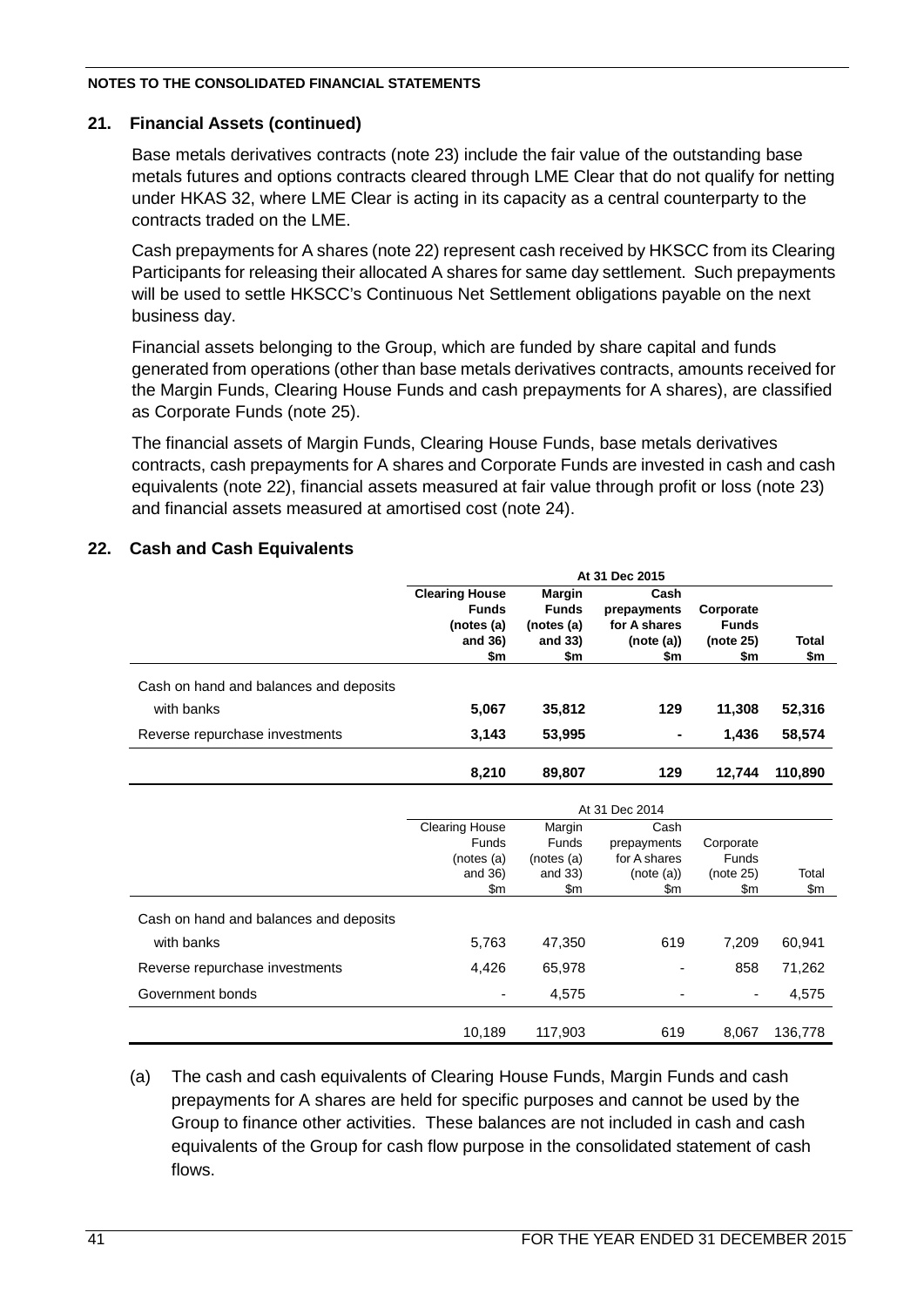## 21. Financial Assets (continued)

Base metals derivatives contracts (note 23) include the fair value of the outstanding base metals futures and options contracts cleared through LME Clear that do not qualify for netting under HKAS 32, where LME Clear is acting in its capacity as a central counterparty to the contracts traded on the LME.

Cash prepayments for A shares (note 22) represent cash received by HKSCC from its Clearing Participants for releasing their allocated A shares for same day settlement. Such prepayments will be used to settle HKSCC's Continuous Net Settlement obligations payable on the next business day.

Financial assets belonging to the Group, which are funded by share capital and funds generated from operations (other than base metals derivatives contracts, amounts received for the Margin Funds, Clearing House Funds and cash prepayments for A shares), are classified as Corporate Funds (note 25).

The financial assets of Margin Funds, Clearing House Funds, base metals derivatives contracts, cash prepayments for A shares and Corporate Funds are invested in cash and cash equivalents (note 22), financial assets measured at fair value through profit or loss (note 23) and financial assets measured at amortised cost (note 24).

## 22. Cash and Cash Equivalents

| | **At 31 Dec 2015** | | | | |
|---|---|---|---|---|---|
| | **Clearing House Funds (notes (a) and 36) $m** | **Margin Funds (notes (a) and 33) $m** | **Cash prepayments for A shares (note (a)) $m** | **Corporate Funds (note 25) $m** | **Total $m** |
| Cash on hand and balances and deposits with banks | **5,067** | **35,812** | **129** | **11,308** | **52,316** |
| Reverse repurchase investments | **3,143** | **53,995** | **-** | **1,436** | **58,574** |
| | **8,210** | **89,807** | **129** | **12,744** | **110,890** |

| | At 31 Dec 2014 | | | | |
|---|---|---|---|---|---|
| | Clearing House Funds (notes (a) and 36) $m | Margin Funds (notes (a) and 33) $m | Cash prepayments for A shares (note (a)) $m | Corporate Funds (note 25) $m | Total $m |
| Cash on hand and balances and deposits with banks | 5,763 | 47,350 | 619 | 7,209 | 60,941 |
| Reverse repurchase investments | 4,426 | 65,978 | - | 858 | 71,262 |
| Government bonds | - | 4,575 | - | - | 4,575 |
| | 10,189 | 117,903 | 619 | 8,067 | 136,778 |

(a) The cash and cash equivalents of Clearing House Funds, Margin Funds and cash prepayments for A shares are held for specific purposes and cannot be used by the Group to finance other activities. These balances are not included in cash and cash equivalents of the Group for cash flow purpose in the consolidated statement of cash flows.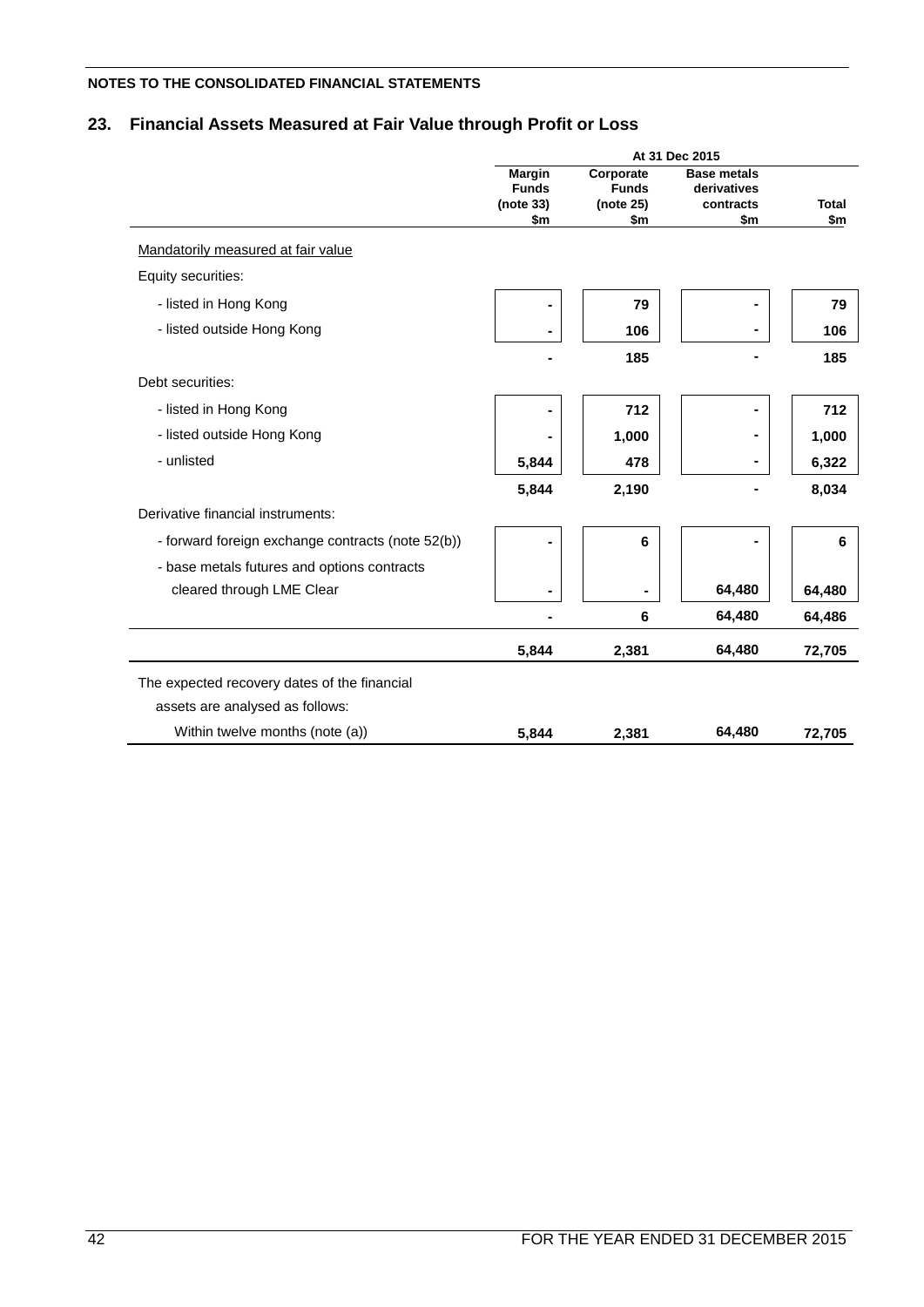NOTES TO THE CONSOLIDATED FINANCIAL STATEMENTS

## 23. Financial Assets Measured at Fair Value through Profit or Loss

| | At 31 Dec 2015 | | | |
|---|---|---|---|---|
| | Margin Funds (note 33) $m | Corporate Funds (note 25) $m | Base metals derivatives contracts $m | Total $m |
| Mandatorily measured at fair value | | | | |
| Equity securities: | | | | |
| - listed in Hong Kong | - | 79 | - | 79 |
| - listed outside Hong Kong | - | 106 | - | 106 |
| | - | 185 | - | 185 |
| Debt securities: | | | | |
| - listed in Hong Kong | - | 712 | - | 712 |
| - listed outside Hong Kong | - | 1,000 | - | 1,000 |
| - unlisted | 5,844 | 478 | - | 6,322 |
| | 5,844 | 2,190 | - | 8,034 |
| Derivative financial instruments: | | | | |
| - forward foreign exchange contracts (note 52(b)) | - | 6 | - | 6 |
| - base metals futures and options contracts cleared through LME Clear | - | - | 64,480 | 64,480 |
| | - | 6 | 64,480 | 64,486 |
| | 5,844 | 2,381 | 64,480 | 72,705 |
| The expected recovery dates of the financial assets are analysed as follows: | | | | |
| Within twelve months (note (a)) | 5,844 | 2,381 | 64,480 | 72,705 |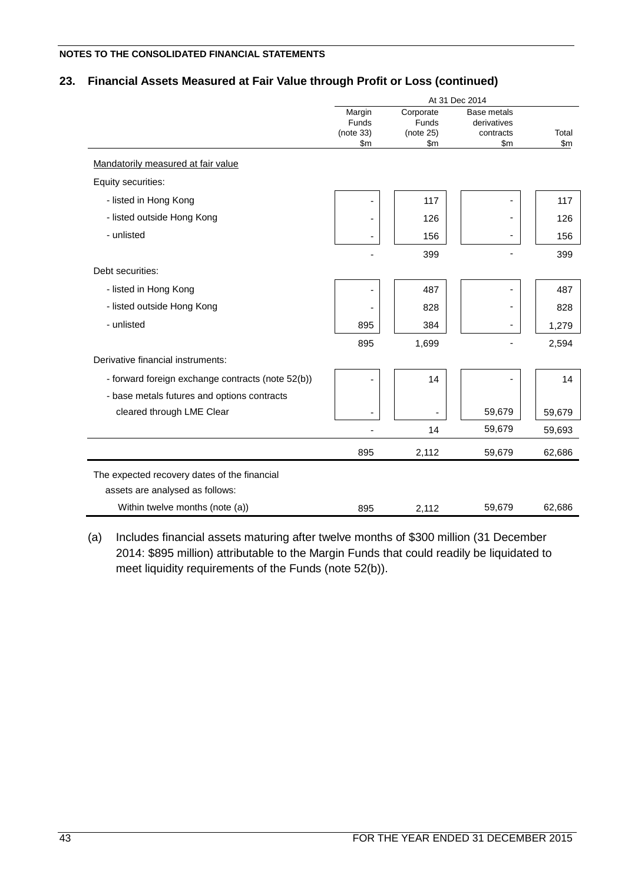## 23. Financial Assets Measured at Fair Value through Profit or Loss (continued)

| | At 31 Dec 2014 | | | |
|---|---|---|---|---|
| | Margin Funds (note 33) $m | Corporate Funds (note 25) $m | Base metals derivatives contracts $m | Total $m |
| Mandatorily measured at fair value | | | | |
| Equity securities: | | | | |
| - listed in Hong Kong | - | 117 | - | 117 |
| - listed outside Hong Kong | - | 126 | - | 126 |
| - unlisted | - | 156 | - | 156 |
| | - | 399 | - | 399 |
| Debt securities: | | | | |
| - listed in Hong Kong | - | 487 | - | 487 |
| - listed outside Hong Kong | - | 828 | - | 828 |
| - unlisted | 895 | 384 | - | 1,279 |
| | 895 | 1,699 | - | 2,594 |
| Derivative financial instruments: | | | | |
| - forward foreign exchange contracts (note 52(b)) | - | 14 | - | 14 |
| - base metals futures and options contracts cleared through LME Clear | - | - | 59,679 | 59,679 |
| | - | 14 | 59,679 | 59,693 |
| | 895 | 2,112 | 59,679 | 62,686 |
| The expected recovery dates of the financial assets are analysed as follows: | | | | |
| Within twelve months (note (a)) | 895 | 2,112 | 59,679 | 62,686 |

(a) Includes financial assets maturing after twelve months of $300 million (31 December 2014: $895 million) attributable to the Margin Funds that could readily be liquidated to meet liquidity requirements of the Funds (note 52(b)).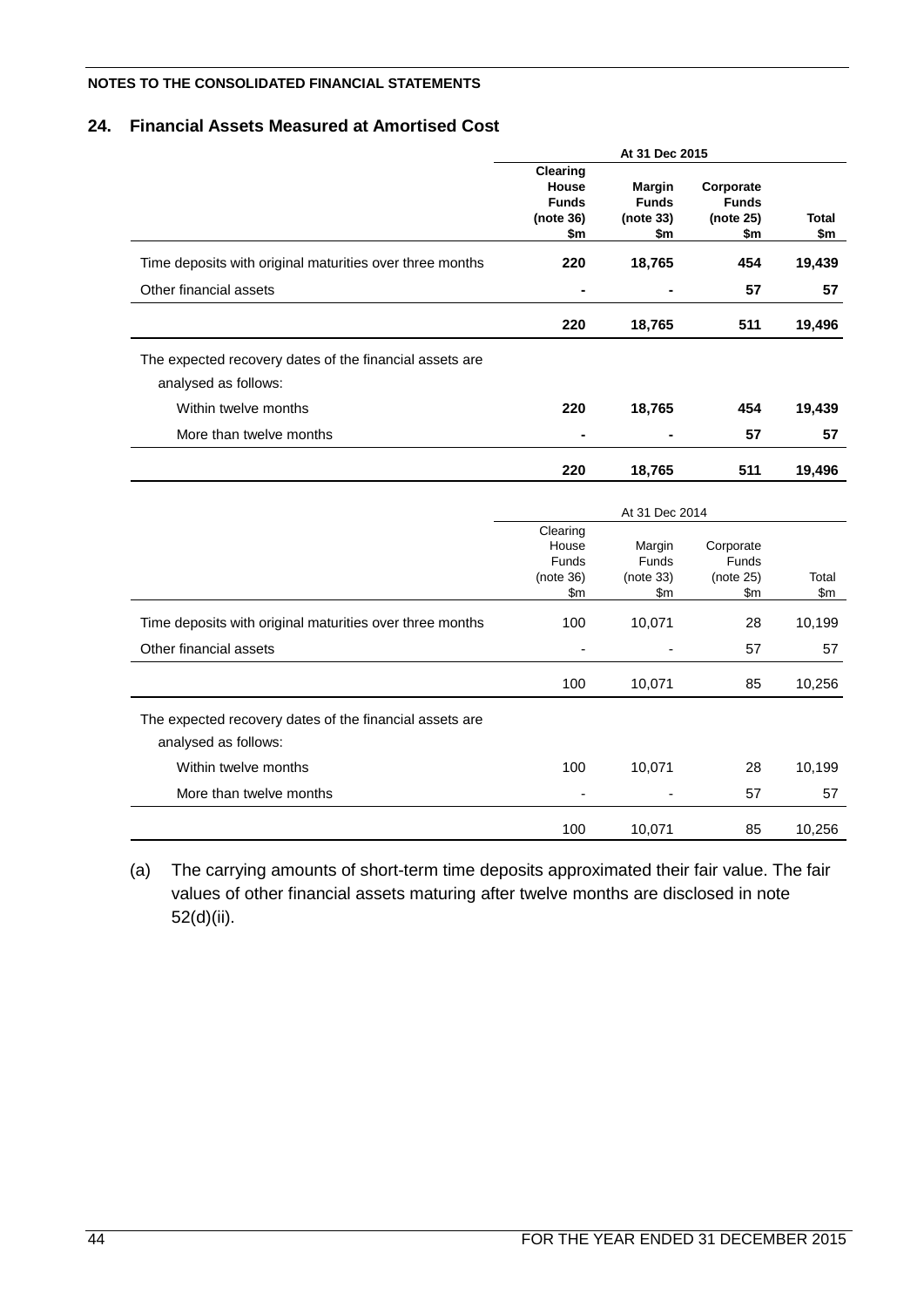NOTES TO THE CONSOLIDATED FINANCIAL STATEMENTS

## 24. Financial Assets Measured at Amortised Cost

| | At 31 Dec 2015 | | | |
|---|---|---|---|---|
| | **Clearing House Funds (note 36) $m** | **Margin Funds (note 33) $m** | **Corporate Funds (note 25) $m** | **Total $m** |
| Time deposits with original maturities over three months | **220** | **18,765** | **454** | **19,439** |
| Other financial assets | **-** | **-** | **57** | **57** |
| | **220** | **18,765** | **511** | **19,496** |
| The expected recovery dates of the financial assets are analysed as follows: | | | | |
| Within twelve months | **220** | **18,765** | **454** | **19,439** |
| More than twelve months | **-** | **-** | **57** | **57** |
| | **220** | **18,765** | **511** | **19,496** |

| | At 31 Dec 2014 | | | |
|---|---|---|---|---|
| | Clearing House Funds (note 36) $m | Margin Funds (note 33) $m | Corporate Funds (note 25) $m | Total $m |
| Time deposits with original maturities over three months | 100 | 10,071 | 28 | 10,199 |
| Other financial assets | - | - | 57 | 57 |
| | 100 | 10,071 | 85 | 10,256 |
| The expected recovery dates of the financial assets are analysed as follows: | | | | |
| Within twelve months | 100 | 10,071 | 28 | 10,199 |
| More than twelve months | - | - | 57 | 57 |
| | 100 | 10,071 | 85 | 10,256 |

(a) The carrying amounts of short-term time deposits approximated their fair value. The fair values of other financial assets maturing after twelve months are disclosed in note 52(d)(ii).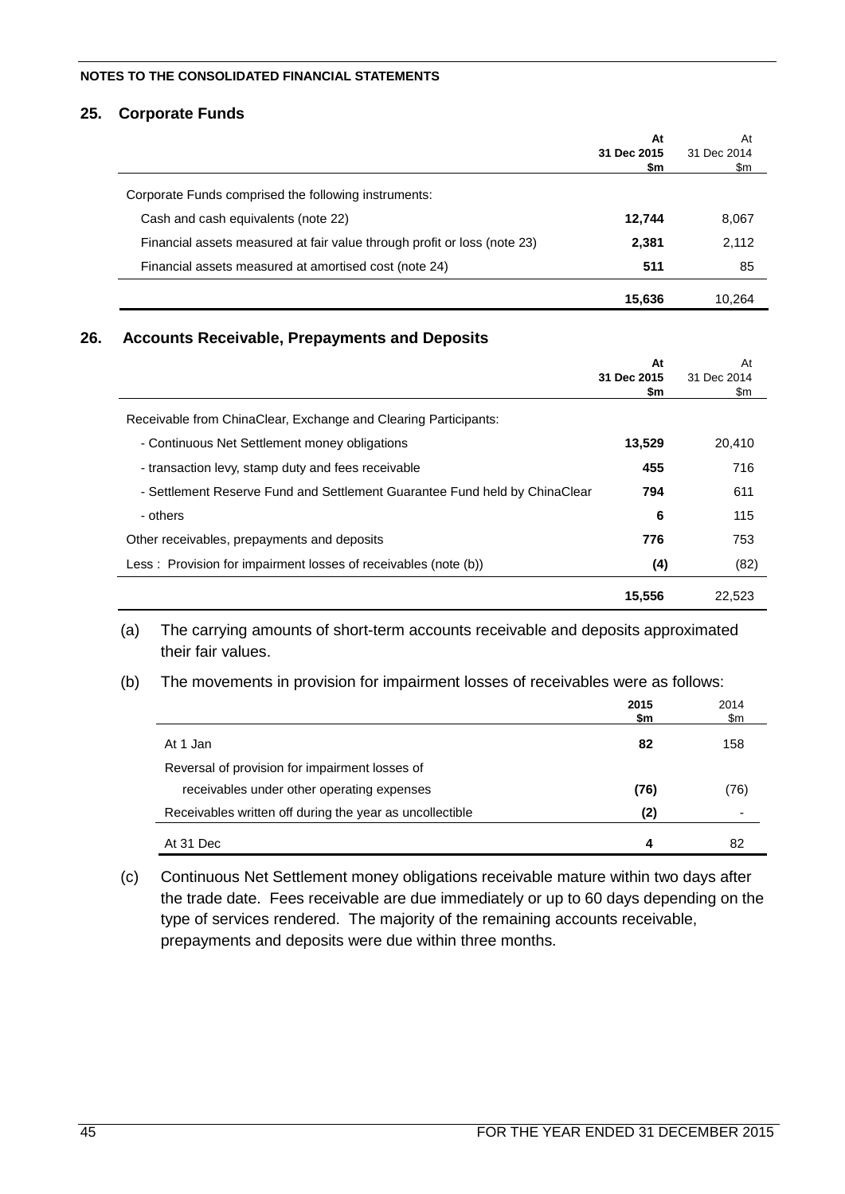NOTES TO THE CONSOLIDATED FINANCIAL STATEMENTS

## 25. Corporate Funds

| | **At 31 Dec 2015 $m** | At 31 Dec 2014 $m |
|---|---|---|
| Corporate Funds comprised the following instruments: | | |
| Cash and cash equivalents (note 22) | **12,744** | 8,067 |
| Financial assets measured at fair value through profit or loss (note 23) | **2,381** | 2,112 |
| Financial assets measured at amortised cost (note 24) | **511** | 85 |
| | **15,636** | 10,264 |

## 26. Accounts Receivable, Prepayments and Deposits

| | **At 31 Dec 2015 $m** | At 31 Dec 2014 $m |
|---|---|---|
| Receivable from ChinaClear, Exchange and Clearing Participants: | | |
| - Continuous Net Settlement money obligations | **13,529** | 20,410 |
| - transaction levy, stamp duty and fees receivable | **455** | 716 |
| - Settlement Reserve Fund and Settlement Guarantee Fund held by ChinaClear | **794** | 611 |
| - others | **6** | 115 |
| Other receivables, prepayments and deposits | **776** | 753 |
| Less : Provision for impairment losses of receivables (note (b)) | **(4)** | (82) |
| | **15,556** | 22,523 |

(a) The carrying amounts of short-term accounts receivable and deposits approximated their fair values.

(b) The movements in provision for impairment losses of receivables were as follows:

| | **2015 $m** | 2014 $m |
|---|---|---|
| At 1 Jan | **82** | 158 |
| Reversal of provision for impairment losses of receivables under other operating expenses | **(76)** | (76) |
| Receivables written off during the year as uncollectible | **(2)** | - |
| At 31 Dec | **4** | 82 |

(c) Continuous Net Settlement money obligations receivable mature within two days after the trade date. Fees receivable are due immediately or up to 60 days depending on the type of services rendered. The majority of the remaining accounts receivable, prepayments and deposits were due within three months.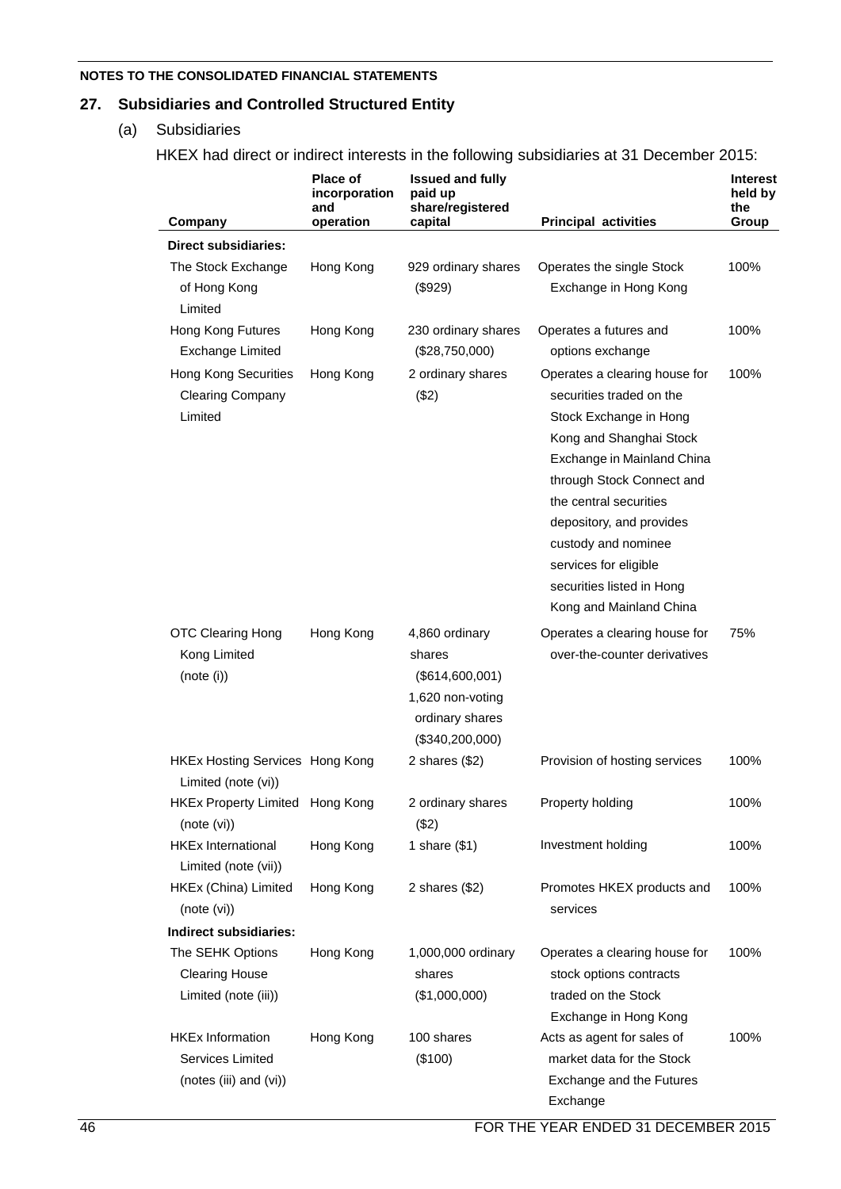**NOTES TO THE CONSOLIDATED FINANCIAL STATEMENTS**

## 27. Subsidiaries and Controlled Structured Entity

### (a) Subsidiaries

HKEX had direct or indirect interests in the following subsidiaries at 31 December 2015:

| Company | Place of incorporation and operation | Issued and fully paid up share/registered capital | Principal activities | Interest held by the Group |
|---|---|---|---|---|
| **Direct subsidiaries:** | | | | |
| The Stock Exchange of Hong Kong Limited | Hong Kong | 929 ordinary shares ($929) | Operates the single Stock Exchange in Hong Kong | 100% |
| Hong Kong Futures Exchange Limited | Hong Kong | 230 ordinary shares ($28,750,000) | Operates a futures and options exchange | 100% |
| Hong Kong Securities Clearing Company Limited | Hong Kong | 2 ordinary shares ($2) | Operates a clearing house for securities traded on the Stock Exchange in Hong Kong and Shanghai Stock Exchange in Mainland China through Stock Connect and the central securities depository, and provides custody and nominee services for eligible securities listed in Hong Kong and Mainland China | 100% |
| OTC Clearing Hong Kong Limited (note (i)) | Hong Kong | 4,860 ordinary shares ($614,600,001) 1,620 non-voting ordinary shares ($340,200,000) | Operates a clearing house for over-the-counter derivatives | 75% |
| HKEx Hosting Services Limited (note (vi)) | Hong Kong | 2 shares ($2) | Provision of hosting services | 100% |
| HKEx Property Limited (note (vi)) | Hong Kong | 2 ordinary shares ($2) | Property holding | 100% |
| HKEx International Limited (note (vii)) | Hong Kong | 1 share ($1) | Investment holding | 100% |
| HKEx (China) Limited (note (vi)) | Hong Kong | 2 shares ($2) | Promotes HKEX products and services | 100% |
| **Indirect subsidiaries:** | | | | |
| The SEHK Options Clearing House Limited (note (iii)) | Hong Kong | 1,000,000 ordinary shares ($1,000,000) | Operates a clearing house for stock options contracts traded on the Stock Exchange in Hong Kong | 100% |
| HKEx Information Services Limited (notes (iii) and (vi)) | Hong Kong | 100 shares ($100) | Acts as agent for sales of market data for the Stock Exchange and the Futures Exchange | 100% |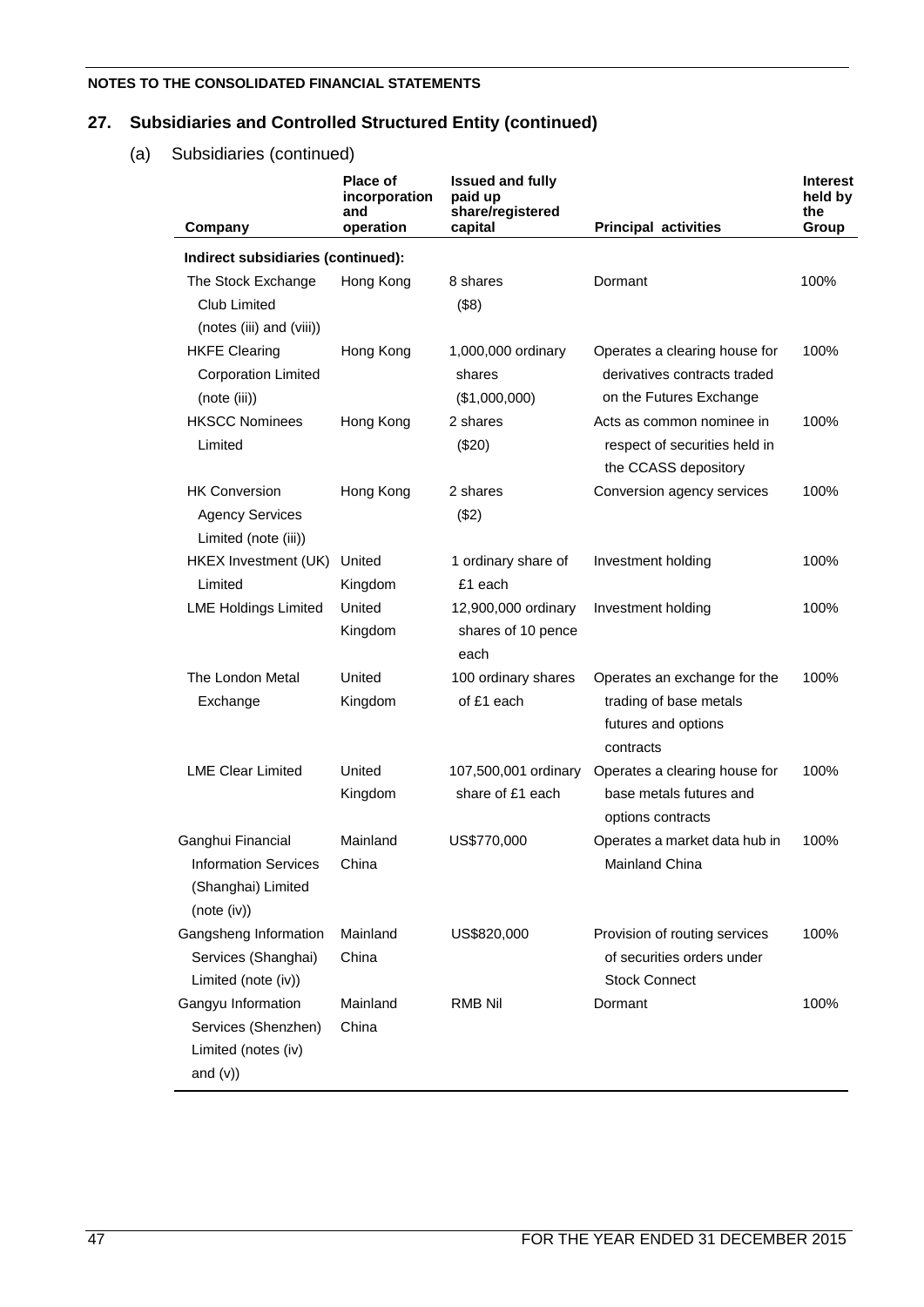NOTES TO THE CONSOLIDATED FINANCIAL STATEMENTS

## 27. Subsidiaries and Controlled Structured Entity (continued)

### (a) Subsidiaries (continued)

| Company | Place of incorporation and operation | Issued and fully paid up share/registered capital | Principal activities | Interest held by the Group |
|---|---|---|---|---|
| **Indirect subsidiaries (continued):** | | | | |
| The Stock Exchange Club Limited (notes (iii) and (viii)) | Hong Kong | 8 shares ($8) | Dormant | 100% |
| HKFE Clearing Corporation Limited (note (iii)) | Hong Kong | 1,000,000 ordinary shares ($1,000,000) | Operates a clearing house for derivatives contracts traded on the Futures Exchange | 100% |
| HKSCC Nominees Limited | Hong Kong | 2 shares ($20) | Acts as common nominee in respect of securities held in the CCASS depository | 100% |
| HK Conversion Agency Services Limited (note (iii)) | Hong Kong | 2 shares ($2) | Conversion agency services | 100% |
| HKEX Investment (UK) Limited | United Kingdom | 1 ordinary share of £1 each | Investment holding | 100% |
| LME Holdings Limited | United Kingdom | 12,900,000 ordinary shares of 10 pence each | Investment holding | 100% |
| The London Metal Exchange | United Kingdom | 100 ordinary shares of £1 each | Operates an exchange for the trading of base metals futures and options contracts | 100% |
| LME Clear Limited | United Kingdom | 107,500,001 ordinary share of £1 each | Operates a clearing house for base metals futures and options contracts | 100% |
| Ganghui Financial Information Services (Shanghai) Limited (note (iv)) | Mainland China | US$770,000 | Operates a market data hub in Mainland China | 100% |
| Gangsheng Information Services (Shanghai) Limited (note (iv)) | Mainland China | US$820,000 | Provision of routing services of securities orders under Stock Connect | 100% |
| Gangyu Information Services (Shenzhen) Limited (notes (iv) and (v)) | Mainland China | RMB Nil | Dormant | 100% |

FOR THE YEAR ENDED 31 DECEMBER 2015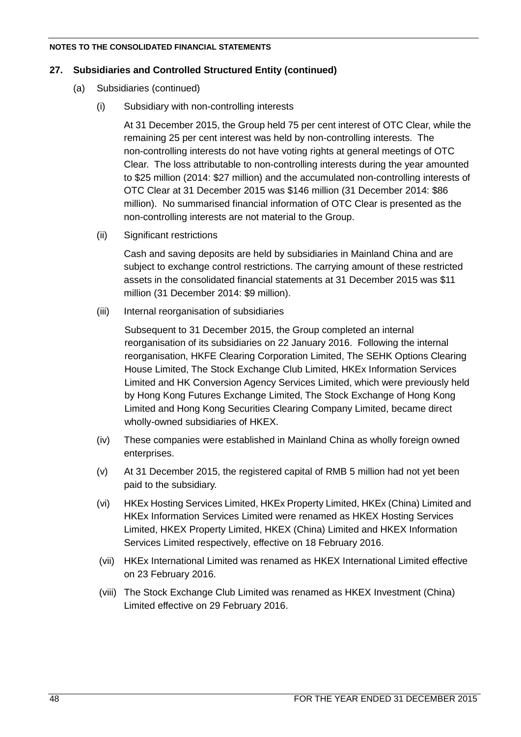## 27. Subsidiaries and Controlled Structured Entity (continued)

(a) Subsidiaries (continued)

(i) Subsidiary with non-controlling interests

At 31 December 2015, the Group held 75 per cent interest of OTC Clear, while the remaining 25 per cent interest was held by non-controlling interests. The non-controlling interests do not have voting rights at general meetings of OTC Clear. The loss attributable to non-controlling interests during the year amounted to $25 million (2014: $27 million) and the accumulated non-controlling interests of OTC Clear at 31 December 2015 was $146 million (31 December 2014: $86 million). No summarised financial information of OTC Clear is presented as the non-controlling interests are not material to the Group.

(ii) Significant restrictions

Cash and saving deposits are held by subsidiaries in Mainland China and are subject to exchange control restrictions. The carrying amount of these restricted assets in the consolidated financial statements at 31 December 2015 was $11 million (31 December 2014: $9 million).

(iii) Internal reorganisation of subsidiaries

Subsequent to 31 December 2015, the Group completed an internal reorganisation of its subsidiaries on 22 January 2016. Following the internal reorganisation, HKFE Clearing Corporation Limited, The SEHK Options Clearing House Limited, The Stock Exchange Club Limited, HKEx Information Services Limited and HK Conversion Agency Services Limited, which were previously held by Hong Kong Futures Exchange Limited, The Stock Exchange of Hong Kong Limited and Hong Kong Securities Clearing Company Limited, became direct wholly-owned subsidiaries of HKEX.

(iv) These companies were established in Mainland China as wholly foreign owned enterprises.

(v) At 31 December 2015, the registered capital of RMB 5 million had not yet been paid to the subsidiary.

(vi) HKEx Hosting Services Limited, HKEx Property Limited, HKEx (China) Limited and HKEx Information Services Limited were renamed as HKEX Hosting Services Limited, HKEX Property Limited, HKEX (China) Limited and HKEX Information Services Limited respectively, effective on 18 February 2016.

(vii) HKEx International Limited was renamed as HKEX International Limited effective on 23 February 2016.

(viii) The Stock Exchange Club Limited was renamed as HKEX Investment (China) Limited effective on 29 February 2016.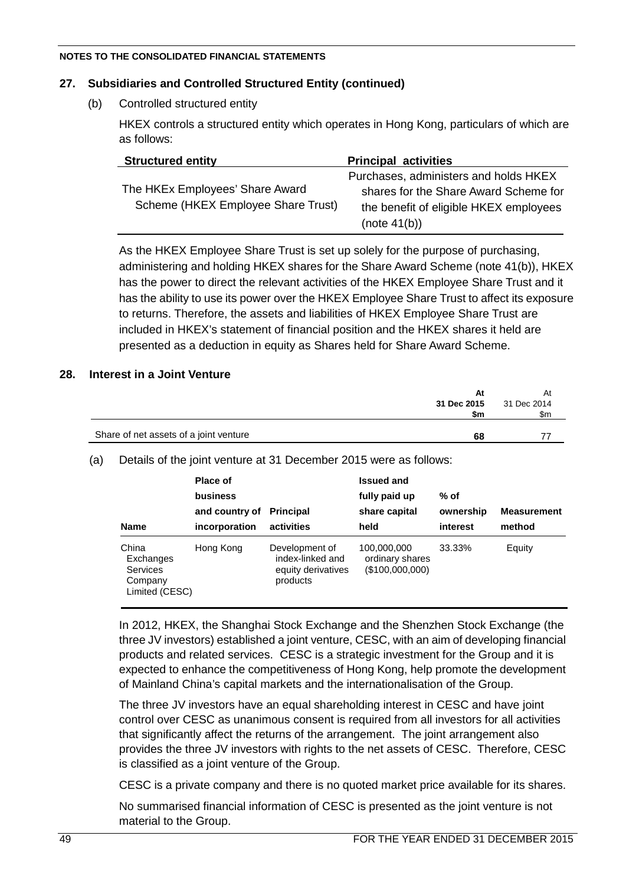## 27. Subsidiaries and Controlled Structured Entity (continued)

(b) Controlled structured entity

HKEX controls a structured entity which operates in Hong Kong, particulars of which are as follows:

| Structured entity | Principal activities |
|---|---|
| The HKEx Employees' Share Award Scheme (HKEX Employee Share Trust) | Purchases, administers and holds HKEX shares for the Share Award Scheme for the benefit of eligible HKEX employees (note 41(b)) |

As the HKEX Employee Share Trust is set up solely for the purpose of purchasing, administering and holding HKEX shares for the Share Award Scheme (note 41(b)), HKEX has the power to direct the relevant activities of the HKEX Employee Share Trust and it has the ability to use its power over the HKEX Employee Share Trust to affect its exposure to returns. Therefore, the assets and liabilities of HKEX Employee Share Trust are included in HKEX's statement of financial position and the HKEX shares it held are presented as a deduction in equity as Shares held for Share Award Scheme.

## 28. Interest in a Joint Venture

| | **At 31 Dec 2015 $m** | At 31 Dec 2014 $m |
|---|---|---|
| Share of net assets of a joint venture | **68** | 77 |

(a) Details of the joint venture at 31 December 2015 were as follows:

| **Name** | **Place of business and country of incorporation** | **Principal activities** | **Issued and fully paid up share capital held** | **% of ownership interest** | **Measurement method** |
|---|---|---|---|---|---|
| China Exchanges Services Company Limited (CESC) | Hong Kong | Development of index-linked and equity derivatives products | 100,000,000 ordinary shares ($100,000,000) | 33.33% | Equity |

In 2012, HKEX, the Shanghai Stock Exchange and the Shenzhen Stock Exchange (the three JV investors) established a joint venture, CESC, with an aim of developing financial products and related services. CESC is a strategic investment for the Group and it is expected to enhance the competitiveness of Hong Kong, help promote the development of Mainland China's capital markets and the internationalisation of the Group.

The three JV investors have an equal shareholding interest in CESC and have joint control over CESC as unanimous consent is required from all investors for all activities that significantly affect the returns of the arrangement. The joint arrangement also provides the three JV investors with rights to the net assets of CESC. Therefore, CESC is classified as a joint venture of the Group.

CESC is a private company and there is no quoted market price available for its shares.

No summarised financial information of CESC is presented as the joint venture is not material to the Group.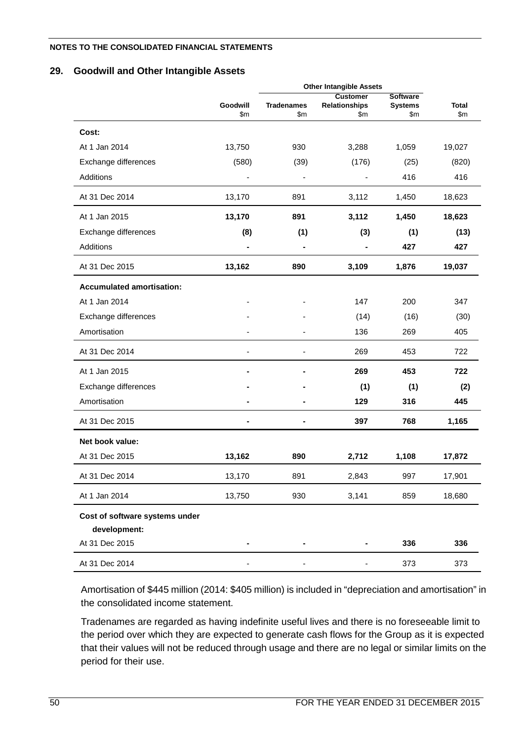NOTES TO THE CONSOLIDATED FINANCIAL STATEMENTS

## 29. Goodwill and Other Intangible Assets

| | | Other Intangible Assets | | | |
|---|---|---|---|---|---|
| | Goodwill $m | Tradenames $m | Customer Relationships $m | Software Systems $m | Total $m |
| **Cost:** | | | | | |
| At 1 Jan 2014 | 13,750 | 930 | 3,288 | 1,059 | 19,027 |
| Exchange differences | (580) | (39) | (176) | (25) | (820) |
| Additions | - | - | - | 416 | 416 |
| At 31 Dec 2014 | 13,170 | 891 | 3,112 | 1,450 | 18,623 |
| At 1 Jan 2015 | **13,170** | **891** | **3,112** | **1,450** | **18,623** |
| Exchange differences | **(8)** | **(1)** | **(3)** | **(1)** | **(13)** |
| Additions | **-** | **-** | **-** | **427** | **427** |
| At 31 Dec 2015 | **13,162** | **890** | **3,109** | **1,876** | **19,037** |
| **Accumulated amortisation:** | | | | | |
| At 1 Jan 2014 | - | - | 147 | 200 | 347 |
| Exchange differences | - | - | (14) | (16) | (30) |
| Amortisation | - | - | 136 | 269 | 405 |
| At 31 Dec 2014 | - | - | 269 | 453 | 722 |
| At 1 Jan 2015 | **-** | **-** | **269** | **453** | **722** |
| Exchange differences | **-** | **-** | **(1)** | **(1)** | **(2)** |
| Amortisation | **-** | **-** | **129** | **316** | **445** |
| At 31 Dec 2015 | **-** | **-** | **397** | **768** | **1,165** |
| **Net book value:** | | | | | |
| At 31 Dec 2015 | **13,162** | **890** | **2,712** | **1,108** | **17,872** |
| At 31 Dec 2014 | 13,170 | 891 | 2,843 | 997 | 17,901 |
| At 1 Jan 2014 | 13,750 | 930 | 3,141 | 859 | 18,680 |
| **Cost of software systems under development:** | | | | | |
| At 31 Dec 2015 | **-** | **-** | **-** | **336** | **336** |
| At 31 Dec 2014 | - | - | - | 373 | 373 |

Amortisation of $445 million (2014: $405 million) is included in "depreciation and amortisation" in the consolidated income statement.

Tradenames are regarded as having indefinite useful lives and there is no foreseeable limit to the period over which they are expected to generate cash flows for the Group as it is expected that their values will not be reduced through usage and there are no legal or similar limits on the period for their use.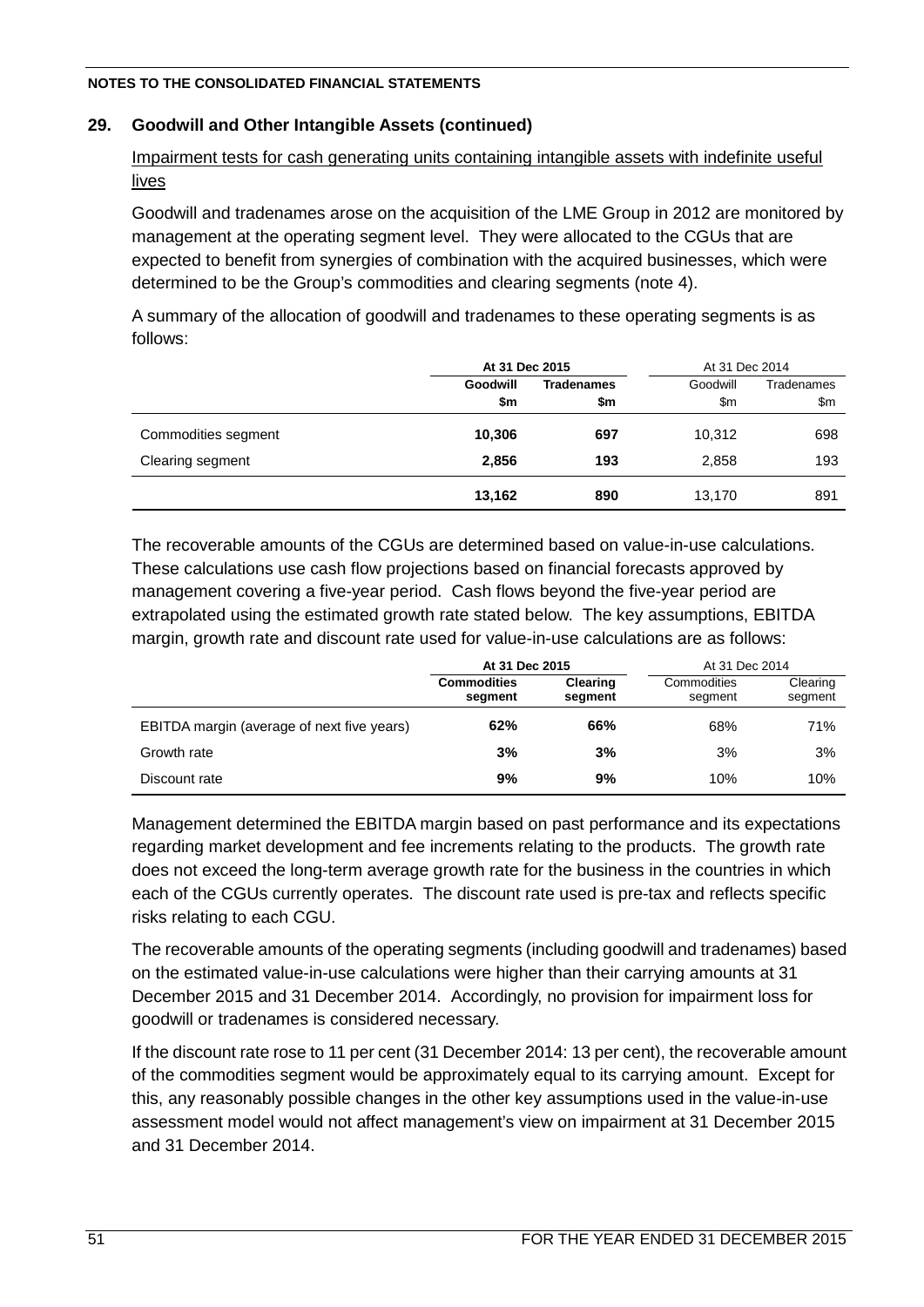**NOTES TO THE CONSOLIDATED FINANCIAL STATEMENTS**

## 29. Goodwill and Other Intangible Assets (continued)

Impairment tests for cash generating units containing intangible assets with indefinite useful lives

Goodwill and tradenames arose on the acquisition of the LME Group in 2012 are monitored by management at the operating segment level. They were allocated to the CGUs that are expected to benefit from synergies of combination with the acquired businesses, which were determined to be the Group's commodities and clearing segments (note 4).

A summary of the allocation of goodwill and tradenames to these operating segments is as follows:

| | **At 31 Dec 2015** | | At 31 Dec 2014 | |
|---|---|---|---|---|
| | **Goodwill $m** | **Tradenames $m** | Goodwill $m | Tradenames $m |
| Commodities segment | **10,306** | **697** | 10,312 | 698 |
| Clearing segment | **2,856** | **193** | 2,858 | 193 |
| | **13,162** | **890** | 13,170 | 891 |

The recoverable amounts of the CGUs are determined based on value-in-use calculations. These calculations use cash flow projections based on financial forecasts approved by management covering a five-year period. Cash flows beyond the five-year period are extrapolated using the estimated growth rate stated below. The key assumptions, EBITDA margin, growth rate and discount rate used for value-in-use calculations are as follows:

| | **At 31 Dec 2015** | | At 31 Dec 2014 | |
|---|---|---|---|---|
| | **Commodities segment** | **Clearing segment** | Commodities segment | Clearing segment |
| EBITDA margin (average of next five years) | **62%** | **66%** | 68% | 71% |
| Growth rate | **3%** | **3%** | 3% | 3% |
| Discount rate | **9%** | **9%** | 10% | 10% |

Management determined the EBITDA margin based on past performance and its expectations regarding market development and fee increments relating to the products. The growth rate does not exceed the long-term average growth rate for the business in the countries in which each of the CGUs currently operates. The discount rate used is pre-tax and reflects specific risks relating to each CGU.

The recoverable amounts of the operating segments (including goodwill and tradenames) based on the estimated value-in-use calculations were higher than their carrying amounts at 31 December 2015 and 31 December 2014. Accordingly, no provision for impairment loss for goodwill or tradenames is considered necessary.

If the discount rate rose to 11 per cent (31 December 2014: 13 per cent), the recoverable amount of the commodities segment would be approximately equal to its carrying amount. Except for this, any reasonably possible changes in the other key assumptions used in the value-in-use assessment model would not affect management's view on impairment at 31 December 2015 and 31 December 2014.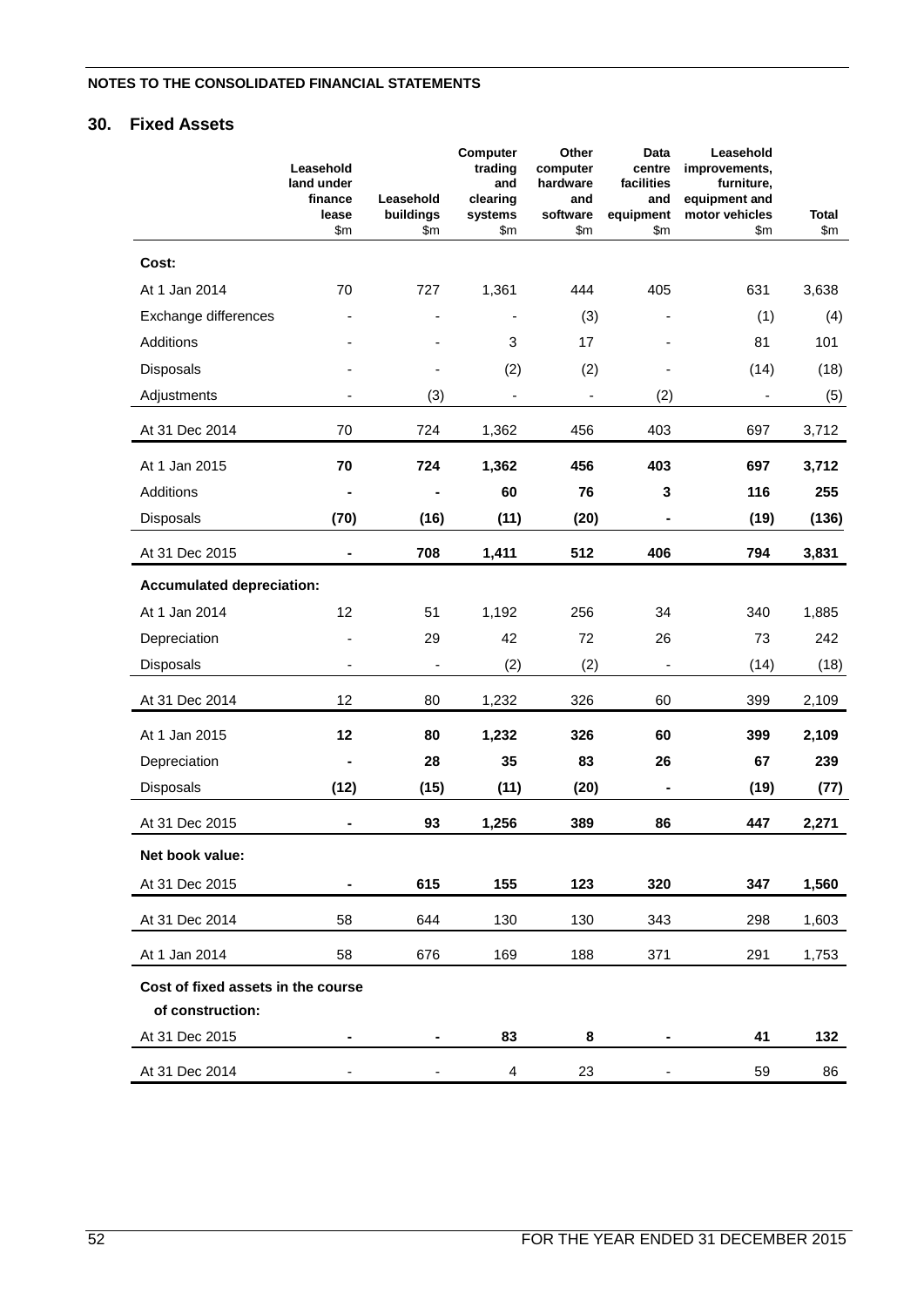NOTES TO THE CONSOLIDATED FINANCIAL STATEMENTS

## 30. Fixed Assets

| | Leasehold land under finance lease $m | Leasehold buildings $m | Computer trading and clearing systems $m | Other computer hardware and software $m | Data centre facilities and equipment $m | Leasehold improvements, furniture, equipment and motor vehicles $m | Total $m |
|---|---|---|---|---|---|---|---|
| **Cost:** | | | | | | | |
| At 1 Jan 2014 | 70 | 727 | 1,361 | 444 | 405 | 631 | 3,638 |
| Exchange differences | - | - | - | (3) | - | (1) | (4) |
| Additions | - | - | 3 | 17 | - | 81 | 101 |
| Disposals | - | - | (2) | (2) | - | (14) | (18) |
| Adjustments | - | (3) | - | - | (2) | - | (5) |
| At 31 Dec 2014 | 70 | 724 | 1,362 | 456 | 403 | 697 | 3,712 |
| At 1 Jan 2015 | **70** | **724** | **1,362** | **456** | **403** | **697** | **3,712** |
| Additions | **-** | **-** | **60** | **76** | **3** | **116** | **255** |
| Disposals | **(70)** | **(16)** | **(11)** | **(20)** | **-** | **(19)** | **(136)** |
| At 31 Dec 2015 | **-** | **708** | **1,411** | **512** | **406** | **794** | **3,831** |
| **Accumulated depreciation:** | | | | | | | |
| At 1 Jan 2014 | 12 | 51 | 1,192 | 256 | 34 | 340 | 1,885 |
| Depreciation | - | 29 | 42 | 72 | 26 | 73 | 242 |
| Disposals | - | - | (2) | (2) | - | (14) | (18) |
| At 31 Dec 2014 | 12 | 80 | 1,232 | 326 | 60 | 399 | 2,109 |
| At 1 Jan 2015 | **12** | **80** | **1,232** | **326** | **60** | **399** | **2,109** |
| Depreciation | **-** | **28** | **35** | **83** | **26** | **67** | **239** |
| Disposals | **(12)** | **(15)** | **(11)** | **(20)** | **-** | **(19)** | **(77)** |
| At 31 Dec 2015 | **-** | **93** | **1,256** | **389** | **86** | **447** | **2,271** |
| **Net book value:** | | | | | | | |
| At 31 Dec 2015 | **-** | **615** | **155** | **123** | **320** | **347** | **1,560** |
| At 31 Dec 2014 | 58 | 644 | 130 | 130 | 343 | 298 | 1,603 |
| At 1 Jan 2014 | 58 | 676 | 169 | 188 | 371 | 291 | 1,753 |
| **Cost of fixed assets in the course of construction:** | | | | | | | |
| At 31 Dec 2015 | **-** | **-** | **83** | **8** | **-** | **41** | **132** |
| At 31 Dec 2014 | - | - | 4 | 23 | - | 59 | 86 |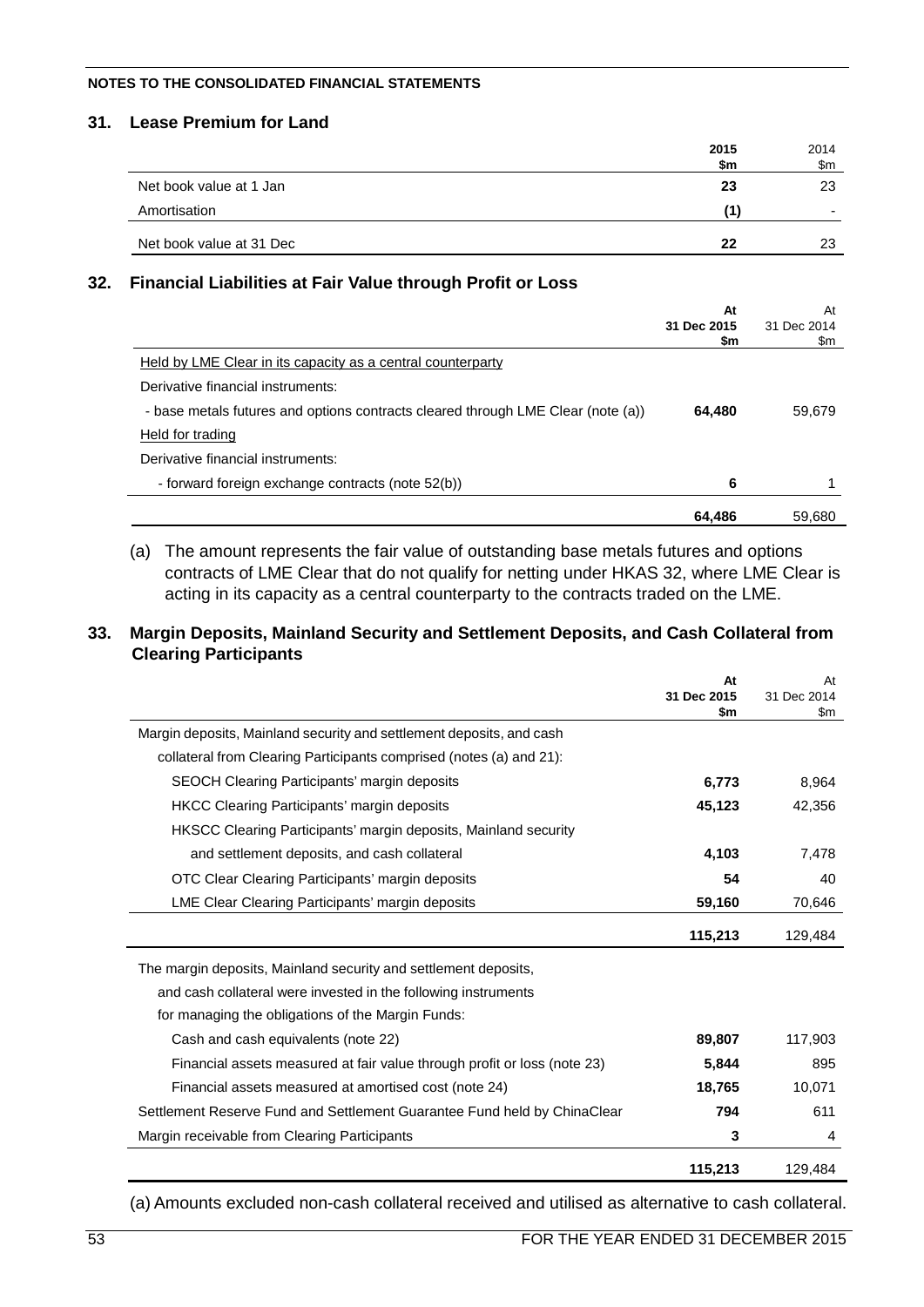NOTES TO THE CONSOLIDATED FINANCIAL STATEMENTS

## 31. Lease Premium for Land

| | 2015 $m | 2014 $m |
|---|---|---|
| Net book value at 1 Jan | **23** | 23 |
| Amortisation | **(1)** | - |
| Net book value at 31 Dec | **22** | 23 |

## 32. Financial Liabilities at Fair Value through Profit or Loss

| | At 31 Dec 2015 $m | At 31 Dec 2014 $m |
|---|---|---|
| Held by LME Clear in its capacity as a central counterparty | | |
| Derivative financial instruments: | | |
| - base metals futures and options contracts cleared through LME Clear (note (a)) | **64,480** | 59,679 |
| Held for trading | | |
| Derivative financial instruments: | | |
| - forward foreign exchange contracts (note 52(b)) | **6** | 1 |
| | **64,486** | 59,680 |

(a) The amount represents the fair value of outstanding base metals futures and options contracts of LME Clear that do not qualify for netting under HKAS 32, where LME Clear is acting in its capacity as a central counterparty to the contracts traded on the LME.

## 33. Margin Deposits, Mainland Security and Settlement Deposits, and Cash Collateral from Clearing Participants

| | At 31 Dec 2015 $m | At 31 Dec 2014 $m |
|---|---|---|
| Margin deposits, Mainland security and settlement deposits, and cash collateral from Clearing Participants comprised (notes (a) and 21): | | |
| SEOCH Clearing Participants' margin deposits | **6,773** | 8,964 |
| HKCC Clearing Participants' margin deposits | **45,123** | 42,356 |
| HKSCC Clearing Participants' margin deposits, Mainland security and settlement deposits, and cash collateral | **4,103** | 7,478 |
| OTC Clear Clearing Participants' margin deposits | **54** | 40 |
| LME Clear Clearing Participants' margin deposits | **59,160** | 70,646 |
| | **115,213** | 129,484 |
| The margin deposits, Mainland security and settlement deposits, and cash collateral were invested in the following instruments for managing the obligations of the Margin Funds: | | |
| Cash and cash equivalents (note 22) | **89,807** | 117,903 |
| Financial assets measured at fair value through profit or loss (note 23) | **5,844** | 895 |
| Financial assets measured at amortised cost (note 24) | **18,765** | 10,071 |
| Settlement Reserve Fund and Settlement Guarantee Fund held by ChinaClear | **794** | 611 |
| Margin receivable from Clearing Participants | **3** | 4 |
| | **115,213** | 129,484 |

(a) Amounts excluded non-cash collateral received and utilised as alternative to cash collateral.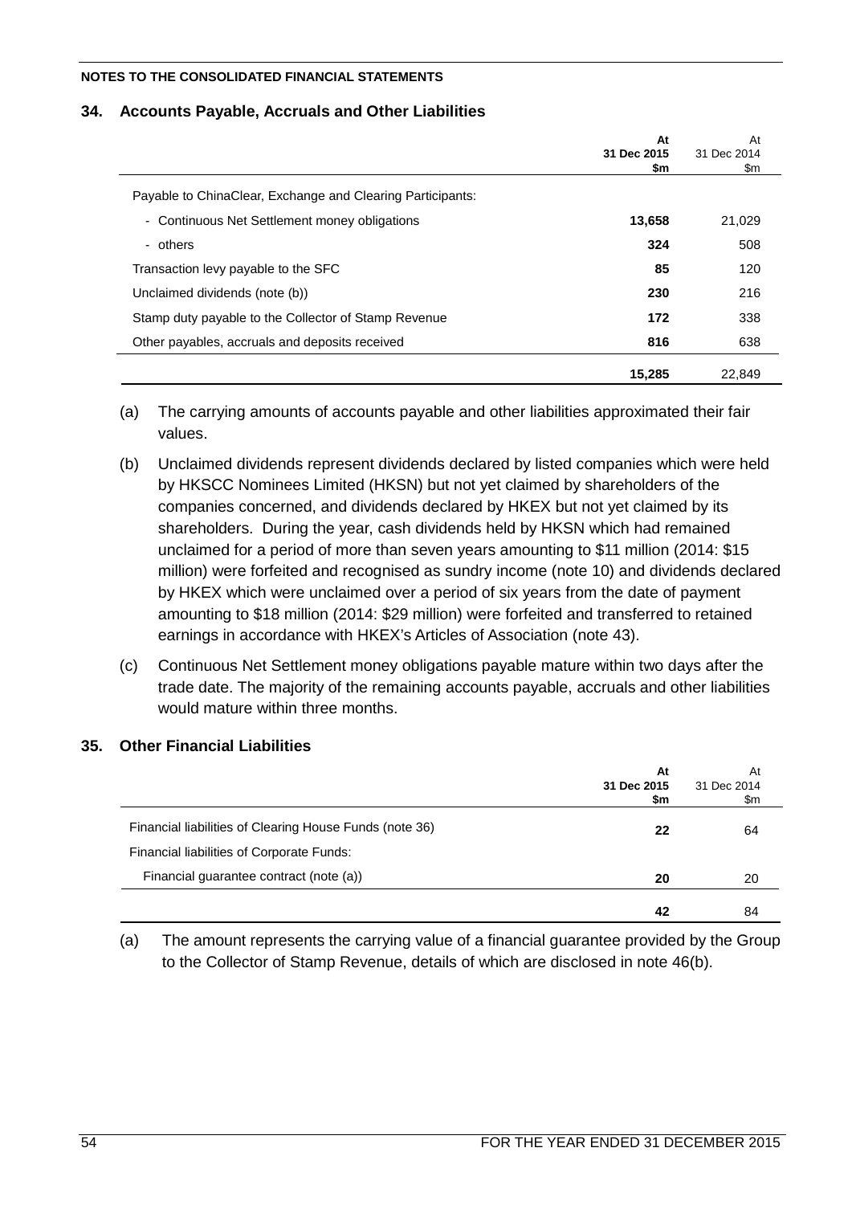## 34. Accounts Payable, Accruals and Other Liabilities

| | At 31 Dec 2015 $m | At 31 Dec 2014 $m |
|---|---|---|
| Payable to ChinaClear, Exchange and Clearing Participants: | | |
| - Continuous Net Settlement money obligations | **13,658** | 21,029 |
| - others | **324** | 508 |
| Transaction levy payable to the SFC | **85** | 120 |
| Unclaimed dividends (note (b)) | **230** | 216 |
| Stamp duty payable to the Collector of Stamp Revenue | **172** | 338 |
| Other payables, accruals and deposits received | **816** | 638 |
| | **15,285** | 22,849 |

(a) The carrying amounts of accounts payable and other liabilities approximated their fair values.

(b) Unclaimed dividends represent dividends declared by listed companies which were held by HKSCC Nominees Limited (HKSN) but not yet claimed by shareholders of the companies concerned, and dividends declared by HKEX but not yet claimed by its shareholders. During the year, cash dividends held by HKSN which had remained unclaimed for a period of more than seven years amounting to $11 million (2014: $15 million) were forfeited and recognised as sundry income (note 10) and dividends declared by HKEX which were unclaimed over a period of six years from the date of payment amounting to $18 million (2014: $29 million) were forfeited and transferred to retained earnings in accordance with HKEX's Articles of Association (note 43).

(c) Continuous Net Settlement money obligations payable mature within two days after the trade date. The majority of the remaining accounts payable, accruals and other liabilities would mature within three months.

## 35. Other Financial Liabilities

| | At 31 Dec 2015 $m | At 31 Dec 2014 $m |
|---|---|---|
| Financial liabilities of Clearing House Funds (note 36) | **22** | 64 |
| Financial liabilities of Corporate Funds: | | |
| Financial guarantee contract (note (a)) | **20** | 20 |
| | **42** | 84 |

(a) The amount represents the carrying value of a financial guarantee provided by the Group to the Collector of Stamp Revenue, details of which are disclosed in note 46(b).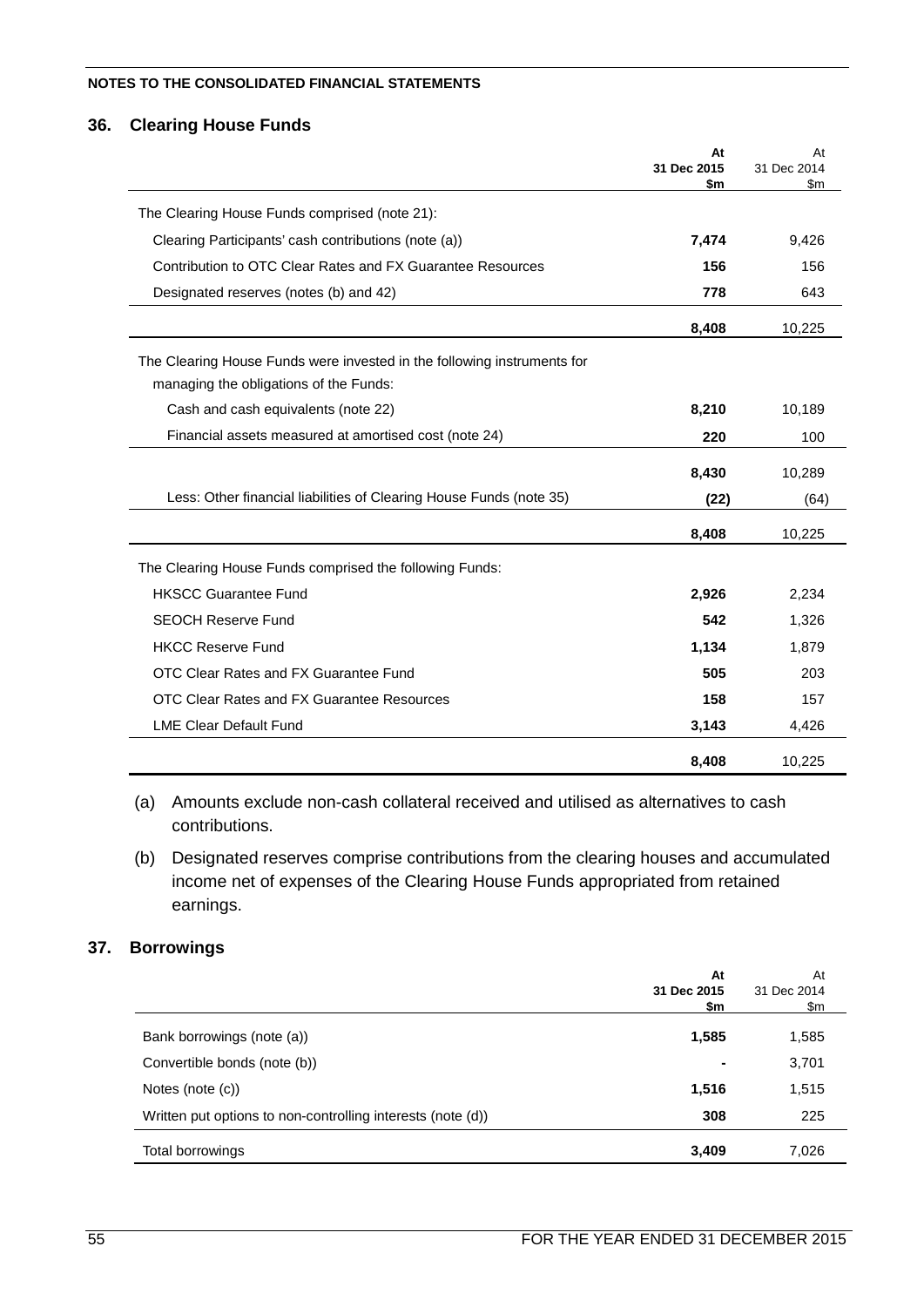NOTES TO THE CONSOLIDATED FINANCIAL STATEMENTS

## 36. Clearing House Funds

| | At 31 Dec 2015 $m | At 31 Dec 2014 $m |
|---|---|---|
| The Clearing House Funds comprised (note 21): | | |
| Clearing Participants' cash contributions (note (a)) | **7,474** | 9,426 |
| Contribution to OTC Clear Rates and FX Guarantee Resources | **156** | 156 |
| Designated reserves (notes (b) and 42) | **778** | 643 |
| | **8,408** | 10,225 |
| The Clearing House Funds were invested in the following instruments for managing the obligations of the Funds: | | |
| Cash and cash equivalents (note 22) | **8,210** | 10,189 |
| Financial assets measured at amortised cost (note 24) | **220** | 100 |
| | **8,430** | 10,289 |
| Less: Other financial liabilities of Clearing House Funds (note 35) | **(22)** | (64) |
| | **8,408** | 10,225 |
| The Clearing House Funds comprised the following Funds: | | |
| HKSCC Guarantee Fund | **2,926** | 2,234 |
| SEOCH Reserve Fund | **542** | 1,326 |
| HKCC Reserve Fund | **1,134** | 1,879 |
| OTC Clear Rates and FX Guarantee Fund | **505** | 203 |
| OTC Clear Rates and FX Guarantee Resources | **158** | 157 |
| LME Clear Default Fund | **3,143** | 4,426 |
| | **8,408** | 10,225 |

(a) Amounts exclude non-cash collateral received and utilised as alternatives to cash contributions.

(b) Designated reserves comprise contributions from the clearing houses and accumulated income net of expenses of the Clearing House Funds appropriated from retained earnings.

## 37. Borrowings

| | At 31 Dec 2015 $m | At 31 Dec 2014 $m |
|---|---|---|
| Bank borrowings (note (a)) | **1,585** | 1,585 |
| Convertible bonds (note (b)) | **-** | 3,701 |
| Notes (note (c)) | **1,516** | 1,515 |
| Written put options to non-controlling interests (note (d)) | **308** | 225 |
| Total borrowings | **3,409** | 7,026 |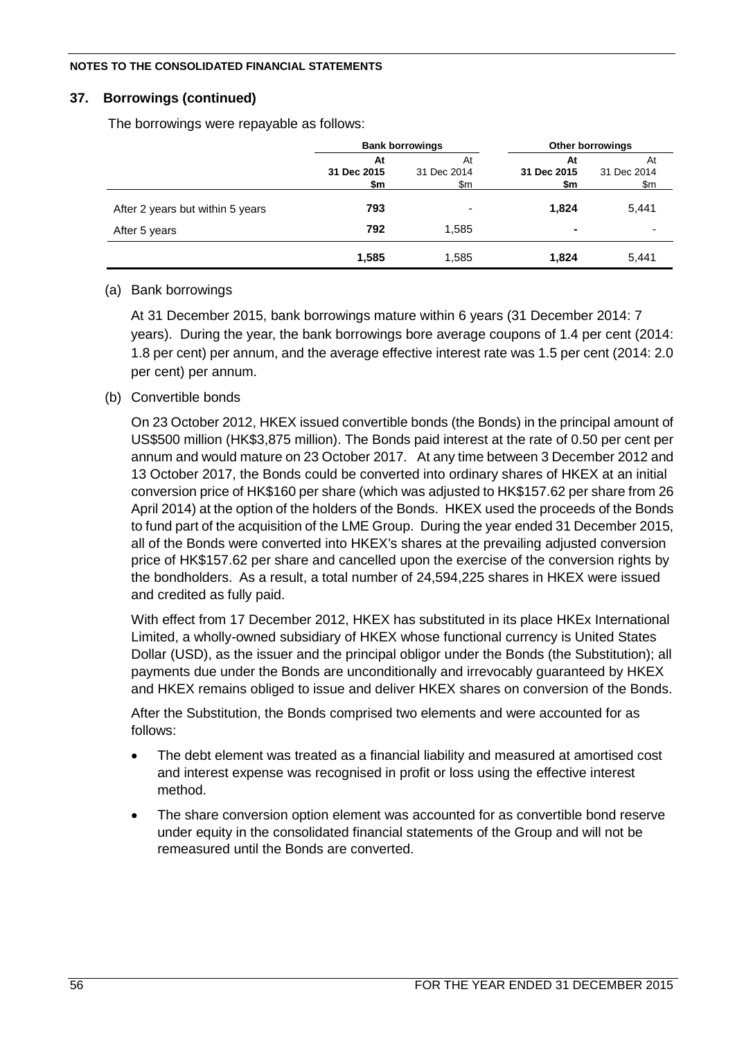## 37. Borrowings (continued)

The borrowings were repayable as follows:

| | Bank borrowings | | Other borrowings | |
|---|---|---|---|---|
| | **At 31 Dec 2015 \$m** | At 31 Dec 2014 \$m | **At 31 Dec 2015 \$m** | At 31 Dec 2014 \$m |
| After 2 years but within 5 years | **793** | - | **1,824** | 5,441 |
| After 5 years | **792** | 1,585 | **-** | - |
| | **1,585** | 1,585 | **1,824** | 5,441 |

(a) Bank borrowings

At 31 December 2015, bank borrowings mature within 6 years (31 December 2014: 7 years). During the year, the bank borrowings bore average coupons of 1.4 per cent (2014: 1.8 per cent) per annum, and the average effective interest rate was 1.5 per cent (2014: 2.0 per cent) per annum.

(b) Convertible bonds

On 23 October 2012, HKEX issued convertible bonds (the Bonds) in the principal amount of US\$500 million (HK\$3,875 million). The Bonds paid interest at the rate of 0.50 per cent per annum and would mature on 23 October 2017. At any time between 3 December 2012 and 13 October 2017, the Bonds could be converted into ordinary shares of HKEX at an initial conversion price of HK\$160 per share (which was adjusted to HK\$157.62 per share from 26 April 2014) at the option of the holders of the Bonds. HKEX used the proceeds of the Bonds to fund part of the acquisition of the LME Group. During the year ended 31 December 2015, all of the Bonds were converted into HKEX's shares at the prevailing adjusted conversion price of HK\$157.62 per share and cancelled upon the exercise of the conversion rights by the bondholders. As a result, a total number of 24,594,225 shares in HKEX were issued and credited as fully paid.

With effect from 17 December 2012, HKEX has substituted in its place HKEx International Limited, a wholly-owned subsidiary of HKEX whose functional currency is United States Dollar (USD), as the issuer and the principal obligor under the Bonds (the Substitution); all payments due under the Bonds are unconditionally and irrevocably guaranteed by HKEX and HKEX remains obliged to issue and deliver HKEX shares on conversion of the Bonds.

After the Substitution, the Bonds comprised two elements and were accounted for as follows:

- The debt element was treated as a financial liability and measured at amortised cost and interest expense was recognised in profit or loss using the effective interest method.
- The share conversion option element was accounted for as convertible bond reserve under equity in the consolidated financial statements of the Group and will not be remeasured until the Bonds are converted.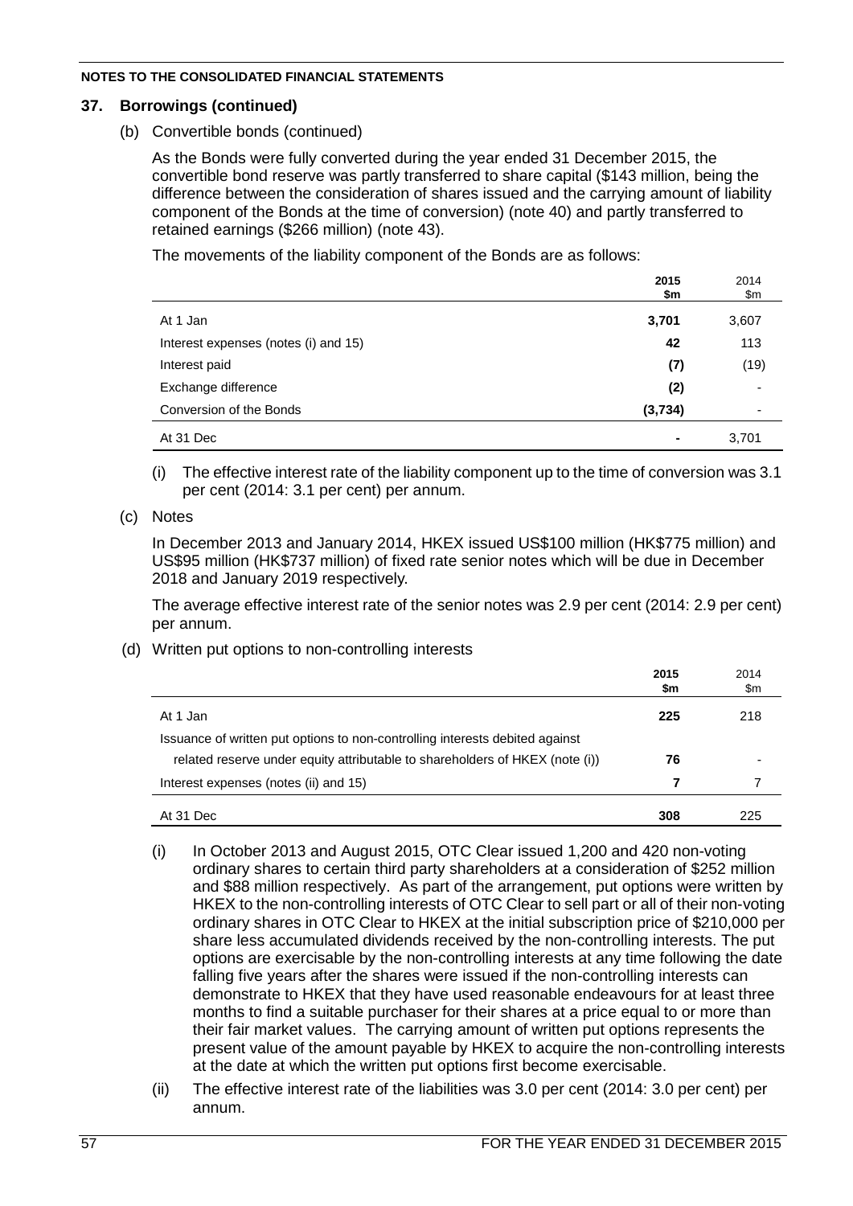NOTES TO THE CONSOLIDATED FINANCIAL STATEMENTS

## 37. Borrowings (continued)

(b) Convertible bonds (continued)

As the Bonds were fully converted during the year ended 31 December 2015, the convertible bond reserve was partly transferred to share capital ($143 million, being the difference between the consideration of shares issued and the carrying amount of liability component of the Bonds at the time of conversion) (note 40) and partly transferred to retained earnings ($266 million) (note 43).

The movements of the liability component of the Bonds are as follows:

| | **2015 $m** | 2014 $m |
|---|---|---|
| At 1 Jan | **3,701** | 3,607 |
| Interest expenses (notes (i) and 15) | **42** | 113 |
| Interest paid | **(7)** | (19) |
| Exchange difference | **(2)** | - |
| Conversion of the Bonds | **(3,734)** | - |
| At 31 Dec | **-** | 3,701 |

(i) The effective interest rate of the liability component up to the time of conversion was 3.1 per cent (2014: 3.1 per cent) per annum.

(c) Notes

In December 2013 and January 2014, HKEX issued US$100 million (HK$775 million) and US$95 million (HK$737 million) of fixed rate senior notes which will be due in December 2018 and January 2019 respectively.

The average effective interest rate of the senior notes was 2.9 per cent (2014: 2.9 per cent) per annum.

(d) Written put options to non-controlling interests

| | **2015 $m** | 2014 $m |
|---|---|---|
| At 1 Jan | **225** | 218 |
| Issuance of written put options to non-controlling interests debited against related reserve under equity attributable to shareholders of HKEX (note (i)) | **76** | - |
| Interest expenses (notes (ii) and 15) | **7** | 7 |
| At 31 Dec | **308** | 225 |

(i) In October 2013 and August 2015, OTC Clear issued 1,200 and 420 non-voting ordinary shares to certain third party shareholders at a consideration of $252 million and $88 million respectively. As part of the arrangement, put options were written by HKEX to the non-controlling interests of OTC Clear to sell part or all of their non-voting ordinary shares in OTC Clear to HKEX at the initial subscription price of $210,000 per share less accumulated dividends received by the non-controlling interests. The put options are exercisable by the non-controlling interests at any time following the date falling five years after the shares were issued if the non-controlling interests can demonstrate to HKEX that they have used reasonable endeavours for at least three months to find a suitable purchaser for their shares at a price equal to or more than their fair market values. The carrying amount of written put options represents the present value of the amount payable by HKEX to acquire the non-controlling interests at the date at which the written put options first become exercisable.

(ii) The effective interest rate of the liabilities was 3.0 per cent (2014: 3.0 per cent) per annum.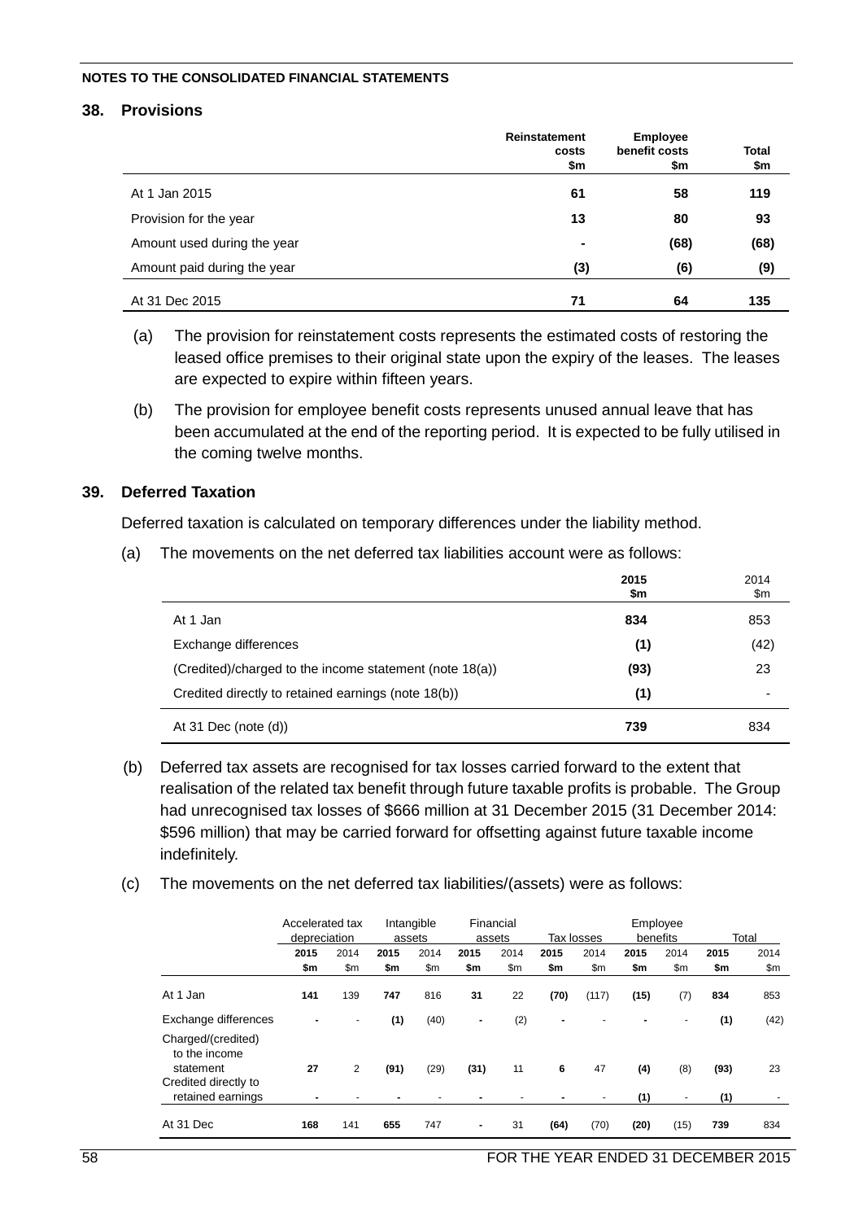NOTES TO THE CONSOLIDATED FINANCIAL STATEMENTS

## 38. Provisions

| | Reinstatement costs $m | Employee benefit costs $m | Total $m |
|---|---|---|---|
| At 1 Jan 2015 | **61** | **58** | **119** |
| Provision for the year | **13** | **80** | **93** |
| Amount used during the year | **-** | **(68)** | **(68)** |
| Amount paid during the year | **(3)** | **(6)** | **(9)** |
| At 31 Dec 2015 | **71** | **64** | **135** |

(a) The provision for reinstatement costs represents the estimated costs of restoring the leased office premises to their original state upon the expiry of the leases. The leases are expected to expire within fifteen years.

(b) The provision for employee benefit costs represents unused annual leave that has been accumulated at the end of the reporting period. It is expected to be fully utilised in the coming twelve months.

## 39. Deferred Taxation

Deferred taxation is calculated on temporary differences under the liability method.

(a) The movements on the net deferred tax liabilities account were as follows:

| | 2015 $m | 2014 $m |
|---|---|---|
| At 1 Jan | **834** | 853 |
| Exchange differences | **(1)** | (42) |
| (Credited)/charged to the income statement (note 18(a)) | **(93)** | 23 |
| Credited directly to retained earnings (note 18(b)) | **(1)** | - |
| At 31 Dec (note (d)) | **739** | 834 |

(b) Deferred tax assets are recognised for tax losses carried forward to the extent that realisation of the related tax benefit through future taxable profits is probable. The Group had unrecognised tax losses of $666 million at 31 December 2015 (31 December 2014: $596 million) that may be carried forward for offsetting against future taxable income indefinitely.

(c) The movements on the net deferred tax liabilities/(assets) were as follows:

| | Accelerated tax depreciation | | Intangible assets | | Financial assets | | Tax losses | | Employee benefits | | Total | |
|---|---|---|---|---|---|---|---|---|---|---|---|---|
| | 2015 $m | 2014 $m | 2015 $m | 2014 $m | 2015 $m | 2014 $m | 2015 $m | 2014 $m | 2015 $m | 2014 $m | 2015 $m | 2014 $m |
| At 1 Jan | **141** | 139 | **747** | 816 | **31** | 22 | **(70)** | (117) | **(15)** | (7) | **834** | 853 |
| Exchange differences | **-** | - | **(1)** | (40) | **-** | (2) | **-** | - | **-** | - | **(1)** | (42) |
| Charged/(credited) to the income statement | **27** | 2 | **(91)** | (29) | **(31)** | 11 | **6** | 47 | **(4)** | (8) | **(93)** | 23 |
| Credited directly to retained earnings | **-** | - | **-** | - | **-** | - | **-** | - | **(1)** | - | **(1)** | - |
| At 31 Dec | **168** | 141 | **655** | 747 | **-** | 31 | **(64)** | (70) | **(20)** | (15) | **739** | 834 |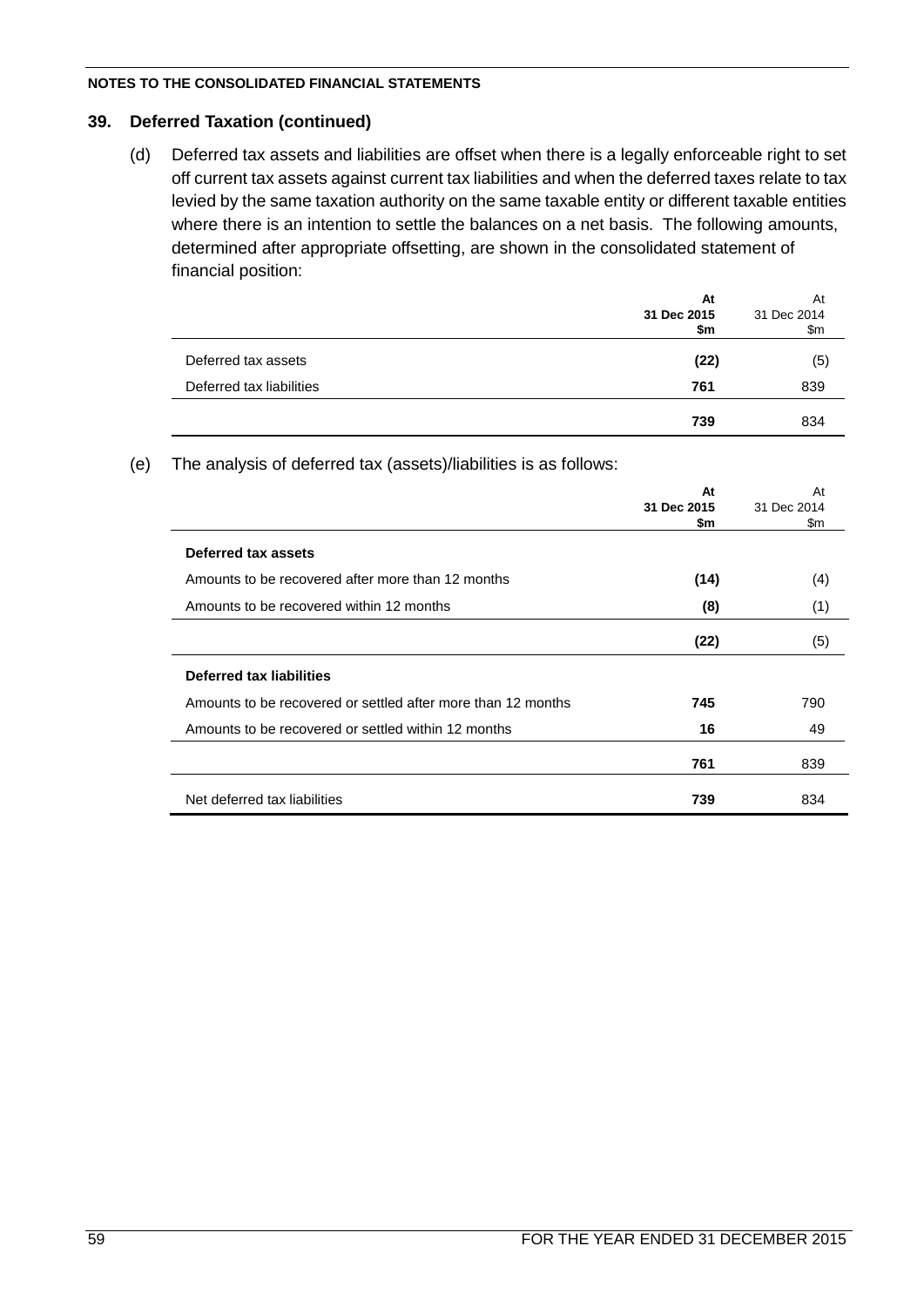NOTES TO THE CONSOLIDATED FINANCIAL STATEMENTS

## 39. Deferred Taxation (continued)

(d) Deferred tax assets and liabilities are offset when there is a legally enforceable right to set off current tax assets against current tax liabilities and when the deferred taxes relate to tax levied by the same taxation authority on the same taxable entity or different taxable entities where there is an intention to settle the balances on a net basis. The following amounts, determined after appropriate offsetting, are shown in the consolidated statement of financial position:

| | **At 31 Dec 2015 $m** | At 31 Dec 2014 $m |
|---|---|---|
| Deferred tax assets | **(22)** | (5) |
| Deferred tax liabilities | **761** | 839 |
| | **739** | 834 |

(e) The analysis of deferred tax (assets)/liabilities is as follows:

| | **At 31 Dec 2015 $m** | At 31 Dec 2014 $m |
|---|---|---|
| **Deferred tax assets** | | |
| Amounts to be recovered after more than 12 months | **(14)** | (4) |
| Amounts to be recovered within 12 months | **(8)** | (1) |
| | **(22)** | (5) |
| **Deferred tax liabilities** | | |
| Amounts to be recovered or settled after more than 12 months | **745** | 790 |
| Amounts to be recovered or settled within 12 months | **16** | 49 |
| | **761** | 839 |
| Net deferred tax liabilities | **739** | 834 |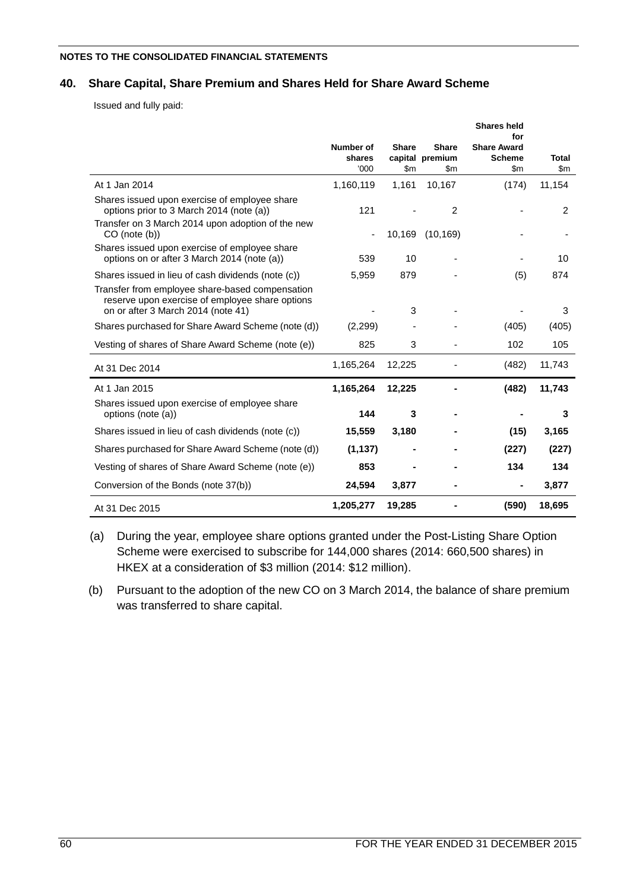NOTES TO THE CONSOLIDATED FINANCIAL STATEMENTS

## 40. Share Capital, Share Premium and Shares Held for Share Award Scheme

Issued and fully paid:

| | Number of shares '000 | Share capital $m | Share premium $m | Shares held for Share Award Scheme $m | Total $m |
|---|---|---|---|---|---|
| At 1 Jan 2014 | 1,160,119 | 1,161 | 10,167 | (174) | 11,154 |
| Shares issued upon exercise of employee share options prior to 3 March 2014 (note (a)) | 121 | - | 2 | - | 2 |
| Transfer on 3 March 2014 upon adoption of the new CO (note (b)) | - | 10,169 | (10,169) | - | - |
| Shares issued upon exercise of employee share options on or after 3 March 2014 (note (a)) | 539 | 10 | - | - | 10 |
| Shares issued in lieu of cash dividends (note (c)) | 5,959 | 879 | - | (5) | 874 |
| Transfer from employee share-based compensation reserve upon exercise of employee share options on or after 3 March 2014 (note 41) | - | 3 | - | - | 3 |
| Shares purchased for Share Award Scheme (note (d)) | (2,299) | - | - | (405) | (405) |
| Vesting of shares of Share Award Scheme (note (e)) | 825 | 3 | - | 102 | 105 |
| At 31 Dec 2014 | 1,165,264 | 12,225 | - | (482) | 11,743 |
| **At 1 Jan 2015** | **1,165,264** | **12,225** | **-** | **(482)** | **11,743** |
| Shares issued upon exercise of employee share options (note (a)) | **144** | **3** | **-** | **-** | **3** |
| Shares issued in lieu of cash dividends (note (c)) | **15,559** | **3,180** | **-** | **(15)** | **3,165** |
| Shares purchased for Share Award Scheme (note (d)) | **(1,137)** | **-** | **-** | **(227)** | **(227)** |
| Vesting of shares of Share Award Scheme (note (e)) | **853** | **-** | **-** | **134** | **134** |
| Conversion of the Bonds (note 37(b)) | **24,594** | **3,877** | **-** | **-** | **3,877** |
| At 31 Dec 2015 | **1,205,277** | **19,285** | **-** | **(590)** | **18,695** |

(a) During the year, employee share options granted under the Post-Listing Share Option Scheme were exercised to subscribe for 144,000 shares (2014: 660,500 shares) in HKEX at a consideration of $3 million (2014: $12 million).

(b) Pursuant to the adoption of the new CO on 3 March 2014, the balance of share premium was transferred to share capital.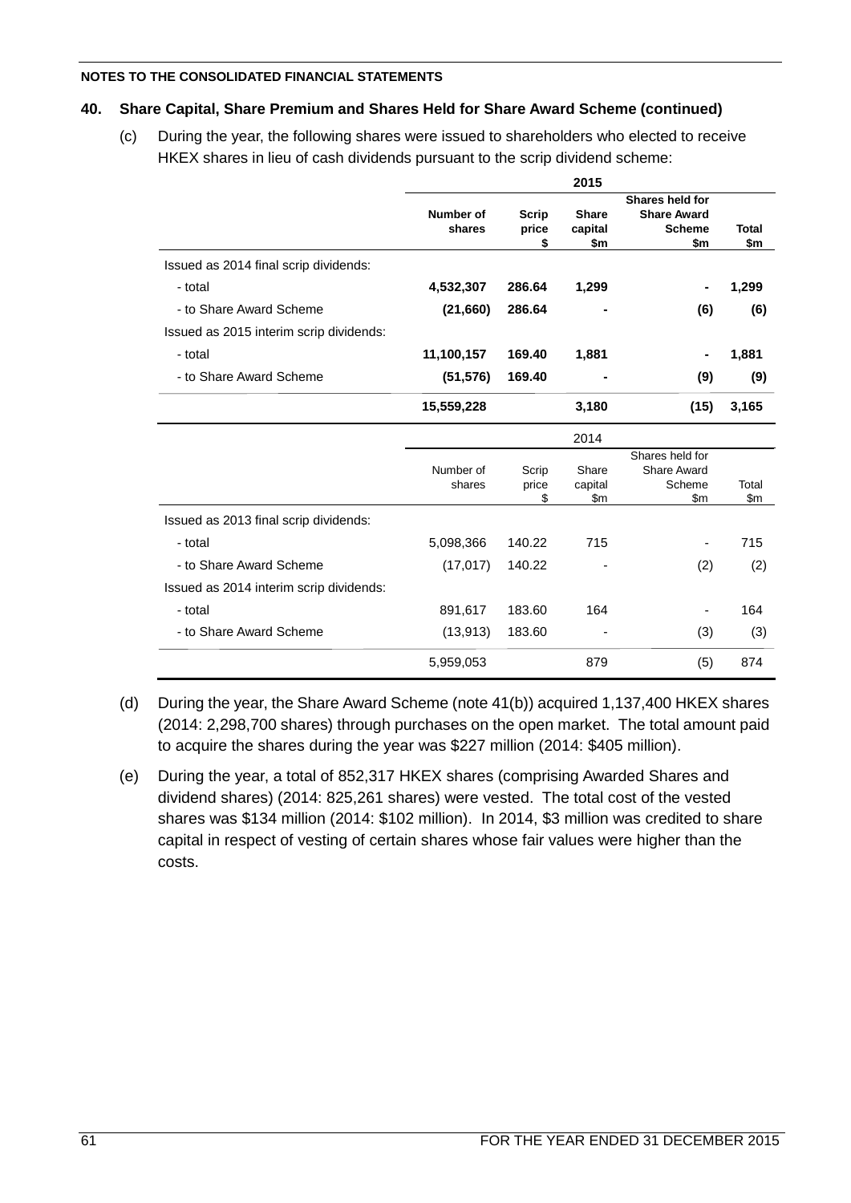NOTES TO THE CONSOLIDATED FINANCIAL STATEMENTS

## 40. Share Capital, Share Premium and Shares Held for Share Award Scheme (continued)

(c) During the year, the following shares were issued to shareholders who elected to receive HKEX shares in lieu of cash dividends pursuant to the scrip dividend scheme:

| | 2015 | | | | |
|---|---|---|---|---|---|
| | **Number of shares** | **Scrip price $** | **Share capital $m** | **Shares held for Share Award Scheme $m** | **Total $m** |
| Issued as 2014 final scrip dividends: | | | | | |
| - total | **4,532,307** | **286.64** | **1,299** | **-** | **1,299** |
| - to Share Award Scheme | **(21,660)** | **286.64** | **-** | **(6)** | **(6)** |
| Issued as 2015 interim scrip dividends: | | | | | |
| - total | **11,100,157** | **169.40** | **1,881** | **-** | **1,881** |
| - to Share Award Scheme | **(51,576)** | **169.40** | **-** | **(9)** | **(9)** |
| | **15,559,228** | | **3,180** | **(15)** | **3,165** |

| | 2014 | | | | |
|---|---|---|---|---|---|
| | Number of shares | Scrip price $ | Share capital $m | Shares held for Share Award Scheme $m | Total $m |
| Issued as 2013 final scrip dividends: | | | | | |
| - total | 5,098,366 | 140.22 | 715 | - | 715 |
| - to Share Award Scheme | (17,017) | 140.22 | - | (2) | (2) |
| Issued as 2014 interim scrip dividends: | | | | | |
| - total | 891,617 | 183.60 | 164 | - | 164 |
| - to Share Award Scheme | (13,913) | 183.60 | - | (3) | (3) |
| | 5,959,053 | | 879 | (5) | 874 |

(d) During the year, the Share Award Scheme (note 41(b)) acquired 1,137,400 HKEX shares (2014: 2,298,700 shares) through purchases on the open market. The total amount paid to acquire the shares during the year was $227 million (2014: $405 million).

(e) During the year, a total of 852,317 HKEX shares (comprising Awarded Shares and dividend shares) (2014: 825,261 shares) were vested. The total cost of the vested shares was $134 million (2014: $102 million). In 2014, $3 million was credited to share capital in respect of vesting of certain shares whose fair values were higher than the costs.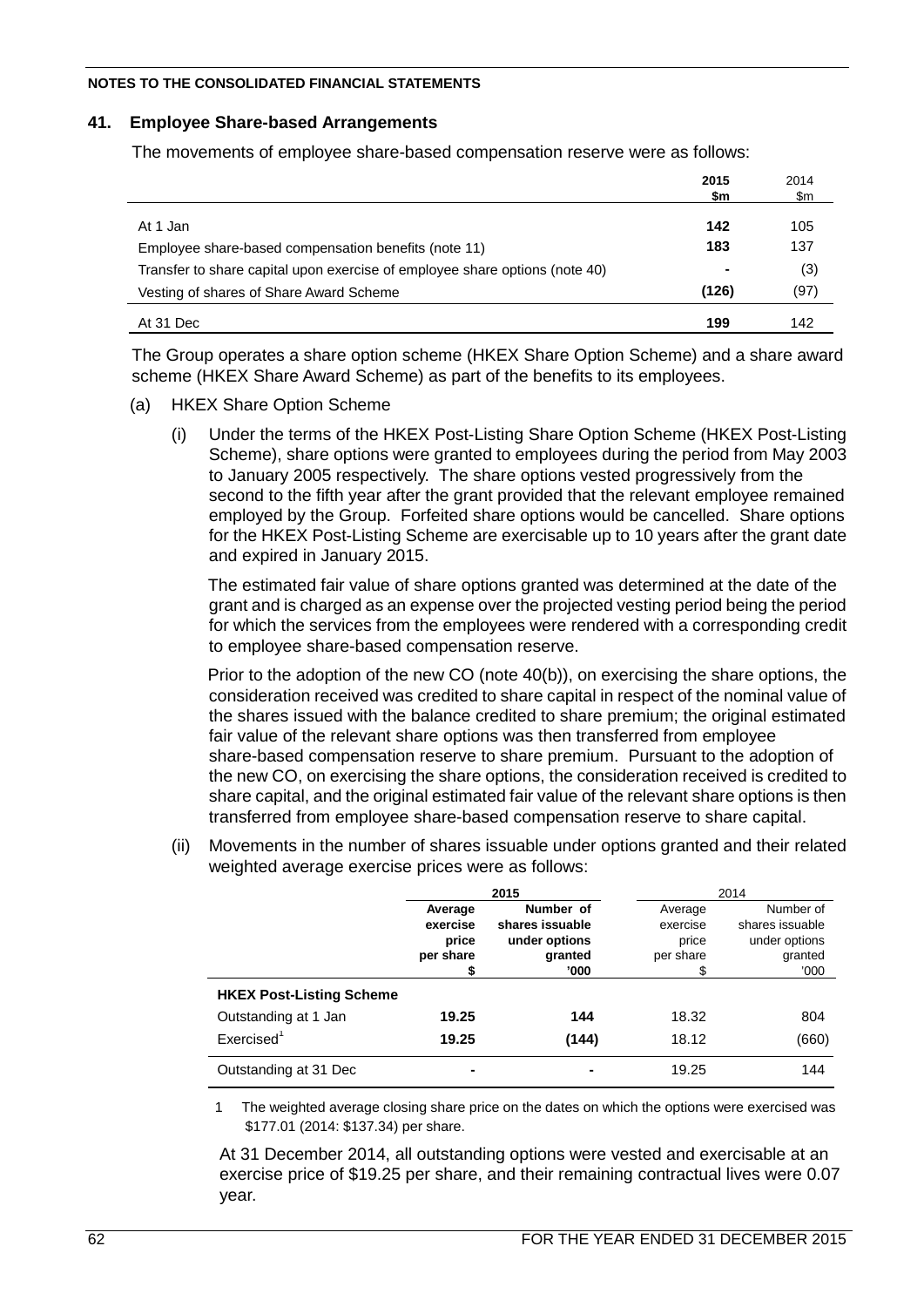**NOTES TO THE CONSOLIDATED FINANCIAL STATEMENTS**

## 41. Employee Share-based Arrangements

The movements of employee share-based compensation reserve were as follows:

| | 2015 $m | 2014 $m |
|---|---|---|
| At 1 Jan | **142** | 105 |
| Employee share-based compensation benefits (note 11) | **183** | 137 |
| Transfer to share capital upon exercise of employee share options (note 40) | **-** | (3) |
| Vesting of shares of Share Award Scheme | **(126)** | (97) |
| At 31 Dec | **199** | 142 |

The Group operates a share option scheme (HKEX Share Option Scheme) and a share award scheme (HKEX Share Award Scheme) as part of the benefits to its employees.

(a) HKEX Share Option Scheme

(i) Under the terms of the HKEX Post-Listing Share Option Scheme (HKEX Post-Listing Scheme), share options were granted to employees during the period from May 2003 to January 2005 respectively. The share options vested progressively from the second to the fifth year after the grant provided that the relevant employee remained employed by the Group. Forfeited share options would be cancelled. Share options for the HKEX Post-Listing Scheme are exercisable up to 10 years after the grant date and expired in January 2015.

The estimated fair value of share options granted was determined at the date of the grant and is charged as an expense over the projected vesting period being the period for which the services from the employees were rendered with a corresponding credit to employee share-based compensation reserve.

Prior to the adoption of the new CO (note 40(b)), on exercising the share options, the consideration received was credited to share capital in respect of the nominal value of the shares issued with the balance credited to share premium; the original estimated fair value of the relevant share options was then transferred from employee share-based compensation reserve to share premium. Pursuant to the adoption of the new CO, on exercising the share options, the consideration received is credited to share capital, and the original estimated fair value of the relevant share options is then transferred from employee share-based compensation reserve to share capital.

(ii) Movements in the number of shares issuable under options granted and their related weighted average exercise prices were as follows:

| | 2015 | | 2014 | |
|---|---|---|---|---|
| | Average exercise price per share $ | Number of shares issuable under options granted '000 | Average exercise price per share $ | Number of shares issuable under options granted '000 |
| **HKEX Post-Listing Scheme** | | | | |
| Outstanding at 1 Jan | **19.25** | **144** | 18.32 | 804 |
| Exercised[1] | **19.25** | **(144)** | 18.12 | (660) |
| Outstanding at 31 Dec | **-** | **-** | 19.25 | 144 |

1 The weighted average closing share price on the dates on which the options were exercised was $177.01 (2014: $137.34) per share.

At 31 December 2014, all outstanding options were vested and exercisable at an exercise price of $19.25 per share, and their remaining contractual lives were 0.07 year.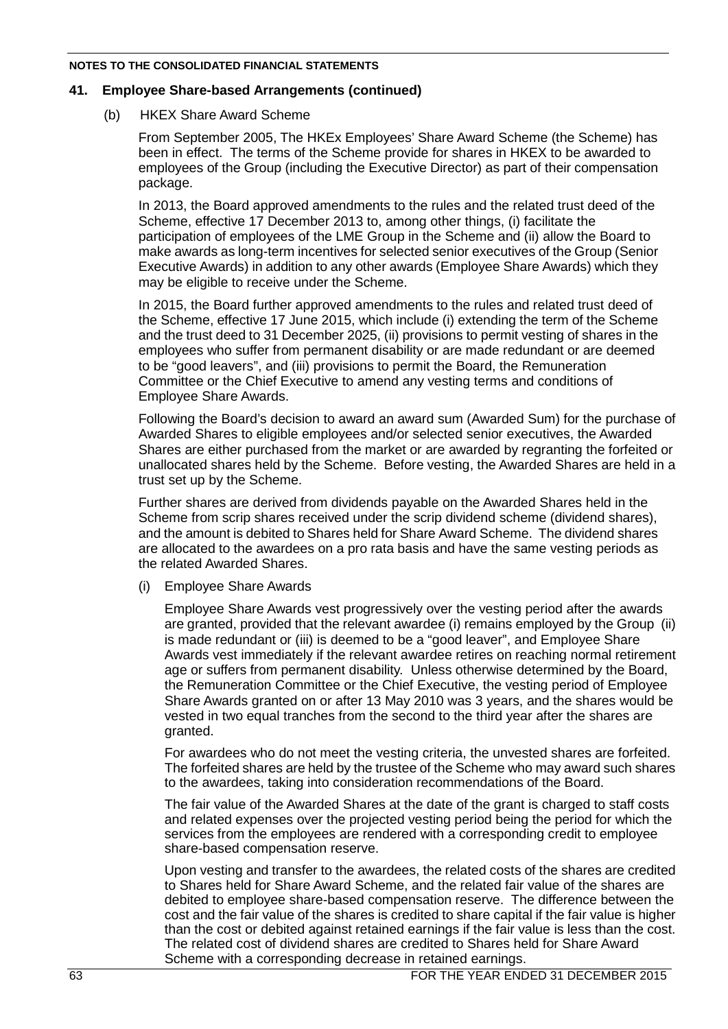## 41. Employee Share-based Arrangements (continued)

### (b) HKEX Share Award Scheme

From September 2005, The HKEx Employees' Share Award Scheme (the Scheme) has been in effect. The terms of the Scheme provide for shares in HKEX to be awarded to employees of the Group (including the Executive Director) as part of their compensation package.

In 2013, the Board approved amendments to the rules and the related trust deed of the Scheme, effective 17 December 2013 to, among other things, (i) facilitate the participation of employees of the LME Group in the Scheme and (ii) allow the Board to make awards as long-term incentives for selected senior executives of the Group (Senior Executive Awards) in addition to any other awards (Employee Share Awards) which they may be eligible to receive under the Scheme.

In 2015, the Board further approved amendments to the rules and related trust deed of the Scheme, effective 17 June 2015, which include (i) extending the term of the Scheme and the trust deed to 31 December 2025, (ii) provisions to permit vesting of shares in the employees who suffer from permanent disability or are made redundant or are deemed to be "good leavers", and (iii) provisions to permit the Board, the Remuneration Committee or the Chief Executive to amend any vesting terms and conditions of Employee Share Awards.

Following the Board's decision to award an award sum (Awarded Sum) for the purchase of Awarded Shares to eligible employees and/or selected senior executives, the Awarded Shares are either purchased from the market or are awarded by regranting the forfeited or unallocated shares held by the Scheme. Before vesting, the Awarded Shares are held in a trust set up by the Scheme.

Further shares are derived from dividends payable on the Awarded Shares held in the Scheme from scrip shares received under the scrip dividend scheme (dividend shares), and the amount is debited to Shares held for Share Award Scheme. The dividend shares are allocated to the awardees on a pro rata basis and have the same vesting periods as the related Awarded Shares.

#### (i) Employee Share Awards

Employee Share Awards vest progressively over the vesting period after the awards are granted, provided that the relevant awardee (i) remains employed by the Group (ii) is made redundant or (iii) is deemed to be a "good leaver", and Employee Share Awards vest immediately if the relevant awardee retires on reaching normal retirement age or suffers from permanent disability. Unless otherwise determined by the Board, the Remuneration Committee or the Chief Executive, the vesting period of Employee Share Awards granted on or after 13 May 2010 was 3 years, and the shares would be vested in two equal tranches from the second to the third year after the shares are granted.

For awardees who do not meet the vesting criteria, the unvested shares are forfeited. The forfeited shares are held by the trustee of the Scheme who may award such shares to the awardees, taking into consideration recommendations of the Board.

The fair value of the Awarded Shares at the date of the grant is charged to staff costs and related expenses over the projected vesting period being the period for which the services from the employees are rendered with a corresponding credit to employee share-based compensation reserve.

Upon vesting and transfer to the awardees, the related costs of the shares are credited to Shares held for Share Award Scheme, and the related fair value of the shares are debited to employee share-based compensation reserve. The difference between the cost and the fair value of the shares is credited to share capital if the fair value is higher than the cost or debited against retained earnings if the fair value is less than the cost. The related cost of dividend shares are credited to Shares held for Share Award Scheme with a corresponding decrease in retained earnings.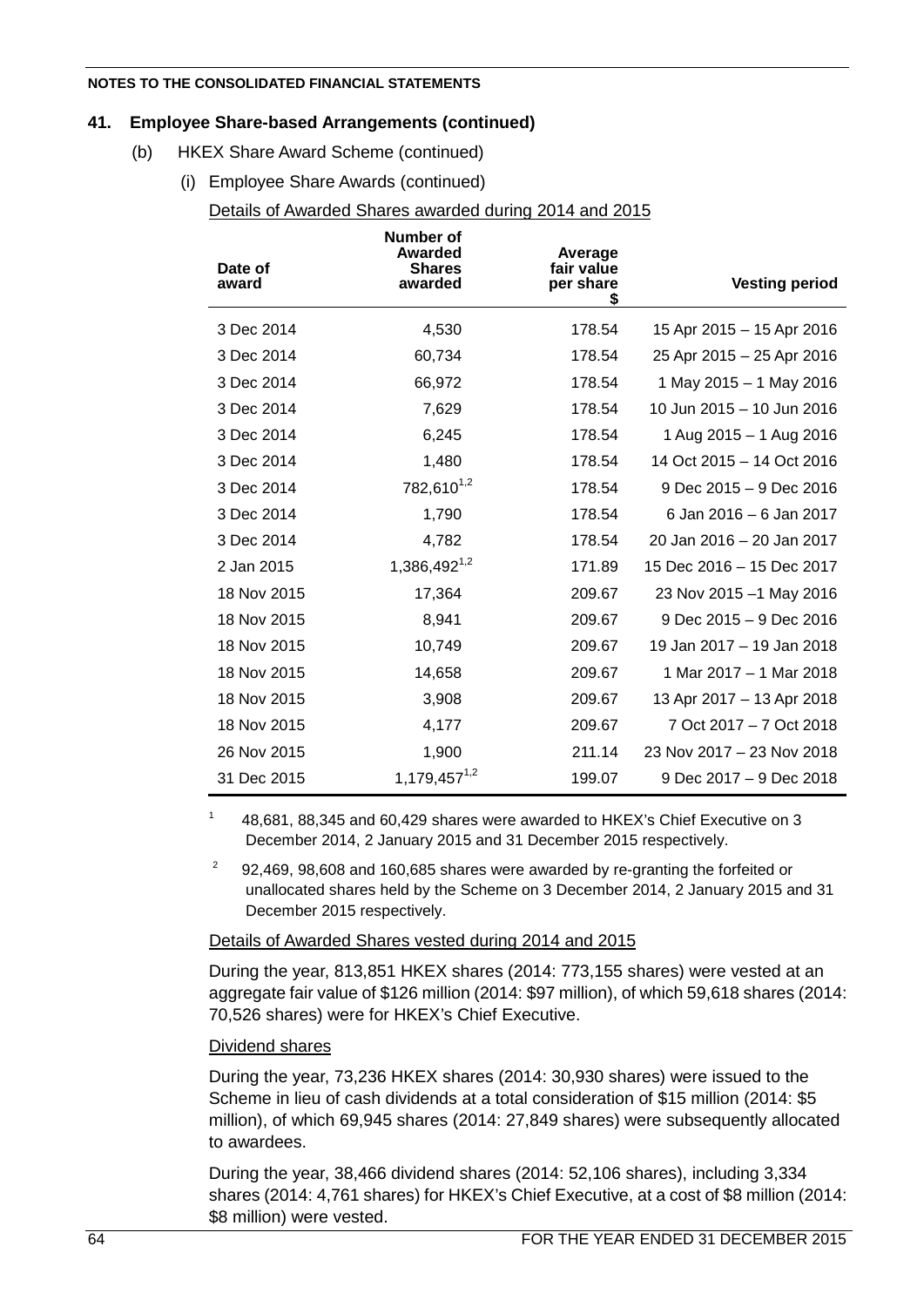NOTES TO THE CONSOLIDATED FINANCIAL STATEMENTS

## 41. Employee Share-based Arrangements (continued)

### (b) HKEX Share Award Scheme (continued)

#### (i) Employee Share Awards (continued)

Details of Awarded Shares awarded during 2014 and 2015

| Date of award | Number of Awarded Shares awarded | Average fair value per share $ | Vesting period |
|---|---|---|---|
| 3 Dec 2014 | 4,530 | 178.54 | 15 Apr 2015 – 15 Apr 2016 |
| 3 Dec 2014 | 60,734 | 178.54 | 25 Apr 2015 – 25 Apr 2016 |
| 3 Dec 2014 | 66,972 | 178.54 | 1 May 2015 – 1 May 2016 |
| 3 Dec 2014 | 7,629 | 178.54 | 10 Jun 2015 – 10 Jun 2016 |
| 3 Dec 2014 | 6,245 | 178.54 | 1 Aug 2015 – 1 Aug 2016 |
| 3 Dec 2014 | 1,480 | 178.54 | 14 Oct 2015 – 14 Oct 2016 |
| 3 Dec 2014 | 782,610[1,2] | 178.54 | 9 Dec 2015 – 9 Dec 2016 |
| 3 Dec 2014 | 1,790 | 178.54 | 6 Jan 2016 – 6 Jan 2017 |
| 3 Dec 2014 | 4,782 | 178.54 | 20 Jan 2016 – 20 Jan 2017 |
| 2 Jan 2015 | 1,386,492[1,2] | 171.89 | 15 Dec 2016 – 15 Dec 2017 |
| 18 Nov 2015 | 17,364 | 209.67 | 23 Nov 2015 –1 May 2016 |
| 18 Nov 2015 | 8,941 | 209.67 | 9 Dec 2015 – 9 Dec 2016 |
| 18 Nov 2015 | 10,749 | 209.67 | 19 Jan 2017 – 19 Jan 2018 |
| 18 Nov 2015 | 14,658 | 209.67 | 1 Mar 2017 – 1 Mar 2018 |
| 18 Nov 2015 | 3,908 | 209.67 | 13 Apr 2017 – 13 Apr 2018 |
| 18 Nov 2015 | 4,177 | 209.67 | 7 Oct 2017 – 7 Oct 2018 |
| 26 Nov 2015 | 1,900 | 211.14 | 23 Nov 2017 – 23 Nov 2018 |
| 31 Dec 2015 | 1,179,457[1,2] | 199.07 | 9 Dec 2017 – 9 Dec 2018 |

[1] 48,681, 88,345 and 60,429 shares were awarded to HKEX's Chief Executive on 3 December 2014, 2 January 2015 and 31 December 2015 respectively.

[2] 92,469, 98,608 and 160,685 shares were awarded by re-granting the forfeited or unallocated shares held by the Scheme on 3 December 2014, 2 January 2015 and 31 December 2015 respectively.

Details of Awarded Shares vested during 2014 and 2015

During the year, 813,851 HKEX shares (2014: 773,155 shares) were vested at an aggregate fair value of $126 million (2014: $97 million), of which 59,618 shares (2014: 70,526 shares) were for HKEX's Chief Executive.

Dividend shares

During the year, 73,236 HKEX shares (2014: 30,930 shares) were issued to the Scheme in lieu of cash dividends at a total consideration of $15 million (2014: $5 million), of which 69,945 shares (2014: 27,849 shares) were subsequently allocated to awardees.

During the year, 38,466 dividend shares (2014: 52,106 shares), including 3,334 shares (2014: 4,761 shares) for HKEX's Chief Executive, at a cost of $8 million (2014: $8 million) were vested.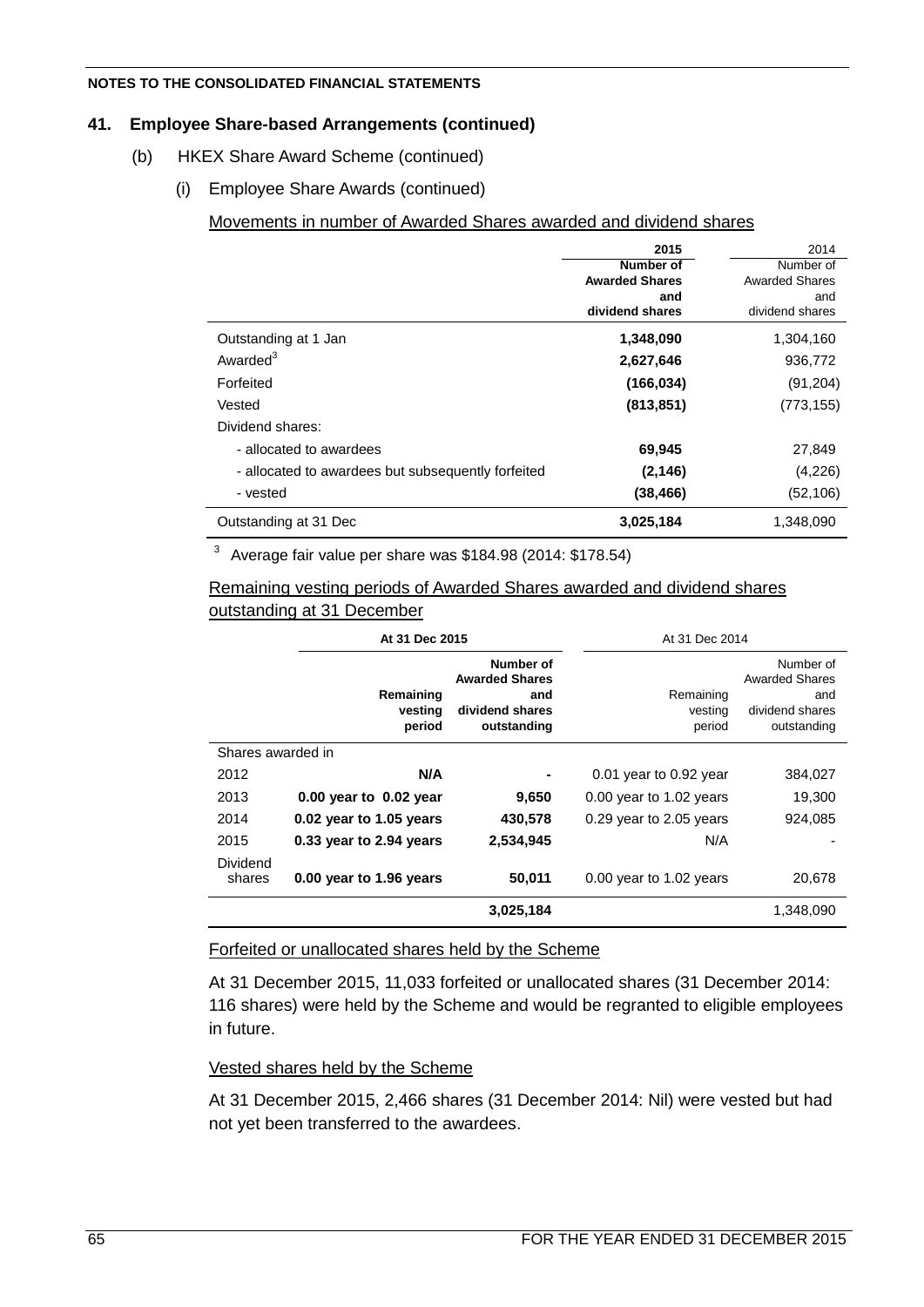NOTES TO THE CONSOLIDATED FINANCIAL STATEMENTS

## 41. Employee Share-based Arrangements (continued)

### (b) HKEX Share Award Scheme (continued)

#### (i) Employee Share Awards (continued)

Movements in number of Awarded Shares awarded and dividend shares

| | 2015<br>Number of Awarded Shares and dividend shares | 2014<br>Number of Awarded Shares and dividend shares |
|---|---|---|
| Outstanding at 1 Jan | 1,348,090 | 1,304,160 |
| Awarded[3] | 2,627,646 | 936,772 |
| Forfeited | (166,034) | (91,204) |
| Vested | (813,851) | (773,155) |
| Dividend shares: | | |
| - allocated to awardees | 69,945 | 27,849 |
| - allocated to awardees but subsequently forfeited | (2,146) | (4,226) |
| - vested | (38,466) | (52,106) |
| Outstanding at 31 Dec | 3,025,184 | 1,348,090 |

[3] Average fair value per share was $184.98 (2014: $178.54)

Remaining vesting periods of Awarded Shares awarded and dividend shares outstanding at 31 December

| | At 31 Dec 2015 | | At 31 Dec 2014 | |
|---|---|---|---|---|
| | Remaining vesting period | Number of Awarded Shares and dividend shares outstanding | Remaining vesting period | Number of Awarded Shares and dividend shares outstanding |
| Shares awarded in | | | | |
| 2012 | N/A | - | 0.01 year to 0.92 year | 384,027 |
| 2013 | 0.00 year to 0.02 year | 9,650 | 0.00 year to 1.02 years | 19,300 |
| 2014 | 0.02 year to 1.05 years | 430,578 | 0.29 year to 2.05 years | 924,085 |
| 2015 | 0.33 year to 2.94 years | 2,534,945 | N/A | - |
| Dividend shares | 0.00 year to 1.96 years | 50,011 | 0.00 year to 1.02 years | 20,678 |
| | | 3,025,184 | | 1,348,090 |

Forfeited or unallocated shares held by the Scheme

At 31 December 2015, 11,033 forfeited or unallocated shares (31 December 2014: 116 shares) were held by the Scheme and would be regranted to eligible employees in future.

Vested shares held by the Scheme

At 31 December 2015, 2,466 shares (31 December 2014: Nil) were vested but had not yet been transferred to the awardees.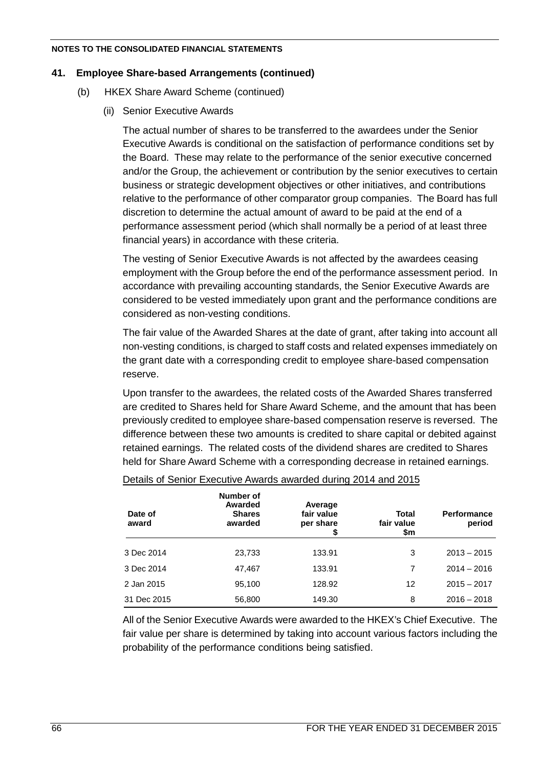## 41. Employee Share-based Arrangements (continued)

(b) HKEX Share Award Scheme (continued)

(ii) Senior Executive Awards

The actual number of shares to be transferred to the awardees under the Senior Executive Awards is conditional on the satisfaction of performance conditions set by the Board. These may relate to the performance of the senior executive concerned and/or the Group, the achievement or contribution by the senior executives to certain business or strategic development objectives or other initiatives, and contributions relative to the performance of other comparator group companies. The Board has full discretion to determine the actual amount of award to be paid at the end of a performance assessment period (which shall normally be a period of at least three financial years) in accordance with these criteria.

The vesting of Senior Executive Awards is not affected by the awardees ceasing employment with the Group before the end of the performance assessment period. In accordance with prevailing accounting standards, the Senior Executive Awards are considered to be vested immediately upon grant and the performance conditions are considered as non-vesting conditions.

The fair value of the Awarded Shares at the date of grant, after taking into account all non-vesting conditions, is charged to staff costs and related expenses immediately on the grant date with a corresponding credit to employee share-based compensation reserve.

Upon transfer to the awardees, the related costs of the Awarded Shares transferred are credited to Shares held for Share Award Scheme, and the amount that has been previously credited to employee share-based compensation reserve is reversed. The difference between these two amounts is credited to share capital or debited against retained earnings. The related costs of the dividend shares are credited to Shares held for Share Award Scheme with a corresponding decrease in retained earnings.

Details of Senior Executive Awards awarded during 2014 and 2015

| Date of award | Number of Awarded Shares awarded | Average fair value per share $ | Total fair value $m | Performance period |
|---|---|---|---|---|
| 3 Dec 2014 | 23,733 | 133.91 | 3 | 2013 – 2015 |
| 3 Dec 2014 | 47,467 | 133.91 | 7 | 2014 – 2016 |
| 2 Jan 2015 | 95,100 | 128.92 | 12 | 2015 – 2017 |
| 31 Dec 2015 | 56,800 | 149.30 | 8 | 2016 – 2018 |

All of the Senior Executive Awards were awarded to the HKEX's Chief Executive. The fair value per share is determined by taking into account various factors including the probability of the performance conditions being satisfied.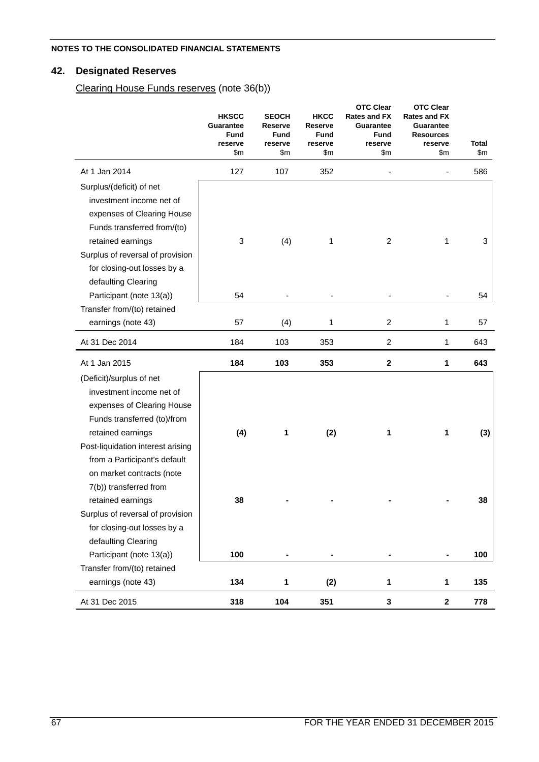NOTES TO THE CONSOLIDATED FINANCIAL STATEMENTS

## 42. Designated Reserves

Clearing House Funds reserves (note 36(b))

| | HKSCC Guarantee Fund reserve $m | SEOCH Reserve Fund reserve $m | HKCC Reserve Fund reserve $m | OTC Clear Rates and FX Guarantee Fund reserve $m | OTC Clear Rates and FX Guarantee Resources reserve $m | Total $m |
|---|---|---|---|---|---|---|
| At 1 Jan 2014 | 127 | 107 | 352 | - | - | 586 |
| Surplus/(deficit) of net investment income net of expenses of Clearing House Funds transferred from/(to) retained earnings | 3 | (4) | 1 | 2 | 1 | 3 |
| Surplus of reversal of provision for closing-out losses by a defaulting Clearing Participant (note 13(a)) | 54 | - | - | - | - | 54 |
| Transfer from/(to) retained earnings (note 43) | 57 | (4) | 1 | 2 | 1 | 57 |
| At 31 Dec 2014 | 184 | 103 | 353 | 2 | 1 | 643 |
| **At 1 Jan 2015** | **184** | **103** | **353** | **2** | **1** | **643** |
| (Deficit)/surplus of net investment income net of expenses of Clearing House Funds transferred (to)/from retained earnings | **(4)** | **1** | **(2)** | **1** | **1** | **(3)** |
| Post-liquidation interest arising from a Participant's default on market contracts (note 7(b)) transferred from retained earnings | **38** | **-** | **-** | **-** | **-** | **38** |
| Surplus of reversal of provision for closing-out losses by a defaulting Clearing Participant (note 13(a)) | **100** | **-** | **-** | **-** | **-** | **100** |
| Transfer from/(to) retained earnings (note 43) | **134** | **1** | **(2)** | **1** | **1** | **135** |
| At 31 Dec 2015 | **318** | **104** | **351** | **3** | **2** | **778** |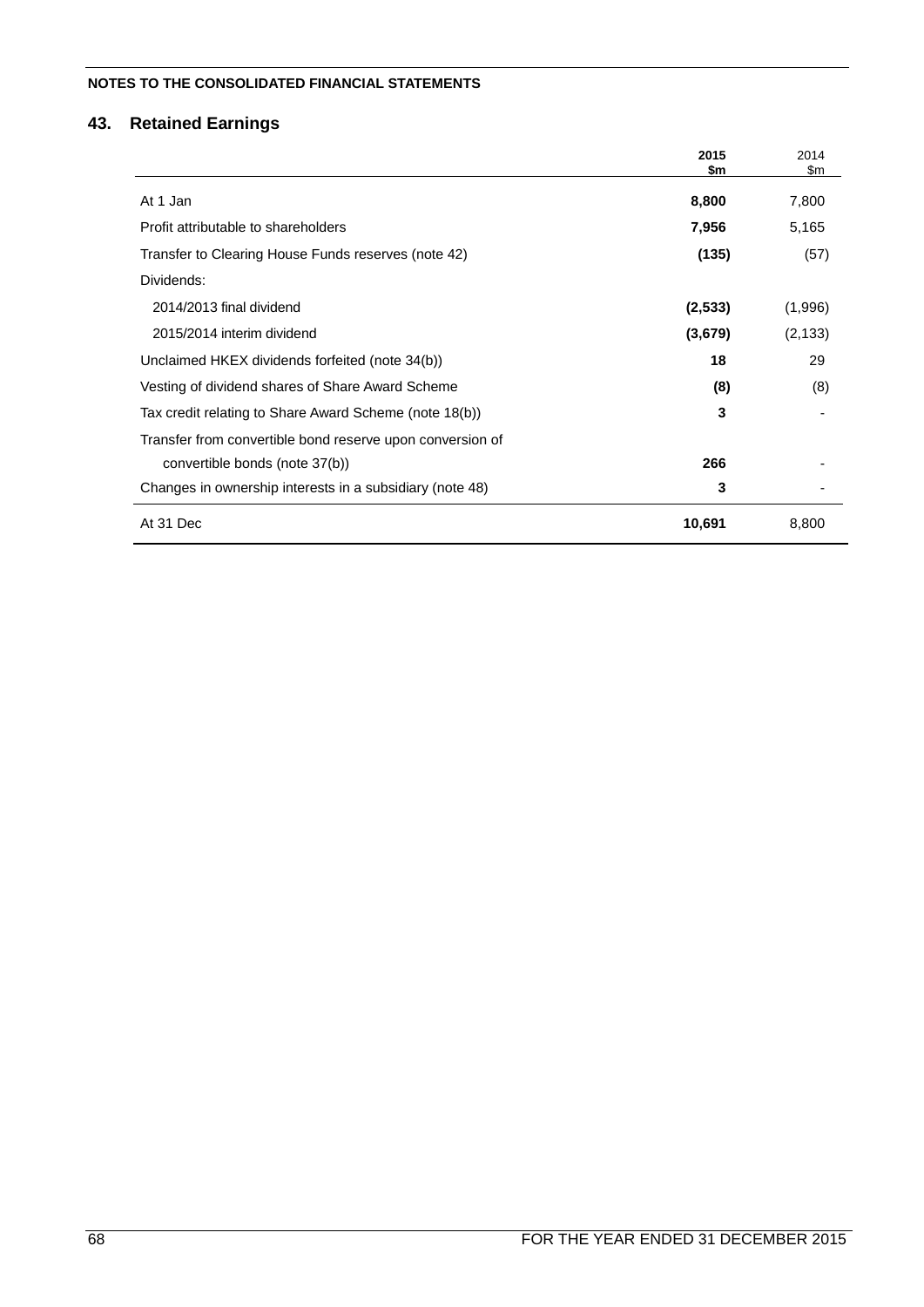NOTES TO THE CONSOLIDATED FINANCIAL STATEMENTS

## 43. Retained Earnings

| | 2015 $m | 2014 $m |
|---|---|---|
| At 1 Jan | **8,800** | 7,800 |
| Profit attributable to shareholders | **7,956** | 5,165 |
| Transfer to Clearing House Funds reserves (note 42) | **(135)** | (57) |
| Dividends: | | |
| 2014/2013 final dividend | **(2,533)** | (1,996) |
| 2015/2014 interim dividend | **(3,679)** | (2,133) |
| Unclaimed HKEX dividends forfeited (note 34(b)) | **18** | 29 |
| Vesting of dividend shares of Share Award Scheme | **(8)** | (8) |
| Tax credit relating to Share Award Scheme (note 18(b)) | **3** | - |
| Transfer from convertible bond reserve upon conversion of convertible bonds (note 37(b)) | **266** | - |
| Changes in ownership interests in a subsidiary (note 48) | **3** | - |
| At 31 Dec | **10,691** | 8,800 |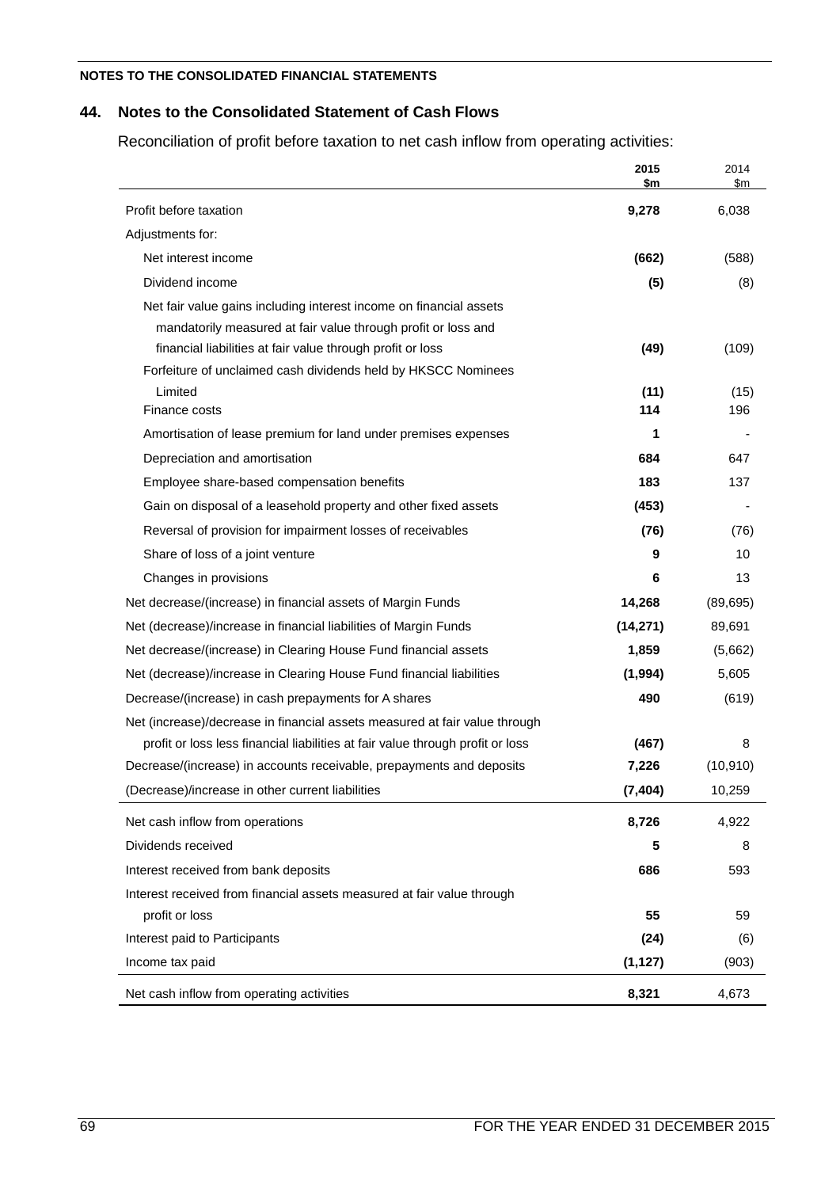## 44. Notes to the Consolidated Statement of Cash Flows

Reconciliation of profit before taxation to net cash inflow from operating activities:

| | 2015 $m | 2014 $m |
|---|---|---|
| Profit before taxation | **9,278** | 6,038 |
| Adjustments for: | | |
| Net interest income | **(662)** | (588) |
| Dividend income | **(5)** | (8) |
| Net fair value gains including interest income on financial assets mandatorily measured at fair value through profit or loss and financial liabilities at fair value through profit or loss | **(49)** | (109) |
| Forfeiture of unclaimed cash dividends held by HKSCC Nominees Limited | **(11)** | (15) |
| Finance costs | **114** | 196 |
| Amortisation of lease premium for land under premises expenses | **1** | - |
| Depreciation and amortisation | **684** | 647 |
| Employee share-based compensation benefits | **183** | 137 |
| Gain on disposal of a leasehold property and other fixed assets | **(453)** | - |
| Reversal of provision for impairment losses of receivables | **(76)** | (76) |
| Share of loss of a joint venture | **9** | 10 |
| Changes in provisions | **6** | 13 |
| Net decrease/(increase) in financial assets of Margin Funds | **14,268** | (89,695) |
| Net (decrease)/increase in financial liabilities of Margin Funds | **(14,271)** | 89,691 |
| Net decrease/(increase) in Clearing House Fund financial assets | **1,859** | (5,662) |
| Net (decrease)/increase in Clearing House Fund financial liabilities | **(1,994)** | 5,605 |
| Decrease/(increase) in cash prepayments for A shares | **490** | (619) |
| Net (increase)/decrease in financial assets measured at fair value through profit or loss less financial liabilities at fair value through profit or loss | **(467)** | 8 |
| Decrease/(increase) in accounts receivable, prepayments and deposits | **7,226** | (10,910) |
| (Decrease)/increase in other current liabilities | **(7,404)** | 10,259 |
| Net cash inflow from operations | **8,726** | 4,922 |
| Dividends received | **5** | 8 |
| Interest received from bank deposits | **686** | 593 |
| Interest received from financial assets measured at fair value through profit or loss | **55** | 59 |
| Interest paid to Participants | **(24)** | (6) |
| Income tax paid | **(1,127)** | (903) |
| Net cash inflow from operating activities | **8,321** | 4,673 |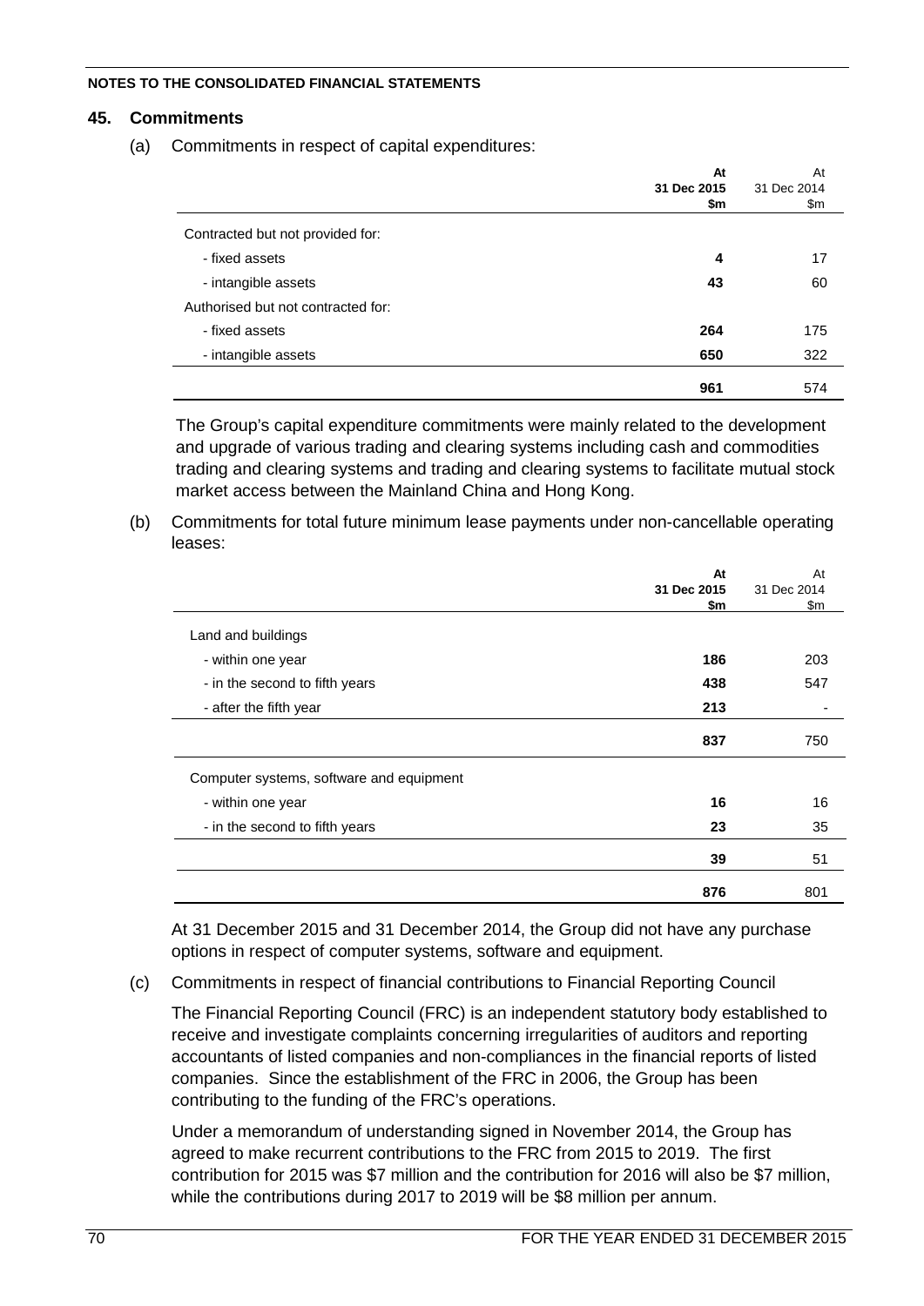NOTES TO THE CONSOLIDATED FINANCIAL STATEMENTS

## 45. Commitments

(a) Commitments in respect of capital expenditures:

| | At 31 Dec 2015 $m | At 31 Dec 2014 $m |
|---|---|---|
| Contracted but not provided for: | | |
| - fixed assets | **4** | 17 |
| - intangible assets | **43** | 60 |
| Authorised but not contracted for: | | |
| - fixed assets | **264** | 175 |
| - intangible assets | **650** | 322 |
| | **961** | 574 |

The Group's capital expenditure commitments were mainly related to the development and upgrade of various trading and clearing systems including cash and commodities trading and clearing systems and trading and clearing systems to facilitate mutual stock market access between the Mainland China and Hong Kong.

(b) Commitments for total future minimum lease payments under non-cancellable operating leases:

| | At 31 Dec 2015 $m | At 31 Dec 2014 $m |
|---|---|---|
| Land and buildings | | |
| - within one year | **186** | 203 |
| - in the second to fifth years | **438** | 547 |
| - after the fifth year | **213** | - |
| | **837** | 750 |
| Computer systems, software and equipment | | |
| - within one year | **16** | 16 |
| - in the second to fifth years | **23** | 35 |
| | **39** | 51 |
| | **876** | 801 |

At 31 December 2015 and 31 December 2014, the Group did not have any purchase options in respect of computer systems, software and equipment.

(c) Commitments in respect of financial contributions to Financial Reporting Council

The Financial Reporting Council (FRC) is an independent statutory body established to receive and investigate complaints concerning irregularities of auditors and reporting accountants of listed companies and non-compliances in the financial reports of listed companies. Since the establishment of the FRC in 2006, the Group has been contributing to the funding of the FRC's operations.

Under a memorandum of understanding signed in November 2014, the Group has agreed to make recurrent contributions to the FRC from 2015 to 2019. The first contribution for 2015 was $7 million and the contribution for 2016 will also be $7 million, while the contributions during 2017 to 2019 will be $8 million per annum.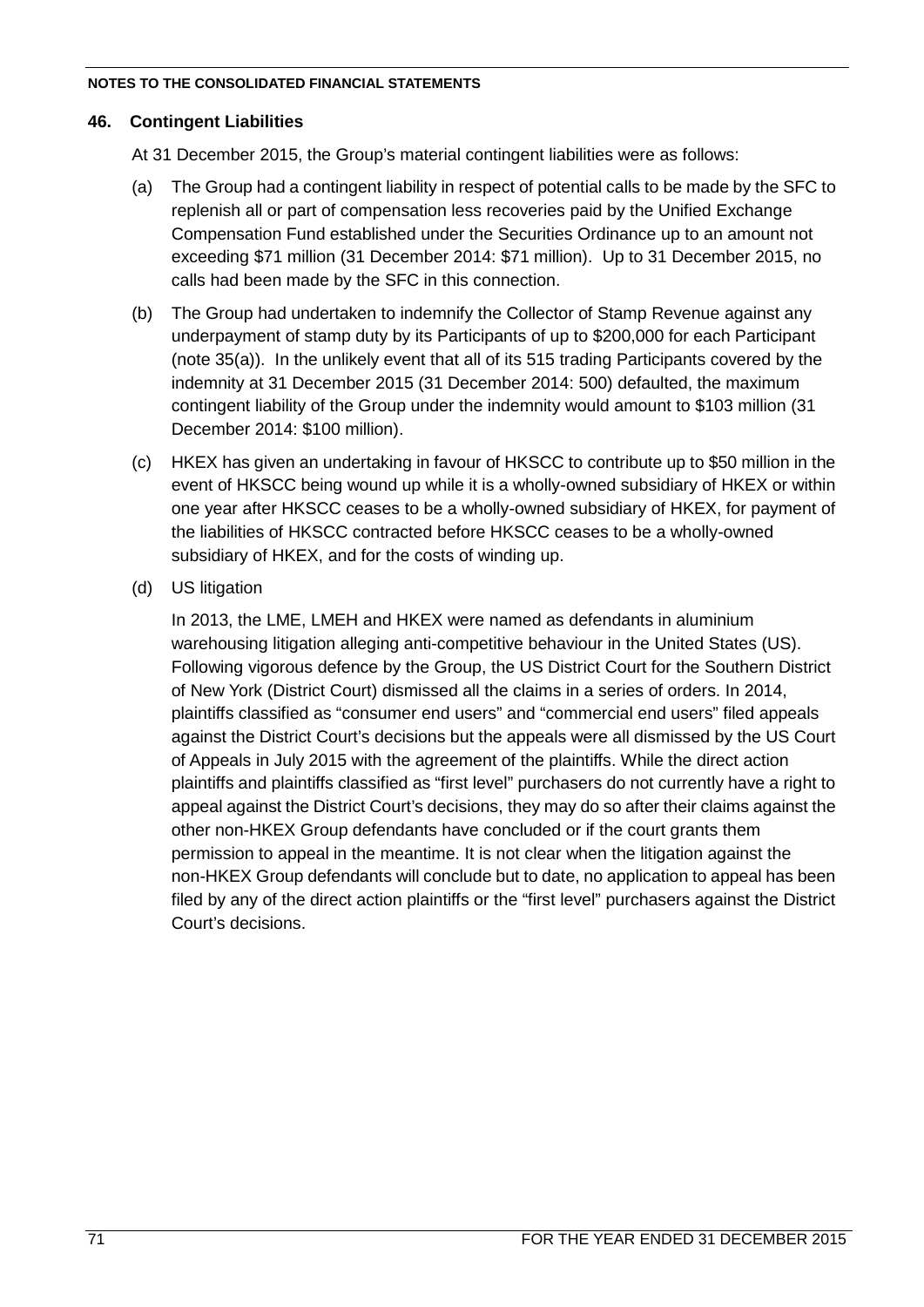## 46. Contingent Liabilities

At 31 December 2015, the Group's material contingent liabilities were as follows:

(a) The Group had a contingent liability in respect of potential calls to be made by the SFC to replenish all or part of compensation less recoveries paid by the Unified Exchange Compensation Fund established under the Securities Ordinance up to an amount not exceeding $71 million (31 December 2014: $71 million). Up to 31 December 2015, no calls had been made by the SFC in this connection.

(b) The Group had undertaken to indemnify the Collector of Stamp Revenue against any underpayment of stamp duty by its Participants of up to $200,000 for each Participant (note 35(a)). In the unlikely event that all of its 515 trading Participants covered by the indemnity at 31 December 2015 (31 December 2014: 500) defaulted, the maximum contingent liability of the Group under the indemnity would amount to $103 million (31 December 2014: $100 million).

(c) HKEX has given an undertaking in favour of HKSCC to contribute up to $50 million in the event of HKSCC being wound up while it is a wholly-owned subsidiary of HKEX or within one year after HKSCC ceases to be a wholly-owned subsidiary of HKEX, for payment of the liabilities of HKSCC contracted before HKSCC ceases to be a wholly-owned subsidiary of HKEX, and for the costs of winding up.

(d) US litigation

In 2013, the LME, LMEH and HKEX were named as defendants in aluminium warehousing litigation alleging anti-competitive behaviour in the United States (US). Following vigorous defence by the Group, the US District Court for the Southern District of New York (District Court) dismissed all the claims in a series of orders. In 2014, plaintiffs classified as "consumer end users" and "commercial end users" filed appeals against the District Court's decisions but the appeals were all dismissed by the US Court of Appeals in July 2015 with the agreement of the plaintiffs. While the direct action plaintiffs and plaintiffs classified as "first level" purchasers do not currently have a right to appeal against the District Court's decisions, they may do so after their claims against the other non-HKEX Group defendants have concluded or if the court grants them permission to appeal in the meantime. It is not clear when the litigation against the non-HKEX Group defendants will conclude but to date, no application to appeal has been filed by any of the direct action plaintiffs or the "first level" purchasers against the District Court's decisions.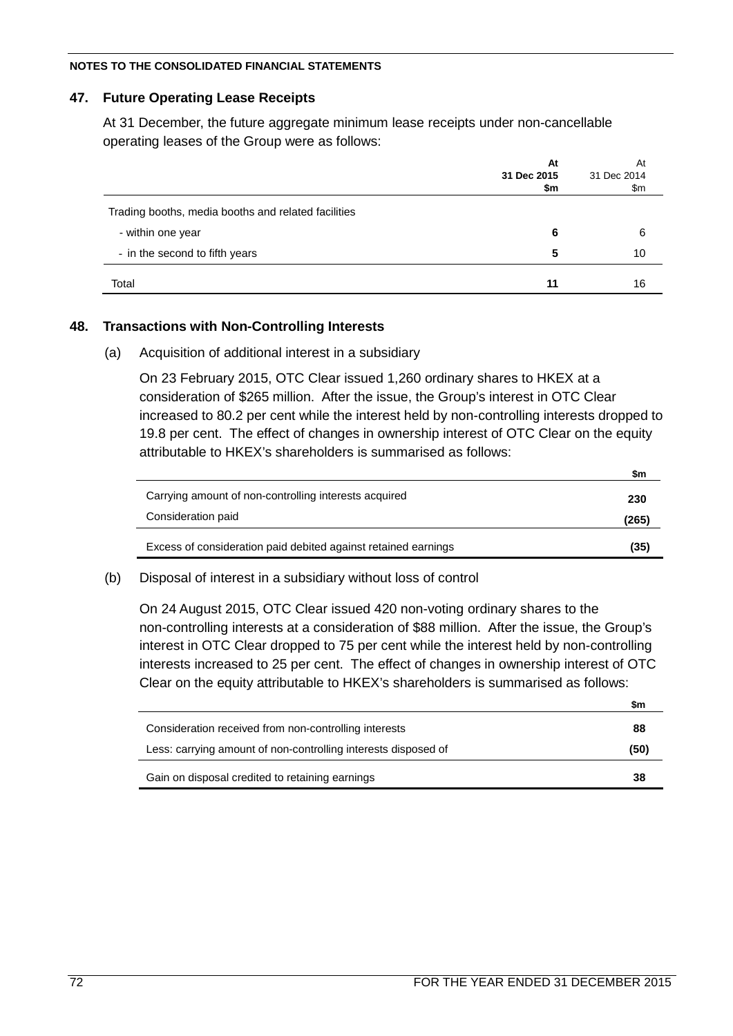NOTES TO THE CONSOLIDATED FINANCIAL STATEMENTS

## 47. Future Operating Lease Receipts

At 31 December, the future aggregate minimum lease receipts under non-cancellable operating leases of the Group were as follows:

| | **At 31 Dec 2015 $m** | At 31 Dec 2014 $m |
|---|---|---|
| Trading booths, media booths and related facilities | | |
| - within one year | **6** | 6 |
| - in the second to fifth years | **5** | 10 |
| Total | **11** | 16 |

## 48. Transactions with Non-Controlling Interests

(a) Acquisition of additional interest in a subsidiary

On 23 February 2015, OTC Clear issued 1,260 ordinary shares to HKEX at a consideration of $265 million. After the issue, the Group's interest in OTC Clear increased to 80.2 per cent while the interest held by non-controlling interests dropped to 19.8 per cent. The effect of changes in ownership interest of OTC Clear on the equity attributable to HKEX's shareholders is summarised as follows:

| | **$m** |
|---|---|
| Carrying amount of non-controlling interests acquired | **230** |
| Consideration paid | **(265)** |
| Excess of consideration paid debited against retained earnings | **(35)** |

(b) Disposal of interest in a subsidiary without loss of control

On 24 August 2015, OTC Clear issued 420 non-voting ordinary shares to the non-controlling interests at a consideration of $88 million. After the issue, the Group's interest in OTC Clear dropped to 75 per cent while the interest held by non-controlling interests increased to 25 per cent. The effect of changes in ownership interest of OTC Clear on the equity attributable to HKEX's shareholders is summarised as follows:

| | **$m** |
|---|---|
| Consideration received from non-controlling interests | **88** |
| Less: carrying amount of non-controlling interests disposed of | **(50)** |
| Gain on disposal credited to retaining earnings | **38** |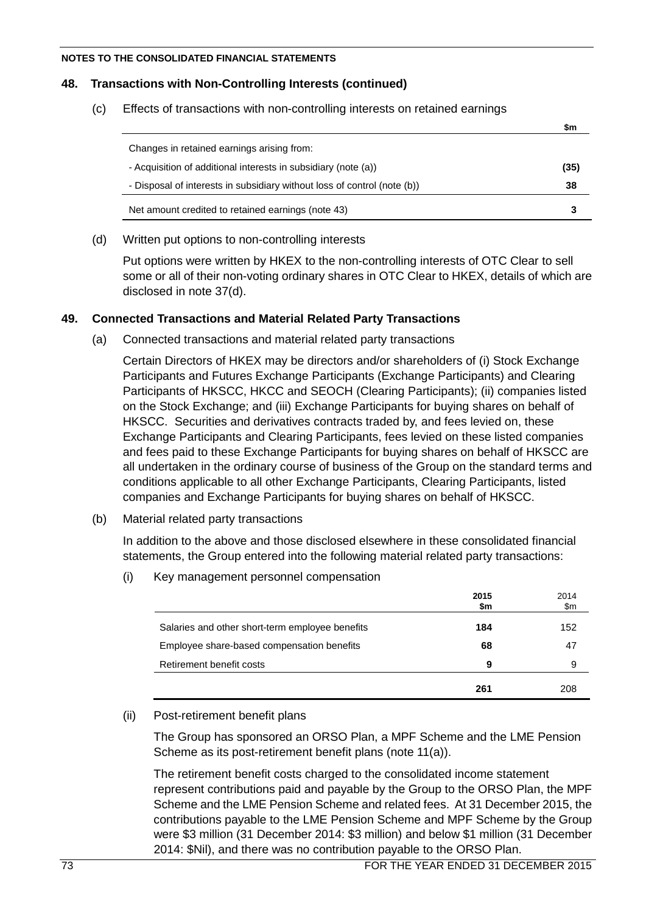## 48. Transactions with Non-Controlling Interests (continued)

(c) Effects of transactions with non-controlling interests on retained earnings

| | $m |
|---|---|
| Changes in retained earnings arising from: | |
| - Acquisition of additional interests in subsidiary (note (a)) | **(35)** |
| - Disposal of interests in subsidiary without loss of control (note (b)) | **38** |
| Net amount credited to retained earnings (note 43) | **3** |

(d) Written put options to non-controlling interests

Put options were written by HKEX to the non-controlling interests of OTC Clear to sell some or all of their non-voting ordinary shares in OTC Clear to HKEX, details of which are disclosed in note 37(d).

## 49. Connected Transactions and Material Related Party Transactions

(a) Connected transactions and material related party transactions

Certain Directors of HKEX may be directors and/or shareholders of (i) Stock Exchange Participants and Futures Exchange Participants (Exchange Participants) and Clearing Participants of HKSCC, HKCC and SEOCH (Clearing Participants); (ii) companies listed on the Stock Exchange; and (iii) Exchange Participants for buying shares on behalf of HKSCC. Securities and derivatives contracts traded by, and fees levied on, these Exchange Participants and Clearing Participants, fees levied on these listed companies and fees paid to these Exchange Participants for buying shares on behalf of HKSCC are all undertaken in the ordinary course of business of the Group on the standard terms and conditions applicable to all other Exchange Participants, Clearing Participants, listed companies and Exchange Participants for buying shares on behalf of HKSCC.

(b) Material related party transactions

In addition to the above and those disclosed elsewhere in these consolidated financial statements, the Group entered into the following material related party transactions:

(i) Key management personnel compensation

| | **2015 $m** | 2014 $m |
|---|---|---|
| Salaries and other short-term employee benefits | **184** | 152 |
| Employee share-based compensation benefits | **68** | 47 |
| Retirement benefit costs | **9** | 9 |
| | **261** | 208 |

(ii) Post-retirement benefit plans

The Group has sponsored an ORSO Plan, a MPF Scheme and the LME Pension Scheme as its post-retirement benefit plans (note 11(a)).

The retirement benefit costs charged to the consolidated income statement represent contributions paid and payable by the Group to the ORSO Plan, the MPF Scheme and the LME Pension Scheme and related fees. At 31 December 2015, the contributions payable to the LME Pension Scheme and MPF Scheme by the Group were $3 million (31 December 2014: $3 million) and below $1 million (31 December 2014: $Nil), and there was no contribution payable to the ORSO Plan.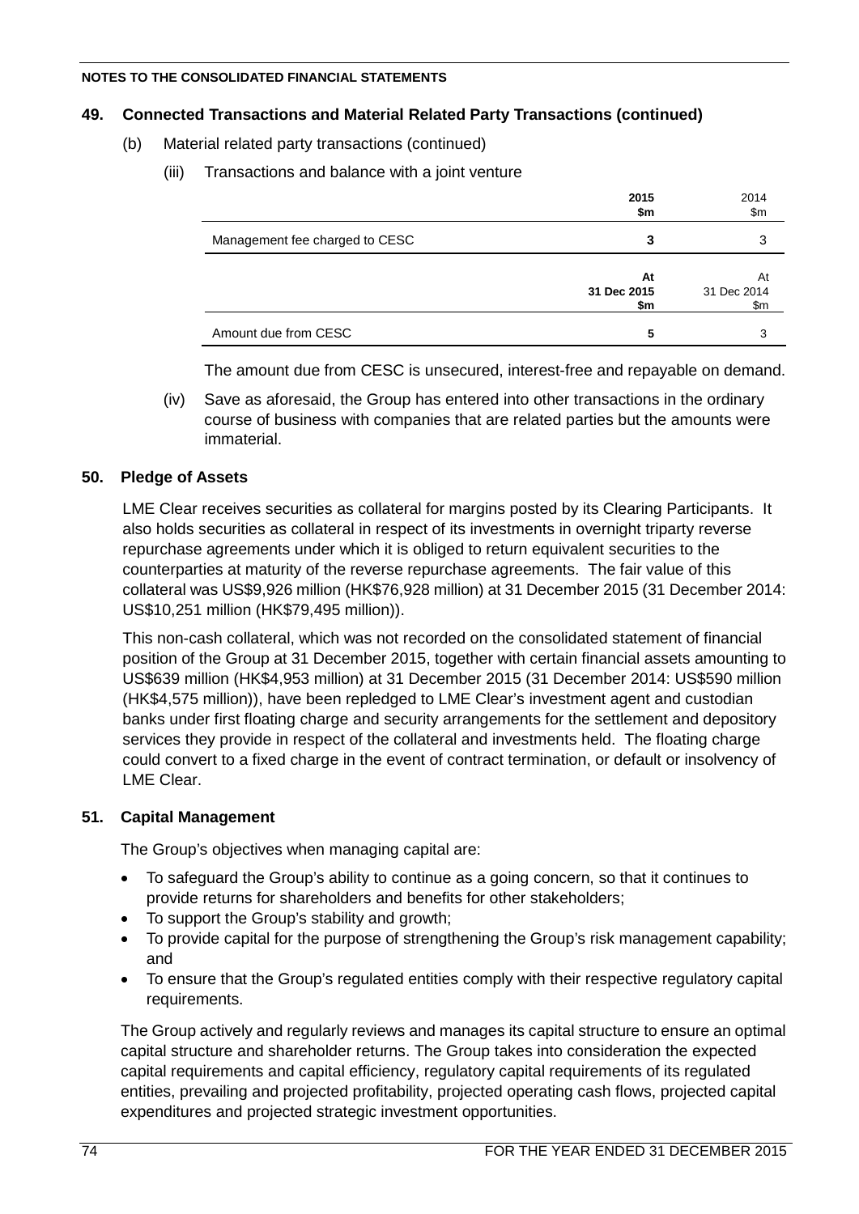NOTES TO THE CONSOLIDATED FINANCIAL STATEMENTS

## 49. Connected Transactions and Material Related Party Transactions (continued)

(b) Material related party transactions (continued)

(iii) Transactions and balance with a joint venture

| | 2015 $m | 2014 $m |
|---|---|---|
| Management fee charged to CESC | **3** | 3 |

| | At 31 Dec 2015 $m | At 31 Dec 2014 $m |
|---|---|---|
| Amount due from CESC | **5** | 3 |

The amount due from CESC is unsecured, interest-free and repayable on demand.

(iv) Save as aforesaid, the Group has entered into other transactions in the ordinary course of business with companies that are related parties but the amounts were immaterial.

## 50. Pledge of Assets

LME Clear receives securities as collateral for margins posted by its Clearing Participants. It also holds securities as collateral in respect of its investments in overnight triparty reverse repurchase agreements under which it is obliged to return equivalent securities to the counterparties at maturity of the reverse repurchase agreements. The fair value of this collateral was US$9,926 million (HK$76,928 million) at 31 December 2015 (31 December 2014: US$10,251 million (HK$79,495 million)).

This non-cash collateral, which was not recorded on the consolidated statement of financial position of the Group at 31 December 2015, together with certain financial assets amounting to US$639 million (HK$4,953 million) at 31 December 2015 (31 December 2014: US$590 million (HK$4,575 million)), have been repledged to LME Clear's investment agent and custodian banks under first floating charge and security arrangements for the settlement and depository services they provide in respect of the collateral and investments held. The floating charge could convert to a fixed charge in the event of contract termination, or default or insolvency of LME Clear.

## 51. Capital Management

The Group's objectives when managing capital are:

- To safeguard the Group's ability to continue as a going concern, so that it continues to provide returns for shareholders and benefits for other stakeholders;
- To support the Group's stability and growth;
- To provide capital for the purpose of strengthening the Group's risk management capability; and
- To ensure that the Group's regulated entities comply with their respective regulatory capital requirements.

The Group actively and regularly reviews and manages its capital structure to ensure an optimal capital structure and shareholder returns. The Group takes into consideration the expected capital requirements and capital efficiency, regulatory capital requirements of its regulated entities, prevailing and projected profitability, projected operating cash flows, projected capital expenditures and projected strategic investment opportunities.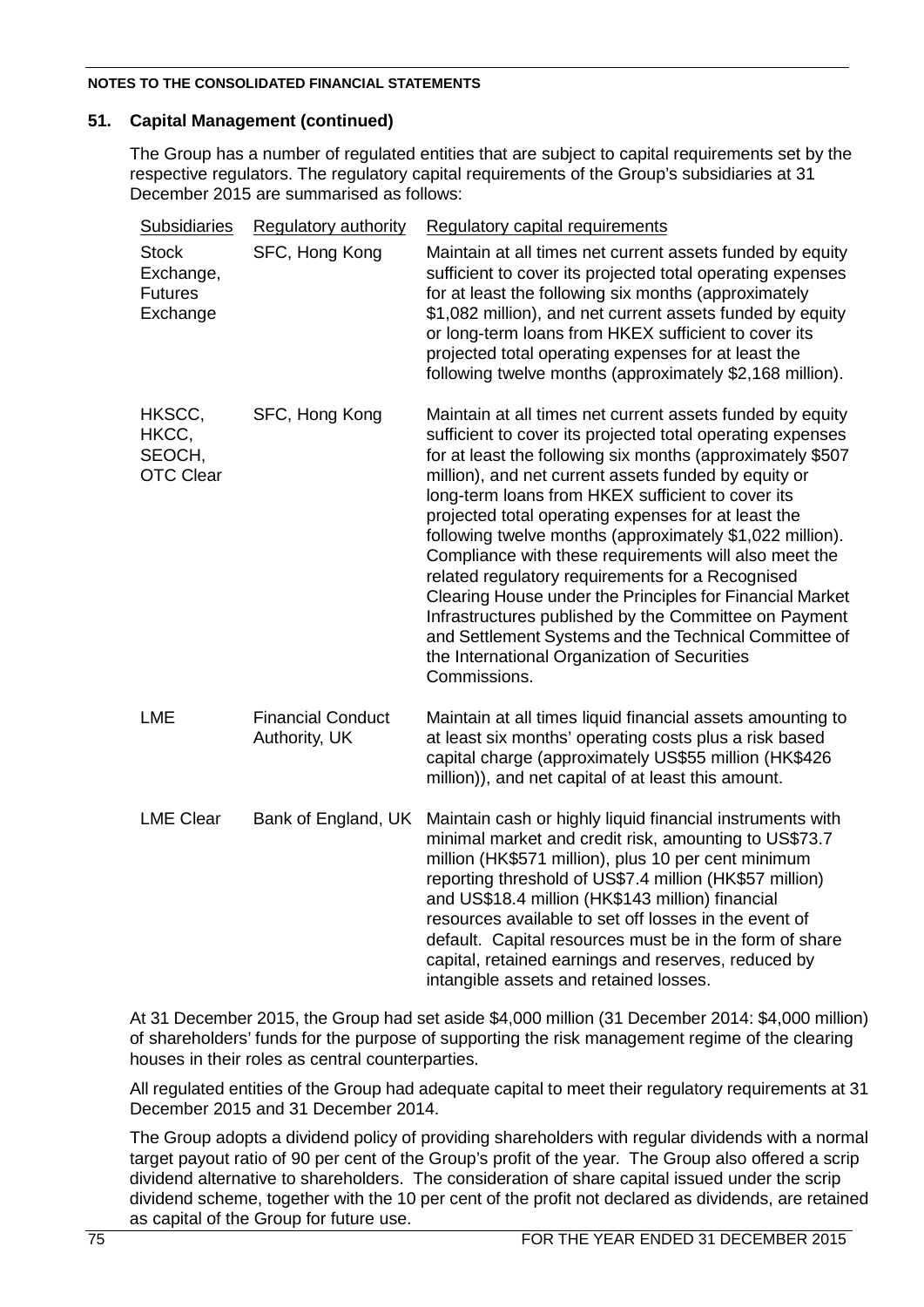## 51. Capital Management (continued)

The Group has a number of regulated entities that are subject to capital requirements set by the respective regulators. The regulatory capital requirements of the Group's subsidiaries at 31 December 2015 are summarised as follows:

| Subsidiaries | Regulatory authority | Regulatory capital requirements |
|---|---|---|
| Stock Exchange, Futures Exchange | SFC, Hong Kong | Maintain at all times net current assets funded by equity sufficient to cover its projected total operating expenses for at least the following six months (approximately \$1,082 million), and net current assets funded by equity or long-term loans from HKEX sufficient to cover its projected total operating expenses for at least the following twelve months (approximately \$2,168 million). |
| HKSCC, HKCC, SEOCH, OTC Clear | SFC, Hong Kong | Maintain at all times net current assets funded by equity sufficient to cover its projected total operating expenses for at least the following six months (approximately \$507 million), and net current assets funded by equity or long-term loans from HKEX sufficient to cover its projected total operating expenses for at least the following twelve months (approximately \$1,022 million). Compliance with these requirements will also meet the related regulatory requirements for a Recognised Clearing House under the Principles for Financial Market Infrastructures published by the Committee on Payment and Settlement Systems and the Technical Committee of the International Organization of Securities Commissions. |
| LME | Financial Conduct Authority, UK | Maintain at all times liquid financial assets amounting to at least six months' operating costs plus a risk based capital charge (approximately US\$55 million (HK\$426 million)), and net capital of at least this amount. |
| LME Clear | Bank of England, UK | Maintain cash or highly liquid financial instruments with minimal market and credit risk, amounting to US\$73.7 million (HK\$571 million), plus 10 per cent minimum reporting threshold of US\$7.4 million (HK\$57 million) and US\$18.4 million (HK\$143 million) financial resources available to set off losses in the event of default. Capital resources must be in the form of share capital, retained earnings and reserves, reduced by intangible assets and retained losses. |

At 31 December 2015, the Group had set aside \$4,000 million (31 December 2014: \$4,000 million) of shareholders' funds for the purpose of supporting the risk management regime of the clearing houses in their roles as central counterparties.

All regulated entities of the Group had adequate capital to meet their regulatory requirements at 31 December 2015 and 31 December 2014.

The Group adopts a dividend policy of providing shareholders with regular dividends with a normal target payout ratio of 90 per cent of the Group's profit of the year. The Group also offered a scrip dividend alternative to shareholders. The consideration of share capital issued under the scrip dividend scheme, together with the 10 per cent of the profit not declared as dividends, are retained as capital of the Group for future use.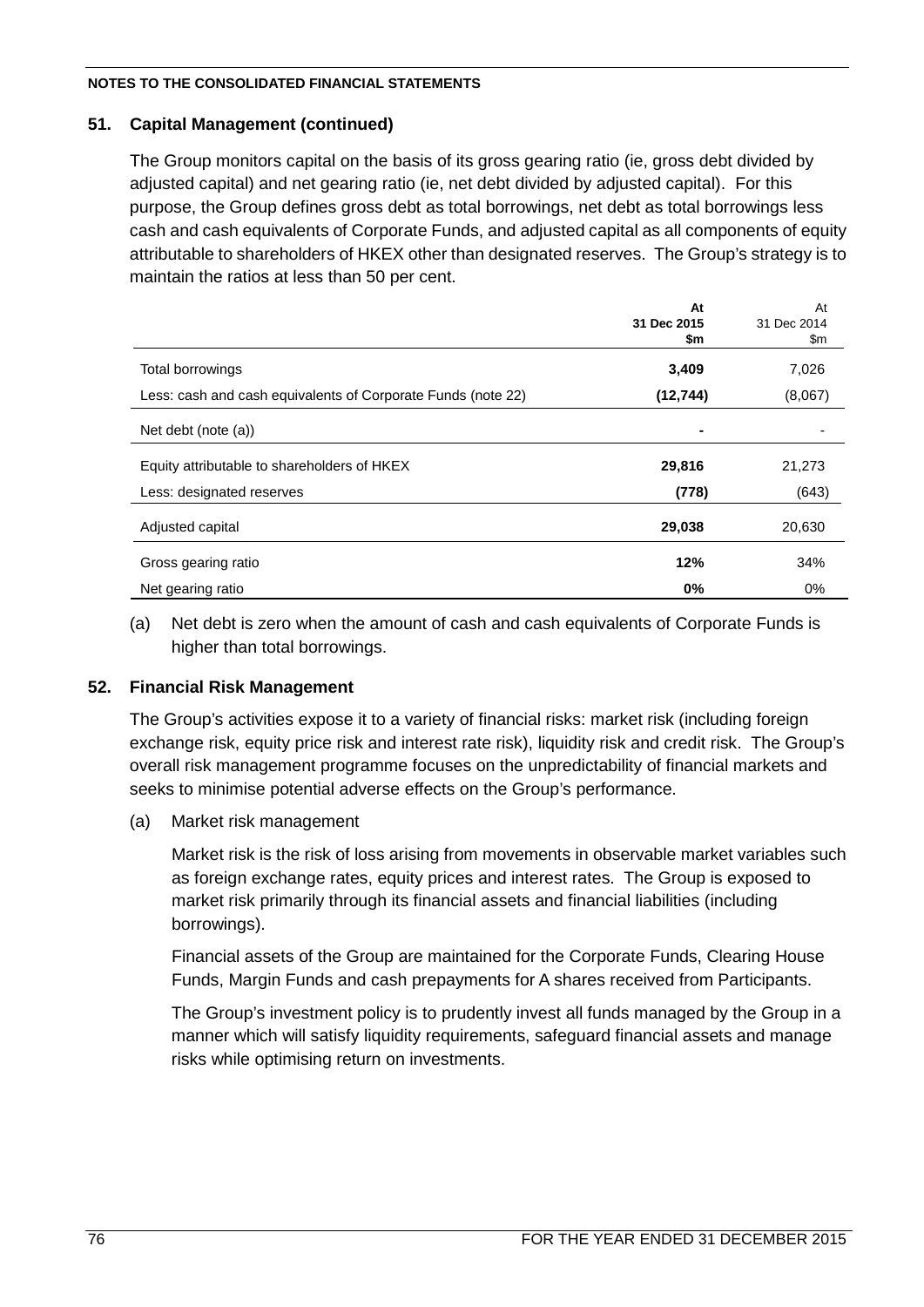## 51. Capital Management (continued)

The Group monitors capital on the basis of its gross gearing ratio (ie, gross debt divided by adjusted capital) and net gearing ratio (ie, net debt divided by adjusted capital). For this purpose, the Group defines gross debt as total borrowings, net debt as total borrowings less cash and cash equivalents of Corporate Funds, and adjusted capital as all components of equity attributable to shareholders of HKEX other than designated reserves. The Group's strategy is to maintain the ratios at less than 50 per cent.

| | **At 31 Dec 2015 $m** | At 31 Dec 2014 $m |
|---|---|---|
| Total borrowings | **3,409** | 7,026 |
| Less: cash and cash equivalents of Corporate Funds (note 22) | **(12,744)** | (8,067) |
| Net debt (note (a)) | **-** | - |
| Equity attributable to shareholders of HKEX | **29,816** | 21,273 |
| Less: designated reserves | **(778)** | (643) |
| Adjusted capital | **29,038** | 20,630 |
| Gross gearing ratio | **12%** | 34% |
| Net gearing ratio | **0%** | 0% |

(a) Net debt is zero when the amount of cash and cash equivalents of Corporate Funds is higher than total borrowings.

## 52. Financial Risk Management

The Group's activities expose it to a variety of financial risks: market risk (including foreign exchange risk, equity price risk and interest rate risk), liquidity risk and credit risk. The Group's overall risk management programme focuses on the unpredictability of financial markets and seeks to minimise potential adverse effects on the Group's performance.

(a) Market risk management

Market risk is the risk of loss arising from movements in observable market variables such as foreign exchange rates, equity prices and interest rates. The Group is exposed to market risk primarily through its financial assets and financial liabilities (including borrowings).

Financial assets of the Group are maintained for the Corporate Funds, Clearing House Funds, Margin Funds and cash prepayments for A shares received from Participants.

The Group's investment policy is to prudently invest all funds managed by the Group in a manner which will satisfy liquidity requirements, safeguard financial assets and manage risks while optimising return on investments.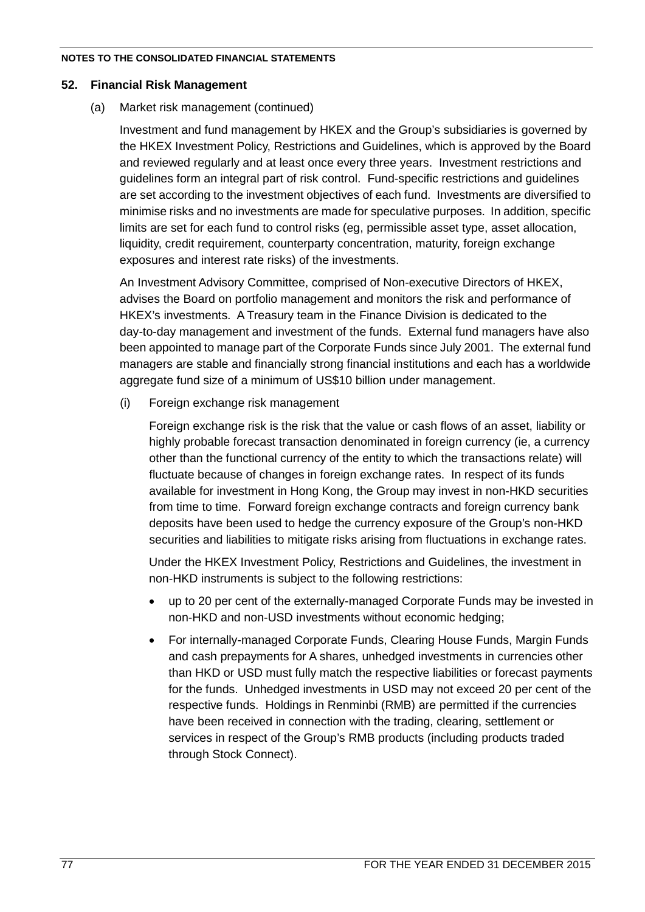## 52. Financial Risk Management

(a) Market risk management (continued)

Investment and fund management by HKEX and the Group's subsidiaries is governed by the HKEX Investment Policy, Restrictions and Guidelines, which is approved by the Board and reviewed regularly and at least once every three years. Investment restrictions and guidelines form an integral part of risk control. Fund-specific restrictions and guidelines are set according to the investment objectives of each fund. Investments are diversified to minimise risks and no investments are made for speculative purposes. In addition, specific limits are set for each fund to control risks (eg, permissible asset type, asset allocation, liquidity, credit requirement, counterparty concentration, maturity, foreign exchange exposures and interest rate risks) of the investments.

An Investment Advisory Committee, comprised of Non-executive Directors of HKEX, advises the Board on portfolio management and monitors the risk and performance of HKEX's investments. A Treasury team in the Finance Division is dedicated to the day-to-day management and investment of the funds. External fund managers have also been appointed to manage part of the Corporate Funds since July 2001. The external fund managers are stable and financially strong financial institutions and each has a worldwide aggregate fund size of a minimum of US$10 billion under management.

(i) Foreign exchange risk management

Foreign exchange risk is the risk that the value or cash flows of an asset, liability or highly probable forecast transaction denominated in foreign currency (ie, a currency other than the functional currency of the entity to which the transactions relate) will fluctuate because of changes in foreign exchange rates. In respect of its funds available for investment in Hong Kong, the Group may invest in non-HKD securities from time to time. Forward foreign exchange contracts and foreign currency bank deposits have been used to hedge the currency exposure of the Group's non-HKD securities and liabilities to mitigate risks arising from fluctuations in exchange rates.

Under the HKEX Investment Policy, Restrictions and Guidelines, the investment in non-HKD instruments is subject to the following restrictions:

- up to 20 per cent of the externally-managed Corporate Funds may be invested in non-HKD and non-USD investments without economic hedging;
- For internally-managed Corporate Funds, Clearing House Funds, Margin Funds and cash prepayments for A shares, unhedged investments in currencies other than HKD or USD must fully match the respective liabilities or forecast payments for the funds. Unhedged investments in USD may not exceed 20 per cent of the respective funds. Holdings in Renminbi (RMB) are permitted if the currencies have been received in connection with the trading, clearing, settlement or services in respect of the Group's RMB products (including products traded through Stock Connect).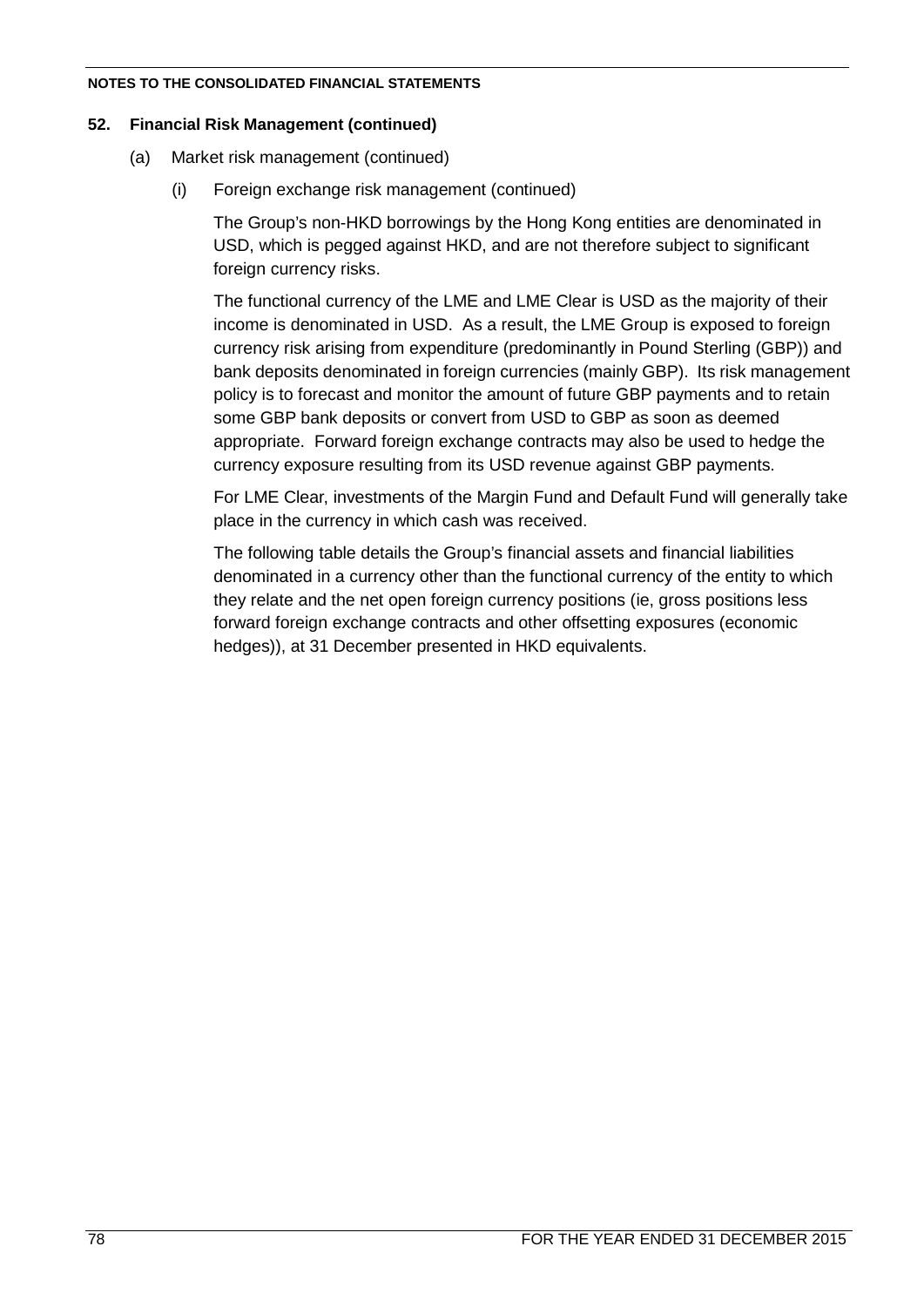**NOTES TO THE CONSOLIDATED FINANCIAL STATEMENTS**

## 52. Financial Risk Management (continued)

### (a) Market risk management (continued)

#### (i) Foreign exchange risk management (continued)

The Group's non-HKD borrowings by the Hong Kong entities are denominated in USD, which is pegged against HKD, and are not therefore subject to significant foreign currency risks.

The functional currency of the LME and LME Clear is USD as the majority of their income is denominated in USD. As a result, the LME Group is exposed to foreign currency risk arising from expenditure (predominantly in Pound Sterling (GBP)) and bank deposits denominated in foreign currencies (mainly GBP). Its risk management policy is to forecast and monitor the amount of future GBP payments and to retain some GBP bank deposits or convert from USD to GBP as soon as deemed appropriate. Forward foreign exchange contracts may also be used to hedge the currency exposure resulting from its USD revenue against GBP payments.

For LME Clear, investments of the Margin Fund and Default Fund will generally take place in the currency in which cash was received.

The following table details the Group's financial assets and financial liabilities denominated in a currency other than the functional currency of the entity to which they relate and the net open foreign currency positions (ie, gross positions less forward foreign exchange contracts and other offsetting exposures (economic hedges)), at 31 December presented in HKD equivalents.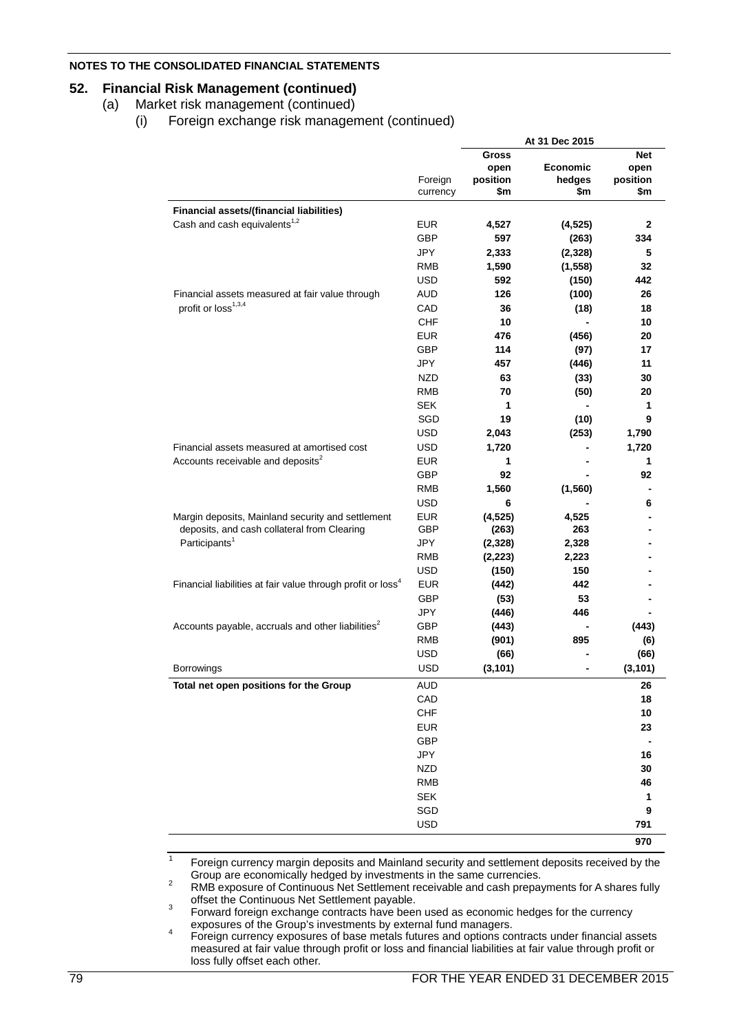NOTES TO THE CONSOLIDATED FINANCIAL STATEMENTS

## 52. Financial Risk Management (continued)

### (a) Market risk management (continued)

#### (i) Foreign exchange risk management (continued)

| | | At 31 Dec 2015 | | |
|---|---|---|---|---|
| | Foreign currency | Gross open position $m | Economic hedges $m | Net open position $m |
| **Financial assets/(financial liabilities)** | | | | |
| Cash and cash equivalents[1,2] | EUR | **4,527** | **(4,525)** | **2** |
| | GBP | **597** | **(263)** | **334** |
| | JPY | **2,333** | **(2,328)** | **5** |
| | RMB | **1,590** | **(1,558)** | **32** |
| | USD | **592** | **(150)** | **442** |
| Financial assets measured at fair value through profit or loss[1,3,4] | AUD | **126** | **(100)** | **26** |
| | CAD | **36** | **(18)** | **18** |
| | CHF | **10** | **-** | **10** |
| | EUR | **476** | **(456)** | **20** |
| | GBP | **114** | **(97)** | **17** |
| | JPY | **457** | **(446)** | **11** |
| | NZD | **63** | **(33)** | **30** |
| | RMB | **70** | **(50)** | **20** |
| | SEK | **1** | **-** | **1** |
| | SGD | **19** | **(10)** | **9** |
| | USD | **2,043** | **(253)** | **1,790** |
| Financial assets measured at amortised cost | USD | **1,720** | **-** | **1,720** |
| Accounts receivable and deposits[2] | EUR | **1** | **-** | **1** |
| | GBP | **92** | **-** | **92** |
| | RMB | **1,560** | **(1,560)** | **-** |
| | USD | **6** | **-** | **6** |
| Margin deposits, Mainland security and settlement deposits, and cash collateral from Clearing Participants[1] | EUR | **(4,525)** | **4,525** | **-** |
| | GBP | **(263)** | **263** | **-** |
| | JPY | **(2,328)** | **2,328** | **-** |
| | RMB | **(2,223)** | **2,223** | **-** |
| | USD | **(150)** | **150** | **-** |
| Financial liabilities at fair value through profit or loss[4] | EUR | **(442)** | **442** | **-** |
| | GBP | **(53)** | **53** | **-** |
| | JPY | **(446)** | **446** | **-** |
| Accounts payable, accruals and other liabilities[2] | GBP | **(443)** | **-** | **(443)** |
| | RMB | **(901)** | **895** | **(6)** |
| | USD | **(66)** | **-** | **(66)** |
| Borrowings | USD | **(3,101)** | **-** | **(3,101)** |
| **Total net open positions for the Group** | AUD | | | **26** |
| | CAD | | | **18** |
| | CHF | | | **10** |
| | EUR | | | **23** |
| | GBP | | | **-** |
| | JPY | | | **16** |
| | NZD | | | **30** |
| | RMB | | | **46** |
| | SEK | | | **1** |
| | SGD | | | **9** |
| | USD | | | **791** |
| | | | | **970** |

[1] Foreign currency margin deposits and Mainland security and settlement deposits received by the Group are economically hedged by investments in the same currencies.

[2] RMB exposure of Continuous Net Settlement receivable and cash prepayments for A shares fully offset the Continuous Net Settlement payable.

[3] Forward foreign exchange contracts have been used as economic hedges for the currency exposures of the Group's investments by external fund managers.

[4] Foreign currency exposures of base metals futures and options contracts under financial assets measured at fair value through profit or loss and financial liabilities at fair value through profit or loss fully offset each other.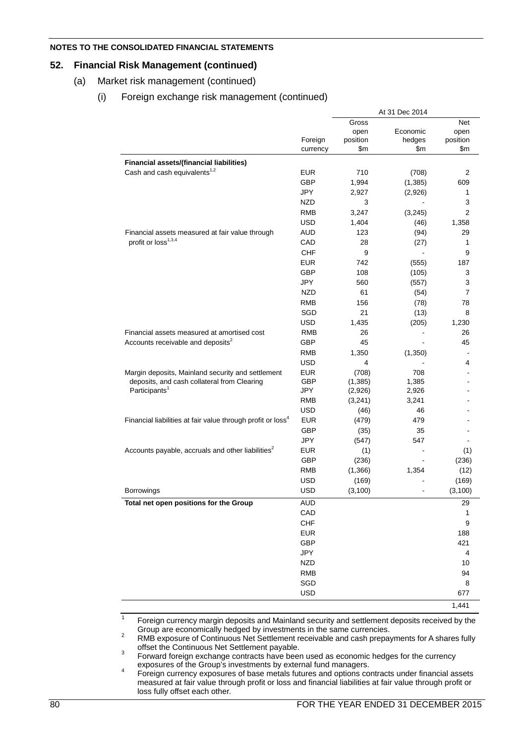NOTES TO THE CONSOLIDATED FINANCIAL STATEMENTS

## 52. Financial Risk Management (continued)

### (a) Market risk management (continued)

#### (i) Foreign exchange risk management (continued)

| | | At 31 Dec 2014 | | |
|---|---|---|---|---|
| | Foreign currency | Gross open position $m | Economic hedges $m | Net open position $m |
| **Financial assets/(financial liabilities)** | | | | |
| Cash and cash equivalents[1,2] | EUR | 710 | (708) | 2 |
| | GBP | 1,994 | (1,385) | 609 |
| | JPY | 2,927 | (2,926) | 1 |
| | NZD | 3 | - | 3 |
| | RMB | 3,247 | (3,245) | 2 |
| | USD | 1,404 | (46) | 1,358 |
| Financial assets measured at fair value through profit or loss[1,3,4] | AUD | 123 | (94) | 29 |
| | CAD | 28 | (27) | 1 |
| | CHF | 9 | - | 9 |
| | EUR | 742 | (555) | 187 |
| | GBP | 108 | (105) | 3 |
| | JPY | 560 | (557) | 3 |
| | NZD | 61 | (54) | 7 |
| | RMB | 156 | (78) | 78 |
| | SGD | 21 | (13) | 8 |
| | USD | 1,435 | (205) | 1,230 |
| Financial assets measured at amortised cost | RMB | 26 | - | 26 |
| Accounts receivable and deposits[2] | GBP | 45 | - | 45 |
| | RMB | 1,350 | (1,350) | - |
| | USD | 4 | - | 4 |
| Margin deposits, Mainland security and settlement deposits, and cash collateral from Clearing Participants[1] | EUR | (708) | 708 | - |
| | GBP | (1,385) | 1,385 | - |
| | JPY | (2,926) | 2,926 | - |
| | RMB | (3,241) | 3,241 | - |
| | USD | (46) | 46 | - |
| Financial liabilities at fair value through profit or loss[4] | EUR | (479) | 479 | - |
| | GBP | (35) | 35 | - |
| | JPY | (547) | 547 | - |
| Accounts payable, accruals and other liabilities[2] | EUR | (1) | - | (1) |
| | GBP | (236) | - | (236) |
| | RMB | (1,366) | 1,354 | (12) |
| | USD | (169) | - | (169) |
| Borrowings | USD | (3,100) | - | (3,100) |
| **Total net open positions for the Group** | AUD | | | 29 |
| | CAD | | | 1 |
| | CHF | | | 9 |
| | EUR | | | 188 |
| | GBP | | | 421 |
| | JPY | | | 4 |
| | NZD | | | 10 |
| | RMB | | | 94 |
| | SGD | | | 8 |
| | USD | | | 677 |
| | | | | 1,441 |

1 Foreign currency margin deposits and Mainland security and settlement deposits received by the Group are economically hedged by investments in the same currencies.

2 RMB exposure of Continuous Net Settlement receivable and cash prepayments for A shares fully offset the Continuous Net Settlement payable.

3 Forward foreign exchange contracts have been used as economic hedges for the currency exposures of the Group's investments by external fund managers.

4 Foreign currency exposures of base metals futures and options contracts under financial assets measured at fair value through profit or loss and financial liabilities at fair value through profit or loss fully offset each other.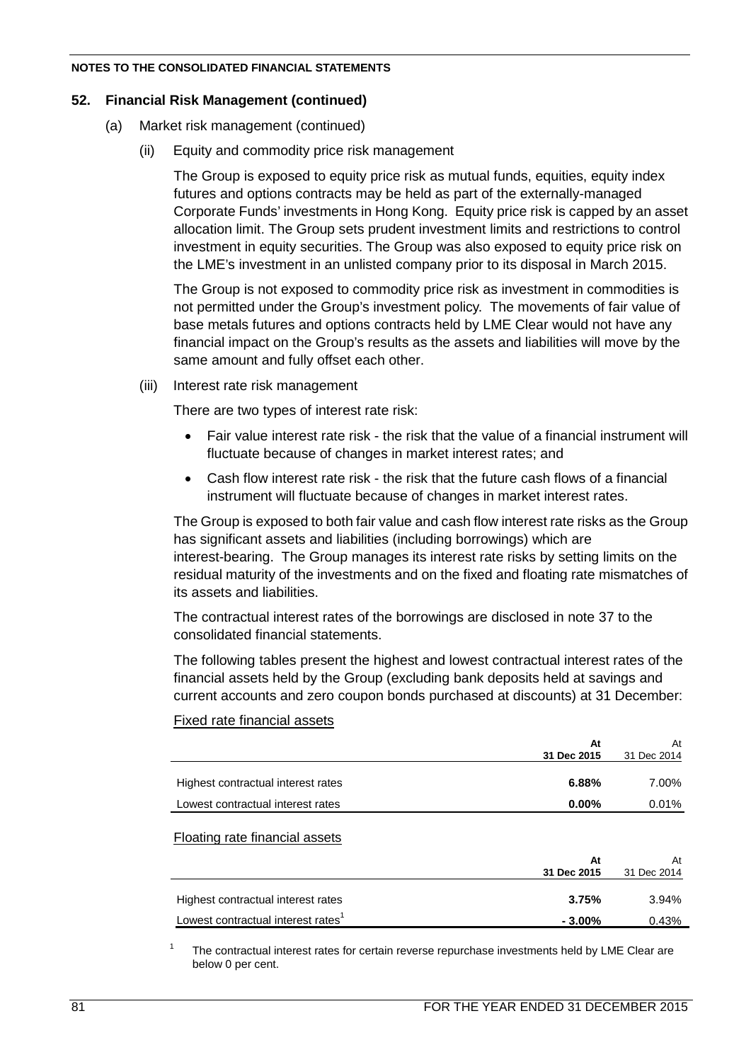## 52. Financial Risk Management (continued)

(a) Market risk management (continued)

(ii) Equity and commodity price risk management

The Group is exposed to equity price risk as mutual funds, equities, equity index futures and options contracts may be held as part of the externally-managed Corporate Funds' investments in Hong Kong. Equity price risk is capped by an asset allocation limit. The Group sets prudent investment limits and restrictions to control investment in equity securities. The Group was also exposed to equity price risk on the LME's investment in an unlisted company prior to its disposal in March 2015.

The Group is not exposed to commodity price risk as investment in commodities is not permitted under the Group's investment policy. The movements of fair value of base metals futures and options contracts held by LME Clear would not have any financial impact on the Group's results as the assets and liabilities will move by the same amount and fully offset each other.

(iii) Interest rate risk management

There are two types of interest rate risk:

- Fair value interest rate risk - the risk that the value of a financial instrument will fluctuate because of changes in market interest rates; and
- Cash flow interest rate risk - the risk that the future cash flows of a financial instrument will fluctuate because of changes in market interest rates.

The Group is exposed to both fair value and cash flow interest rate risks as the Group has significant assets and liabilities (including borrowings) which are interest-bearing. The Group manages its interest rate risks by setting limits on the residual maturity of the investments and on the fixed and floating rate mismatches of its assets and liabilities.

The contractual interest rates of the borrowings are disclosed in note 37 to the consolidated financial statements.

The following tables present the highest and lowest contractual interest rates of the financial assets held by the Group (excluding bank deposits held at savings and current accounts and zero coupon bonds purchased at discounts) at 31 December:

Fixed rate financial assets

| | At 31 Dec 2015 | At 31 Dec 2014 |
|---|---|---|
| Highest contractual interest rates | **6.88%** | 7.00% |
| Lowest contractual interest rates | **0.00%** | 0.01% |

Floating rate financial assets

| | At 31 Dec 2015 | At 31 Dec 2014 |
|---|---|---|
| Highest contractual interest rates | **3.75%** | 3.94% |
| Lowest contractual interest rates[1] | **- 3.00%** | 0.43% |

[1] The contractual interest rates for certain reverse repurchase investments held by LME Clear are below 0 per cent.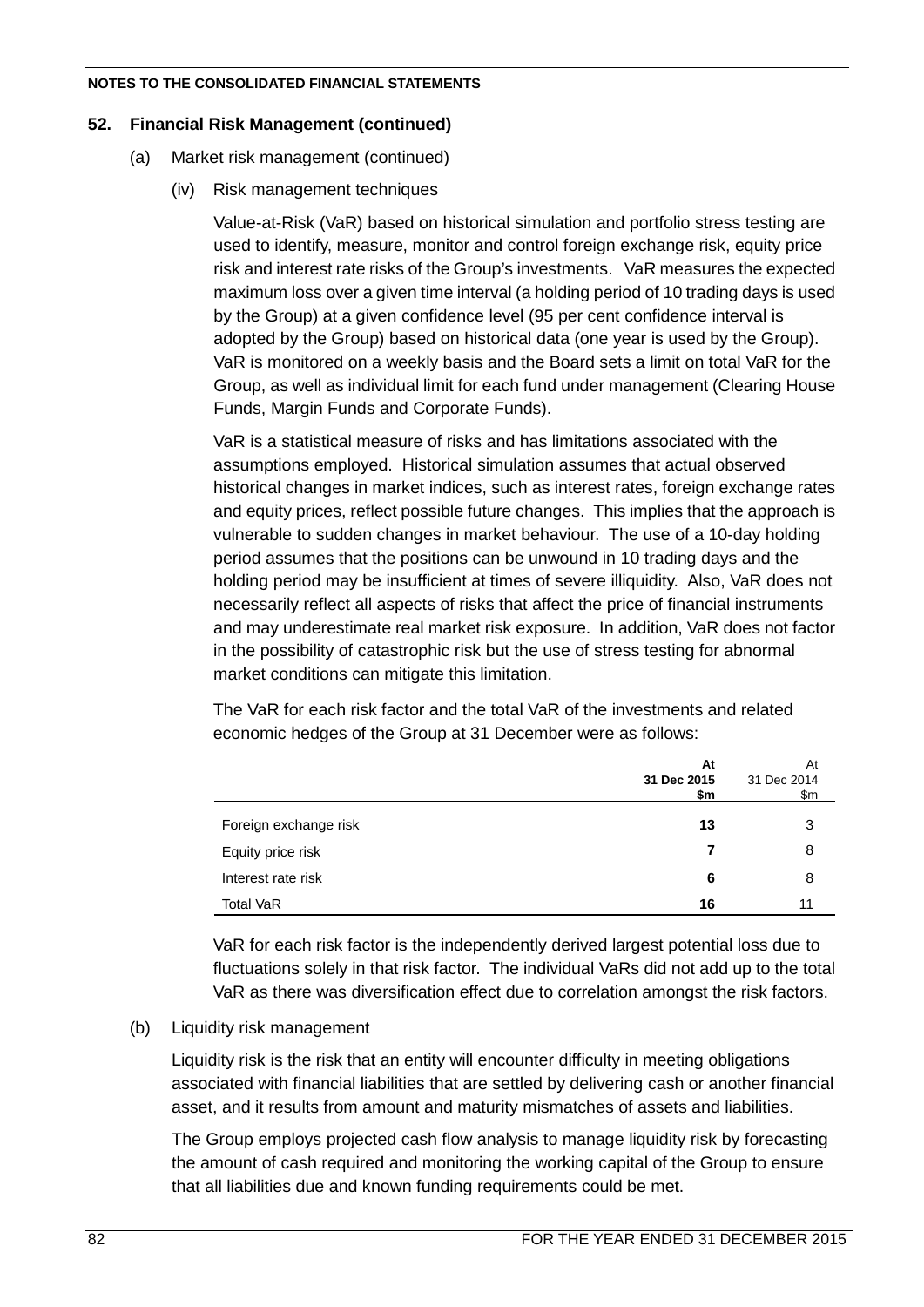## 52. Financial Risk Management (continued)

(a) Market risk management (continued)

(iv) Risk management techniques

Value-at-Risk (VaR) based on historical simulation and portfolio stress testing are used to identify, measure, monitor and control foreign exchange risk, equity price risk and interest rate risks of the Group's investments. VaR measures the expected maximum loss over a given time interval (a holding period of 10 trading days is used by the Group) at a given confidence level (95 per cent confidence interval is adopted by the Group) based on historical data (one year is used by the Group). VaR is monitored on a weekly basis and the Board sets a limit on total VaR for the Group, as well as individual limit for each fund under management (Clearing House Funds, Margin Funds and Corporate Funds).

VaR is a statistical measure of risks and has limitations associated with the assumptions employed. Historical simulation assumes that actual observed historical changes in market indices, such as interest rates, foreign exchange rates and equity prices, reflect possible future changes. This implies that the approach is vulnerable to sudden changes in market behaviour. The use of a 10-day holding period assumes that the positions can be unwound in 10 trading days and the holding period may be insufficient at times of severe illiquidity. Also, VaR does not necessarily reflect all aspects of risks that affect the price of financial instruments and may underestimate real market risk exposure. In addition, VaR does not factor in the possibility of catastrophic risk but the use of stress testing for abnormal market conditions can mitigate this limitation.

The VaR for each risk factor and the total VaR of the investments and related economic hedges of the Group at 31 December were as follows:

| | **At 31 Dec 2015 $m** | At 31 Dec 2014 $m |
|---|---|---|
| Foreign exchange risk | **13** | 3 |
| Equity price risk | **7** | 8 |
| Interest rate risk | **6** | 8 |
| Total VaR | **16** | 11 |

VaR for each risk factor is the independently derived largest potential loss due to fluctuations solely in that risk factor. The individual VaRs did not add up to the total VaR as there was diversification effect due to correlation amongst the risk factors.

(b) Liquidity risk management

Liquidity risk is the risk that an entity will encounter difficulty in meeting obligations associated with financial liabilities that are settled by delivering cash or another financial asset, and it results from amount and maturity mismatches of assets and liabilities.

The Group employs projected cash flow analysis to manage liquidity risk by forecasting the amount of cash required and monitoring the working capital of the Group to ensure that all liabilities due and known funding requirements could be met.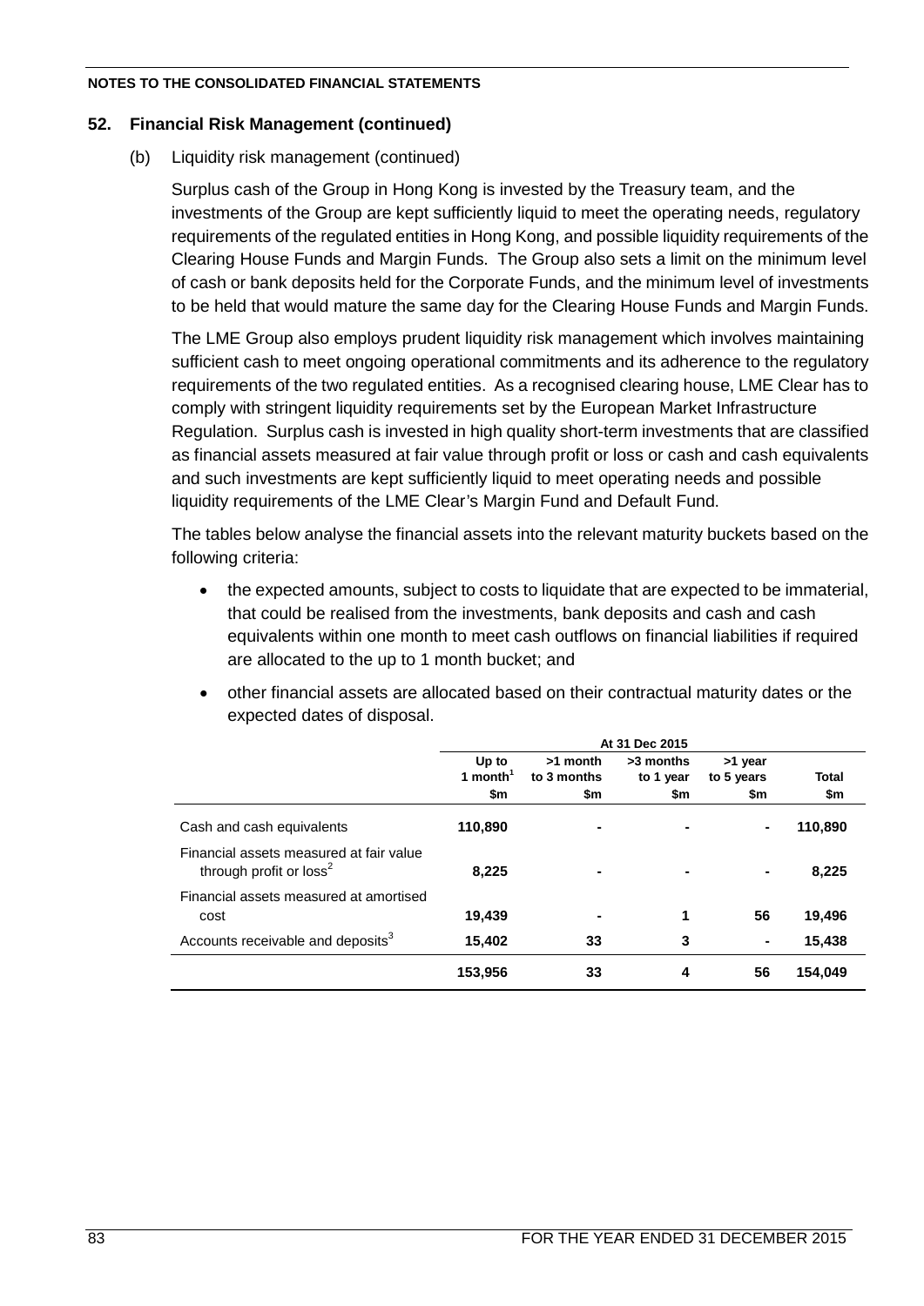## 52. Financial Risk Management (continued)

(b) Liquidity risk management (continued)

Surplus cash of the Group in Hong Kong is invested by the Treasury team, and the investments of the Group are kept sufficiently liquid to meet the operating needs, regulatory requirements of the regulated entities in Hong Kong, and possible liquidity requirements of the Clearing House Funds and Margin Funds. The Group also sets a limit on the minimum level of cash or bank deposits held for the Corporate Funds, and the minimum level of investments to be held that would mature the same day for the Clearing House Funds and Margin Funds.

The LME Group also employs prudent liquidity risk management which involves maintaining sufficient cash to meet ongoing operational commitments and its adherence to the regulatory requirements of the two regulated entities. As a recognised clearing house, LME Clear has to comply with stringent liquidity requirements set by the European Market Infrastructure Regulation. Surplus cash is invested in high quality short-term investments that are classified as financial assets measured at fair value through profit or loss or cash and cash equivalents and such investments are kept sufficiently liquid to meet operating needs and possible liquidity requirements of the LME Clear's Margin Fund and Default Fund.

The tables below analyse the financial assets into the relevant maturity buckets based on the following criteria:

- the expected amounts, subject to costs to liquidate that are expected to be immaterial, that could be realised from the investments, bank deposits and cash and cash equivalents within one month to meet cash outflows on financial liabilities if required are allocated to the up to 1 month bucket; and
- other financial assets are allocated based on their contractual maturity dates or the expected dates of disposal.

| | At 31 Dec 2015 | | | | |
|---|---|---|---|---|---|
| | Up to 1 month[1] $m | >1 month to 3 months $m | >3 months to 1 year $m | >1 year to 5 years $m | Total $m |
| Cash and cash equivalents | **110,890** | **-** | **-** | **-** | **110,890** |
| Financial assets measured at fair value through profit or loss[2] | **8,225** | **-** | **-** | **-** | **8,225** |
| Financial assets measured at amortised cost | **19,439** | **-** | **1** | **56** | **19,496** |
| Accounts receivable and deposits[3] | **15,402** | **33** | **3** | **-** | **15,438** |
| | **153,956** | **33** | **4** | **56** | **154,049** |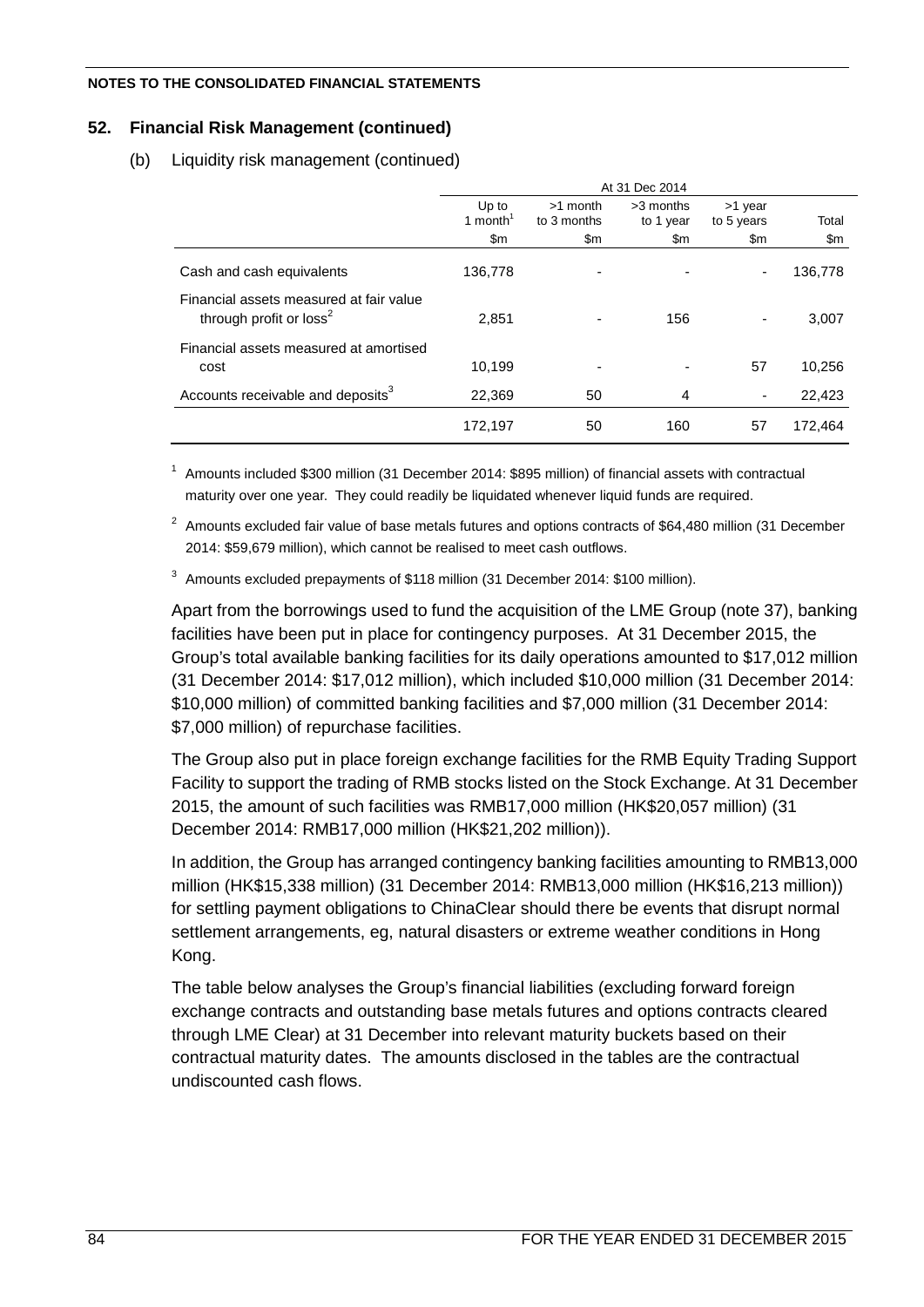NOTES TO THE CONSOLIDATED FINANCIAL STATEMENTS

## 52. Financial Risk Management (continued)

### (b) Liquidity risk management (continued)

| | At 31 Dec 2014 | | | | |
|---|---|---|---|---|---|
| | Up to 1 month[1] $m | >1 month to 3 months $m | >3 months to 1 year $m | >1 year to 5 years $m | Total $m |
| Cash and cash equivalents | 136,778 | - | - | - | 136,778 |
| Financial assets measured at fair value through profit or loss[2] | 2,851 | - | 156 | - | 3,007 |
| Financial assets measured at amortised cost | 10,199 | - | - | 57 | 10,256 |
| Accounts receivable and deposits[3] | 22,369 | 50 | 4 | - | 22,423 |
| | 172,197 | 50 | 160 | 57 | 172,464 |

[1] Amounts included $300 million (31 December 2014: $895 million) of financial assets with contractual maturity over one year. They could readily be liquidated whenever liquid funds are required.

[2] Amounts excluded fair value of base metals futures and options contracts of $64,480 million (31 December 2014: $59,679 million), which cannot be realised to meet cash outflows.

[3] Amounts excluded prepayments of $118 million (31 December 2014: $100 million).

Apart from the borrowings used to fund the acquisition of the LME Group (note 37), banking facilities have been put in place for contingency purposes. At 31 December 2015, the Group's total available banking facilities for its daily operations amounted to $17,012 million (31 December 2014: $17,012 million), which included $10,000 million (31 December 2014: $10,000 million) of committed banking facilities and $7,000 million (31 December 2014: $7,000 million) of repurchase facilities.

The Group also put in place foreign exchange facilities for the RMB Equity Trading Support Facility to support the trading of RMB stocks listed on the Stock Exchange. At 31 December 2015, the amount of such facilities was RMB17,000 million (HK$20,057 million) (31 December 2014: RMB17,000 million (HK$21,202 million)).

In addition, the Group has arranged contingency banking facilities amounting to RMB13,000 million (HK$15,338 million) (31 December 2014: RMB13,000 million (HK$16,213 million)) for settling payment obligations to ChinaClear should there be events that disrupt normal settlement arrangements, eg, natural disasters or extreme weather conditions in Hong Kong.

The table below analyses the Group's financial liabilities (excluding forward foreign exchange contracts and outstanding base metals futures and options contracts cleared through LME Clear) at 31 December into relevant maturity buckets based on their contractual maturity dates. The amounts disclosed in the tables are the contractual undiscounted cash flows.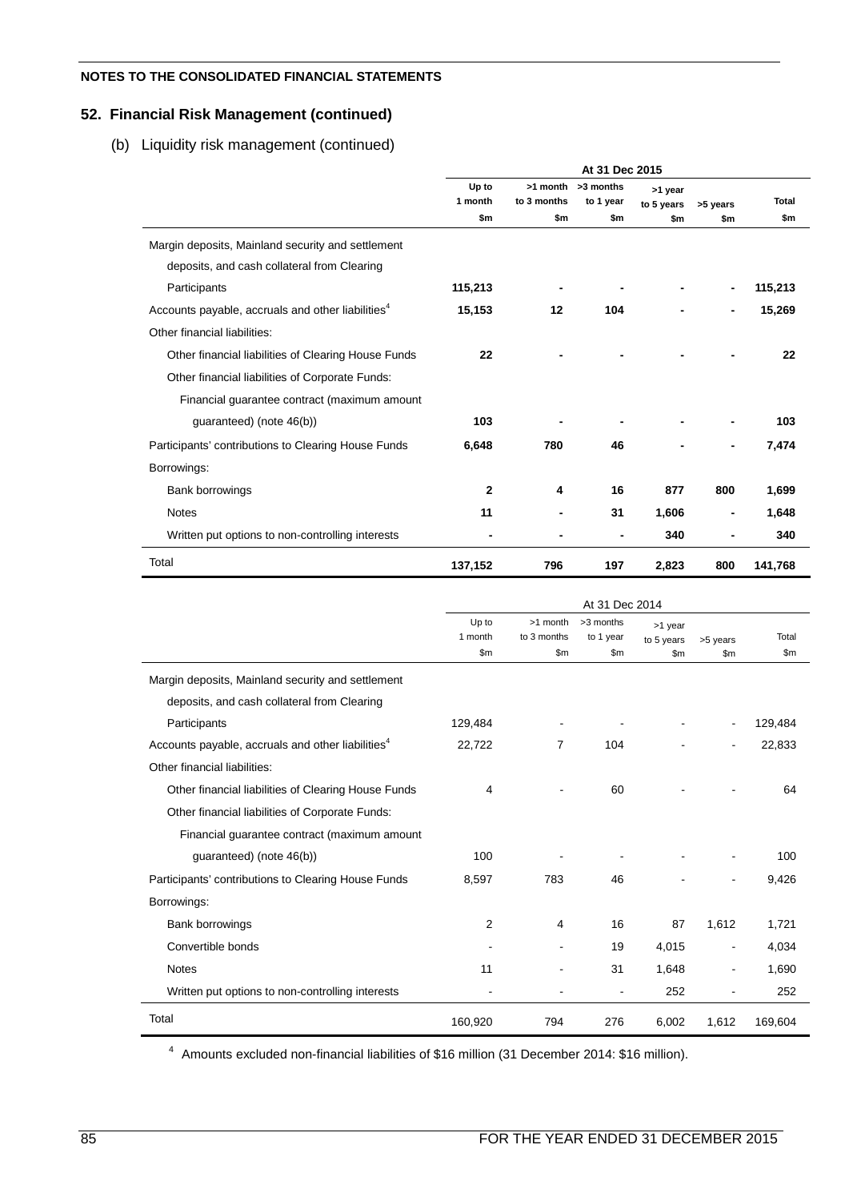NOTES TO THE CONSOLIDATED FINANCIAL STATEMENTS

## 52. Financial Risk Management (continued)

### (b) Liquidity risk management (continued)

| | At 31 Dec 2015 | | | | | |
|---|---|---|---|---|---|---|
| | Up to 1 month $m | >1 month to 3 months $m | >3 months to 1 year $m | >1 year to 5 years $m | >5 years $m | Total $m |
| Margin deposits, Mainland security and settlement deposits, and cash collateral from Clearing Participants | **115,213** | **-** | **-** | **-** | **-** | **115,213** |
| Accounts payable, accruals and other liabilities[4] | **15,153** | **12** | **104** | **-** | **-** | **15,269** |
| Other financial liabilities: | | | | | | |
| Other financial liabilities of Clearing House Funds | **22** | **-** | **-** | **-** | **-** | **22** |
| Other financial liabilities of Corporate Funds: | | | | | | |
| Financial guarantee contract (maximum amount guaranteed) (note 46(b)) | **103** | **-** | **-** | **-** | **-** | **103** |
| Participants' contributions to Clearing House Funds | **6,648** | **780** | **46** | **-** | **-** | **7,474** |
| Borrowings: | | | | | | |
| Bank borrowings | **2** | **4** | **16** | **877** | **800** | **1,699** |
| Notes | **11** | **-** | **31** | **1,606** | **-** | **1,648** |
| Written put options to non-controlling interests | **-** | **-** | **-** | **340** | **-** | **340** |
| Total | **137,152** | **796** | **197** | **2,823** | **800** | **141,768** |

| | At 31 Dec 2014 | | | | | |
|---|---|---|---|---|---|---|
| | Up to 1 month $m | >1 month to 3 months $m | >3 months to 1 year $m | >1 year to 5 years $m | >5 years $m | Total $m |
| Margin deposits, Mainland security and settlement deposits, and cash collateral from Clearing Participants | 129,484 | - | - | - | - | 129,484 |
| Accounts payable, accruals and other liabilities[4] | 22,722 | 7 | 104 | - | - | 22,833 |
| Other financial liabilities: | | | | | | |
| Other financial liabilities of Clearing House Funds | 4 | - | 60 | - | - | 64 |
| Other financial liabilities of Corporate Funds: | | | | | | |
| Financial guarantee contract (maximum amount guaranteed) (note 46(b)) | 100 | - | - | - | - | 100 |
| Participants' contributions to Clearing House Funds | 8,597 | 783 | 46 | - | - | 9,426 |
| Borrowings: | | | | | | |
| Bank borrowings | 2 | 4 | 16 | 87 | 1,612 | 1,721 |
| Convertible bonds | - | - | 19 | 4,015 | - | 4,034 |
| Notes | 11 | - | 31 | 1,648 | - | 1,690 |
| Written put options to non-controlling interests | - | - | - | 252 | - | 252 |
| Total | 160,920 | 794 | 276 | 6,002 | 1,612 | 169,604 |

[4] Amounts excluded non-financial liabilities of $16 million (31 December 2014: $16 million).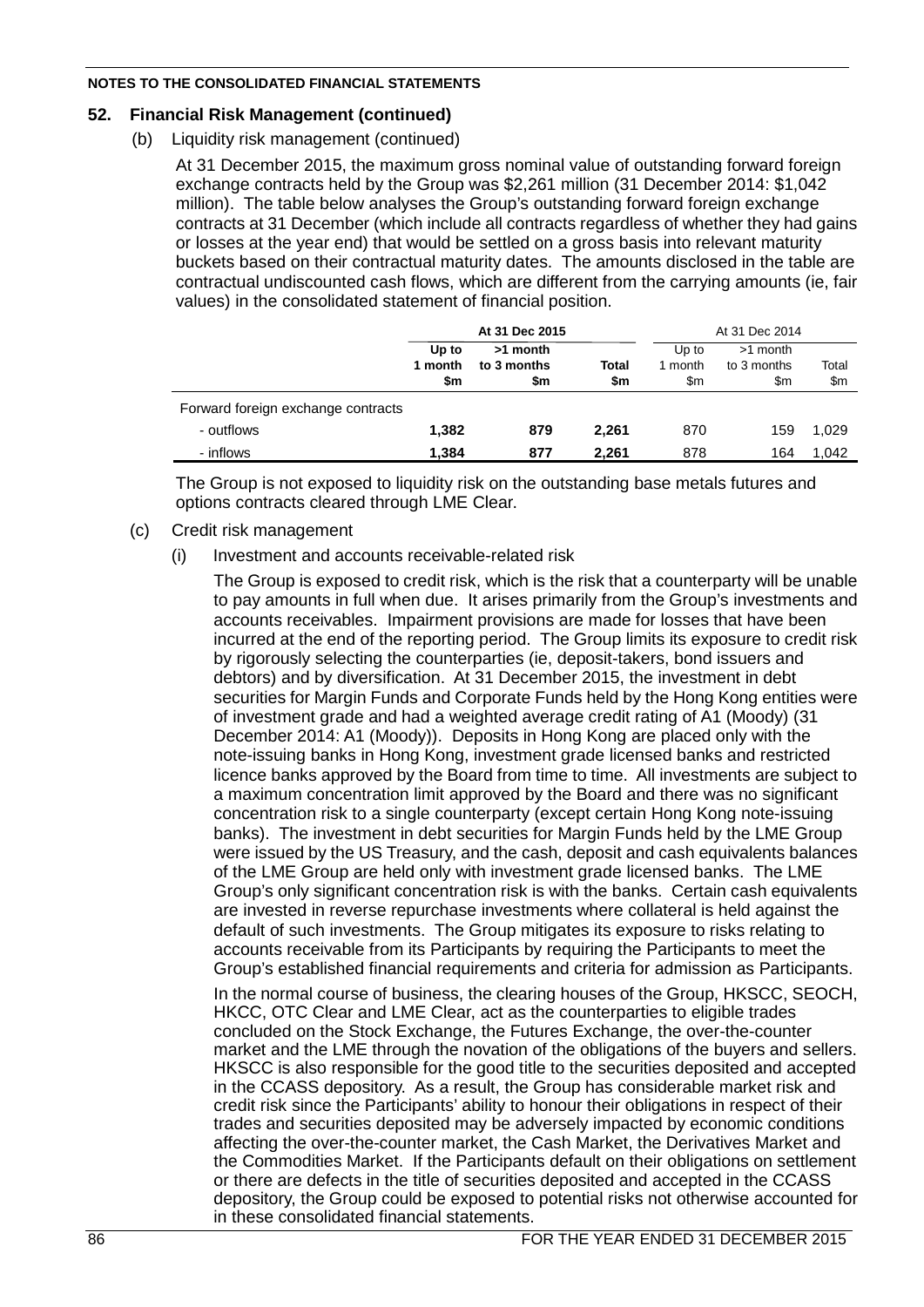NOTES TO THE CONSOLIDATED FINANCIAL STATEMENTS

## 52. Financial Risk Management (continued)

(b) Liquidity risk management (continued)

At 31 December 2015, the maximum gross nominal value of outstanding forward foreign exchange contracts held by the Group was $2,261 million (31 December 2014: $1,042 million). The table below analyses the Group's outstanding forward foreign exchange contracts at 31 December (which include all contracts regardless of whether they had gains or losses at the year end) that would be settled on a gross basis into relevant maturity buckets based on their contractual maturity dates. The amounts disclosed in the table are contractual undiscounted cash flows, which are different from the carrying amounts (ie, fair values) in the consolidated statement of financial position.

| | **At 31 Dec 2015** | | | At 31 Dec 2014 | | |
|---|---|---|---|---|---|---|
| | **Up to 1 month $m** | **>1 month to 3 months $m** | **Total $m** | Up to 1 month $m | >1 month to 3 months $m | Total $m |
| Forward foreign exchange contracts | | | | | | |
| - outflows | **1,382** | **879** | **2,261** | 870 | 159 | 1,029 |
| - inflows | **1,384** | **877** | **2,261** | 878 | 164 | 1,042 |

The Group is not exposed to liquidity risk on the outstanding base metals futures and options contracts cleared through LME Clear.

(c) Credit risk management

(i) Investment and accounts receivable-related risk

The Group is exposed to credit risk, which is the risk that a counterparty will be unable to pay amounts in full when due. It arises primarily from the Group's investments and accounts receivables. Impairment provisions are made for losses that have been incurred at the end of the reporting period. The Group limits its exposure to credit risk by rigorously selecting the counterparties (ie, deposit-takers, bond issuers and debtors) and by diversification. At 31 December 2015, the investment in debt securities for Margin Funds and Corporate Funds held by the Hong Kong entities were of investment grade and had a weighted average credit rating of A1 (Moody) (31 December 2014: A1 (Moody)). Deposits in Hong Kong are placed only with the note-issuing banks in Hong Kong, investment grade licensed banks and restricted licence banks approved by the Board from time to time. All investments are subject to a maximum concentration limit approved by the Board and there was no significant concentration risk to a single counterparty (except certain Hong Kong note-issuing banks). The investment in debt securities for Margin Funds held by the LME Group were issued by the US Treasury, and the cash, deposit and cash equivalents balances of the LME Group are held only with investment grade licensed banks. The LME Group's only significant concentration risk is with the banks. Certain cash equivalents are invested in reverse repurchase investments where collateral is held against the default of such investments. The Group mitigates its exposure to risks relating to accounts receivable from its Participants by requiring the Participants to meet the Group's established financial requirements and criteria for admission as Participants.

In the normal course of business, the clearing houses of the Group, HKSCC, SEOCH, HKCC, OTC Clear and LME Clear, act as the counterparties to eligible trades concluded on the Stock Exchange, the Futures Exchange, the over-the-counter market and the LME through the novation of the obligations of the buyers and sellers. HKSCC is also responsible for the good title to the securities deposited and accepted in the CCASS depository. As a result, the Group has considerable market risk and credit risk since the Participants' ability to honour their obligations in respect of their trades and securities deposited may be adversely impacted by economic conditions affecting the over-the-counter market, the Cash Market, the Derivatives Market and the Commodities Market. If the Participants default on their obligations on settlement or there are defects in the title of securities deposited and accepted in the CCASS depository, the Group could be exposed to potential risks not otherwise accounted for in these consolidated financial statements.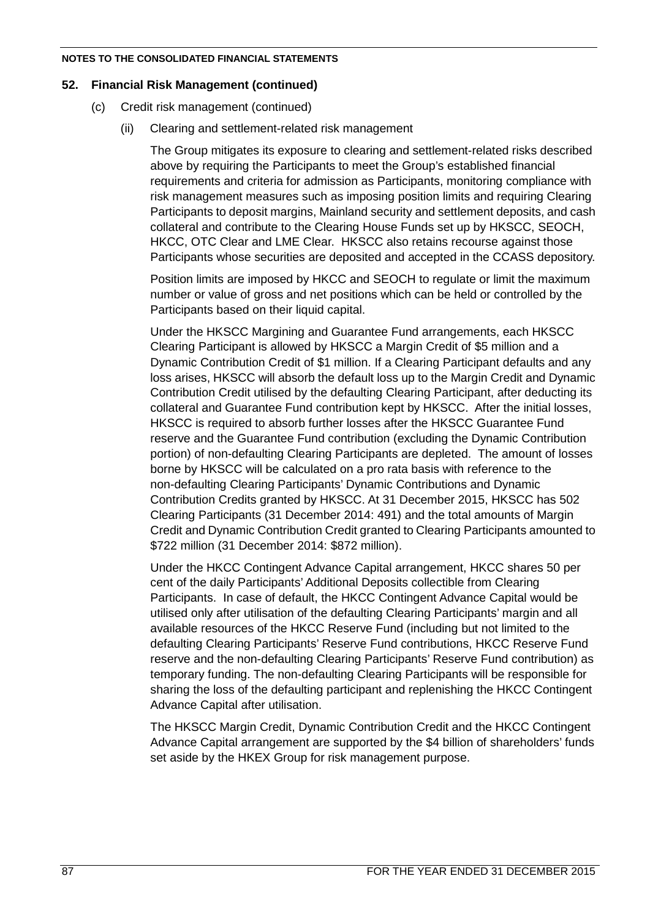## 52. Financial Risk Management (continued)

(c) Credit risk management (continued)

(ii) Clearing and settlement-related risk management

The Group mitigates its exposure to clearing and settlement-related risks described above by requiring the Participants to meet the Group's established financial requirements and criteria for admission as Participants, monitoring compliance with risk management measures such as imposing position limits and requiring Clearing Participants to deposit margins, Mainland security and settlement deposits, and cash collateral and contribute to the Clearing House Funds set up by HKSCC, SEOCH, HKCC, OTC Clear and LME Clear. HKSCC also retains recourse against those Participants whose securities are deposited and accepted in the CCASS depository.

Position limits are imposed by HKCC and SEOCH to regulate or limit the maximum number or value of gross and net positions which can be held or controlled by the Participants based on their liquid capital.

Under the HKSCC Margining and Guarantee Fund arrangements, each HKSCC Clearing Participant is allowed by HKSCC a Margin Credit of $5 million and a Dynamic Contribution Credit of $1 million. If a Clearing Participant defaults and any loss arises, HKSCC will absorb the default loss up to the Margin Credit and Dynamic Contribution Credit utilised by the defaulting Clearing Participant, after deducting its collateral and Guarantee Fund contribution kept by HKSCC. After the initial losses, HKSCC is required to absorb further losses after the HKSCC Guarantee Fund reserve and the Guarantee Fund contribution (excluding the Dynamic Contribution portion) of non-defaulting Clearing Participants are depleted. The amount of losses borne by HKSCC will be calculated on a pro rata basis with reference to the non-defaulting Clearing Participants' Dynamic Contributions and Dynamic Contribution Credits granted by HKSCC. At 31 December 2015, HKSCC has 502 Clearing Participants (31 December 2014: 491) and the total amounts of Margin Credit and Dynamic Contribution Credit granted to Clearing Participants amounted to $722 million (31 December 2014: $872 million).

Under the HKCC Contingent Advance Capital arrangement, HKCC shares 50 per cent of the daily Participants' Additional Deposits collectible from Clearing Participants. In case of default, the HKCC Contingent Advance Capital would be utilised only after utilisation of the defaulting Clearing Participants' margin and all available resources of the HKCC Reserve Fund (including but not limited to the defaulting Clearing Participants' Reserve Fund contributions, HKCC Reserve Fund reserve and the non-defaulting Clearing Participants' Reserve Fund contribution) as temporary funding. The non-defaulting Clearing Participants will be responsible for sharing the loss of the defaulting participant and replenishing the HKCC Contingent Advance Capital after utilisation.

The HKSCC Margin Credit, Dynamic Contribution Credit and the HKCC Contingent Advance Capital arrangement are supported by the $4 billion of shareholders' funds set aside by the HKEX Group for risk management purpose.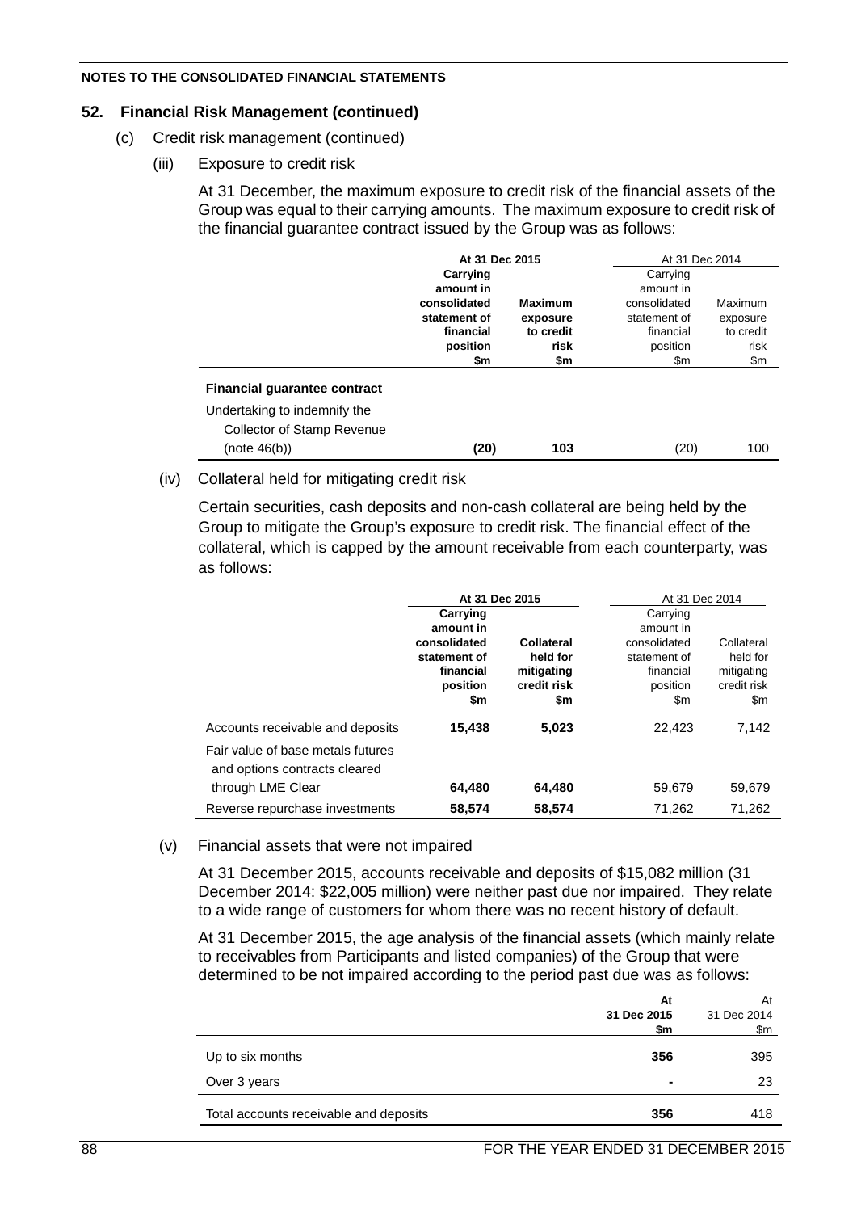NOTES TO THE CONSOLIDATED FINANCIAL STATEMENTS

## 52. Financial Risk Management (continued)

(c) Credit risk management (continued)

(iii) Exposure to credit risk

At 31 December, the maximum exposure to credit risk of the financial assets of the Group was equal to their carrying amounts. The maximum exposure to credit risk of the financial guarantee contract issued by the Group was as follows:

| | At 31 Dec 2015 | | At 31 Dec 2014 | |
|---|---|---|---|---|
| | **Carrying amount in consolidated statement of financial position $m** | **Maximum exposure to credit risk $m** | Carrying amount in consolidated statement of financial position $m | Maximum exposure to credit risk $m |
| **Financial guarantee contract** | | | | |
| Undertaking to indemnify the Collector of Stamp Revenue (note 46(b)) | **(20)** | **103** | (20) | 100 |

(iv) Collateral held for mitigating credit risk

Certain securities, cash deposits and non-cash collateral are being held by the Group to mitigate the Group's exposure to credit risk. The financial effect of the collateral, which is capped by the amount receivable from each counterparty, was as follows:

| | At 31 Dec 2015 | | At 31 Dec 2014 | |
|---|---|---|---|---|
| | **Carrying amount in consolidated statement of financial position $m** | **Collateral held for mitigating credit risk $m** | Carrying amount in consolidated statement of financial position $m | Collateral held for mitigating credit risk $m |
| Accounts receivable and deposits | **15,438** | **5,023** | 22,423 | 7,142 |
| Fair value of base metals futures and options contracts cleared through LME Clear | **64,480** | **64,480** | 59,679 | 59,679 |
| Reverse repurchase investments | **58,574** | **58,574** | 71,262 | 71,262 |

(v) Financial assets that were not impaired

At 31 December 2015, accounts receivable and deposits of $15,082 million (31 December 2014: $22,005 million) were neither past due nor impaired. They relate to a wide range of customers for whom there was no recent history of default.

At 31 December 2015, the age analysis of the financial assets (which mainly relate to receivables from Participants and listed companies) of the Group that were determined to be not impaired according to the period past due was as follows:

| | **At 31 Dec 2015 $m** | At 31 Dec 2014 $m |
|---|---|---|
| Up to six months | **356** | 395 |
| Over 3 years | **-** | 23 |
| Total accounts receivable and deposits | **356** | 418 |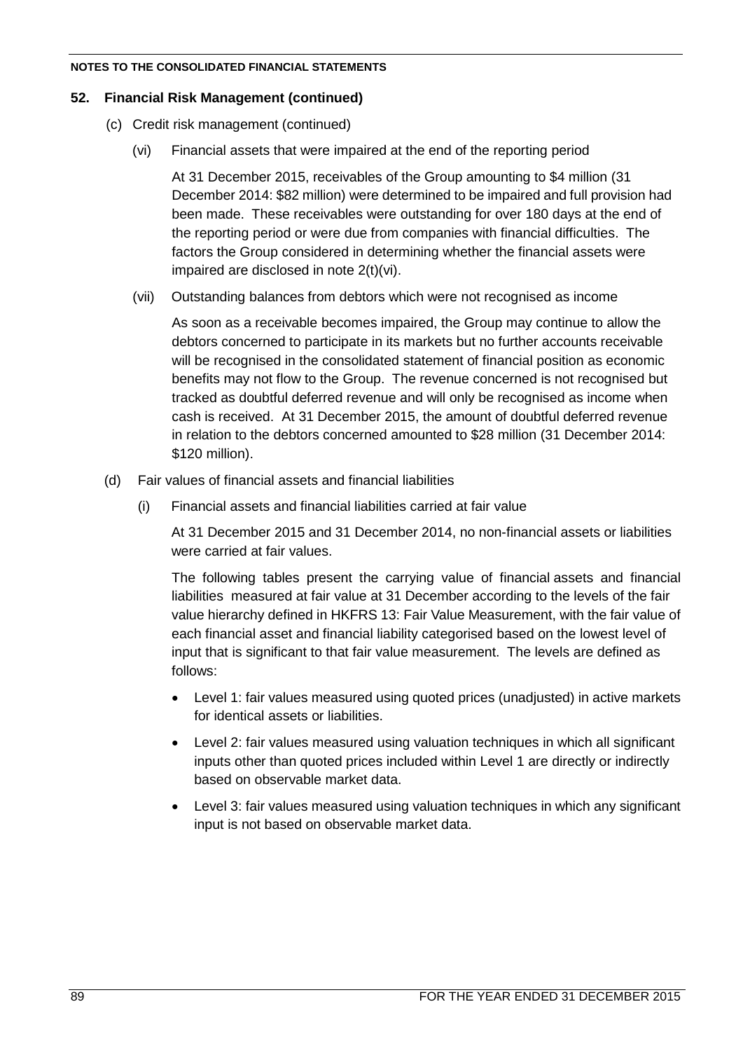## 52. Financial Risk Management (continued)

(c) Credit risk management (continued)

(vi) Financial assets that were impaired at the end of the reporting period

At 31 December 2015, receivables of the Group amounting to $4 million (31 December 2014: $82 million) were determined to be impaired and full provision had been made. These receivables were outstanding for over 180 days at the end of the reporting period or were due from companies with financial difficulties. The factors the Group considered in determining whether the financial assets were impaired are disclosed in note 2(t)(vi).

(vii) Outstanding balances from debtors which were not recognised as income

As soon as a receivable becomes impaired, the Group may continue to allow the debtors concerned to participate in its markets but no further accounts receivable will be recognised in the consolidated statement of financial position as economic benefits may not flow to the Group. The revenue concerned is not recognised but tracked as doubtful deferred revenue and will only be recognised as income when cash is received. At 31 December 2015, the amount of doubtful deferred revenue in relation to the debtors concerned amounted to $28 million (31 December 2014: $120 million).

(d) Fair values of financial assets and financial liabilities

(i) Financial assets and financial liabilities carried at fair value

At 31 December 2015 and 31 December 2014, no non-financial assets or liabilities were carried at fair values.

The following tables present the carrying value of financial assets and financial liabilities measured at fair value at 31 December according to the levels of the fair value hierarchy defined in HKFRS 13: Fair Value Measurement, with the fair value of each financial asset and financial liability categorised based on the lowest level of input that is significant to that fair value measurement. The levels are defined as follows:

- Level 1: fair values measured using quoted prices (unadjusted) in active markets for identical assets or liabilities.
- Level 2: fair values measured using valuation techniques in which all significant inputs other than quoted prices included within Level 1 are directly or indirectly based on observable market data.
- Level 3: fair values measured using valuation techniques in which any significant input is not based on observable market data.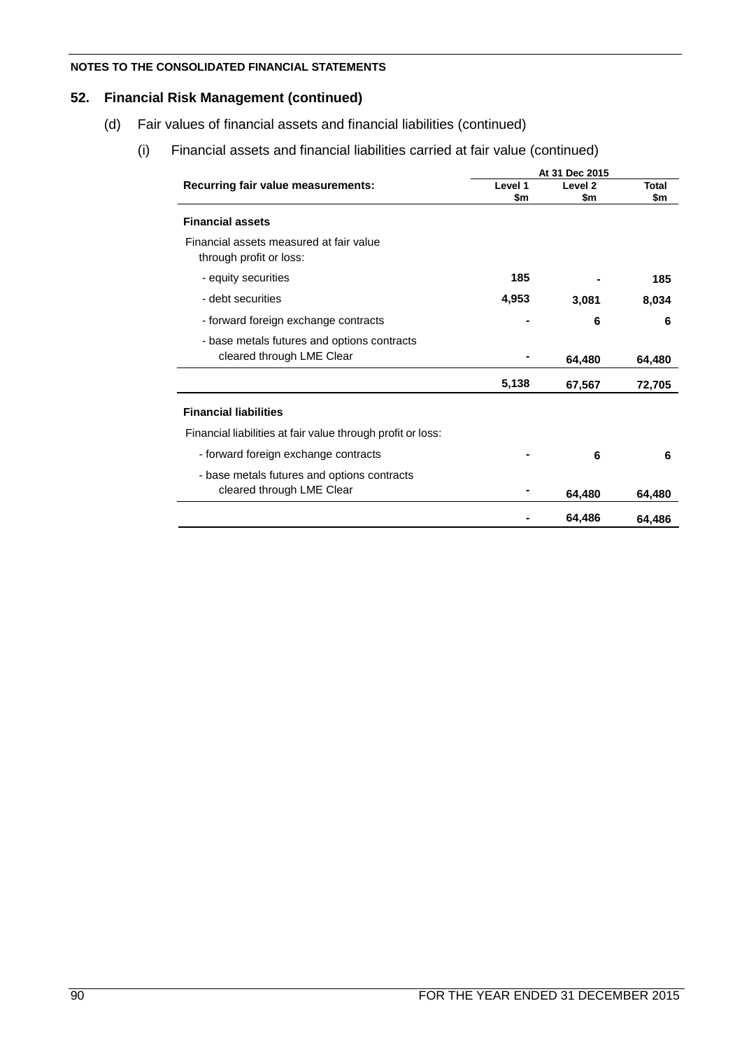NOTES TO THE CONSOLIDATED FINANCIAL STATEMENTS

## 52. Financial Risk Management (continued)

### (d) Fair values of financial assets and financial liabilities (continued)

#### (i) Financial assets and financial liabilities carried at fair value (continued)

| | At 31 Dec 2015 | | |
|---|---|---|---|
| **Recurring fair value measurements:** | **Level 1 $m** | **Level 2 $m** | **Total $m** |
| **Financial assets** | | | |
| Financial assets measured at fair value through profit or loss: | | | |
| - equity securities | 185 | - | 185 |
| - debt securities | 4,953 | 3,081 | 8,034 |
| - forward foreign exchange contracts | - | 6 | 6 |
| - base metals futures and options contracts cleared through LME Clear | - | 64,480 | 64,480 |
| | 5,138 | 67,567 | 72,705 |
| **Financial liabilities** | | | |
| Financial liabilities at fair value through profit or loss: | | | |
| - forward foreign exchange contracts | - | 6 | 6 |
| - base metals futures and options contracts cleared through LME Clear | - | 64,480 | 64,480 |
| | - | 64,486 | 64,486 |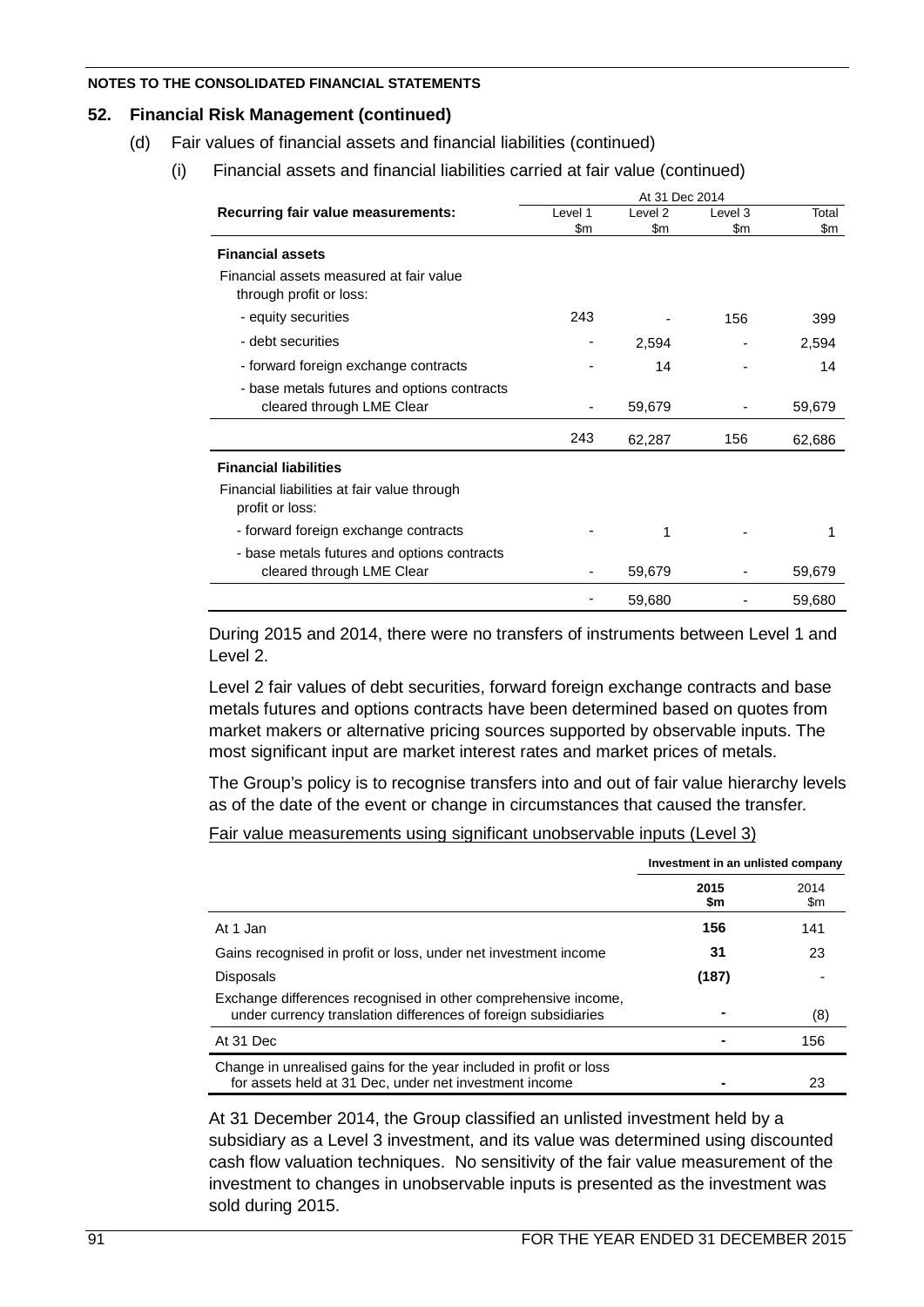**NOTES TO THE CONSOLIDATED FINANCIAL STATEMENTS**

## 52. Financial Risk Management (continued)

(d) Fair values of financial assets and financial liabilities (continued)

(i) Financial assets and financial liabilities carried at fair value (continued)

| Recurring fair value measurements: | At 31 Dec 2014 Level 1 $m | Level 2 $m | Level 3 $m | Total $m |
|---|---|---|---|---|
| **Financial assets** | | | | |
| Financial assets measured at fair value through profit or loss: | | | | |
| - equity securities | 243 | - | 156 | 399 |
| - debt securities | - | 2,594 | - | 2,594 |
| - forward foreign exchange contracts | - | 14 | - | 14 |
| - base metals futures and options contracts cleared through LME Clear | - | 59,679 | - | 59,679 |
| | 243 | 62,287 | 156 | 62,686 |
| **Financial liabilities** | | | | |
| Financial liabilities at fair value through profit or loss: | | | | |
| - forward foreign exchange contracts | - | 1 | - | 1 |
| - base metals futures and options contracts cleared through LME Clear | - | 59,679 | - | 59,679 |
| | - | 59,680 | - | 59,680 |

During 2015 and 2014, there were no transfers of instruments between Level 1 and Level 2.

Level 2 fair values of debt securities, forward foreign exchange contracts and base metals futures and options contracts have been determined based on quotes from market makers or alternative pricing sources supported by observable inputs. The most significant input are market interest rates and market prices of metals.

The Group's policy is to recognise transfers into and out of fair value hierarchy levels as of the date of the event or change in circumstances that caused the transfer.

Fair value measurements using significant unobservable inputs (Level 3)

| | Investment in an unlisted company 2015 $m | 2014 $m |
|---|---|---|
| At 1 Jan | **156** | 141 |
| Gains recognised in profit or loss, under net investment income | **31** | 23 |
| Disposals | **(187)** | - |
| Exchange differences recognised in other comprehensive income, under currency translation differences of foreign subsidiaries | **-** | (8) |
| At 31 Dec | **-** | 156 |
| Change in unrealised gains for the year included in profit or loss for assets held at 31 Dec, under net investment income | **-** | 23 |

At 31 December 2014, the Group classified an unlisted investment held by a subsidiary as a Level 3 investment, and its value was determined using discounted cash flow valuation techniques. No sensitivity of the fair value measurement of the investment to changes in unobservable inputs is presented as the investment was sold during 2015.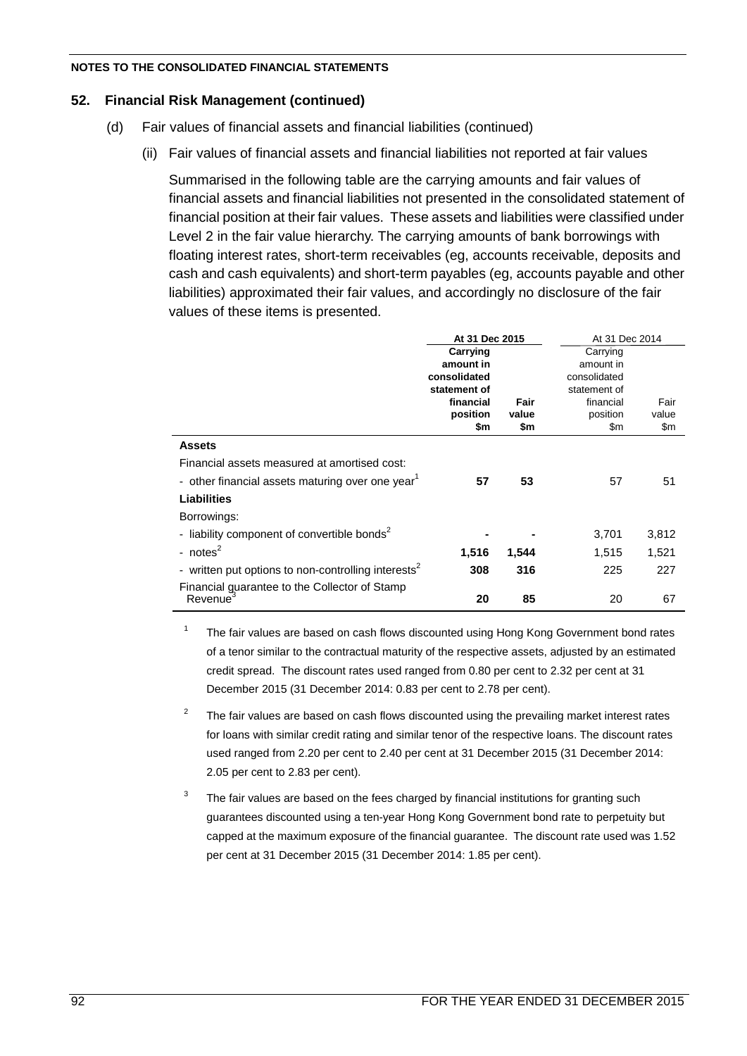NOTES TO THE CONSOLIDATED FINANCIAL STATEMENTS

## 52. Financial Risk Management (continued)

### (d) Fair values of financial assets and financial liabilities (continued)

#### (ii) Fair values of financial assets and financial liabilities not reported at fair values

Summarised in the following table are the carrying amounts and fair values of financial assets and financial liabilities not presented in the consolidated statement of financial position at their fair values. These assets and liabilities were classified under Level 2 in the fair value hierarchy. The carrying amounts of bank borrowings with floating interest rates, short-term receivables (eg, accounts receivable, deposits and cash and cash equivalents) and short-term payables (eg, accounts payable and other liabilities) approximated their fair values, and accordingly no disclosure of the fair values of these items is presented.

| | **At 31 Dec 2015** | | At 31 Dec 2014 | |
|---|---|---|---|---|
| | **Carrying amount in consolidated statement of financial position \$m** | **Fair value \$m** | Carrying amount in consolidated statement of financial position \$m | Fair value \$m |
| **Assets** | | | | |
| Financial assets measured at amortised cost: | | | | |
| - other financial assets maturing over one year[1] | **57** | **53** | 57 | 51 |
| **Liabilities** | | | | |
| Borrowings: | | | | |
| - liability component of convertible bonds[2] | **-** | **-** | 3,701 | 3,812 |
| - notes[2] | **1,516** | **1,544** | 1,515 | 1,521 |
| - written put options to non-controlling interests[2] | **308** | **316** | 225 | 227 |
| Financial guarantee to the Collector of Stamp Revenue[3] | **20** | **85** | 20 | 67 |

[1] The fair values are based on cash flows discounted using Hong Kong Government bond rates of a tenor similar to the contractual maturity of the respective assets, adjusted by an estimated credit spread. The discount rates used ranged from 0.80 per cent to 2.32 per cent at 31 December 2015 (31 December 2014: 0.83 per cent to 2.78 per cent).

[2] The fair values are based on cash flows discounted using the prevailing market interest rates for loans with similar credit rating and similar tenor of the respective loans. The discount rates used ranged from 2.20 per cent to 2.40 per cent at 31 December 2015 (31 December 2014: 2.05 per cent to 2.83 per cent).

[3] The fair values are based on the fees charged by financial institutions for granting such guarantees discounted using a ten-year Hong Kong Government bond rate to perpetuity but capped at the maximum exposure of the financial guarantee. The discount rate used was 1.52 per cent at 31 December 2015 (31 December 2014: 1.85 per cent).

FOR THE YEAR ENDED 31 DECEMBER 2015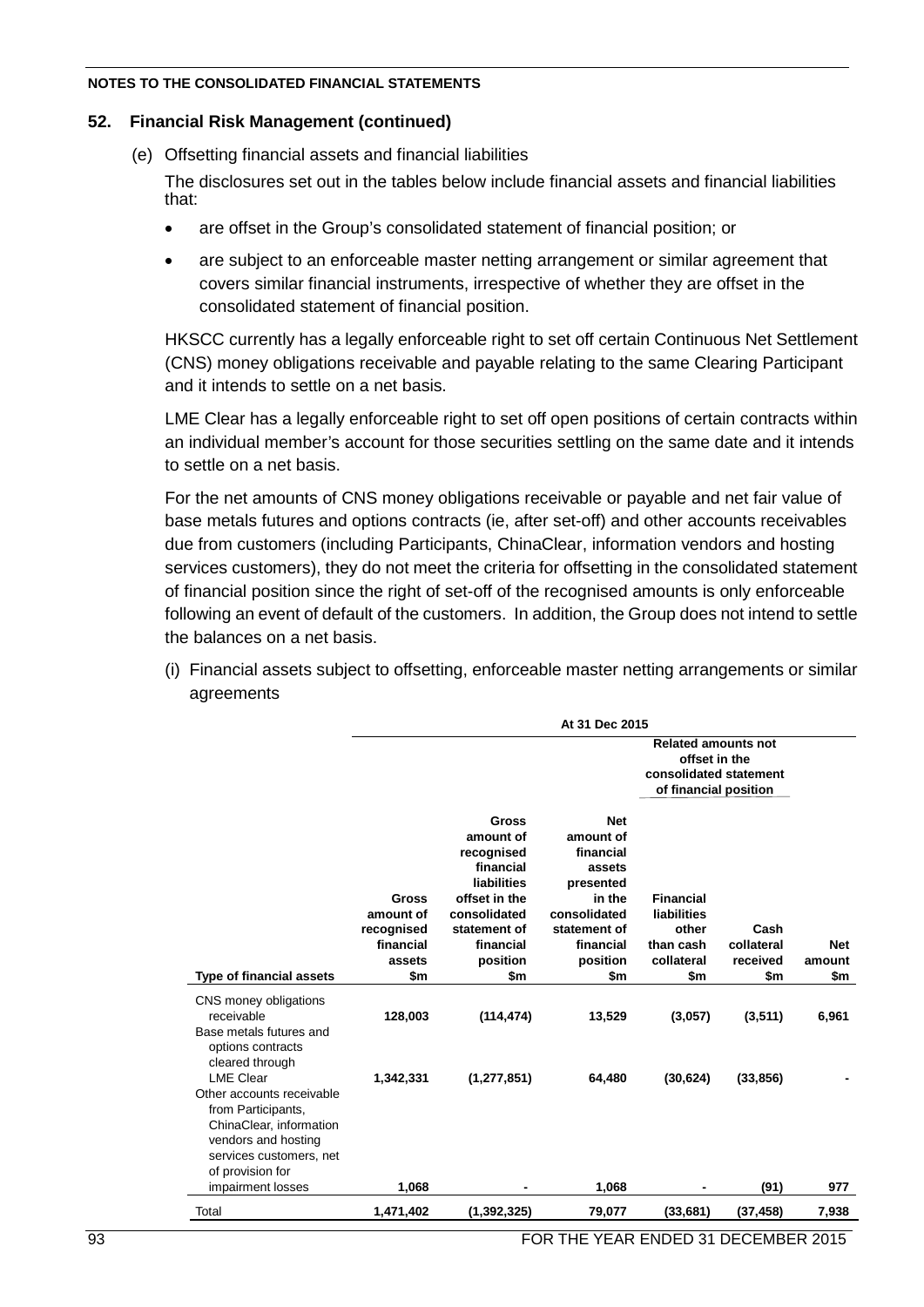NOTES TO THE CONSOLIDATED FINANCIAL STATEMENTS

## 52. Financial Risk Management (continued)

(e) Offsetting financial assets and financial liabilities

The disclosures set out in the tables below include financial assets and financial liabilities that:

- are offset in the Group's consolidated statement of financial position; or
- are subject to an enforceable master netting arrangement or similar agreement that covers similar financial instruments, irrespective of whether they are offset in the consolidated statement of financial position.

HKSCC currently has a legally enforceable right to set off certain Continuous Net Settlement (CNS) money obligations receivable and payable relating to the same Clearing Participant and it intends to settle on a net basis.

LME Clear has a legally enforceable right to set off open positions of certain contracts within an individual member's account for those securities settling on the same date and it intends to settle on a net basis.

For the net amounts of CNS money obligations receivable or payable and net fair value of base metals futures and options contracts (ie, after set-off) and other accounts receivables due from customers (including Participants, ChinaClear, information vendors and hosting services customers), they do not meet the criteria for offsetting in the consolidated statement of financial position since the right of set-off of the recognised amounts is only enforceable following an event of default of the customers. In addition, the Group does not intend to settle the balances on a net basis.

(i) Financial assets subject to offsetting, enforceable master netting arrangements or similar agreements

| | At 31 Dec 2015 | | | | | |
|---|---|---|---|---|---|---|
| | | | | Related amounts not offset in the consolidated statement of financial position | | |
| Type of financial assets | Gross amount of recognised financial assets $m | Gross amount of recognised financial liabilities offset in the consolidated statement of financial position $m | Net amount of financial assets presented in the consolidated statement of financial position $m | Financial liabilities other than cash collateral $m | Cash collateral received $m | Net amount $m |
| CNS money obligations receivable | 128,003 | (114,474) | 13,529 | (3,057) | (3,511) | 6,961 |
| Base metals futures and options contracts cleared through LME Clear | 1,342,331 | (1,277,851) | 64,480 | (30,624) | (33,856) | - |
| Other accounts receivable from Participants, ChinaClear, information vendors and hosting services customers, net of provision for impairment losses | 1,068 | - | 1,068 | - | (91) | 977 |
| Total | 1,471,402 | (1,392,325) | 79,077 | (33,681) | (37,458) | 7,938 |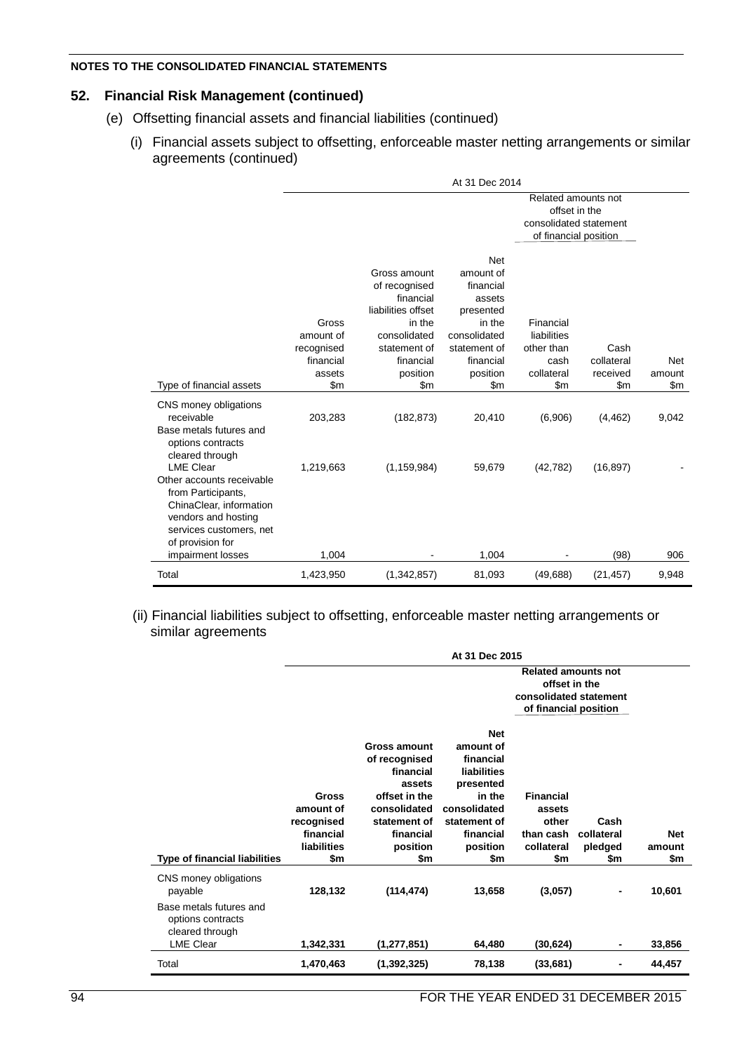NOTES TO THE CONSOLIDATED FINANCIAL STATEMENTS

## 52. Financial Risk Management (continued)

### (e) Offsetting financial assets and financial liabilities (continued)

#### (i) Financial assets subject to offsetting, enforceable master netting arrangements or similar agreements (continued)

| | At 31 Dec 2014 | | | | | |
|---|---|---|---|---|---|---|
| | | | | Related amounts not offset in the consolidated statement of financial position | | |
| Type of financial assets | Gross amount of recognised financial assets $m | Gross amount of recognised financial liabilities offset in the consolidated statement of financial position $m | Net amount of financial assets presented in the consolidated statement of financial position $m | Financial liabilities other than cash collateral $m | Cash collateral received $m | Net amount $m |
| CNS money obligations receivable | 203,283 | (182,873) | 20,410 | (6,906) | (4,462) | 9,042 |
| Base metals futures and options contracts cleared through LME Clear | 1,219,663 | (1,159,984) | 59,679 | (42,782) | (16,897) | - |
| Other accounts receivable from Participants, ChinaClear, information vendors and hosting services customers, net of provision for impairment losses | 1,004 | - | 1,004 | - | (98) | 906 |
| Total | 1,423,950 | (1,342,857) | 81,093 | (49,688) | (21,457) | 9,948 |

#### (ii) Financial liabilities subject to offsetting, enforceable master netting arrangements or similar agreements

| | **At 31 Dec 2015** | | | | | |
|---|---|---|---|---|---|---|
| | | | | **Related amounts not offset in the consolidated statement of financial position** | | |
| **Type of financial liabilities** | **Gross amount of recognised financial liabilities $m** | **Gross amount of recognised financial assets offset in the consolidated statement of financial position $m** | **Net amount of financial liabilities presented in the consolidated statement of financial position $m** | **Financial assets other than cash collateral $m** | **Cash collateral pledged $m** | **Net amount $m** |
| CNS money obligations payable | **128,132** | **(114,474)** | **13,658** | **(3,057)** | **-** | **10,601** |
| Base metals futures and options contracts cleared through LME Clear | **1,342,331** | **(1,277,851)** | **64,480** | **(30,624)** | **-** | **33,856** |
| Total | **1,470,463** | **(1,392,325)** | **78,138** | **(33,681)** | **-** | **44,457** |

FOR THE YEAR ENDED 31 DECEMBER 2015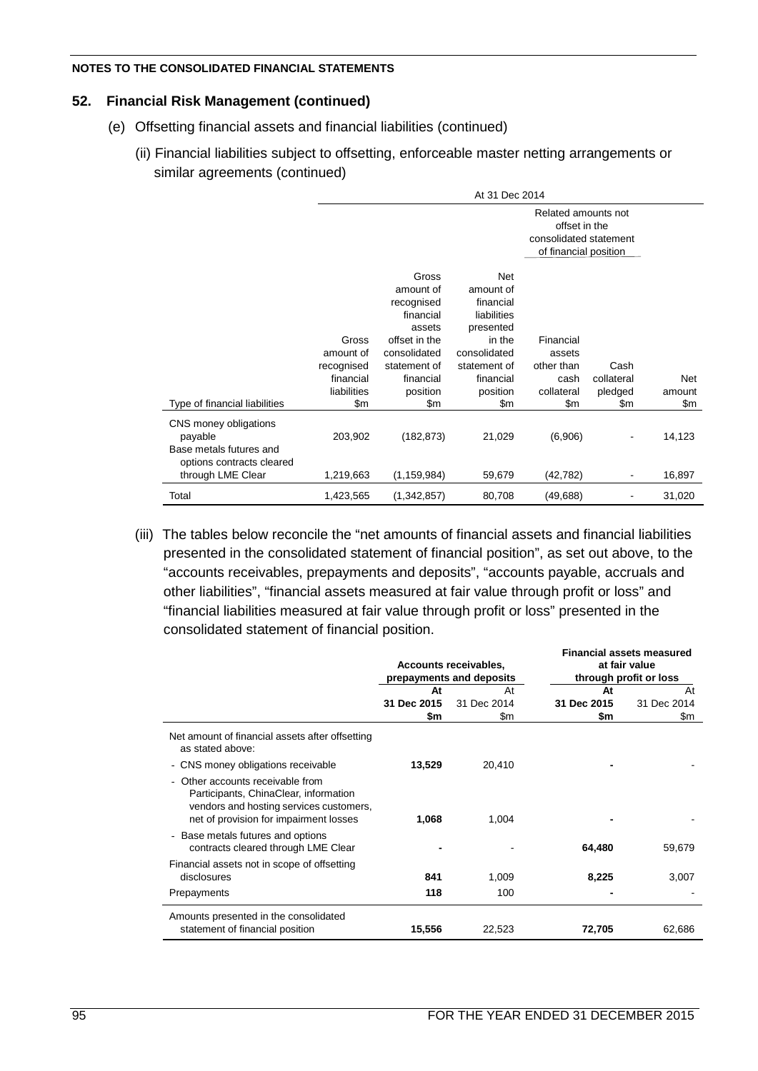NOTES TO THE CONSOLIDATED FINANCIAL STATEMENTS

## 52. Financial Risk Management (continued)

### (e) Offsetting financial assets and financial liabilities (continued)

#### (ii) Financial liabilities subject to offsetting, enforceable master netting arrangements or similar agreements (continued)

| | At 31 Dec 2014 | | | | | |
|---|---|---|---|---|---|---|
| | | | | Related amounts not offset in the consolidated statement of financial position | | |
| Type of financial liabilities | Gross amount of recognised financial liabilities $m | Gross amount of recognised financial assets offset in the consolidated statement of financial position $m | Net amount of financial liabilities presented in the consolidated statement of financial position $m | Financial assets other than cash collateral $m | Cash collateral pledged $m | Net amount $m |
| CNS money obligations payable | 203,902 | (182,873) | 21,029 | (6,906) | - | 14,123 |
| Base metals futures and options contracts cleared through LME Clear | 1,219,663 | (1,159,984) | 59,679 | (42,782) | - | 16,897 |
| Total | 1,423,565 | (1,342,857) | 80,708 | (49,688) | - | 31,020 |

(iii) The tables below reconcile the "net amounts of financial assets and financial liabilities presented in the consolidated statement of financial position", as set out above, to the "accounts receivables, prepayments and deposits", "accounts payable, accruals and other liabilities", "financial assets measured at fair value through profit or loss" and "financial liabilities measured at fair value through profit or loss" presented in the consolidated statement of financial position.

| | **Accounts receivables, prepayments and deposits** | | **Financial assets measured at fair value through profit or loss** | |
|---|---|---|---|---|
| | **At 31 Dec 2015 $m** | At 31 Dec 2014 $m | **At 31 Dec 2015 $m** | At 31 Dec 2014 $m |
| Net amount of financial assets after offsetting as stated above: | | | | |
| - CNS money obligations receivable | **13,529** | 20,410 | **-** | - |
| - Other accounts receivable from Participants, ChinaClear, information vendors and hosting services customers, net of provision for impairment losses | **1,068** | 1,004 | **-** | - |
| - Base metals futures and options contracts cleared through LME Clear | **-** | - | **64,480** | 59,679 |
| Financial assets not in scope of offsetting disclosures | **841** | 1,009 | **8,225** | 3,007 |
| Prepayments | **118** | 100 | **-** | - |
| Amounts presented in the consolidated statement of financial position | **15,556** | 22,523 | **72,705** | 62,686 |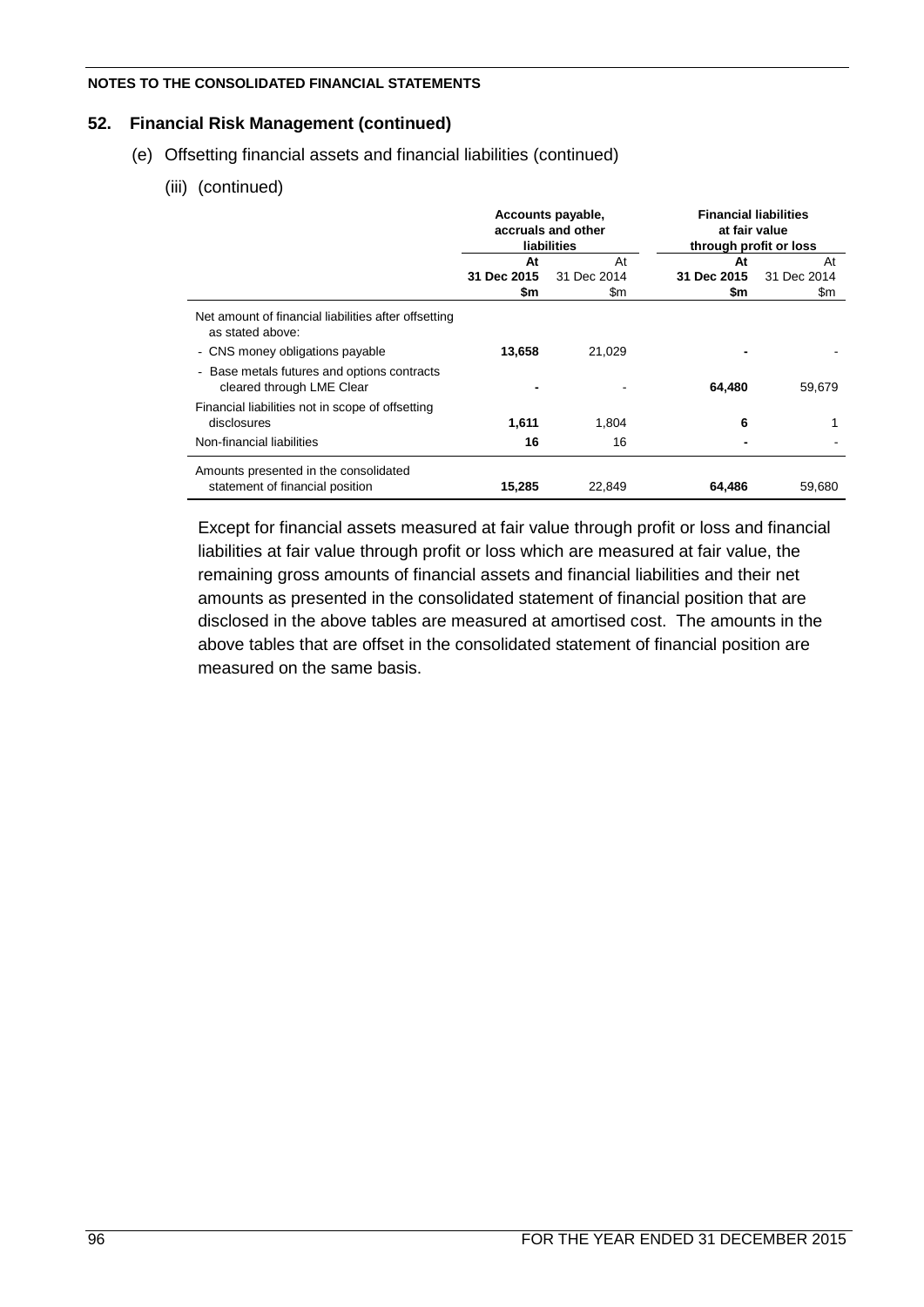NOTES TO THE CONSOLIDATED FINANCIAL STATEMENTS

## 52. Financial Risk Management (continued)

(e) Offsetting financial assets and financial liabilities (continued)

(iii) (continued)

| | Accounts payable, accruals and other liabilities | | Financial liabilities at fair value through profit or loss | |
|---|---|---|---|---|
| | **At 31 Dec 2015 $m** | At 31 Dec 2014 $m | **At 31 Dec 2015 $m** | At 31 Dec 2014 $m |
| Net amount of financial liabilities after offsetting as stated above: | | | | |
| - CNS money obligations payable | **13,658** | 21,029 | **-** | - |
| - Base metals futures and options contracts cleared through LME Clear | **-** | - | **64,480** | 59,679 |
| Financial liabilities not in scope of offsetting disclosures | **1,611** | 1,804 | **6** | 1 |
| Non-financial liabilities | **16** | 16 | **-** | - |
| Amounts presented in the consolidated statement of financial position | **15,285** | 22,849 | **64,486** | 59,680 |

Except for financial assets measured at fair value through profit or loss and financial liabilities at fair value through profit or loss which are measured at fair value, the remaining gross amounts of financial assets and financial liabilities and their net amounts as presented in the consolidated statement of financial position that are disclosed in the above tables are measured at amortised cost. The amounts in the above tables that are offset in the consolidated statement of financial position are measured on the same basis.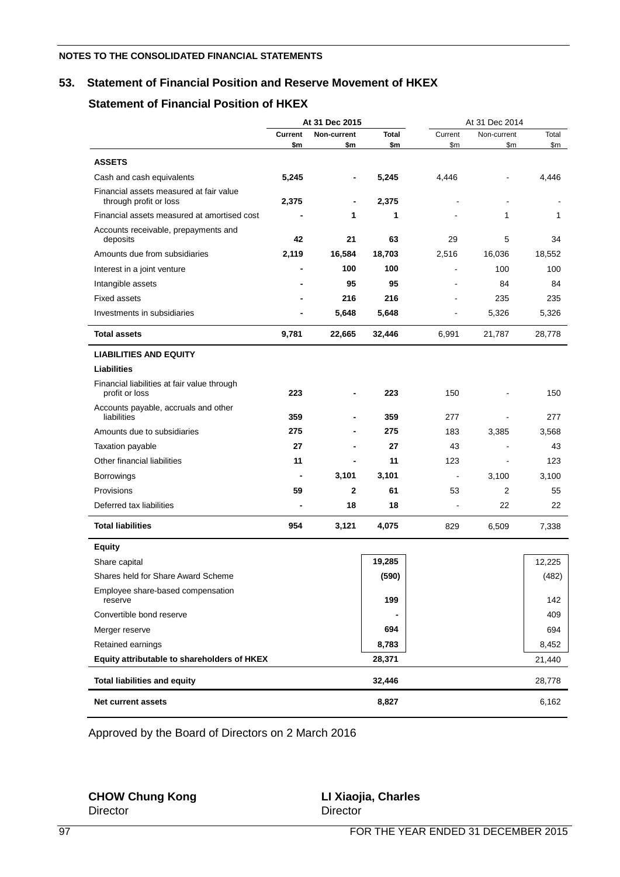NOTES TO THE CONSOLIDATED FINANCIAL STATEMENTS

## 53. Statement of Financial Position and Reserve Movement of HKEX

### Statement of Financial Position of HKEX

| | At 31 Dec 2015 | | | At 31 Dec 2014 | | |
|---|---|---|---|---|---|---|
| | **Current** | **Non-current** | **Total** | Current | Non-current | Total |
| | **$m** | **$m** | **$m** | $m | $m | $m |
| **ASSETS** | | | | | | |
| Cash and cash equivalents | **5,245** | **-** | **5,245** | 4,446 | - | 4,446 |
| Financial assets measured at fair value through profit or loss | **2,375** | **-** | **2,375** | - | - | - |
| Financial assets measured at amortised cost | **-** | **1** | **1** | - | 1 | 1 |
| Accounts receivable, prepayments and deposits | **42** | **21** | **63** | 29 | 5 | 34 |
| Amounts due from subsidiaries | **2,119** | **16,584** | **18,703** | 2,516 | 16,036 | 18,552 |
| Interest in a joint venture | **-** | **100** | **100** | - | 100 | 100 |
| Intangible assets | **-** | **95** | **95** | - | 84 | 84 |
| Fixed assets | **-** | **216** | **216** | - | 235 | 235 |
| Investments in subsidiaries | **-** | **5,648** | **5,648** | - | 5,326 | 5,326 |
| **Total assets** | **9,781** | **22,665** | **32,446** | 6,991 | 21,787 | 28,778 |
| **LIABILITIES AND EQUITY** | | | | | | |
| **Liabilities** | | | | | | |
| Financial liabilities at fair value through profit or loss | **223** | **-** | **223** | 150 | - | 150 |
| Accounts payable, accruals and other liabilities | **359** | **-** | **359** | 277 | - | 277 |
| Amounts due to subsidiaries | **275** | **-** | **275** | 183 | 3,385 | 3,568 |
| Taxation payable | **27** | **-** | **27** | 43 | - | 43 |
| Other financial liabilities | **11** | **-** | **11** | 123 | - | 123 |
| Borrowings | **-** | **3,101** | **3,101** | - | 3,100 | 3,100 |
| Provisions | **59** | **2** | **61** | 53 | 2 | 55 |
| Deferred tax liabilities | **-** | **18** | **18** | - | 22 | 22 |
| **Total liabilities** | **954** | **3,121** | **4,075** | 829 | 6,509 | 7,338 |
| **Equity** | | | | | | |
| Share capital | | | **19,285** | | | 12,225 |
| Shares held for Share Award Scheme | | | **(590)** | | | (482) |
| Employee share-based compensation reserve | | | **199** | | | 142 |
| Convertible bond reserve | | | **-** | | | 409 |
| Merger reserve | | | **694** | | | 694 |
| Retained earnings | | | **8,783** | | | 8,452 |
| **Equity attributable to shareholders of HKEX** | | | **28,371** | | | 21,440 |
| **Total liabilities and equity** | | | **32,446** | | | 28,778 |
| **Net current assets** | | | **8,827** | | | 6,162 |

Approved by the Board of Directors on 2 March 2016

**CHOW Chung Kong**
Director

**LI Xiaojia, Charles**
Director

FOR THE YEAR ENDED 31 DECEMBER 2015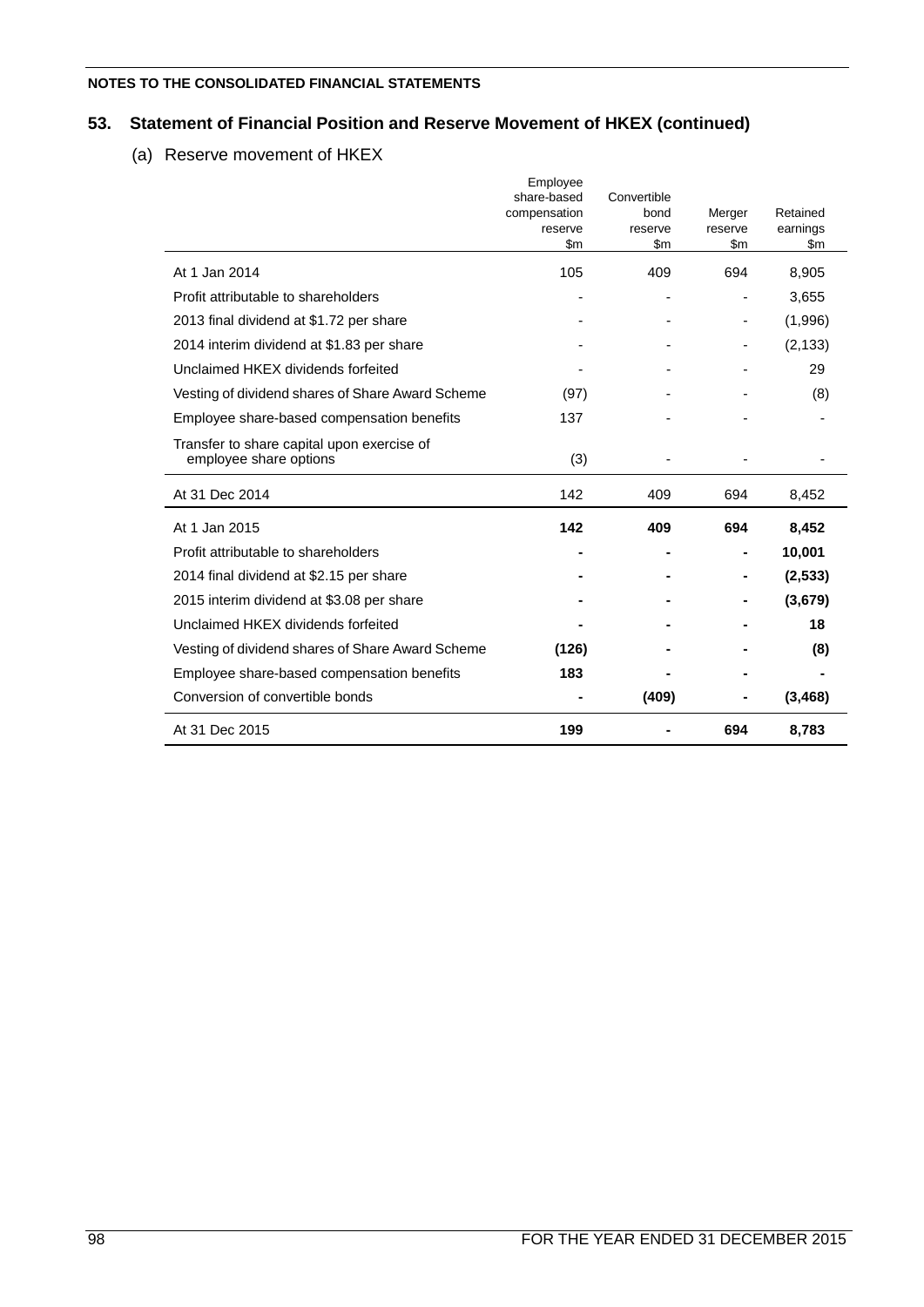NOTES TO THE CONSOLIDATED FINANCIAL STATEMENTS

## 53. Statement of Financial Position and Reserve Movement of HKEX (continued)

### (a) Reserve movement of HKEX

| | Employee share-based compensation reserve $m | Convertible bond reserve $m | Merger reserve $m | Retained earnings $m |
|---|---|---|---|---|
| At 1 Jan 2014 | 105 | 409 | 694 | 8,905 |
| Profit attributable to shareholders | - | - | - | 3,655 |
| 2013 final dividend at $1.72 per share | - | - | - | (1,996) |
| 2014 interim dividend at $1.83 per share | - | - | - | (2,133) |
| Unclaimed HKEX dividends forfeited | - | - | - | 29 |
| Vesting of dividend shares of Share Award Scheme | (97) | - | - | (8) |
| Employee share-based compensation benefits | 137 | - | - | - |
| Transfer to share capital upon exercise of employee share options | (3) | - | - | - |
| At 31 Dec 2014 | 142 | 409 | 694 | 8,452 |
| **At 1 Jan 2015** | **142** | **409** | **694** | **8,452** |
| Profit attributable to shareholders | **-** | **-** | **-** | **10,001** |
| 2014 final dividend at $2.15 per share | **-** | **-** | **-** | **(2,533)** |
| 2015 interim dividend at $3.08 per share | **-** | **-** | **-** | **(3,679)** |
| Unclaimed HKEX dividends forfeited | **-** | **-** | **-** | **18** |
| Vesting of dividend shares of Share Award Scheme | **(126)** | **-** | **-** | **(8)** |
| Employee share-based compensation benefits | **183** | **-** | **-** | **-** |
| Conversion of convertible bonds | **-** | **(409)** | **-** | **(3,468)** |
| At 31 Dec 2015 | **199** | **-** | **694** | **8,783** |

FOR THE YEAR ENDED 31 DECEMBER 2015